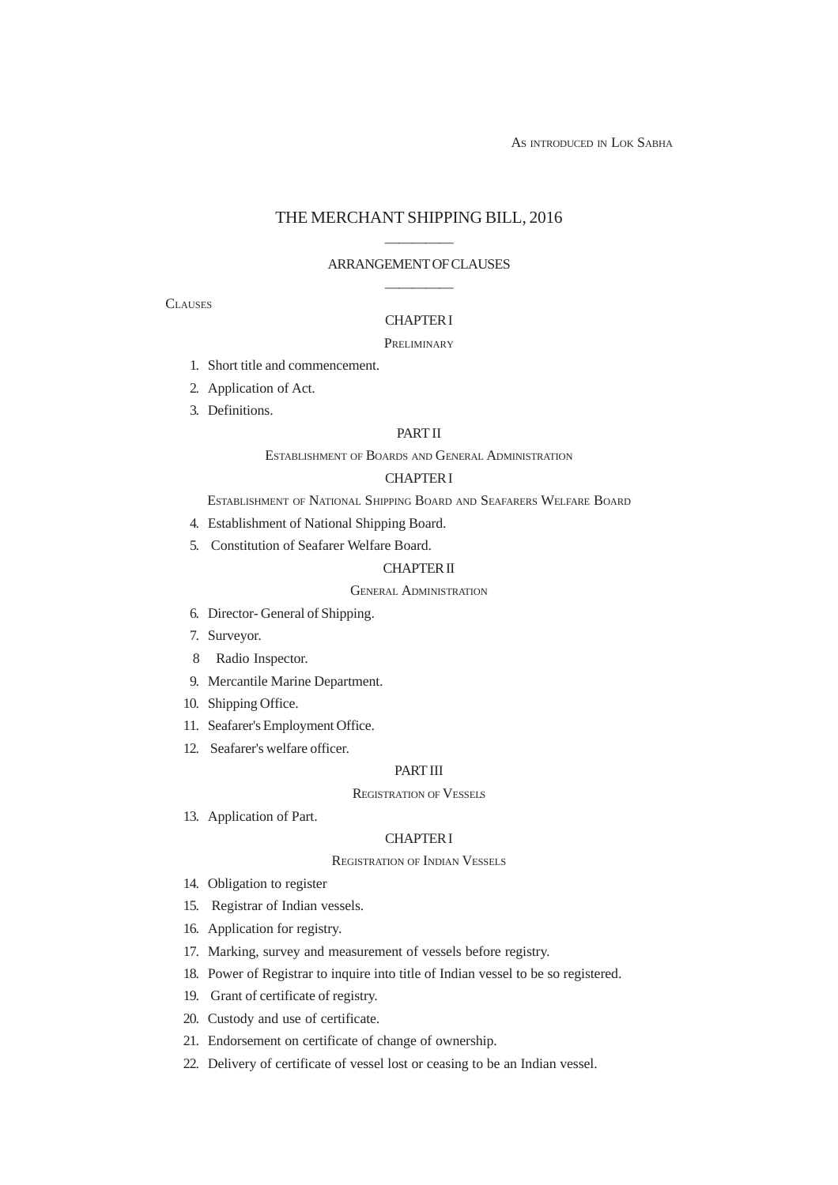As introduced in Lok Sabha

# THE MERCHANT SHIPPING BILL, 2016

————

## ARRANGEMENT OF CLAUSES

————

Clauses

### CHAPTER I

Preliminary

1. Short title and commencement.
2. Application of Act.
3. Definitions.

### PART II

Establishment of Boards and General Administration

### CHAPTER I

Establishment of National Shipping Board and Seafarers Welfare Board

4. Establishment of National Shipping Board.
5. Constitution of Seafarer Welfare Board.

### CHAPTER II

General Administration

6. Director- General of Shipping.
7. Surveyor.
8. Radio Inspector.
9. Mercantile Marine Department.
10. Shipping Office.
11. Seafarer's Employment Office.
12. Seafarer's welfare officer.

### PART III

Registration of Vessels

13. Application of Part.

### CHAPTER I

Registration of Indian Vessels

14. Obligation to register
15. Registrar of Indian vessels.
16. Application for registry.
17. Marking, survey and measurement of vessels before registry.
18. Power of Registrar to inquire into title of Indian vessel to be so registered.
19. Grant of certificate of registry.
20. Custody and use of certificate.
21. Endorsement on certificate of change of ownership.
22. Delivery of certificate of vessel lost or ceasing to be an Indian vessel.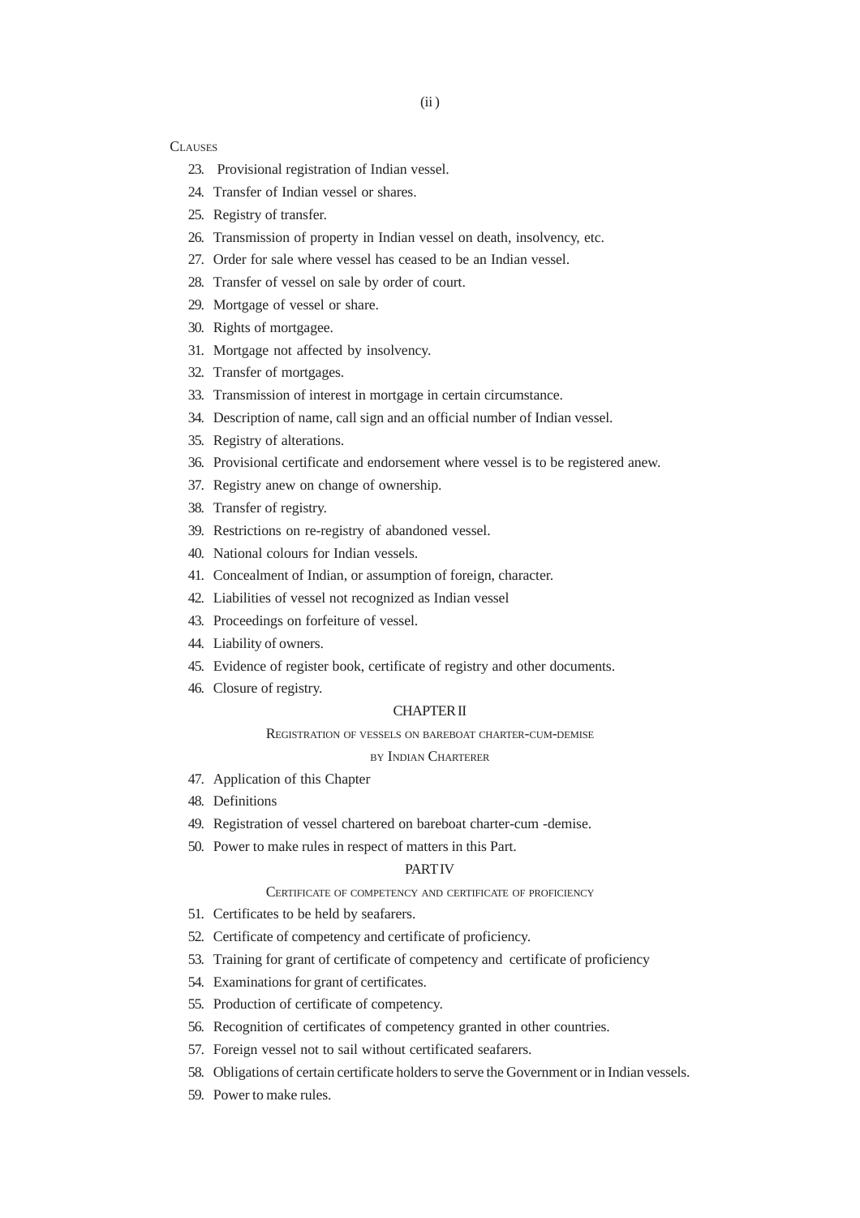CLAUSES

23. Provisional registration of Indian vessel.
24. Transfer of Indian vessel or shares.
25. Registry of transfer.
26. Transmission of property in Indian vessel on death, insolvency, etc.
27. Order for sale where vessel has ceased to be an Indian vessel.
28. Transfer of vessel on sale by order of court.
29. Mortgage of vessel or share.
30. Rights of mortgagee.
31. Mortgage not affected by insolvency.
32. Transfer of mortgages.
33. Transmission of interest in mortgage in certain circumstance.
34. Description of name, call sign and an official number of Indian vessel.
35. Registry of alterations.
36. Provisional certificate and endorsement where vessel is to be registered anew.
37. Registry anew on change of ownership.
38. Transfer of registry.
39. Restrictions on re-registry of abandoned vessel.
40. National colours for Indian vessels.
41. Concealment of Indian, or assumption of foreign, character.
42. Liabilities of vessel not recognized as Indian vessel
43. Proceedings on forfeiture of vessel.
44. Liability of owners.
45. Evidence of register book, certificate of registry and other documents.
46. Closure of registry.

## CHAPTER II

### REGISTRATION OF VESSELS ON BAREBOAT CHARTER-CUM-DEMISE BY INDIAN CHARTERER

47. Application of this Chapter
48. Definitions
49. Registration of vessel chartered on bareboat charter-cum -demise.
50. Power to make rules in respect of matters in this Part.

## PART IV

### CERTIFICATE OF COMPETENCY AND CERTIFICATE OF PROFICIENCY

51. Certificates to be held by seafarers.
52. Certificate of competency and certificate of proficiency.
53. Training for grant of certificate of competency and certificate of proficiency
54. Examinations for grant of certificates.
55. Production of certificate of competency.
56. Recognition of certificates of competency granted in other countries.
57. Foreign vessel not to sail without certificated seafarers.
58. Obligations of certain certificate holders to serve the Government or in Indian vessels.
59. Power to make rules.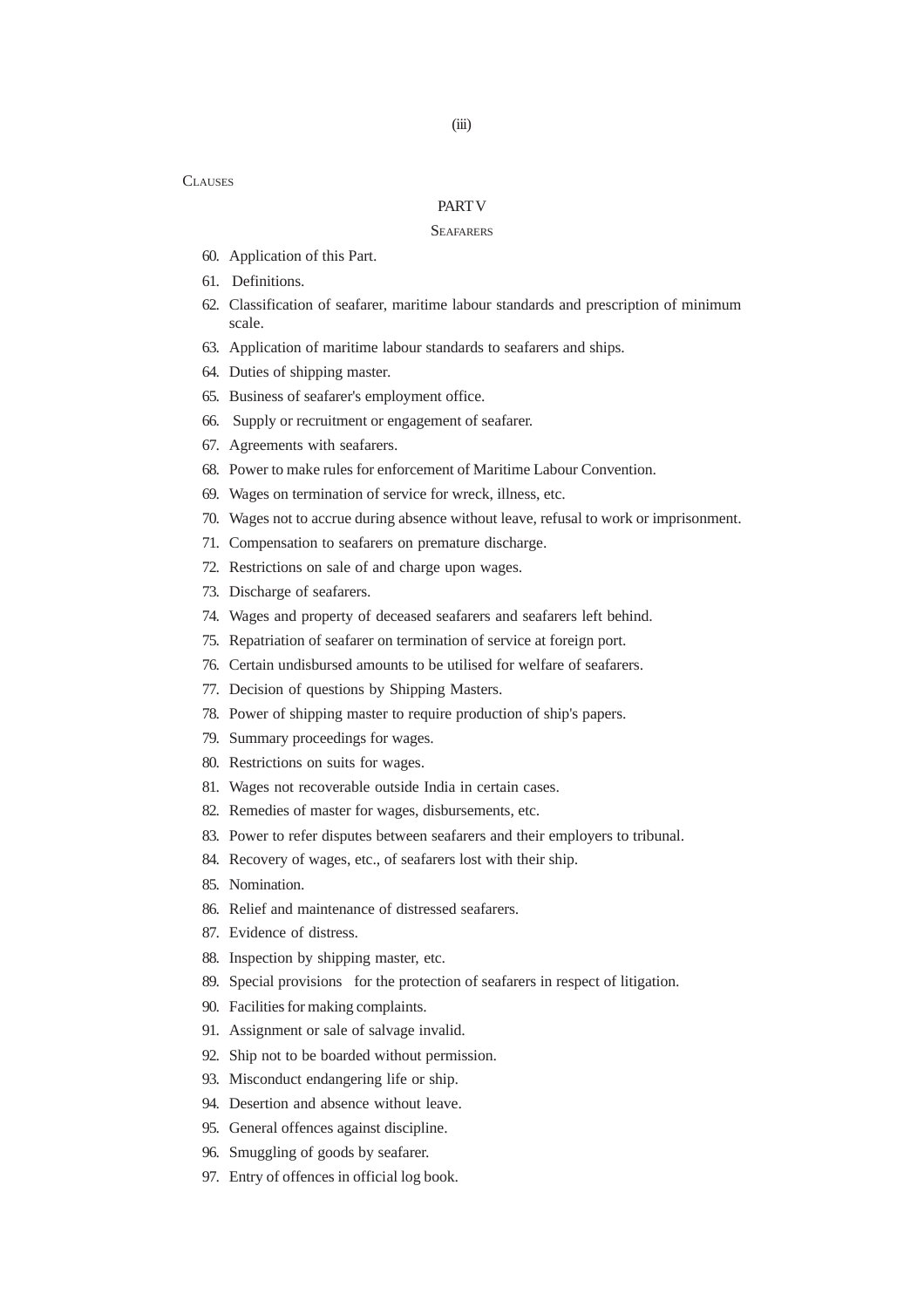CLAUSES

## PART V

### SEAFARERS

60. Application of this Part.
61. Definitions.
62. Classification of seafarer, maritime labour standards and prescription of minimum scale.
63. Application of maritime labour standards to seafarers and ships.
64. Duties of shipping master.
65. Business of seafarer's employment office.
66. Supply or recruitment or engagement of seafarer.
67. Agreements with seafarers.
68. Power to make rules for enforcement of Maritime Labour Convention.
69. Wages on termination of service for wreck, illness, etc.
70. Wages not to accrue during absence without leave, refusal to work or imprisonment.
71. Compensation to seafarers on premature discharge.
72. Restrictions on sale of and charge upon wages.
73. Discharge of seafarers.
74. Wages and property of deceased seafarers and seafarers left behind.
75. Repatriation of seafarer on termination of service at foreign port.
76. Certain undisbursed amounts to be utilised for welfare of seafarers.
77. Decision of questions by Shipping Masters.
78. Power of shipping master to require production of ship's papers.
79. Summary proceedings for wages.
80. Restrictions on suits for wages.
81. Wages not recoverable outside India in certain cases.
82. Remedies of master for wages, disbursements, etc.
83. Power to refer disputes between seafarers and their employers to tribunal.
84. Recovery of wages, etc., of seafarers lost with their ship.
85. Nomination.
86. Relief and maintenance of distressed seafarers.
87. Evidence of distress.
88. Inspection by shipping master, etc.
89. Special provisions for the protection of seafarers in respect of litigation.
90. Facilities for making complaints.
91. Assignment or sale of salvage invalid.
92. Ship not to be boarded without permission.
93. Misconduct endangering life or ship.
94. Desertion and absence without leave.
95. General offences against discipline.
96. Smuggling of goods by seafarer.
97. Entry of offences in official log book.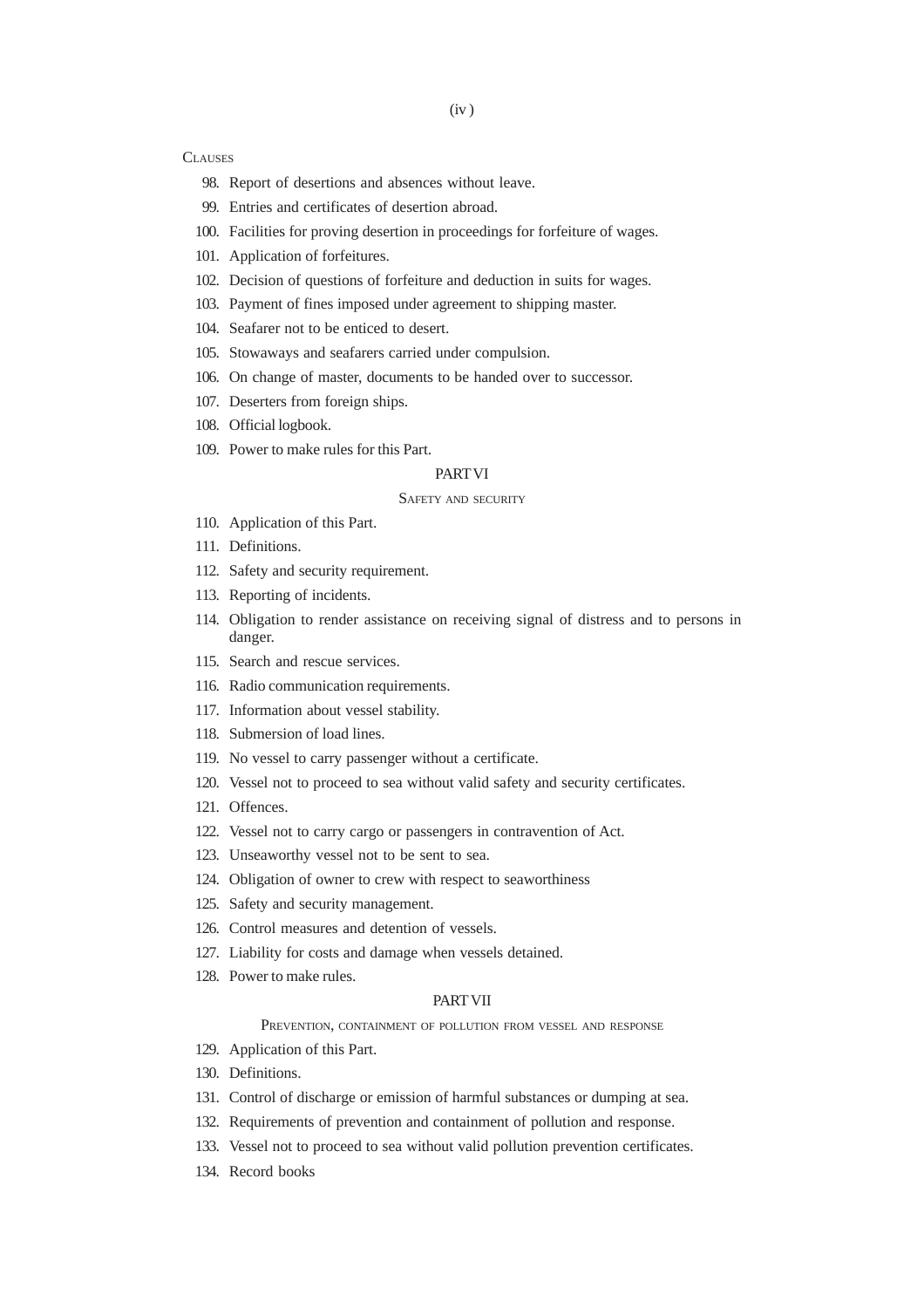CLAUSES

98. Report of desertions and absences without leave.
99. Entries and certificates of desertion abroad.
100. Facilities for proving desertion in proceedings for forfeiture of wages.
101. Application of forfeitures.
102. Decision of questions of forfeiture and deduction in suits for wages.
103. Payment of fines imposed under agreement to shipping master.
104. Seafarer not to be enticed to desert.
105. Stowaways and seafarers carried under compulsion.
106. On change of master, documents to be handed over to successor.
107. Deserters from foreign ships.
108. Official logbook.
109. Power to make rules for this Part.

## PART VI

### SAFETY AND SECURITY

110. Application of this Part.
111. Definitions.
112. Safety and security requirement.
113. Reporting of incidents.
114. Obligation to render assistance on receiving signal of distress and to persons in danger.
115. Search and rescue services.
116. Radio communication requirements.
117. Information about vessel stability.
118. Submersion of load lines.
119. No vessel to carry passenger without a certificate.
120. Vessel not to proceed to sea without valid safety and security certificates.
121. Offences.
122. Vessel not to carry cargo or passengers in contravention of Act.
123. Unseaworthy vessel not to be sent to sea.
124. Obligation of owner to crew with respect to seaworthiness
125. Safety and security management.
126. Control measures and detention of vessels.
127. Liability for costs and damage when vessels detained.
128. Power to make rules.

## PART VII

### PREVENTION, CONTAINMENT OF POLLUTION FROM VESSEL AND RESPONSE

129. Application of this Part.
130. Definitions.
131. Control of discharge or emission of harmful substances or dumping at sea.
132. Requirements of prevention and containment of pollution and response.
133. Vessel not to proceed to sea without valid pollution prevention certificates.
134. Record books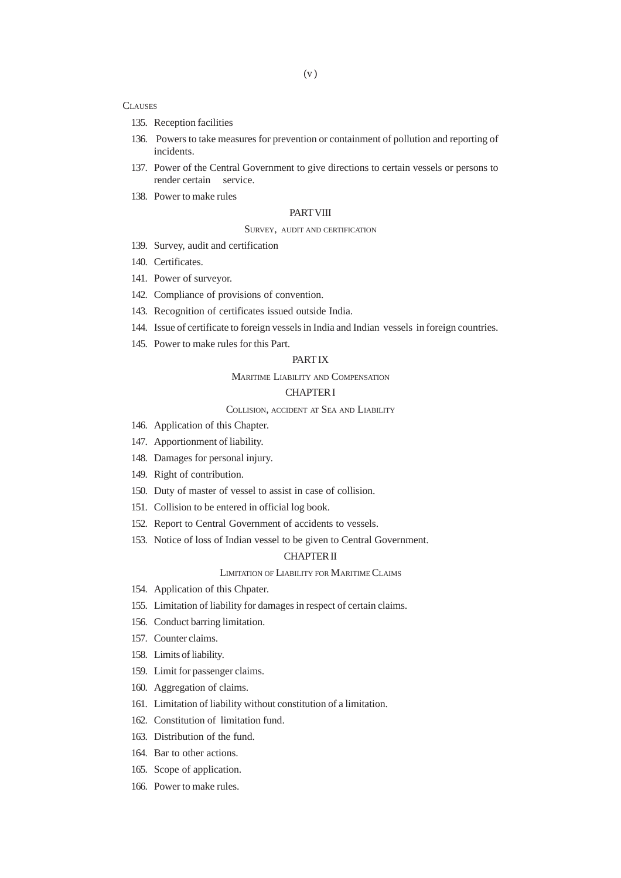CLAUSES

135. Reception facilities
136. Powers to take measures for prevention or containment of pollution and reporting of incidents.
137. Power of the Central Government to give directions to certain vessels or persons to render certain service.
138. Power to make rules

PART VIII

SURVEY, AUDIT AND CERTIFICATION

139. Survey, audit and certification
140. Certificates.
141. Power of surveyor.
142. Compliance of provisions of convention.
143. Recognition of certificates issued outside India.
144. Issue of certificate to foreign vessels in India and Indian vessels in foreign countries.
145. Power to make rules for this Part.

PART IX

MARITIME LIABILITY AND COMPENSATION

CHAPTER I

COLLISION, ACCIDENT AT SEA AND LIABILITY

146. Application of this Chapter.
147. Apportionment of liability.
148. Damages for personal injury.
149. Right of contribution.
150. Duty of master of vessel to assist in case of collision.
151. Collision to be entered in official log book.
152. Report to Central Government of accidents to vessels.
153. Notice of loss of Indian vessel to be given to Central Government.

CHAPTER II

LIMITATION OF LIABILITY FOR MARITIME CLAIMS

154. Application of this Chpater.
155. Limitation of liability for damages in respect of certain claims.
156. Conduct barring limitation.
157. Counter claims.
158. Limits of liability.
159. Limit for passenger claims.
160. Aggregation of claims.
161. Limitation of liability without constitution of a limitation.
162. Constitution of limitation fund.
163. Distribution of the fund.
164. Bar to other actions.
165. Scope of application.
166. Power to make rules.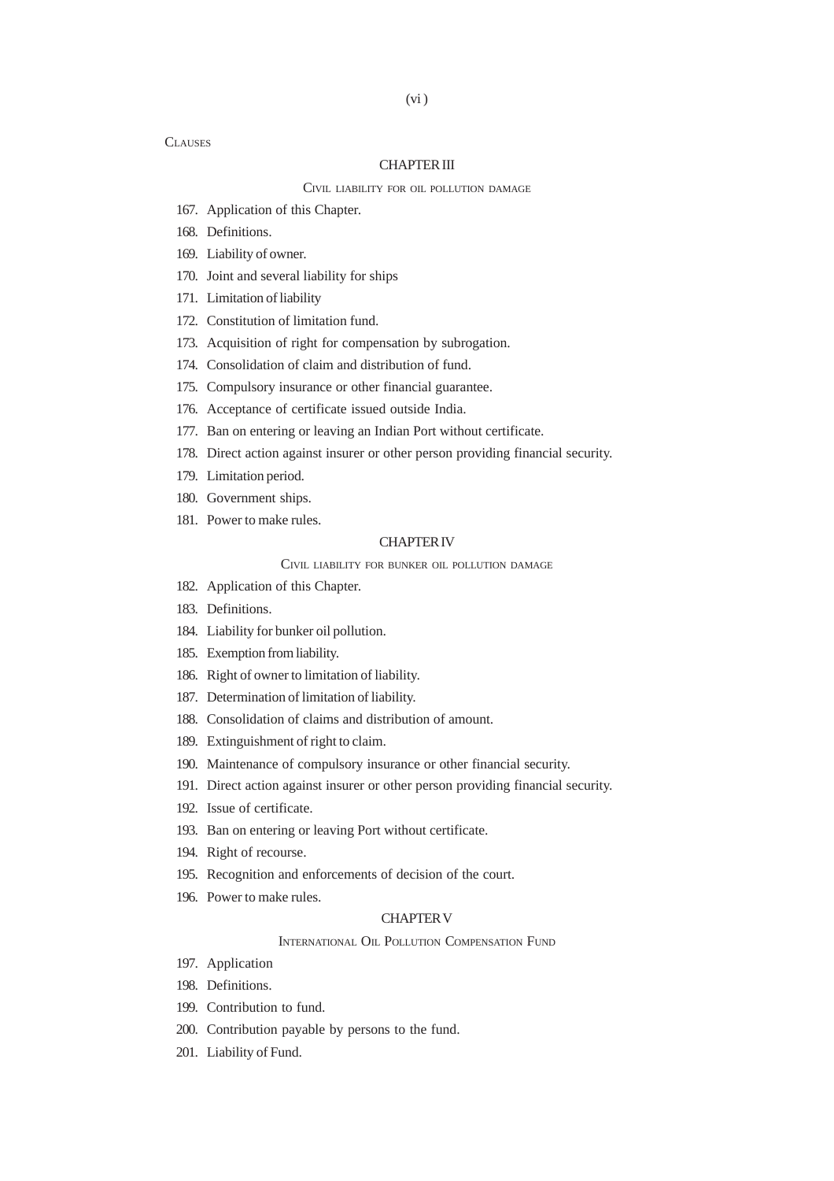CLAUSES

## CHAPTER III

### CIVIL LIABILITY FOR OIL POLLUTION DAMAGE

167. Application of this Chapter.
168. Definitions.
169. Liability of owner.
170. Joint and several liability for ships
171. Limitation of liability
172. Constitution of limitation fund.
173. Acquisition of right for compensation by subrogation.
174. Consolidation of claim and distribution of fund.
175. Compulsory insurance or other financial guarantee.
176. Acceptance of certificate issued outside India.
177. Ban on entering or leaving an Indian Port without certificate.
178. Direct action against insurer or other person providing financial security.
179. Limitation period.
180. Government ships.
181. Power to make rules.

## CHAPTER IV

### CIVIL LIABILITY FOR BUNKER OIL POLLUTION DAMAGE

182. Application of this Chapter.
183. Definitions.
184. Liability for bunker oil pollution.
185. Exemption from liability.
186. Right of owner to limitation of liability.
187. Determination of limitation of liability.
188. Consolidation of claims and distribution of amount.
189. Extinguishment of right to claim.
190. Maintenance of compulsory insurance or other financial security.
191. Direct action against insurer or other person providing financial security.
192. Issue of certificate.
193. Ban on entering or leaving Port without certificate.
194. Right of recourse.
195. Recognition and enforcements of decision of the court.
196. Power to make rules.

## CHAPTER V

### INTERNATIONAL OIL POLLUTION COMPENSATION FUND

197. Application
198. Definitions.
199. Contribution to fund.
200. Contribution payable by persons to the fund.
201. Liability of Fund.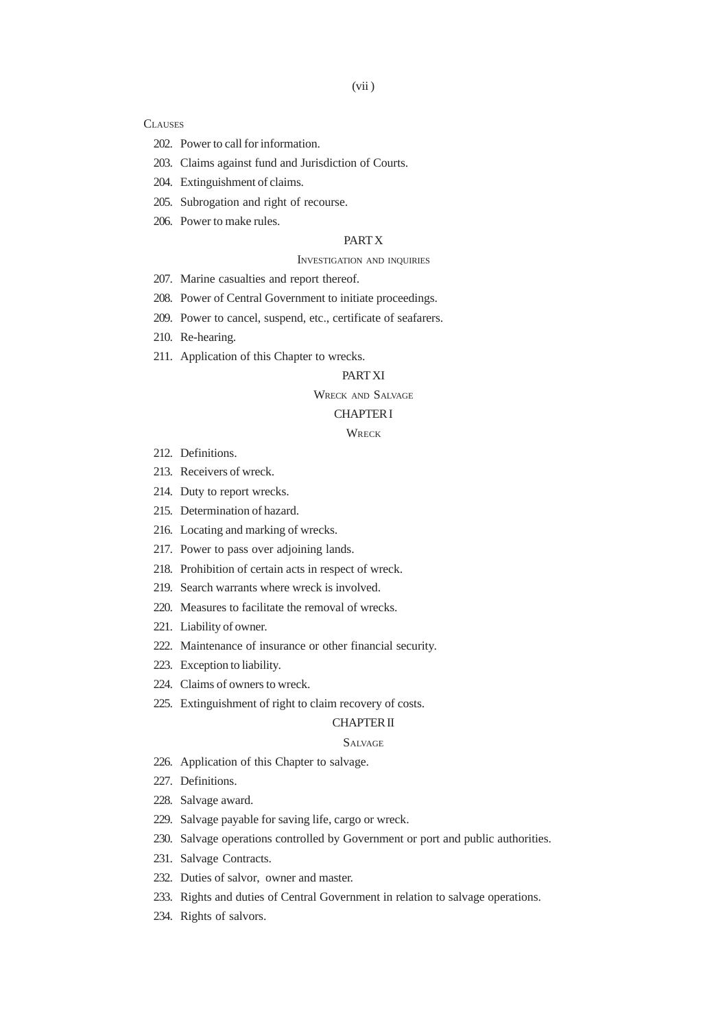CLAUSES

202. Power to call for information.

203. Claims against fund and Jurisdiction of Courts.

204. Extinguishment of claims.

205. Subrogation and right of recourse.

206. Power to make rules.

## PART X

### INVESTIGATION AND INQUIRIES

207. Marine casualties and report thereof.

208. Power of Central Government to initiate proceedings.

209. Power to cancel, suspend, etc., certificate of seafarers.

210. Re-hearing.

211. Application of this Chapter to wrecks.

## PART XI

### WRECK AND SALVAGE

### CHAPTER I

### WRECK

212. Definitions.

213. Receivers of wreck.

214. Duty to report wrecks.

215. Determination of hazard.

216. Locating and marking of wrecks.

217. Power to pass over adjoining lands.

218. Prohibition of certain acts in respect of wreck.

219. Search warrants where wreck is involved.

220. Measures to facilitate the removal of wrecks.

221. Liability of owner.

222. Maintenance of insurance or other financial security.

223. Exception to liability.

224. Claims of owners to wreck.

225. Extinguishment of right to claim recovery of costs.

### CHAPTER II

### SALVAGE

226. Application of this Chapter to salvage.

227. Definitions.

228. Salvage award.

229. Salvage payable for saving life, cargo or wreck.

230. Salvage operations controlled by Government or port and public authorities.

231. Salvage Contracts.

232. Duties of salvor, owner and master.

233. Rights and duties of Central Government in relation to salvage operations.

234. Rights of salvors.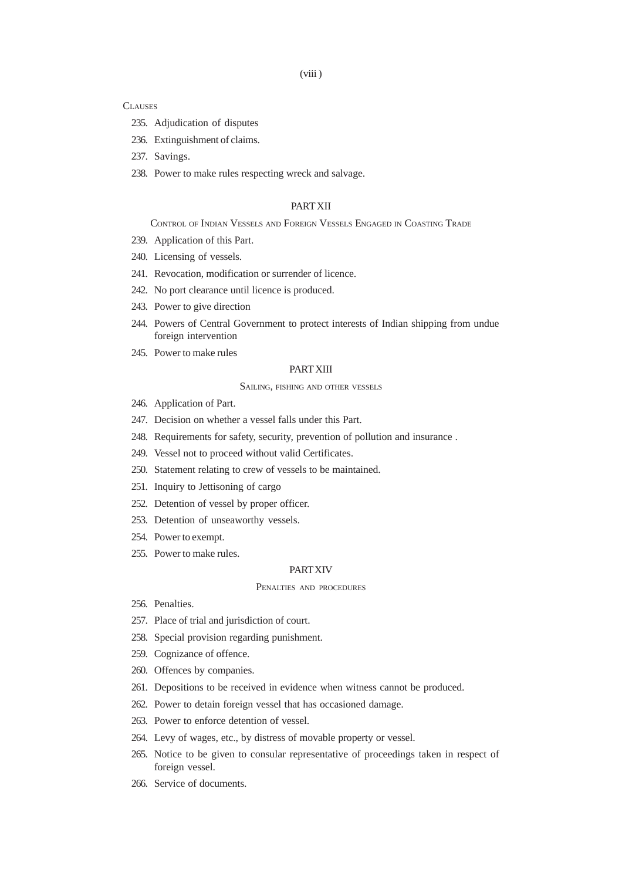CLAUSES

235. Adjudication of disputes
236. Extinguishment of claims.
237. Savings.
238. Power to make rules respecting wreck and salvage.

## PART XII

### CONTROL OF INDIAN VESSELS AND FOREIGN VESSELS ENGAGED IN COASTING TRADE

239. Application of this Part.
240. Licensing of vessels.
241. Revocation, modification or surrender of licence.
242. No port clearance until licence is produced.
243. Power to give direction
244. Powers of Central Government to protect interests of Indian shipping from undue foreign intervention
245. Power to make rules

## PART XIII

### SAILING, FISHING AND OTHER VESSELS

246. Application of Part.
247. Decision on whether a vessel falls under this Part.
248. Requirements for safety, security, prevention of pollution and insurance .
249. Vessel not to proceed without valid Certificates.
250. Statement relating to crew of vessels to be maintained.
251. Inquiry to Jettisoning of cargo
252. Detention of vessel by proper officer.
253. Detention of unseaworthy vessels.
254. Power to exempt.
255. Power to make rules.

## PART XIV

### PENALTIES AND PROCEDURES

256. Penalties.
257. Place of trial and jurisdiction of court.
258. Special provision regarding punishment.
259. Cognizance of offence.
260. Offences by companies.
261. Depositions to be received in evidence when witness cannot be produced.
262. Power to detain foreign vessel that has occasioned damage.
263. Power to enforce detention of vessel.
264. Levy of wages, etc., by distress of movable property or vessel.
265. Notice to be given to consular representative of proceedings taken in respect of foreign vessel.
266. Service of documents.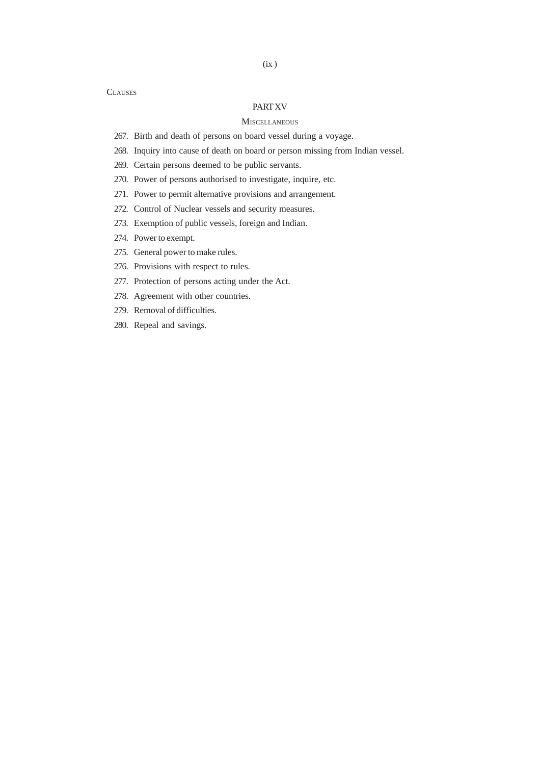CLAUSES

## PART XV

### MISCELLANEOUS

267. Birth and death of persons on board vessel during a voyage.
268. Inquiry into cause of death on board or person missing from Indian vessel.
269. Certain persons deemed to be public servants.
270. Power of persons authorised to investigate, inquire, etc.
271. Power to permit alternative provisions and arrangement.
272. Control of Nuclear vessels and security measures.
273. Exemption of public vessels, foreign and Indian.
274. Power to exempt.
275. General power to make rules.
276. Provisions with respect to rules.
277. Protection of persons acting under the Act.
278. Agreement with other countries.
279. Removal of difficulties.
280. Repeal and savings.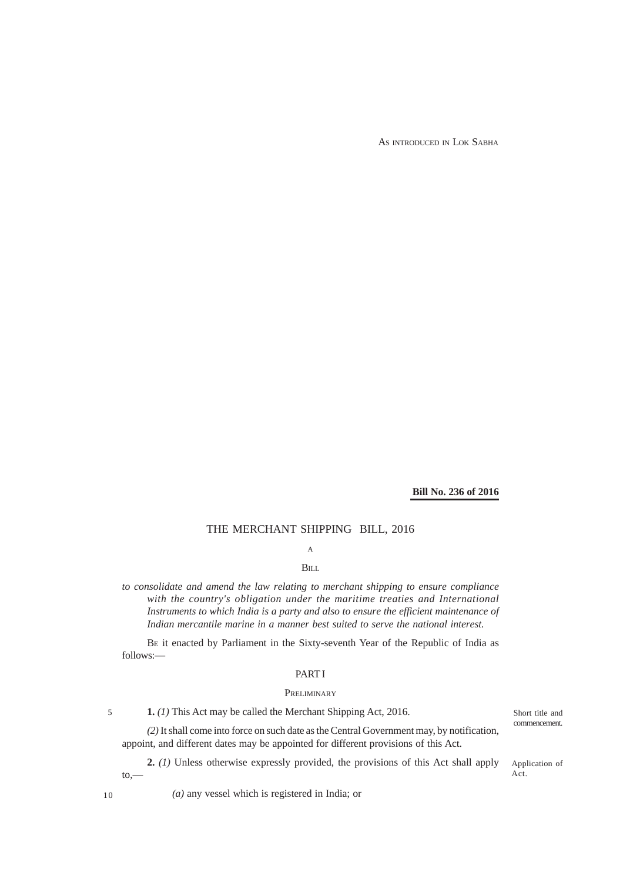AS INTRODUCED IN LOK SABHA

**Bill No. 236 of 2016**

# THE MERCHANT SHIPPING BILL, 2016

A

BILL

*to consolidate and amend the law relating to merchant shipping to ensure compliance with the country's obligation under the maritime treaties and International Instruments to which India is a party and also to ensure the efficient maintenance of Indian mercantile marine in a manner best suited to serve the national interest.*

BE it enacted by Parliament in the Sixty-seventh Year of the Republic of India as follows:—

## PART I

### PRELIMINARY

Short title and commencement.

**1.** *(1)* This Act may be called the Merchant Shipping Act, 2016.

*(2)* It shall come into force on such date as the Central Government may, by notification, appoint, and different dates may be appointed for different provisions of this Act.

Application of Act.

**2.** *(1)* Unless otherwise expressly provided, the provisions of this Act shall apply to,—

*(a)* any vessel which is registered in India; or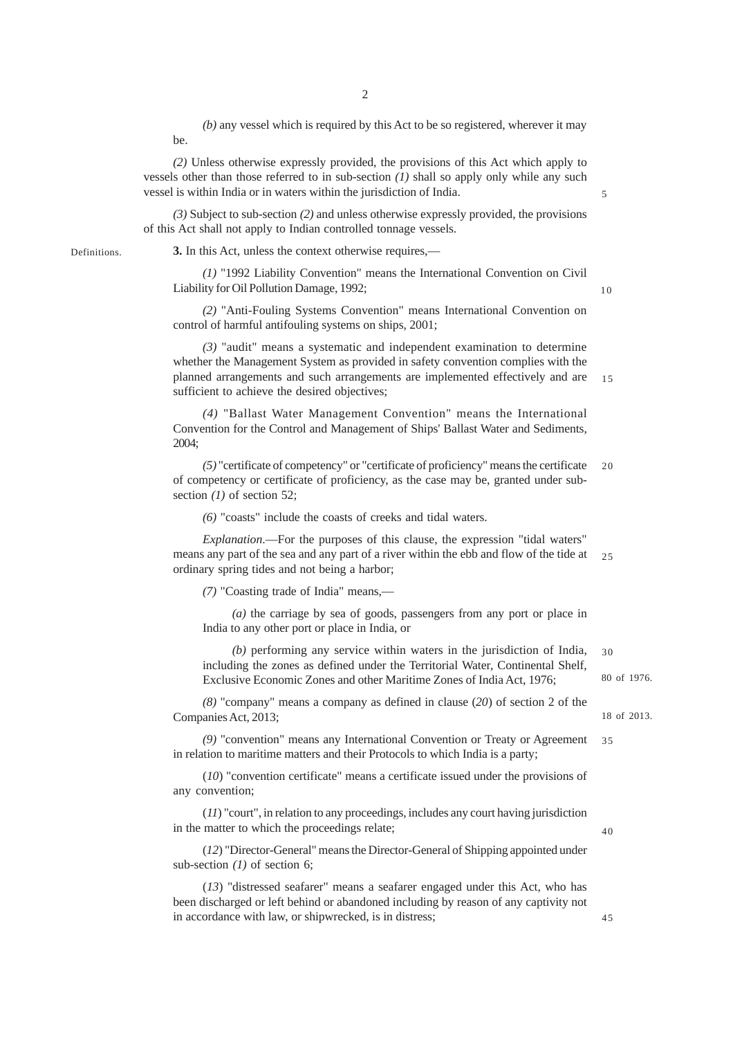*(b)* any vessel which is required by this Act to be so registered, wherever it may be.

*(2)* Unless otherwise expressly provided, the provisions of this Act which apply to vessels other than those referred to in sub-section *(1)* shall so apply only while any such vessel is within India or in waters within the jurisdiction of India.

*(3)* Subject to sub-section *(2)* and unless otherwise expressly provided, the provisions of this Act shall not apply to Indian controlled tonnage vessels.

Definitions.

**3.** In this Act, unless the context otherwise requires,—

*(1)* "1992 Liability Convention" means the International Convention on Civil Liability for Oil Pollution Damage, 1992;

*(2)* "Anti-Fouling Systems Convention" means International Convention on control of harmful antifouling systems on ships, 2001;

*(3)* "audit" means a systematic and independent examination to determine whether the Management System as provided in safety convention complies with the planned arrangements and such arrangements are implemented effectively and are sufficient to achieve the desired objectives;

*(4)* "Ballast Water Management Convention" means the International Convention for the Control and Management of Ships' Ballast Water and Sediments, 2004;

*(5)* "certificate of competency" or "certificate of proficiency" means the certificate of competency or certificate of proficiency, as the case may be, granted under sub-section *(1)* of section 52;

*(6)* "coasts" include the coasts of creeks and tidal waters.

*Explanation*.—For the purposes of this clause, the expression "tidal waters" means any part of the sea and any part of a river within the ebb and flow of the tide at ordinary spring tides and not being a harbor;

*(7)* "Coasting trade of India" means,—

*(a)* the carriage by sea of goods, passengers from any port or place in India to any other port or place in India, or

*(b)* performing any service within waters in the jurisdiction of India, including the zones as defined under the Territorial Water, Continental Shelf, Exclusive Economic Zones and other Maritime Zones of India Act, 1976;

80 of 1976.

*(8)* "company" means a company as defined in clause (*20*) of section 2 of the Companies Act, 2013;

18 of 2013.

*(9)* "convention" means any International Convention or Treaty or Agreement in relation to maritime matters and their Protocols to which India is a party;

(*10*) "convention certificate" means a certificate issued under the provisions of any convention;

(*11*) "court", in relation to any proceedings, includes any court having jurisdiction in the matter to which the proceedings relate;

(*12*) "Director-General" means the Director-General of Shipping appointed under sub-section *(1)* of section 6;

(*13*) "distressed seafarer" means a seafarer engaged under this Act, who has been discharged or left behind or abandoned including by reason of any captivity not in accordance with law, or shipwrecked, is in distress;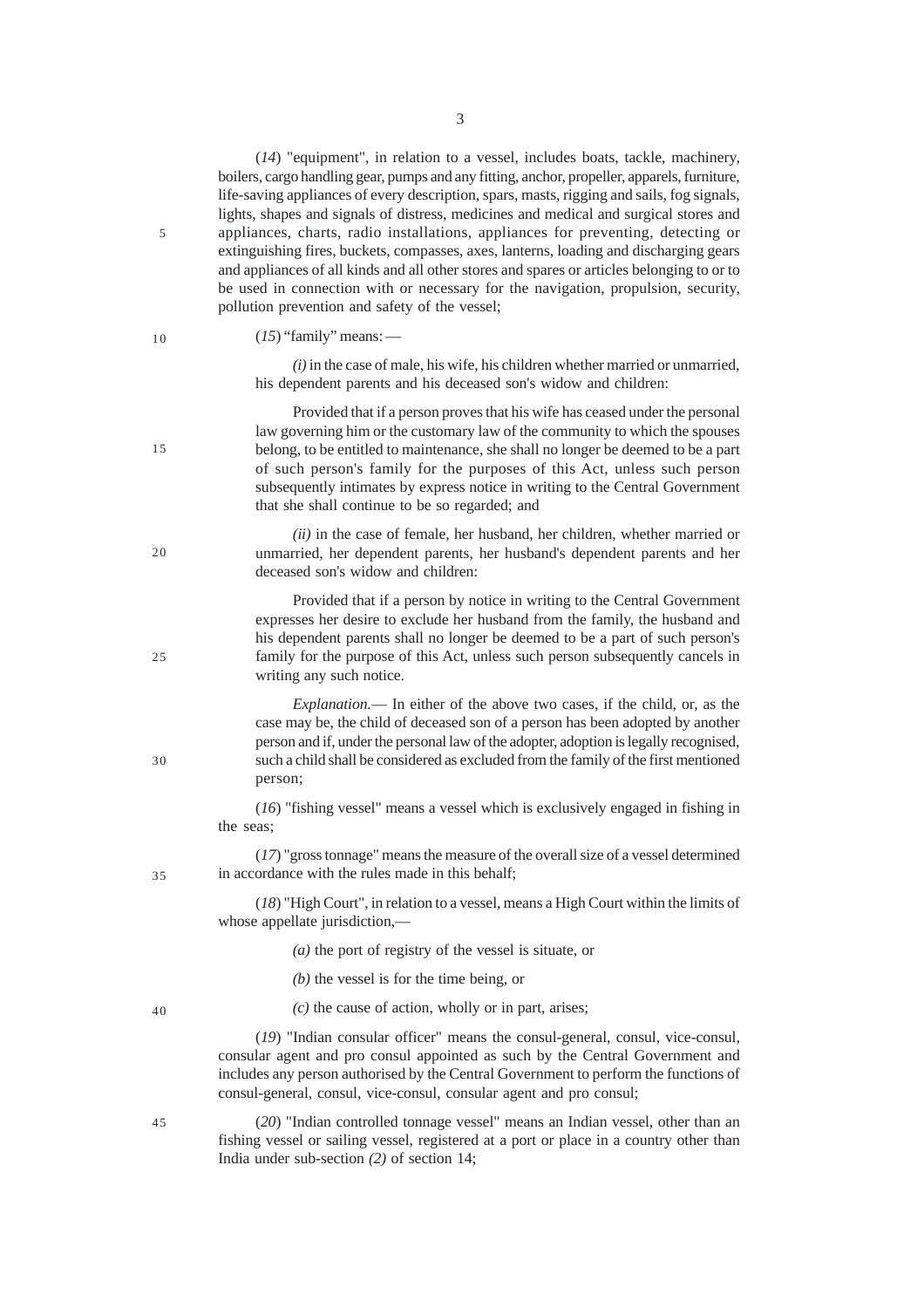(*14*) "equipment", in relation to a vessel, includes boats, tackle, machinery, boilers, cargo handling gear, pumps and any fitting, anchor, propeller, apparels, furniture, life-saving appliances of every description, spars, masts, rigging and sails, fog signals, lights, shapes and signals of distress, medicines and medical and surgical stores and appliances, charts, radio installations, appliances for preventing, detecting or extinguishing fires, buckets, compasses, axes, lanterns, loading and discharging gears and appliances of all kinds and all other stores and spares or articles belonging to or to be used in connection with or necessary for the navigation, propulsion, security, pollution prevention and safety of the vessel;

(*15*) "family" means: —

*(i)* in the case of male, his wife, his children whether married or unmarried, his dependent parents and his deceased son's widow and children:

Provided that if a person proves that his wife has ceased under the personal law governing him or the customary law of the community to which the spouses belong, to be entitled to maintenance, she shall no longer be deemed to be a part of such person's family for the purposes of this Act, unless such person subsequently intimates by express notice in writing to the Central Government that she shall continue to be so regarded; and

*(ii)* in the case of female, her husband, her children, whether married or unmarried, her dependent parents, her husband's dependent parents and her deceased son's widow and children:

Provided that if a person by notice in writing to the Central Government expresses her desire to exclude her husband from the family, the husband and his dependent parents shall no longer be deemed to be a part of such person's family for the purpose of this Act, unless such person subsequently cancels in writing any such notice.

*Explanation.*— In either of the above two cases, if the child, or, as the case may be, the child of deceased son of a person has been adopted by another person and if, under the personal law of the adopter, adoption is legally recognised, such a child shall be considered as excluded from the family of the first mentioned person;

(*16*) "fishing vessel" means a vessel which is exclusively engaged in fishing in the seas;

(*17*) "gross tonnage" means the measure of the overall size of a vessel determined in accordance with the rules made in this behalf;

(*18*) "High Court", in relation to a vessel, means a High Court within the limits of whose appellate jurisdiction,—

*(a)* the port of registry of the vessel is situate, or

*(b)* the vessel is for the time being, or

*(c)* the cause of action, wholly or in part, arises;

(*19*) "Indian consular officer" means the consul-general, consul, vice-consul, consular agent and pro consul appointed as such by the Central Government and includes any person authorised by the Central Government to perform the functions of consul-general, consul, vice-consul, consular agent and pro consul;

(*20*) "Indian controlled tonnage vessel" means an Indian vessel, other than an fishing vessel or sailing vessel, registered at a port or place in a country other than India under sub-section *(2)* of section 14;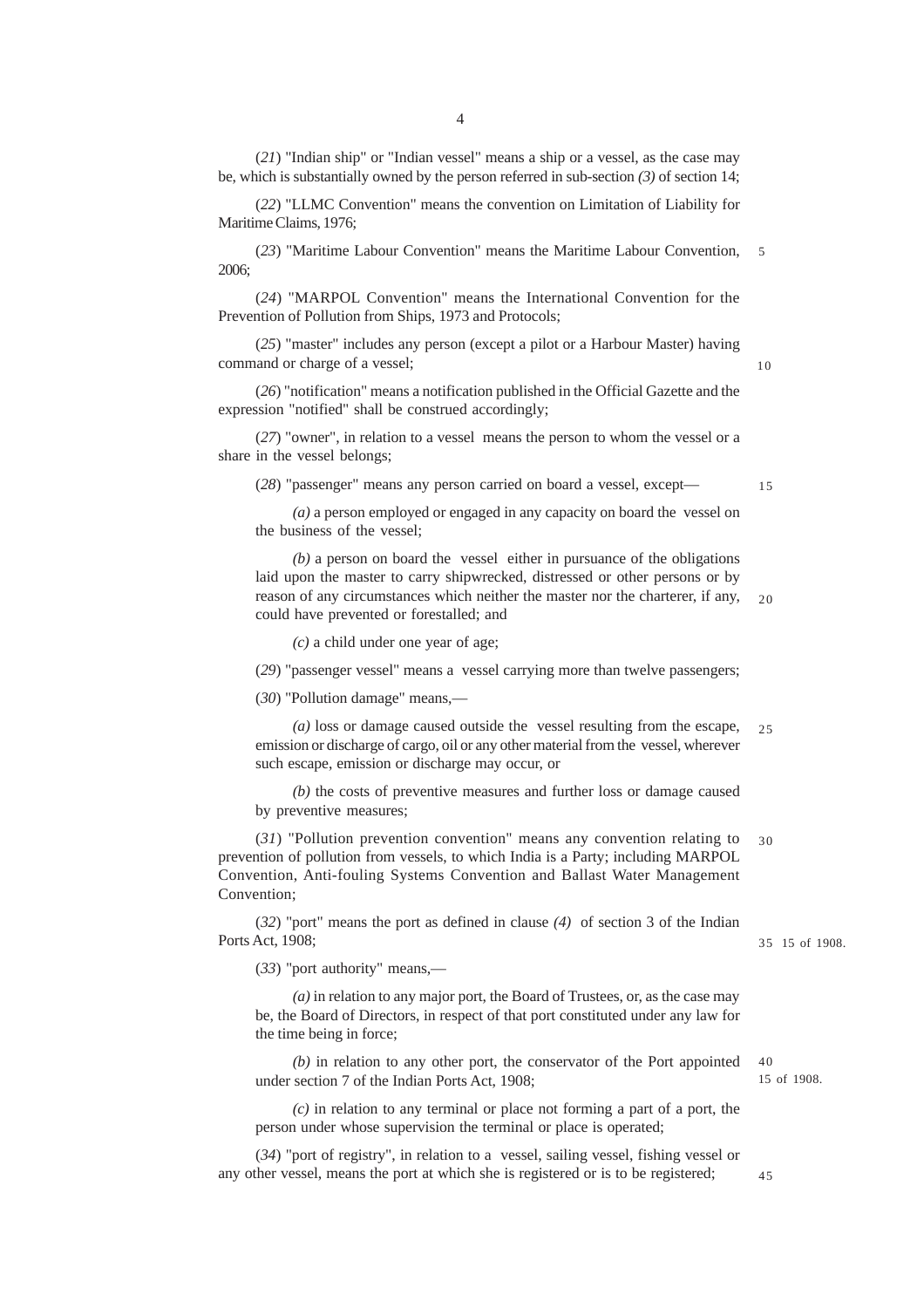(*21*) "Indian ship" or "Indian vessel" means a ship or a vessel, as the case may be, which is substantially owned by the person referred in sub-section *(3)* of section 14;

(*22*) "LLMC Convention" means the convention on Limitation of Liability for Maritime Claims, 1976;

(*23*) "Maritime Labour Convention" means the Maritime Labour Convention, 2006;

(*24*) "MARPOL Convention" means the International Convention for the Prevention of Pollution from Ships, 1973 and Protocols;

(*25*) "master" includes any person (except a pilot or a Harbour Master) having command or charge of a vessel;

(*26*) "notification" means a notification published in the Official Gazette and the expression "notified" shall be construed accordingly;

(*27*) "owner", in relation to a vessel means the person to whom the vessel or a share in the vessel belongs;

(*28*) "passenger" means any person carried on board a vessel, except—

*(a)* a person employed or engaged in any capacity on board the vessel on the business of the vessel;

*(b)* a person on board the vessel either in pursuance of the obligations laid upon the master to carry shipwrecked, distressed or other persons or by reason of any circumstances which neither the master nor the charterer, if any, could have prevented or forestalled; and

*(c)* a child under one year of age;

(*29*) "passenger vessel" means a vessel carrying more than twelve passengers;

(*30*) "Pollution damage" means,—

*(a)* loss or damage caused outside the vessel resulting from the escape, emission or discharge of cargo, oil or any other material from the vessel, wherever such escape, emission or discharge may occur, or

*(b)* the costs of preventive measures and further loss or damage caused by preventive measures;

(*31*) "Pollution prevention convention" means any convention relating to prevention of pollution from vessels, to which India is a Party; including MARPOL Convention, Anti-fouling Systems Convention and Ballast Water Management Convention;

(*32*) "port" means the port as defined in clause *(4)* of section 3 of the Indian Ports Act, 1908; 15 of 1908.

(*33*) "port authority" means,—

*(a)* in relation to any major port, the Board of Trustees, or, as the case may be, the Board of Directors, in respect of that port constituted under any law for the time being in force;

*(b)* in relation to any other port, the conservator of the Port appointed under section 7 of the Indian Ports Act, 1908; 15 of 1908.

*(c)* in relation to any terminal or place not forming a part of a port, the person under whose supervision the terminal or place is operated;

(*34*) "port of registry", in relation to a vessel, sailing vessel, fishing vessel or any other vessel, means the port at which she is registered or is to be registered;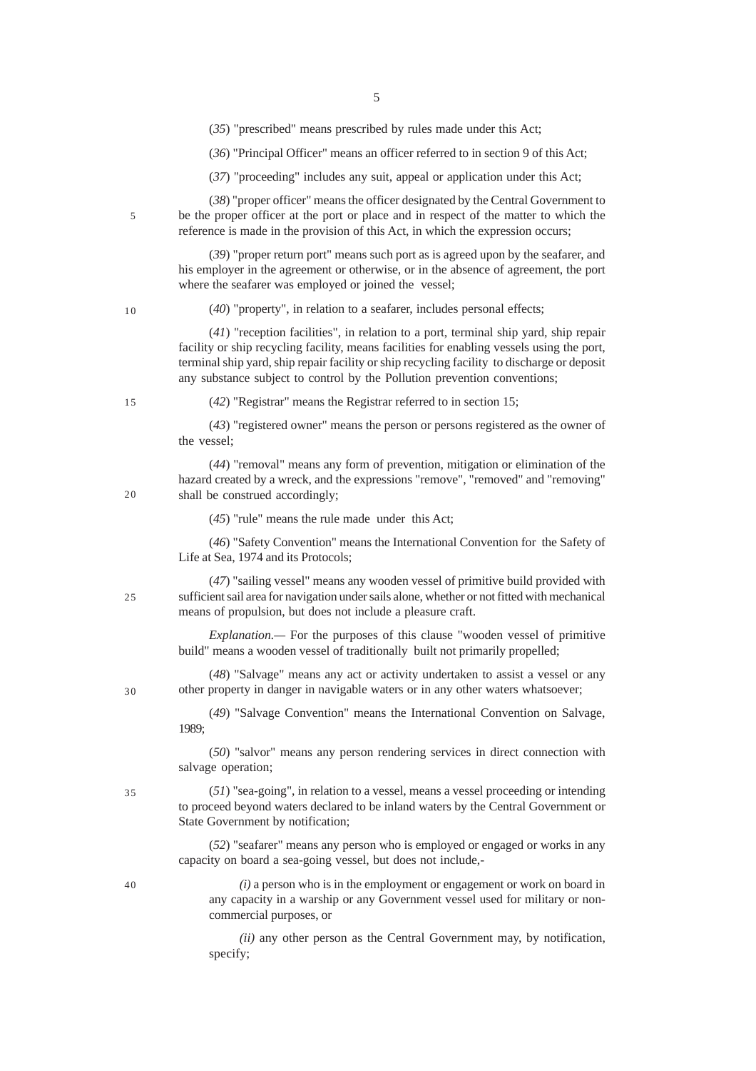(*35*) "prescribed" means prescribed by rules made under this Act;

(*36*) "Principal Officer" means an officer referred to in section 9 of this Act;

(*37*) "proceeding" includes any suit, appeal or application under this Act;

(*38*) "proper officer" means the officer designated by the Central Government to be the proper officer at the port or place and in respect of the matter to which the reference is made in the provision of this Act, in which the expression occurs;

(*39*) "proper return port" means such port as is agreed upon by the seafarer, and his employer in the agreement or otherwise, or in the absence of agreement, the port where the seafarer was employed or joined the vessel;

(*40*) "property", in relation to a seafarer, includes personal effects;

(*41*) "reception facilities", in relation to a port, terminal ship yard, ship repair facility or ship recycling facility, means facilities for enabling vessels using the port, terminal ship yard, ship repair facility or ship recycling facility to discharge or deposit any substance subject to control by the Pollution prevention conventions;

(*42*) "Registrar" means the Registrar referred to in section 15;

(*43*) "registered owner" means the person or persons registered as the owner of the vessel;

(*44*) "removal" means any form of prevention, mitigation or elimination of the hazard created by a wreck, and the expressions "remove", "removed" and "removing" shall be construed accordingly;

(*45*) "rule" means the rule made under this Act;

(*46*) "Safety Convention" means the International Convention for the Safety of Life at Sea, 1974 and its Protocols;

(*47*) "sailing vessel" means any wooden vessel of primitive build provided with sufficient sail area for navigation under sails alone, whether or not fitted with mechanical means of propulsion, but does not include a pleasure craft.

*Explanation*.— For the purposes of this clause "wooden vessel of primitive build" means a wooden vessel of traditionally built not primarily propelled;

(*48*) "Salvage" means any act or activity undertaken to assist a vessel or any other property in danger in navigable waters or in any other waters whatsoever;

(*49*) "Salvage Convention" means the International Convention on Salvage, 1989;

(*50*) "salvor" means any person rendering services in direct connection with salvage operation;

(*51*) "sea-going", in relation to a vessel, means a vessel proceeding or intending to proceed beyond waters declared to be inland waters by the Central Government or State Government by notification;

(*52*) "seafarer" means any person who is employed or engaged or works in any capacity on board a sea-going vessel, but does not include,-

*(i)* a person who is in the employment or engagement or work on board in any capacity in a warship or any Government vessel used for military or non-commercial purposes, or

*(ii)* any other person as the Central Government may, by notification, specify;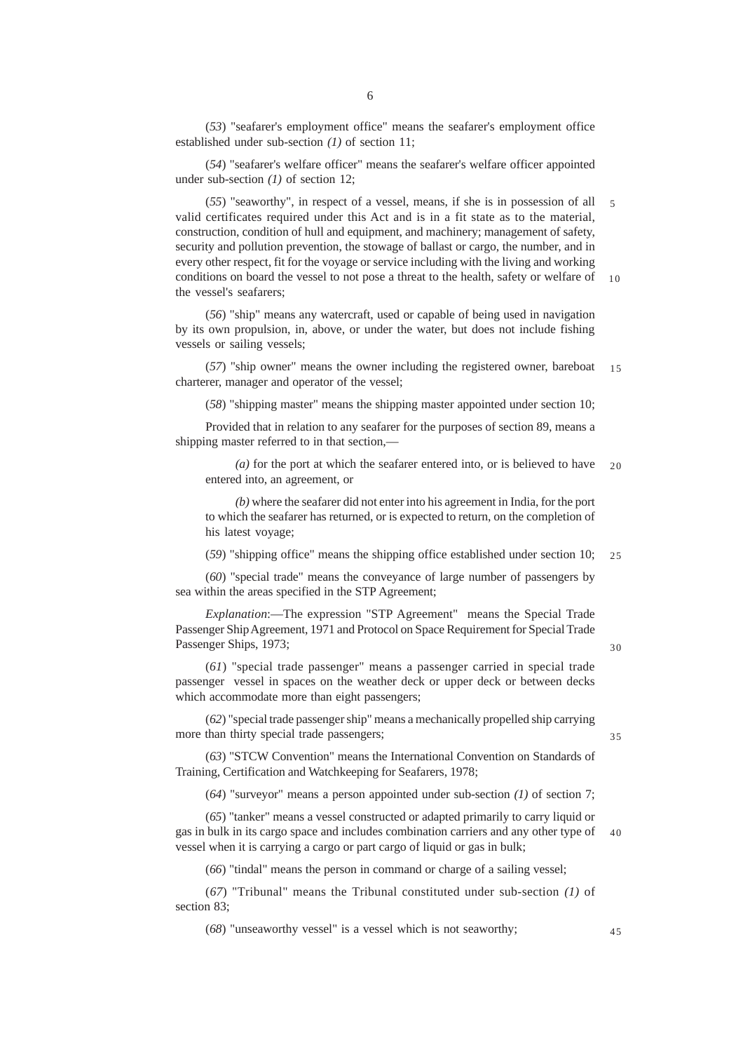(*53*) "seafarer's employment office" means the seafarer's employment office established under sub-section *(1)* of section 11;

(*54*) "seafarer's welfare officer" means the seafarer's welfare officer appointed under sub-section *(1)* of section 12;

(*55*) "seaworthy", in respect of a vessel, means, if she is in possession of all valid certificates required under this Act and is in a fit state as to the material, construction, condition of hull and equipment, and machinery; management of safety, security and pollution prevention, the stowage of ballast or cargo, the number, and in every other respect, fit for the voyage or service including with the living and working conditions on board the vessel to not pose a threat to the health, safety or welfare of the vessel's seafarers;

(*56*) "ship" means any watercraft, used or capable of being used in navigation by its own propulsion, in, above, or under the water, but does not include fishing vessels or sailing vessels;

(*57*) "ship owner" means the owner including the registered owner, bareboat charterer, manager and operator of the vessel;

(*58*) "shipping master" means the shipping master appointed under section 10;

Provided that in relation to any seafarer for the purposes of section 89, means a shipping master referred to in that section,—

*(a)* for the port at which the seafarer entered into, or is believed to have entered into, an agreement, or

*(b)* where the seafarer did not enter into his agreement in India, for the port to which the seafarer has returned, or is expected to return, on the completion of his latest voyage;

(*59*) "shipping office" means the shipping office established under section 10;

(*60*) "special trade" means the conveyance of large number of passengers by sea within the areas specified in the STP Agreement;

*Explanation*:—The expression "STP Agreement" means the Special Trade Passenger Ship Agreement, 1971 and Protocol on Space Requirement for Special Trade Passenger Ships, 1973;

(*61*) "special trade passenger" means a passenger carried in special trade passenger vessel in spaces on the weather deck or upper deck or between decks which accommodate more than eight passengers;

(*62*) "special trade passenger ship" means a mechanically propelled ship carrying more than thirty special trade passengers;

(*63*) "STCW Convention" means the International Convention on Standards of Training, Certification and Watchkeeping for Seafarers, 1978;

(*64*) "surveyor" means a person appointed under sub-section *(1)* of section 7;

(*65*) "tanker" means a vessel constructed or adapted primarily to carry liquid or gas in bulk in its cargo space and includes combination carriers and any other type of vessel when it is carrying a cargo or part cargo of liquid or gas in bulk;

(*66*) "tindal" means the person in command or charge of a sailing vessel;

(*67*) "Tribunal" means the Tribunal constituted under sub-section *(1)* of section 83;

(*68*) "unseaworthy vessel" is a vessel which is not seaworthy;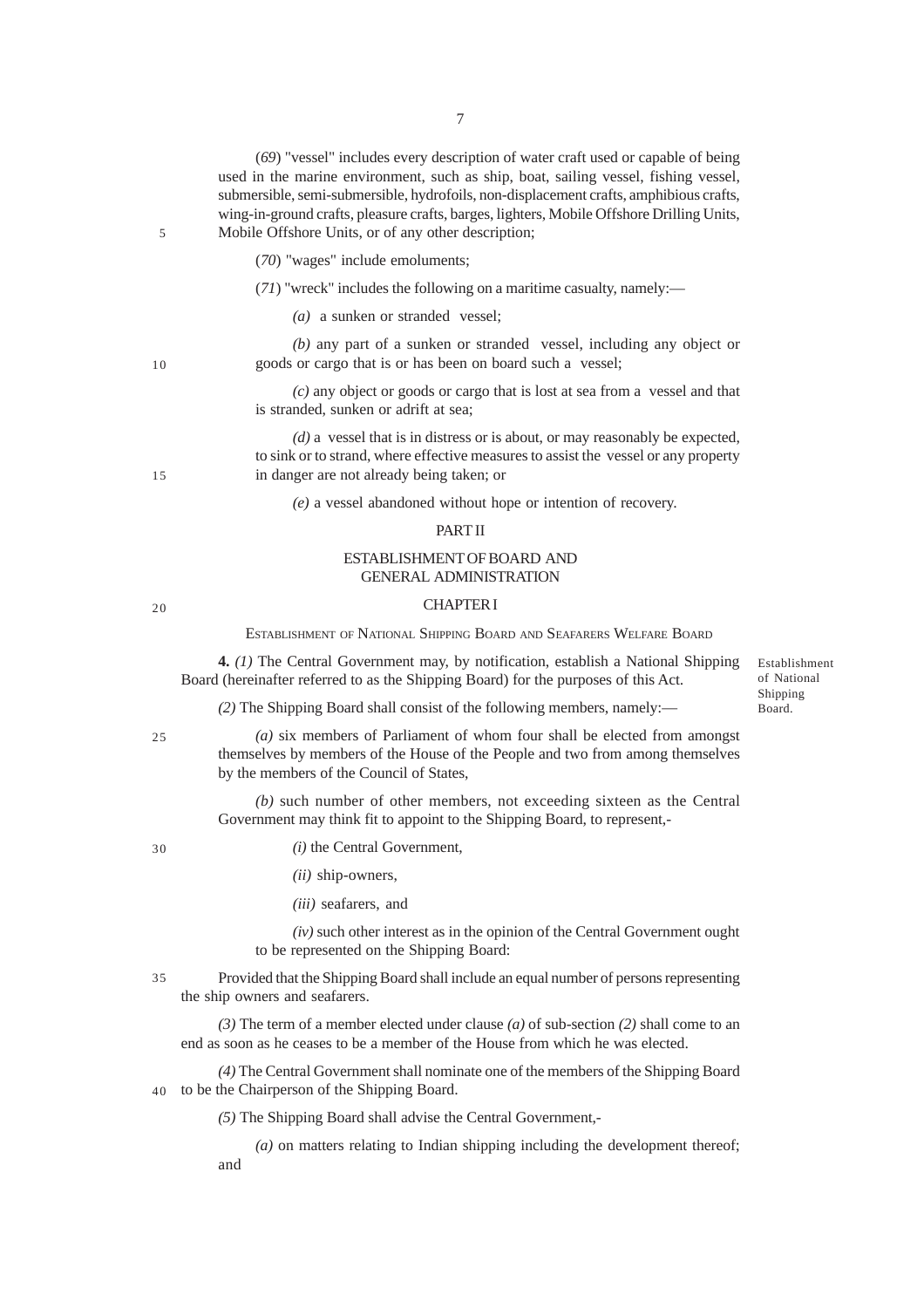(*69*) "vessel" includes every description of water craft used or capable of being used in the marine environment, such as ship, boat, sailing vessel, fishing vessel, submersible, semi-submersible, hydrofoils, non-displacement crafts, amphibious crafts, wing-in-ground crafts, pleasure crafts, barges, lighters, Mobile Offshore Drilling Units, Mobile Offshore Units, or of any other description;

(*70*) "wages" include emoluments;

(*71*) "wreck" includes the following on a maritime casualty, namely:—

*(a)* a sunken or stranded vessel;

*(b)* any part of a sunken or stranded vessel, including any object or goods or cargo that is or has been on board such a vessel;

*(c)* any object or goods or cargo that is lost at sea from a vessel and that is stranded, sunken or adrift at sea;

*(d)* a vessel that is in distress or is about, or may reasonably be expected, to sink or to strand, where effective measures to assist the vessel or any property in danger are not already being taken; or

*(e)* a vessel abandoned without hope or intention of recovery.

## PART II

## ESTABLISHMENT OF BOARD AND GENERAL ADMINISTRATION

### CHAPTER I

### ESTABLISHMENT OF NATIONAL SHIPPING BOARD AND SEAFARERS WELFARE BOARD

Establishment of National Shipping Board.

**4.** *(1)* The Central Government may, by notification, establish a National Shipping Board (hereinafter referred to as the Shipping Board) for the purposes of this Act.

*(2)* The Shipping Board shall consist of the following members, namely:—

*(a)* six members of Parliament of whom four shall be elected from amongst themselves by members of the House of the People and two from among themselves by the members of the Council of States,

*(b)* such number of other members, not exceeding sixteen as the Central Government may think fit to appoint to the Shipping Board, to represent,-

*(i)* the Central Government,

*(ii)* ship-owners,

*(iii)* seafarers, and

*(iv)* such other interest as in the opinion of the Central Government ought to be represented on the Shipping Board:

Provided that the Shipping Board shall include an equal number of persons representing the ship owners and seafarers.

*(3)* The term of a member elected under clause *(a)* of sub-section *(2)* shall come to an end as soon as he ceases to be a member of the House from which he was elected.

*(4)* The Central Government shall nominate one of the members of the Shipping Board to be the Chairperson of the Shipping Board.

*(5)* The Shipping Board shall advise the Central Government,-

*(a)* on matters relating to Indian shipping including the development thereof; and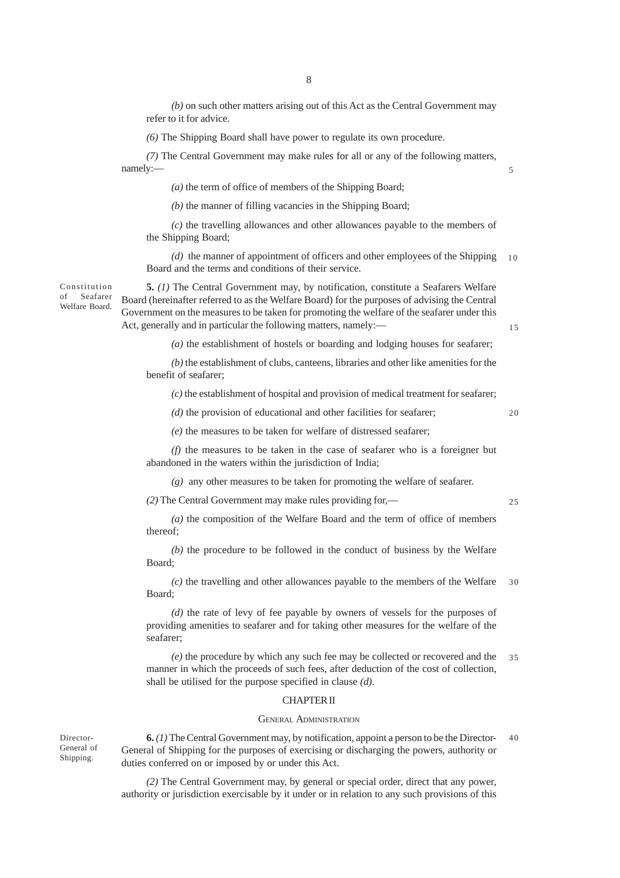*(b)* on such other matters arising out of this Act as the Central Government may refer to it for advice.

*(6)* The Shipping Board shall have power to regulate its own procedure.

*(7)* The Central Government may make rules for all or any of the following matters, namely:—

*(a)* the term of office of members of the Shipping Board;

*(b)* the manner of filling vacancies in the Shipping Board;

*(c)* the travelling allowances and other allowances payable to the members of the Shipping Board;

*(d)* the manner of appointment of officers and other employees of the Shipping Board and the terms and conditions of their service.

Constitution of Seafarer Welfare Board.

**5.** *(1)* The Central Government may, by notification, constitute a Seafarers Welfare Board (hereinafter referred to as the Welfare Board) for the purposes of advising the Central Government on the measures to be taken for promoting the welfare of the seafarer under this Act, generally and in particular the following matters, namely:—

*(a)* the establishment of hostels or boarding and lodging houses for seafarer;

*(b)* the establishment of clubs, canteens, libraries and other like amenities for the benefit of seafarer;

*(c)* the establishment of hospital and provision of medical treatment for seafarer;

*(d)* the provision of educational and other facilities for seafarer;

*(e)* the measures to be taken for welfare of distressed seafarer;

*(f)* the measures to be taken in the case of seafarer who is a foreigner but abandoned in the waters within the jurisdiction of India;

*(g)* any other measures to be taken for promoting the welfare of seafarer.

*(2)* The Central Government may make rules providing for,—

*(a)* the composition of the Welfare Board and the term of office of members thereof;

*(b)* the procedure to be followed in the conduct of business by the Welfare Board;

*(c)* the travelling and other allowances payable to the members of the Welfare Board;

*(d)* the rate of levy of fee payable by owners of vessels for the purposes of providing amenities to seafarer and for taking other measures for the welfare of the seafarer;

*(e)* the procedure by which any such fee may be collected or recovered and the manner in which the proceeds of such fees, after deduction of the cost of collection, shall be utilised for the purpose specified in clause *(d)*.

## CHAPTER II

### GENERAL ADMINISTRATION

Director-General of Shipping.

**6.** *(1)* The Central Government may, by notification, appoint a person to be the Director-General of Shipping for the purposes of exercising or discharging the powers, authority or duties conferred on or imposed by or under this Act.

*(2)* The Central Government may, by general or special order, direct that any power, authority or jurisdiction exercisable by it under or in relation to any such provisions of this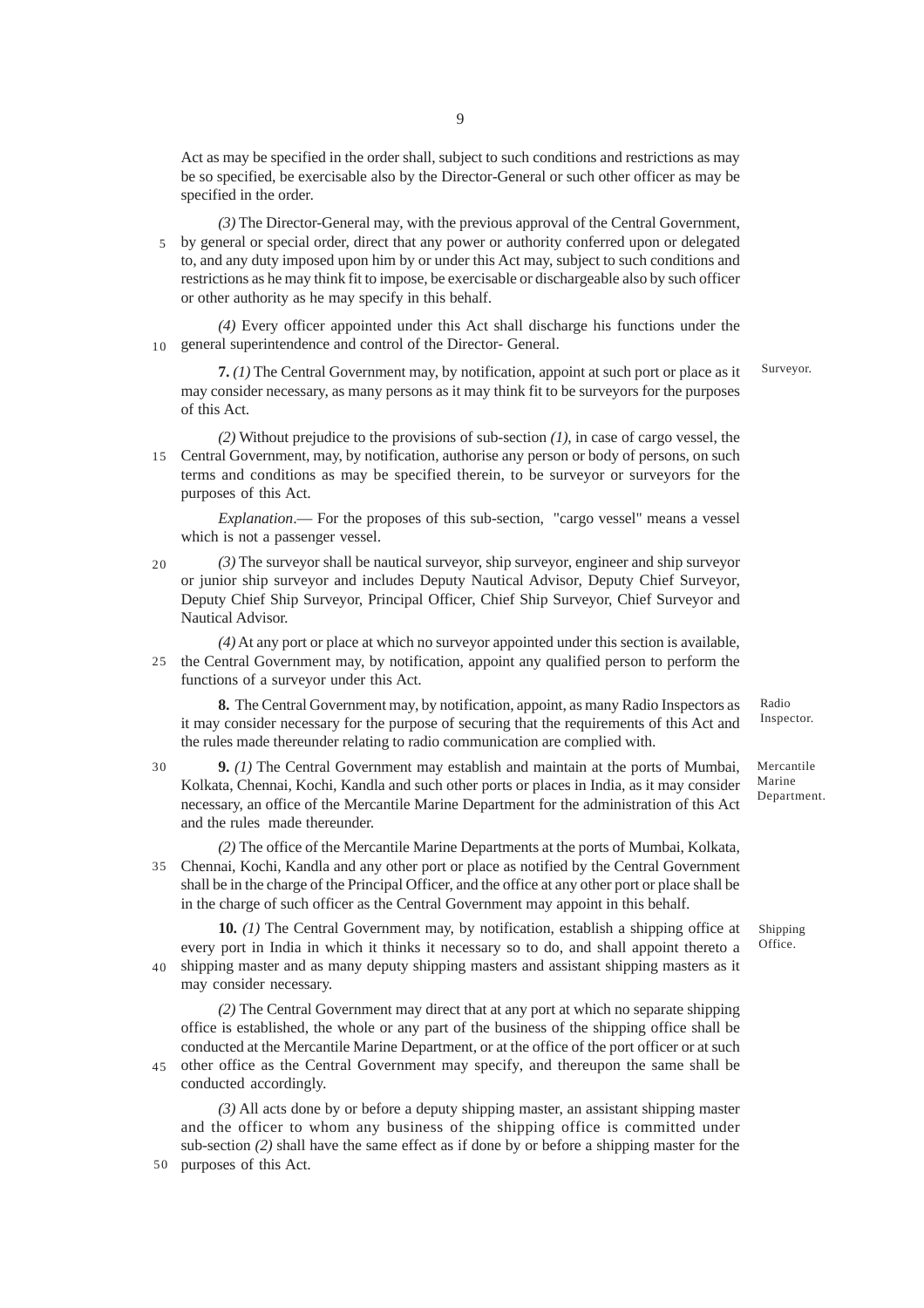Act as may be specified in the order shall, subject to such conditions and restrictions as may be so specified, be exercisable also by the Director-General or such other officer as may be specified in the order.

*(3)* The Director-General may, with the previous approval of the Central Government, by general or special order, direct that any power or authority conferred upon or delegated to, and any duty imposed upon him by or under this Act may, subject to such conditions and restrictions as he may think fit to impose, be exercisable or dischargeable also by such officer or other authority as he may specify in this behalf.

*(4)* Every officer appointed under this Act shall discharge his functions under the general superintendence and control of the Director- General.

Surveyor.

**7.** *(1)* The Central Government may, by notification, appoint at such port or place as it may consider necessary, as many persons as it may think fit to be surveyors for the purposes of this Act.

*(2)* Without prejudice to the provisions of sub-section *(1)*, in case of cargo vessel, the Central Government, may, by notification, authorise any person or body of persons, on such terms and conditions as may be specified therein, to be surveyor or surveyors for the purposes of this Act.

*Explanation*.— For the proposes of this sub-section, "cargo vessel" means a vessel which is not a passenger vessel.

*(3)* The surveyor shall be nautical surveyor, ship surveyor, engineer and ship surveyor or junior ship surveyor and includes Deputy Nautical Advisor, Deputy Chief Surveyor, Deputy Chief Ship Surveyor, Principal Officer, Chief Ship Surveyor, Chief Surveyor and Nautical Advisor.

*(4)* At any port or place at which no surveyor appointed under this section is available, the Central Government may, by notification, appoint any qualified person to perform the functions of a surveyor under this Act.

Radio Inspector.

**8.** The Central Government may, by notification, appoint, as many Radio Inspectors as it may consider necessary for the purpose of securing that the requirements of this Act and the rules made thereunder relating to radio communication are complied with.

Mercantile Marine Department.

**9.** *(1)* The Central Government may establish and maintain at the ports of Mumbai, Kolkata, Chennai, Kochi, Kandla and such other ports or places in India, as it may consider necessary, an office of the Mercantile Marine Department for the administration of this Act and the rules made thereunder.

*(2)* The office of the Mercantile Marine Departments at the ports of Mumbai, Kolkata, Chennai, Kochi, Kandla and any other port or place as notified by the Central Government shall be in the charge of the Principal Officer, and the office at any other port or place shall be in the charge of such officer as the Central Government may appoint in this behalf.

Shipping Office.

**10.** *(1)* The Central Government may, by notification, establish a shipping office at every port in India in which it thinks it necessary so to do, and shall appoint thereto a shipping master and as many deputy shipping masters and assistant shipping masters as it may consider necessary.

*(2)* The Central Government may direct that at any port at which no separate shipping office is established, the whole or any part of the business of the shipping office shall be conducted at the Mercantile Marine Department, or at the office of the port officer or at such other office as the Central Government may specify, and thereupon the same shall be conducted accordingly.

*(3)* All acts done by or before a deputy shipping master, an assistant shipping master and the officer to whom any business of the shipping office is committed under sub-section *(2)* shall have the same effect as if done by or before a shipping master for the purposes of this Act.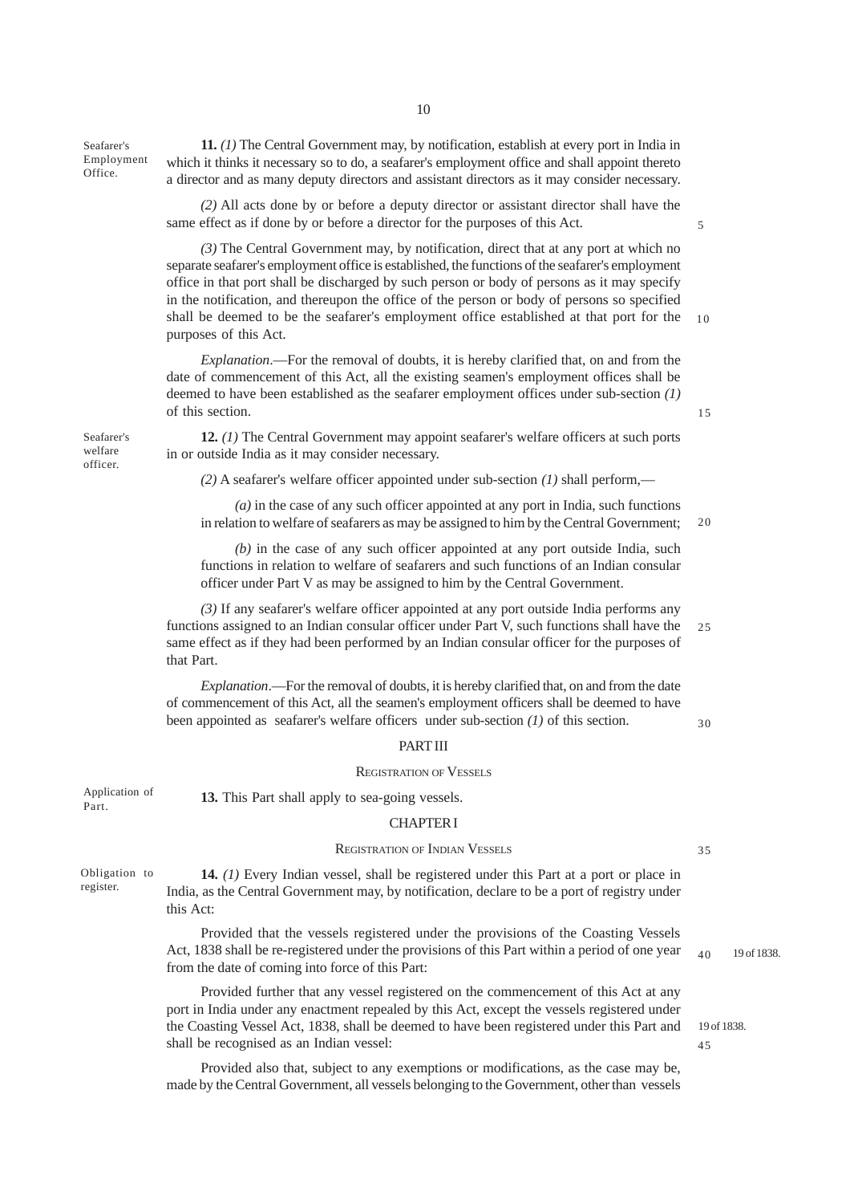Seafarer's Employment Office.

**11.** *(1)* The Central Government may, by notification, establish at every port in India in which it thinks it necessary so to do, a seafarer's employment office and shall appoint thereto a director and as many deputy directors and assistant directors as it may consider necessary.

*(2)* All acts done by or before a deputy director or assistant director shall have the same effect as if done by or before a director for the purposes of this Act.

*(3)* The Central Government may, by notification, direct that at any port at which no separate seafarer's employment office is established, the functions of the seafarer's employment office in that port shall be discharged by such person or body of persons as it may specify in the notification, and thereupon the office of the person or body of persons so specified shall be deemed to be the seafarer's employment office established at that port for the purposes of this Act.

*Explanation*.—For the removal of doubts, it is hereby clarified that, on and from the date of commencement of this Act, all the existing seamen's employment offices shall be deemed to have been established as the seafarer employment offices under sub-section *(1)* of this section.

Seafarer's welfare officer.

**12.** *(1)* The Central Government may appoint seafarer's welfare officers at such ports in or outside India as it may consider necessary.

*(2)* A seafarer's welfare officer appointed under sub-section *(1)* shall perform,—

*(a)* in the case of any such officer appointed at any port in India, such functions in relation to welfare of seafarers as may be assigned to him by the Central Government;

*(b)* in the case of any such officer appointed at any port outside India, such functions in relation to welfare of seafarers and such functions of an Indian consular officer under Part V as may be assigned to him by the Central Government.

*(3)* If any seafarer's welfare officer appointed at any port outside India performs any functions assigned to an Indian consular officer under Part V, such functions shall have the same effect as if they had been performed by an Indian consular officer for the purposes of that Part.

*Explanation*.—For the removal of doubts, it is hereby clarified that, on and from the date of commencement of this Act, all the seamen's employment officers shall be deemed to have been appointed as seafarer's welfare officers under sub-section *(1)* of this section.

## PART III

## REGISTRATION OF VESSELS

Application of Part.

**13.** This Part shall apply to sea-going vessels.

### CHAPTER I

### REGISTRATION OF INDIAN VESSELS

Obligation to register.

**14.** *(1)* Every Indian vessel, shall be registered under this Part at a port or place in India, as the Central Government may, by notification, declare to be a port of registry under this Act:

Provided that the vessels registered under the provisions of the Coasting Vessels Act, 1838 shall be re-registered under the provisions of this Part within a period of one year from the date of coming into force of this Part:

19 of 1838.

Provided further that any vessel registered on the commencement of this Act at any port in India under any enactment repealed by this Act, except the vessels registered under the Coasting Vessel Act, 1838, shall be deemed to have been registered under this Part and shall be recognised as an Indian vessel:

19 of 1838.

Provided also that, subject to any exemptions or modifications, as the case may be, made by the Central Government, all vessels belonging to the Government, other than vessels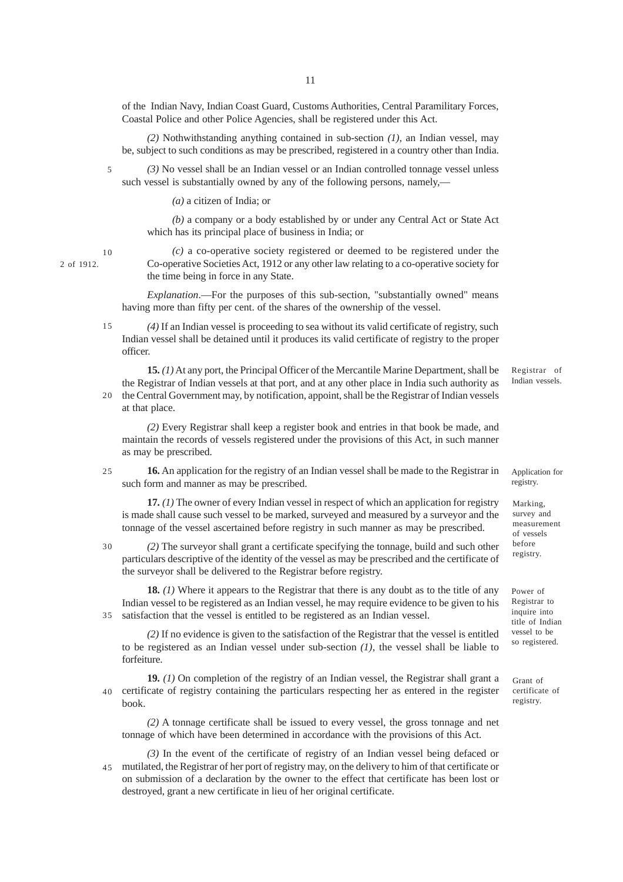of the Indian Navy, Indian Coast Guard, Customs Authorities, Central Paramilitary Forces, Coastal Police and other Police Agencies, shall be registered under this Act.

*(2)* Nothwithstanding anything contained in sub-section *(1)*, an Indian vessel, may be, subject to such conditions as may be prescribed, registered in a country other than India.

*(3)* No vessel shall be an Indian vessel or an Indian controlled tonnage vessel unless such vessel is substantially owned by any of the following persons, namely,—

*(a)* a citizen of India; or

*(b)* a company or a body established by or under any Central Act or State Act which has its principal place of business in India; or

*(c)* a co-operative society registered or deemed to be registered under the Co-operative Societies Act, 1912 or any other law relating to a co-operative society for the time being in force in any State. (2 of 1912.)

*Explanation*.—For the purposes of this sub-section, "substantially owned" means having more than fifty per cent. of the shares of the ownership of the vessel.

*(4)* If an Indian vessel is proceeding to sea without its valid certificate of registry, such Indian vessel shall be detained until it produces its valid certificate of registry to the proper officer.

Registrar of Indian vessels.

**15.** *(1)* At any port, the Principal Officer of the Mercantile Marine Department, shall be the Registrar of Indian vessels at that port, and at any other place in India such authority as the Central Government may, by notification, appoint, shall be the Registrar of Indian vessels at that place.

*(2)* Every Registrar shall keep a register book and entries in that book be made, and maintain the records of vessels registered under the provisions of this Act, in such manner as may be prescribed.

Application for registry.

**16.** An application for the registry of an Indian vessel shall be made to the Registrar in such form and manner as may be prescribed.

Marking, survey and measurement of vessels before registry.

**17.** *(1)* The owner of every Indian vessel in respect of which an application for registry is made shall cause such vessel to be marked, surveyed and measured by a surveyor and the tonnage of the vessel ascertained before registry in such manner as may be prescribed.

*(2)* The surveyor shall grant a certificate specifying the tonnage, build and such other particulars descriptive of the identity of the vessel as may be prescribed and the certificate of the surveyor shall be delivered to the Registrar before registry.

Power of Registrar to inquire into title of Indian vessel to be so registered.

**18.** *(1)* Where it appears to the Registrar that there is any doubt as to the title of any Indian vessel to be registered as an Indian vessel, he may require evidence to be given to his satisfaction that the vessel is entitled to be registered as an Indian vessel.

*(2)* If no evidence is given to the satisfaction of the Registrar that the vessel is entitled to be registered as an Indian vessel under sub-section *(1)*, the vessel shall be liable to forfeiture.

Grant of certificate of registry.

**19.** *(1)* On completion of the registry of an Indian vessel, the Registrar shall grant a certificate of registry containing the particulars respecting her as entered in the register book.

*(2)* A tonnage certificate shall be issued to every vessel, the gross tonnage and net tonnage of which have been determined in accordance with the provisions of this Act.

*(3)* In the event of the certificate of registry of an Indian vessel being defaced or mutilated, the Registrar of her port of registry may, on the delivery to him of that certificate or on submission of a declaration by the owner to the effect that certificate has been lost or destroyed, grant a new certificate in lieu of her original certificate.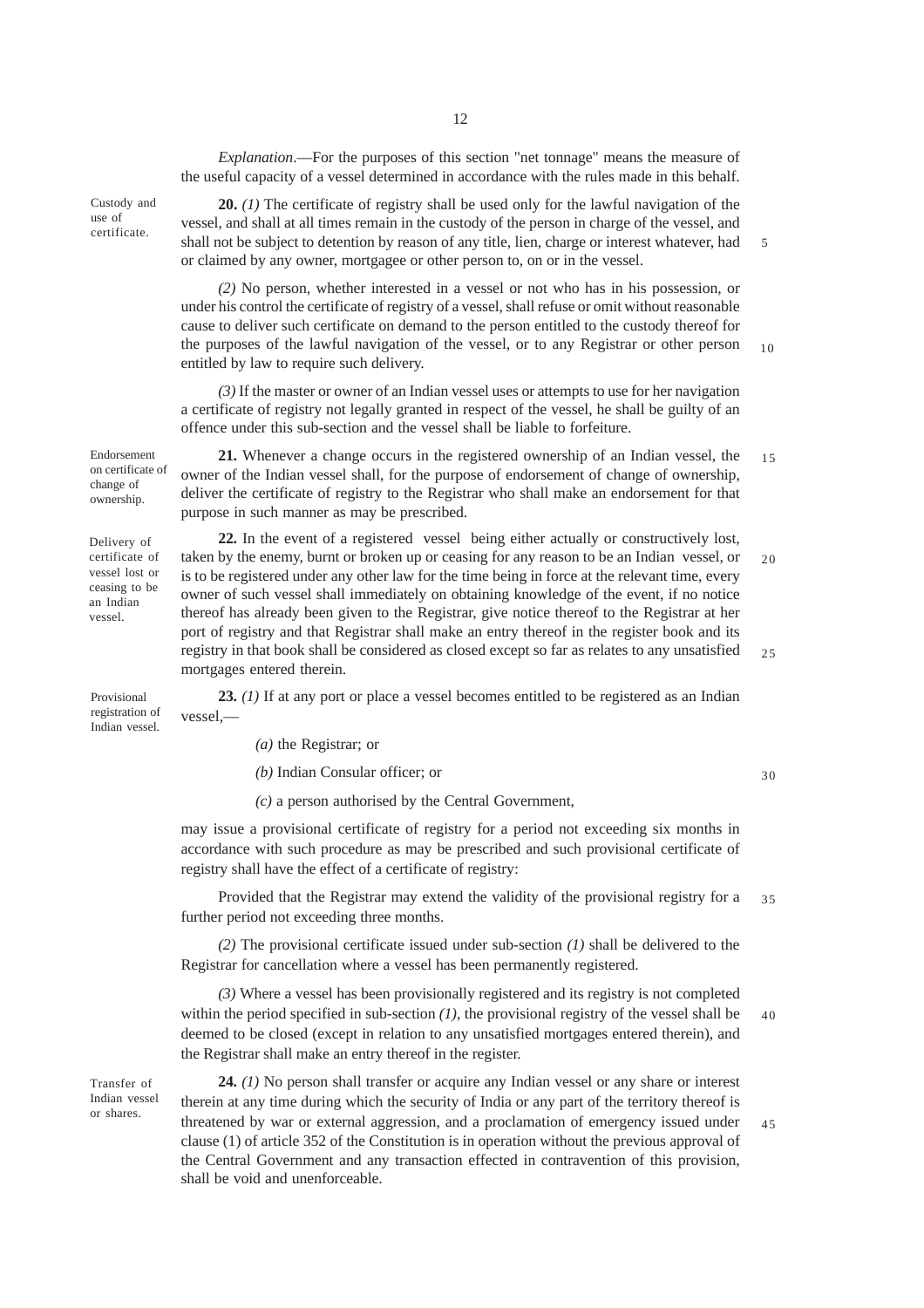*Explanation*.—For the purposes of this section "net tonnage" means the measure of the useful capacity of a vessel determined in accordance with the rules made in this behalf.

Custody and use of certificate.

**20.** *(1)* The certificate of registry shall be used only for the lawful navigation of the vessel, and shall at all times remain in the custody of the person in charge of the vessel, and shall not be subject to detention by reason of any title, lien, charge or interest whatever, had or claimed by any owner, mortgagee or other person to, on or in the vessel.

*(2)* No person, whether interested in a vessel or not who has in his possession, or under his control the certificate of registry of a vessel, shall refuse or omit without reasonable cause to deliver such certificate on demand to the person entitled to the custody thereof for the purposes of the lawful navigation of the vessel, or to any Registrar or other person entitled by law to require such delivery.

*(3)* If the master or owner of an Indian vessel uses or attempts to use for her navigation a certificate of registry not legally granted in respect of the vessel, he shall be guilty of an offence under this sub-section and the vessel shall be liable to forfeiture.

Endorsement on certificate of change of ownership.

**21.** Whenever a change occurs in the registered ownership of an Indian vessel, the owner of the Indian vessel shall, for the purpose of endorsement of change of ownership, deliver the certificate of registry to the Registrar who shall make an endorsement for that purpose in such manner as may be prescribed.

Delivery of certificate of vessel lost or ceasing to be an Indian vessel.

**22.** In the event of a registered vessel being either actually or constructively lost, taken by the enemy, burnt or broken up or ceasing for any reason to be an Indian vessel, or is to be registered under any other law for the time being in force at the relevant time, every owner of such vessel shall immediately on obtaining knowledge of the event, if no notice thereof has already been given to the Registrar, give notice thereof to the Registrar at her port of registry and that Registrar shall make an entry thereof in the register book and its registry in that book shall be considered as closed except so far as relates to any unsatisfied mortgages entered therein.

Provisional registration of Indian vessel.

**23.** *(1)* If at any port or place a vessel becomes entitled to be registered as an Indian vessel,—

*(a)* the Registrar; or

*(b)* Indian Consular officer; or

*(c)* a person authorised by the Central Government,

may issue a provisional certificate of registry for a period not exceeding six months in accordance with such procedure as may be prescribed and such provisional certificate of registry shall have the effect of a certificate of registry:

Provided that the Registrar may extend the validity of the provisional registry for a further period not exceeding three months.

*(2)* The provisional certificate issued under sub-section *(1)* shall be delivered to the Registrar for cancellation where a vessel has been permanently registered.

*(3)* Where a vessel has been provisionally registered and its registry is not completed within the period specified in sub-section *(1)*, the provisional registry of the vessel shall be deemed to be closed (except in relation to any unsatisfied mortgages entered therein), and the Registrar shall make an entry thereof in the register.

Transfer of Indian vessel or shares.

**24.** *(1)* No person shall transfer or acquire any Indian vessel or any share or interest therein at any time during which the security of India or any part of the territory thereof is threatened by war or external aggression, and a proclamation of emergency issued under clause (1) of article 352 of the Constitution is in operation without the previous approval of the Central Government and any transaction effected in contravention of this provision, shall be void and unenforceable.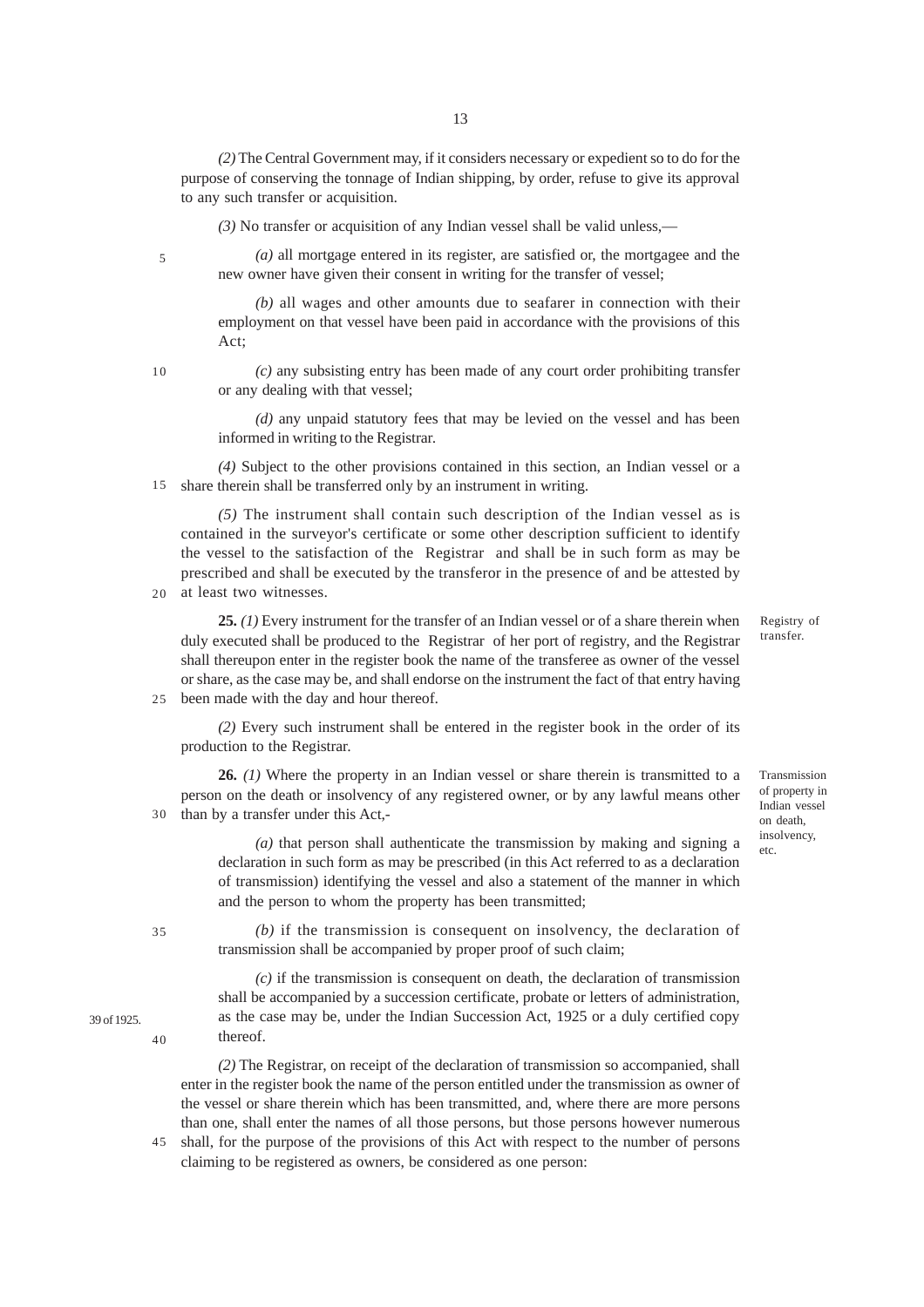*(2)* The Central Government may, if it considers necessary or expedient so to do for the purpose of conserving the tonnage of Indian shipping, by order, refuse to give its approval to any such transfer or acquisition.

*(3)* No transfer or acquisition of any Indian vessel shall be valid unless,—

*(a)* all mortgage entered in its register, are satisfied or, the mortgagee and the new owner have given their consent in writing for the transfer of vessel;

*(b)* all wages and other amounts due to seafarer in connection with their employment on that vessel have been paid in accordance with the provisions of this Act;

*(c)* any subsisting entry has been made of any court order prohibiting transfer or any dealing with that vessel;

*(d)* any unpaid statutory fees that may be levied on the vessel and has been informed in writing to the Registrar.

*(4)* Subject to the other provisions contained in this section, an Indian vessel or a share therein shall be transferred only by an instrument in writing.

*(5)* The instrument shall contain such description of the Indian vessel as is contained in the surveyor's certificate or some other description sufficient to identify the vessel to the satisfaction of the Registrar and shall be in such form as may be prescribed and shall be executed by the transferor in the presence of and be attested by at least two witnesses.

Registry of transfer.

**25.** *(1)* Every instrument for the transfer of an Indian vessel or of a share therein when duly executed shall be produced to the Registrar of her port of registry, and the Registrar shall thereupon enter in the register book the name of the transferee as owner of the vessel or share, as the case may be, and shall endorse on the instrument the fact of that entry having been made with the day and hour thereof.

*(2)* Every such instrument shall be entered in the register book in the order of its production to the Registrar.

Transmission of property in Indian vessel on death, insolvency, etc.

**26.** *(1)* Where the property in an Indian vessel or share therein is transmitted to a person on the death or insolvency of any registered owner, or by any lawful means other than by a transfer under this Act,-

*(a)* that person shall authenticate the transmission by making and signing a declaration in such form as may be prescribed (in this Act referred to as a declaration of transmission) identifying the vessel and also a statement of the manner in which and the person to whom the property has been transmitted;

*(b)* if the transmission is consequent on insolvency, the declaration of transmission shall be accompanied by proper proof of such claim;

*(c)* if the transmission is consequent on death, the declaration of transmission shall be accompanied by a succession certificate, probate or letters of administration, as the case may be, under the Indian Succession Act, 1925 or a duly certified copy thereof.

39 of 1925.

*(2)* The Registrar, on receipt of the declaration of transmission so accompanied, shall enter in the register book the name of the person entitled under the transmission as owner of the vessel or share therein which has been transmitted, and, where there are more persons than one, shall enter the names of all those persons, but those persons however numerous shall, for the purpose of the provisions of this Act with respect to the number of persons claiming to be registered as owners, be considered as one person: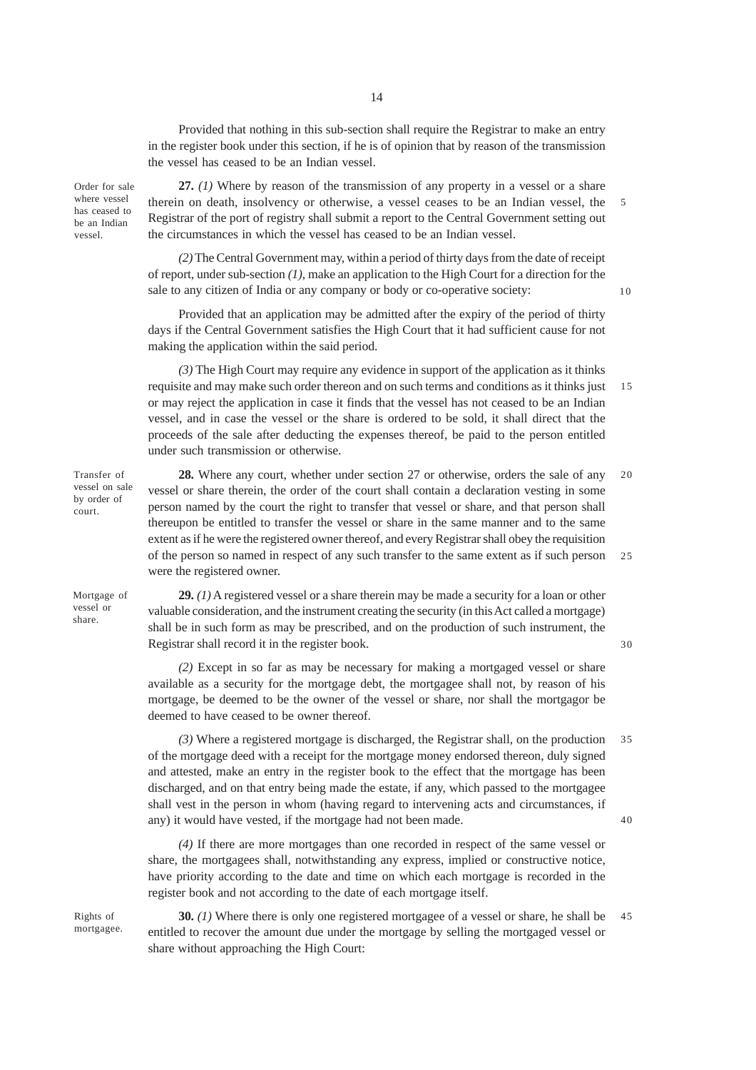Provided that nothing in this sub-section shall require the Registrar to make an entry in the register book under this section, if he is of opinion that by reason of the transmission the vessel has ceased to be an Indian vessel.

*Order for sale where vessel has ceased to be an Indian vessel.*

**27.** *(1)* Where by reason of the transmission of any property in a vessel or a share therein on death, insolvency or otherwise, a vessel ceases to be an Indian vessel, the Registrar of the port of registry shall submit a report to the Central Government setting out the circumstances in which the vessel has ceased to be an Indian vessel.

*(2)* The Central Government may, within a period of thirty days from the date of receipt of report, under sub-section *(1)*, make an application to the High Court for a direction for the sale to any citizen of India or any company or body or co-operative society:

Provided that an application may be admitted after the expiry of the period of thirty days if the Central Government satisfies the High Court that it had sufficient cause for not making the application within the said period.

*(3)* The High Court may require any evidence in support of the application as it thinks requisite and may make such order thereon and on such terms and conditions as it thinks just or may reject the application in case it finds that the vessel has not ceased to be an Indian vessel, and in case the vessel or the share is ordered to be sold, it shall direct that the proceeds of the sale after deducting the expenses thereof, be paid to the person entitled under such transmission or otherwise.

*Transfer of vessel on sale by order of court.*

**28.** Where any court, whether under section 27 or otherwise, orders the sale of any vessel or share therein, the order of the court shall contain a declaration vesting in some person named by the court the right to transfer that vessel or share, and that person shall thereupon be entitled to transfer the vessel or share in the same manner and to the same extent as if he were the registered owner thereof, and every Registrar shall obey the requisition of the person so named in respect of any such transfer to the same extent as if such person were the registered owner.

*Mortgage of vessel or share.*

**29.** *(1)* A registered vessel or a share therein may be made a security for a loan or other valuable consideration, and the instrument creating the security (in this Act called a mortgage) shall be in such form as may be prescribed, and on the production of such instrument, the Registrar shall record it in the register book.

*(2)* Except in so far as may be necessary for making a mortgaged vessel or share available as a security for the mortgage debt, the mortgagee shall not, by reason of his mortgage, be deemed to be the owner of the vessel or share, nor shall the mortgagor be deemed to have ceased to be owner thereof.

*(3)* Where a registered mortgage is discharged, the Registrar shall, on the production of the mortgage deed with a receipt for the mortgage money endorsed thereon, duly signed and attested, make an entry in the register book to the effect that the mortgage has been discharged, and on that entry being made the estate, if any, which passed to the mortgagee shall vest in the person in whom (having regard to intervening acts and circumstances, if any) it would have vested, if the mortgage had not been made.

*(4)* If there are more mortgages than one recorded in respect of the same vessel or share, the mortgagees shall, notwithstanding any express, implied or constructive notice, have priority according to the date and time on which each mortgage is recorded in the register book and not according to the date of each mortgage itself.

*Rights of mortgagee.*

**30.** *(1)* Where there is only one registered mortgagee of a vessel or share, he shall be entitled to recover the amount due under the mortgage by selling the mortgaged vessel or share without approaching the High Court: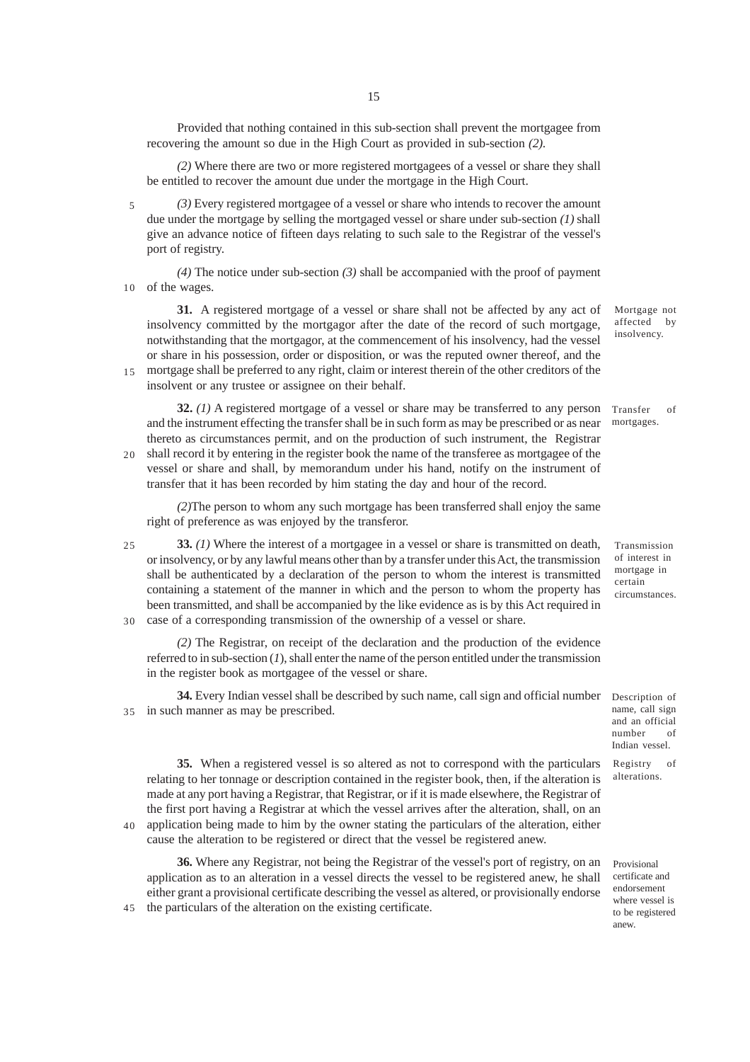Provided that nothing contained in this sub-section shall prevent the mortgagee from recovering the amount so due in the High Court as provided in sub-section *(2)*.

*(2)* Where there are two or more registered mortgagees of a vessel or share they shall be entitled to recover the amount due under the mortgage in the High Court.

*(3)* Every registered mortgagee of a vessel or share who intends to recover the amount due under the mortgage by selling the mortgaged vessel or share under sub-section *(1)* shall give an advance notice of fifteen days relating to such sale to the Registrar of the vessel's port of registry.

*(4)* The notice under sub-section *(3)* shall be accompanied with the proof of payment of the wages.

Mortgage not affected by insolvency.

**31.** A registered mortgage of a vessel or share shall not be affected by any act of insolvency committed by the mortgagor after the date of the record of such mortgage, notwithstanding that the mortgagor, at the commencement of his insolvency, had the vessel or share in his possession, order or disposition, or was the reputed owner thereof, and the mortgage shall be preferred to any right, claim or interest therein of the other creditors of the insolvent or any trustee or assignee on their behalf.

Transfer of mortgages.

**32.** *(1)* A registered mortgage of a vessel or share may be transferred to any person and the instrument effecting the transfer shall be in such form as may be prescribed or as near thereto as circumstances permit, and on the production of such instrument, the Registrar shall record it by entering in the register book the name of the transferee as mortgagee of the vessel or share and shall, by memorandum under his hand, notify on the instrument of transfer that it has been recorded by him stating the day and hour of the record.

*(2)*The person to whom any such mortgage has been transferred shall enjoy the same right of preference as was enjoyed by the transferor.

Transmission of interest in mortgage in certain circumstances.

**33.** *(1)* Where the interest of a mortgagee in a vessel or share is transmitted on death, or insolvency, or by any lawful means other than by a transfer under this Act, the transmission shall be authenticated by a declaration of the person to whom the interest is transmitted containing a statement of the manner in which and the person to whom the property has been transmitted, and shall be accompanied by the like evidence as is by this Act required in case of a corresponding transmission of the ownership of a vessel or share.

*(2)* The Registrar, on receipt of the declaration and the production of the evidence referred to in sub-section (*1*), shall enter the name of the person entitled under the transmission in the register book as mortgagee of the vessel or share.

Description of name, call sign and an official number of Indian vessel.

**34.** Every Indian vessel shall be described by such name, call sign and official number in such manner as may be prescribed.

Registry of alterations.

**35.** When a registered vessel is so altered as not to correspond with the particulars relating to her tonnage or description contained in the register book, then, if the alteration is made at any port having a Registrar, that Registrar, or if it is made elsewhere, the Registrar of the first port having a Registrar at which the vessel arrives after the alteration, shall, on an application being made to him by the owner stating the particulars of the alteration, either cause the alteration to be registered or direct that the vessel be registered anew.

Provisional certificate and endorsement where vessel is to be registered anew.

**36.** Where any Registrar, not being the Registrar of the vessel's port of registry, on an application as to an alteration in a vessel directs the vessel to be registered anew, he shall either grant a provisional certificate describing the vessel as altered, or provisionally endorse the particulars of the alteration on the existing certificate.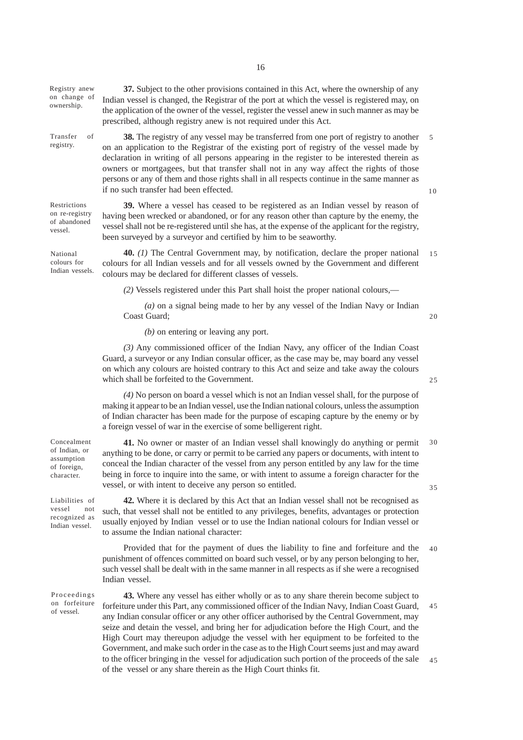**Registry anew on change of ownership.**

**37.** Subject to the other provisions contained in this Act, where the ownership of any Indian vessel is changed, the Registrar of the port at which the vessel is registered may, on the application of the owner of the vessel, register the vessel anew in such manner as may be prescribed, although registry anew is not required under this Act.

**Transfer of registry.**

**38.** The registry of any vessel may be transferred from one port of registry to another on an application to the Registrar of the existing port of registry of the vessel made by declaration in writing of all persons appearing in the register to be interested therein as owners or mortgagees, but that transfer shall not in any way affect the rights of those persons or any of them and those rights shall in all respects continue in the same manner as if no such transfer had been effected.

**Restrictions on re-registry of abandoned vessel.**

**39.** Where a vessel has ceased to be registered as an Indian vessel by reason of having been wrecked or abandoned, or for any reason other than capture by the enemy, the vessel shall not be re-registered until she has, at the expense of the applicant for the registry, been surveyed by a surveyor and certified by him to be seaworthy.

**National colours for Indian vessels.**

**40.** *(1)* The Central Government may, by notification, declare the proper national colours for all Indian vessels and for all vessels owned by the Government and different colours may be declared for different classes of vessels.

*(2)* Vessels registered under this Part shall hoist the proper national colours,—

*(a)* on a signal being made to her by any vessel of the Indian Navy or Indian Coast Guard;

*(b)* on entering or leaving any port.

*(3)* Any commissioned officer of the Indian Navy, any officer of the Indian Coast Guard, a surveyor or any Indian consular officer, as the case may be, may board any vessel on which any colours are hoisted contrary to this Act and seize and take away the colours which shall be forfeited to the Government.

*(4)* No person on board a vessel which is not an Indian vessel shall, for the purpose of making it appear to be an Indian vessel, use the Indian national colours, unless the assumption of Indian character has been made for the purpose of escaping capture by the enemy or by a foreign vessel of war in the exercise of some belligerent right.

**Concealment of Indian, or assumption of foreign, character.**

**41.** No owner or master of an Indian vessel shall knowingly do anything or permit anything to be done, or carry or permit to be carried any papers or documents, with intent to conceal the Indian character of the vessel from any person entitled by any law for the time being in force to inquire into the same, or with intent to assume a foreign character for the vessel, or with intent to deceive any person so entitled.

**Liabilities of vessel not recognized as Indian vessel.**

**42.** Where it is declared by this Act that an Indian vessel shall not be recognised as such, that vessel shall not be entitled to any privileges, benefits, advantages or protection usually enjoyed by Indian vessel or to use the Indian national colours for Indian vessel or to assume the Indian national character:

Provided that for the payment of dues the liability to fine and forfeiture and the punishment of offences committed on board such vessel, or by any person belonging to her, such vessel shall be dealt with in the same manner in all respects as if she were a recognised Indian vessel.

**Proceedings on forfeiture of vessel.**

**43.** Where any vessel has either wholly or as to any share therein become subject to forfeiture under this Part, any commissioned officer of the Indian Navy, Indian Coast Guard, any Indian consular officer or any other officer authorised by the Central Government, may seize and detain the vessel, and bring her for adjudication before the High Court, and the High Court may thereupon adjudge the vessel with her equipment to be forfeited to the Government, and make such order in the case as to the High Court seems just and may award to the officer bringing in the vessel for adjudication such portion of the proceeds of the sale of the vessel or any share therein as the High Court thinks fit.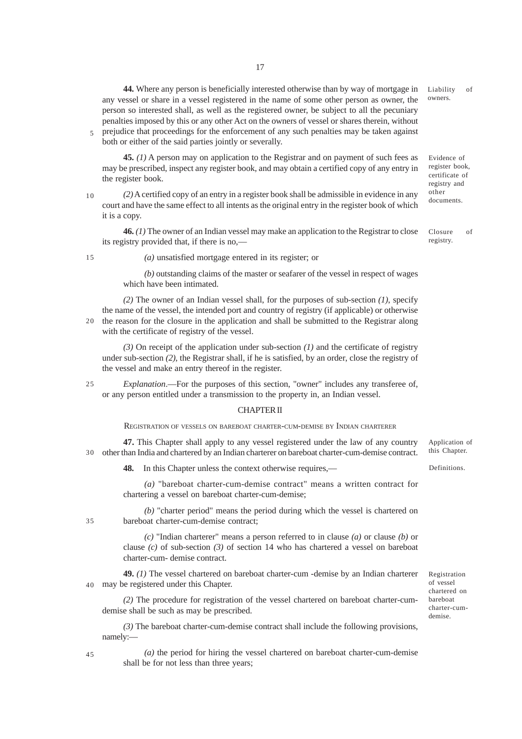**44.** Where any person is beneficially interested otherwise than by way of mortgage in any vessel or share in a vessel registered in the name of some other person as owner, the person so interested shall, as well as the registered owner, be subject to all the pecuniary penalties imposed by this or any other Act on the owners of vessel or shares therein, without prejudice that proceedings for the enforcement of any such penalties may be taken against both or either of the said parties jointly or severally.

Liability of owners.

**45.** *(1)* A person may on application to the Registrar and on payment of such fees as may be prescribed, inspect any register book, and may obtain a certified copy of any entry in the register book.

Evidence of register book, certificate of registry and other documents.

*(2)* A certified copy of an entry in a register book shall be admissible in evidence in any court and have the same effect to all intents as the original entry in the register book of which it is a copy.

**46.** *(1)* The owner of an Indian vessel may make an application to the Registrar to close its registry provided that, if there is no,—

Closure of registry.

*(a)* unsatisfied mortgage entered in its register; or

*(b)* outstanding claims of the master or seafarer of the vessel in respect of wages which have been intimated.

*(2)* The owner of an Indian vessel shall, for the purposes of sub-section *(1)*, specify the name of the vessel, the intended port and country of registry (if applicable) or otherwise the reason for the closure in the application and shall be submitted to the Registrar along with the certificate of registry of the vessel.

*(3)* On receipt of the application under sub-section *(1)* and the certificate of registry under sub-section *(2)*, the Registrar shall, if he is satisfied, by an order, close the registry of the vessel and make an entry thereof in the register.

*Explanation*.—For the purposes of this section, "owner" includes any transferee of, or any person entitled under a transmission to the property in, an Indian vessel.

## CHAPTER II

### REGISTRATION OF VESSELS ON BAREBOAT CHARTER-CUM-DEMISE BY INDIAN CHARTERER

**47.** This Chapter shall apply to any vessel registered under the law of any country other than India and chartered by an Indian charterer on bareboat charter-cum-demise contract.

Application of this Chapter.

**48.** In this Chapter unless the context otherwise requires,—

Definitions.

*(a)* "bareboat charter-cum-demise contract" means a written contract for chartering a vessel on bareboat charter-cum-demise;

*(b)* "charter period" means the period during which the vessel is chartered on bareboat charter-cum-demise contract;

*(c)* "Indian charterer" means a person referred to in clause *(a)* or clause *(b)* or clause *(c)* of sub-section *(3)* of section 14 who has chartered a vessel on bareboat charter-cum- demise contract.

**49.** *(1)* The vessel chartered on bareboat charter-cum -demise by an Indian charterer may be registered under this Chapter.

Registration of vessel chartered on bareboat charter-cum-demise.

*(2)* The procedure for registration of the vessel chartered on bareboat charter-cum-demise shall be such as may be prescribed.

*(3)* The bareboat charter-cum-demise contract shall include the following provisions, namely:—

*(a)* the period for hiring the vessel chartered on bareboat charter-cum-demise shall be for not less than three years;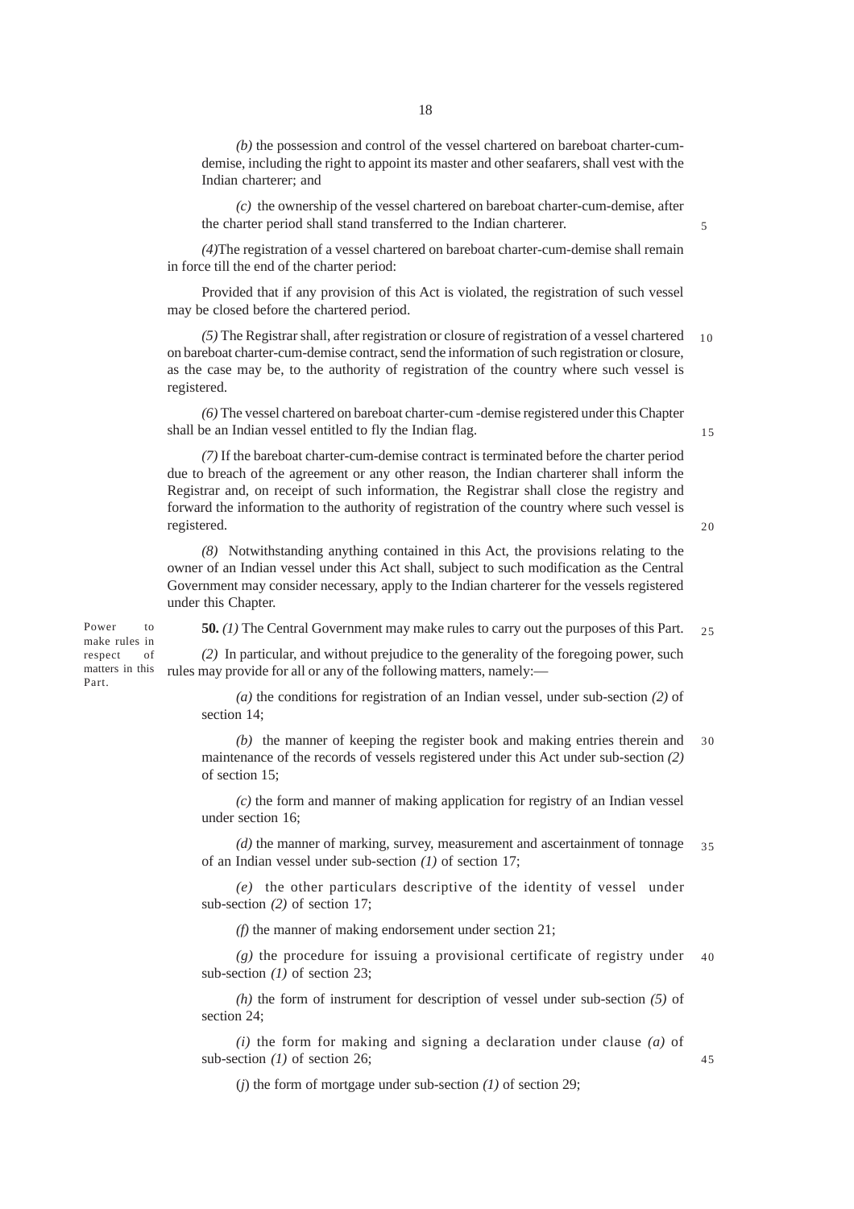*(b)* the possession and control of the vessel chartered on bareboat charter-cum-demise, including the right to appoint its master and other seafarers, shall vest with the Indian charterer; and

*(c)* the ownership of the vessel chartered on bareboat charter-cum-demise, after the charter period shall stand transferred to the Indian charterer.

*(4)*The registration of a vessel chartered on bareboat charter-cum-demise shall remain in force till the end of the charter period:

Provided that if any provision of this Act is violated, the registration of such vessel may be closed before the chartered period.

*(5)* The Registrar shall, after registration or closure of registration of a vessel chartered on bareboat charter-cum-demise contract, send the information of such registration or closure, as the case may be, to the authority of registration of the country where such vessel is registered.

*(6)* The vessel chartered on bareboat charter-cum -demise registered under this Chapter shall be an Indian vessel entitled to fly the Indian flag.

*(7)* If the bareboat charter-cum-demise contract is terminated before the charter period due to breach of the agreement or any other reason, the Indian charterer shall inform the Registrar and, on receipt of such information, the Registrar shall close the registry and forward the information to the authority of registration of the country where such vessel is registered.

*(8)* Notwithstanding anything contained in this Act, the provisions relating to the owner of an Indian vessel under this Act shall, subject to such modification as the Central Government may consider necessary, apply to the Indian charterer for the vessels registered under this Chapter.

Power to make rules in respect of matters in this Part.

**50.** *(1)* The Central Government may make rules to carry out the purposes of this Part.

*(2)* In particular, and without prejudice to the generality of the foregoing power, such rules may provide for all or any of the following matters, namely:—

*(a)* the conditions for registration of an Indian vessel, under sub-section *(2)* of section 14;

*(b)* the manner of keeping the register book and making entries therein and maintenance of the records of vessels registered under this Act under sub-section *(2)* of section 15;

*(c)* the form and manner of making application for registry of an Indian vessel under section 16;

*(d)* the manner of marking, survey, measurement and ascertainment of tonnage of an Indian vessel under sub-section *(1)* of section 17;

*(e)* the other particulars descriptive of the identity of vessel under sub-section *(2)* of section 17;

*(f)* the manner of making endorsement under section 21;

*(g)* the procedure for issuing a provisional certificate of registry under sub-section *(1)* of section 23;

*(h)* the form of instrument for description of vessel under sub-section *(5)* of section 24;

*(i)* the form for making and signing a declaration under clause *(a)* of sub-section *(1)* of section 26;

(*j*) the form of mortgage under sub-section *(1)* of section 29;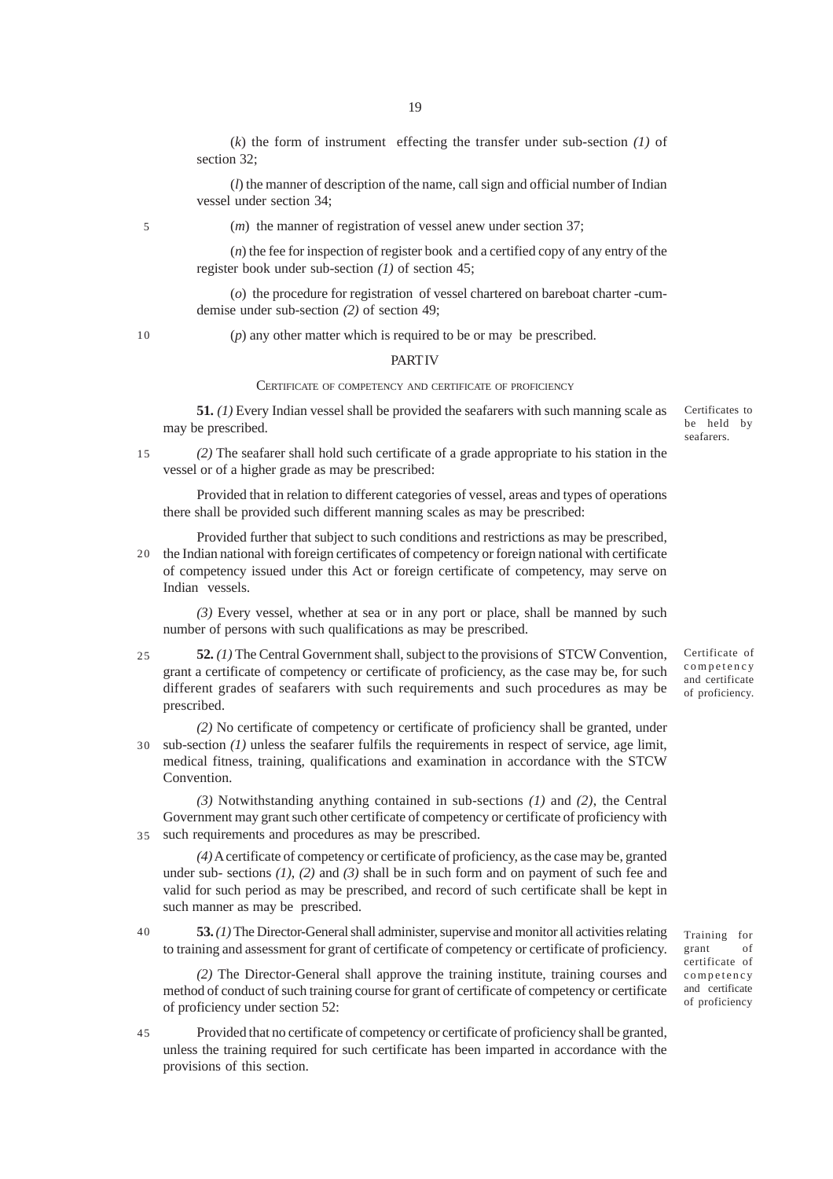(*k*) the form of instrument effecting the transfer under sub-section *(1)* of section 32;

(*l*) the manner of description of the name, call sign and official number of Indian vessel under section 34;

(*m*) the manner of registration of vessel anew under section 37;

(*n*) the fee for inspection of register book and a certified copy of any entry of the register book under sub-section *(1)* of section 45;

(*o*) the procedure for registration of vessel chartered on bareboat charter -cum-demise under sub-section *(2)* of section 49;

(*p*) any other matter which is required to be or may be prescribed.

## PART IV

### CERTIFICATE OF COMPETENCY AND CERTIFICATE OF PROFICIENCY

*Certificates to be held by seafarers.*

**51.** *(1)* Every Indian vessel shall be provided the seafarers with such manning scale as may be prescribed.

*(2)* The seafarer shall hold such certificate of a grade appropriate to his station in the vessel or of a higher grade as may be prescribed:

Provided that in relation to different categories of vessel, areas and types of operations there shall be provided such different manning scales as may be prescribed:

Provided further that subject to such conditions and restrictions as may be prescribed, the Indian national with foreign certificates of competency or foreign national with certificate of competency issued under this Act or foreign certificate of competency, may serve on Indian vessels.

*(3)* Every vessel, whether at sea or in any port or place, shall be manned by such number of persons with such qualifications as may be prescribed.

*Certificate of competency and certificate of proficiency.*

**52.** *(1)* The Central Government shall, subject to the provisions of STCW Convention, grant a certificate of competency or certificate of proficiency, as the case may be, for such different grades of seafarers with such requirements and such procedures as may be prescribed.

*(2)* No certificate of competency or certificate of proficiency shall be granted, under sub-section *(1)* unless the seafarer fulfils the requirements in respect of service, age limit, medical fitness, training, qualifications and examination in accordance with the STCW Convention.

*(3)* Notwithstanding anything contained in sub-sections *(1)* and *(2)*, the Central Government may grant such other certificate of competency or certificate of proficiency with such requirements and procedures as may be prescribed.

*(4)* A certificate of competency or certificate of proficiency, as the case may be, granted under sub- sections *(1)*, *(2)* and *(3)* shall be in such form and on payment of such fee and valid for such period as may be prescribed, and record of such certificate shall be kept in such manner as may be prescribed.

*Training for grant of certificate of competency and certificate of proficiency*

**53.** *(1)* The Director-General shall administer, supervise and monitor all activities relating to training and assessment for grant of certificate of competency or certificate of proficiency.

*(2)* The Director-General shall approve the training institute, training courses and method of conduct of such training course for grant of certificate of competency or certificate of proficiency under section 52:

Provided that no certificate of competency or certificate of proficiency shall be granted, unless the training required for such certificate has been imparted in accordance with the provisions of this section.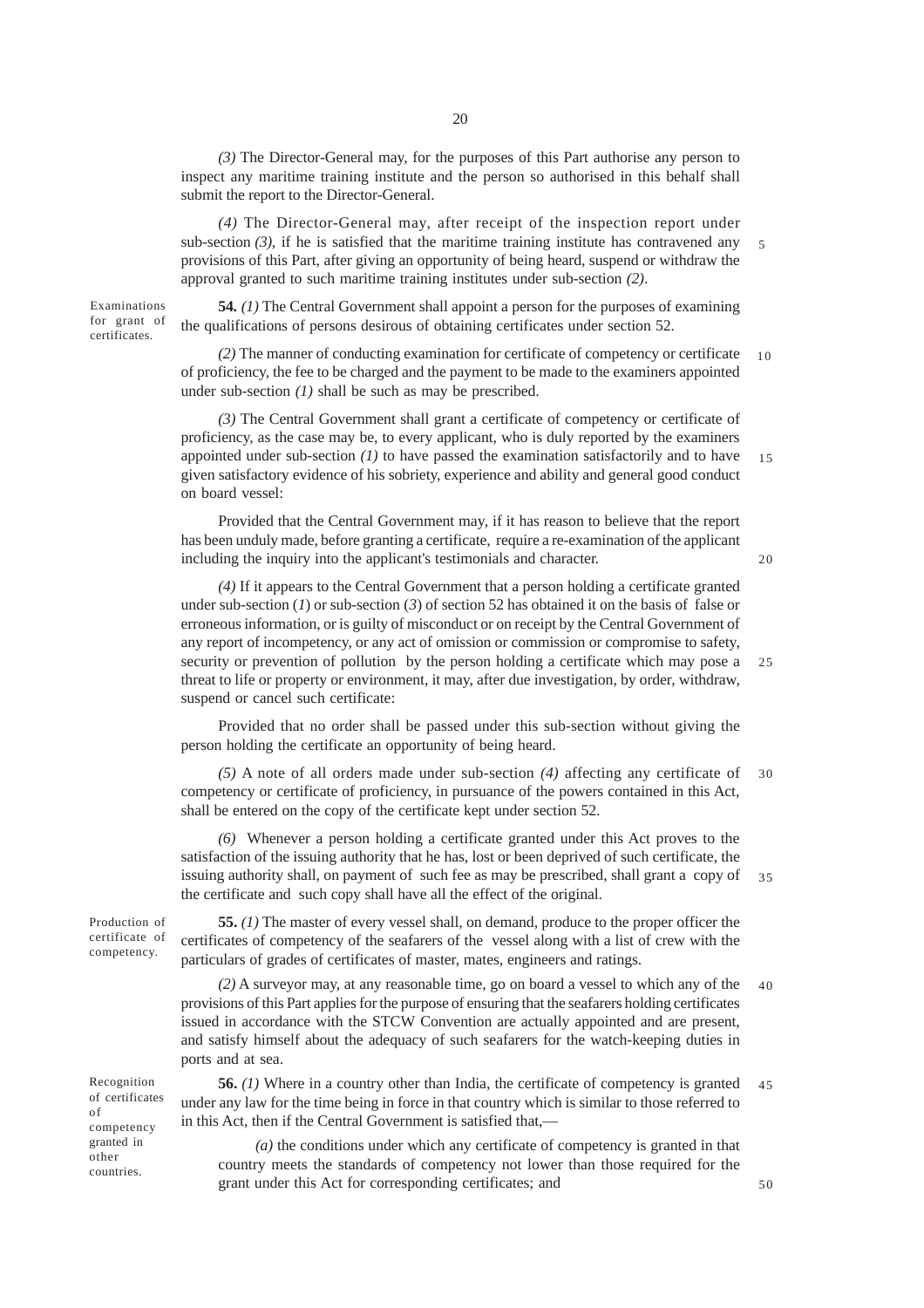*(3)* The Director-General may, for the purposes of this Part authorise any person to inspect any maritime training institute and the person so authorised in this behalf shall submit the report to the Director-General.

*(4)* The Director-General may, after receipt of the inspection report under sub-section *(3)*, if he is satisfied that the maritime training institute has contravened any provisions of this Part, after giving an opportunity of being heard, suspend or withdraw the approval granted to such maritime training institutes under sub-section *(2)*.

Examinations for grant of certificates.

**54.** *(1)* The Central Government shall appoint a person for the purposes of examining the qualifications of persons desirous of obtaining certificates under section 52.

*(2)* The manner of conducting examination for certificate of competency or certificate of proficiency, the fee to be charged and the payment to be made to the examiners appointed under sub-section *(1)* shall be such as may be prescribed.

*(3)* The Central Government shall grant a certificate of competency or certificate of proficiency, as the case may be, to every applicant, who is duly reported by the examiners appointed under sub-section *(1)* to have passed the examination satisfactorily and to have given satisfactory evidence of his sobriety, experience and ability and general good conduct on board vessel:

Provided that the Central Government may, if it has reason to believe that the report has been unduly made, before granting a certificate, require a re-examination of the applicant including the inquiry into the applicant's testimonials and character.

*(4)* If it appears to the Central Government that a person holding a certificate granted under sub-section (*1*) or sub-section (*3*) of section 52 has obtained it on the basis of false or erroneous information, or is guilty of misconduct or on receipt by the Central Government of any report of incompetency, or any act of omission or commission or compromise to safety, security or prevention of pollution by the person holding a certificate which may pose a threat to life or property or environment, it may, after due investigation, by order, withdraw, suspend or cancel such certificate:

Provided that no order shall be passed under this sub-section without giving the person holding the certificate an opportunity of being heard.

*(5)* A note of all orders made under sub-section *(4)* affecting any certificate of competency or certificate of proficiency, in pursuance of the powers contained in this Act, shall be entered on the copy of the certificate kept under section 52.

*(6)* Whenever a person holding a certificate granted under this Act proves to the satisfaction of the issuing authority that he has, lost or been deprived of such certificate, the issuing authority shall, on payment of such fee as may be prescribed, shall grant a copy of the certificate and such copy shall have all the effect of the original.

Production of certificate of competency.

**55.** *(1)* The master of every vessel shall, on demand, produce to the proper officer the certificates of competency of the seafarers of the vessel along with a list of crew with the particulars of grades of certificates of master, mates, engineers and ratings.

*(2)* A surveyor may, at any reasonable time, go on board a vessel to which any of the provisions of this Part applies for the purpose of ensuring that the seafarers holding certificates issued in accordance with the STCW Convention are actually appointed and are present, and satisfy himself about the adequacy of such seafarers for the watch-keeping duties in ports and at sea.

Recognition of certificates of competency granted in other countries.

**56.** *(1)* Where in a country other than India, the certificate of competency is granted under any law for the time being in force in that country which is similar to those referred to in this Act, then if the Central Government is satisfied that,—

*(a)* the conditions under which any certificate of competency is granted in that country meets the standards of competency not lower than those required for the grant under this Act for corresponding certificates; and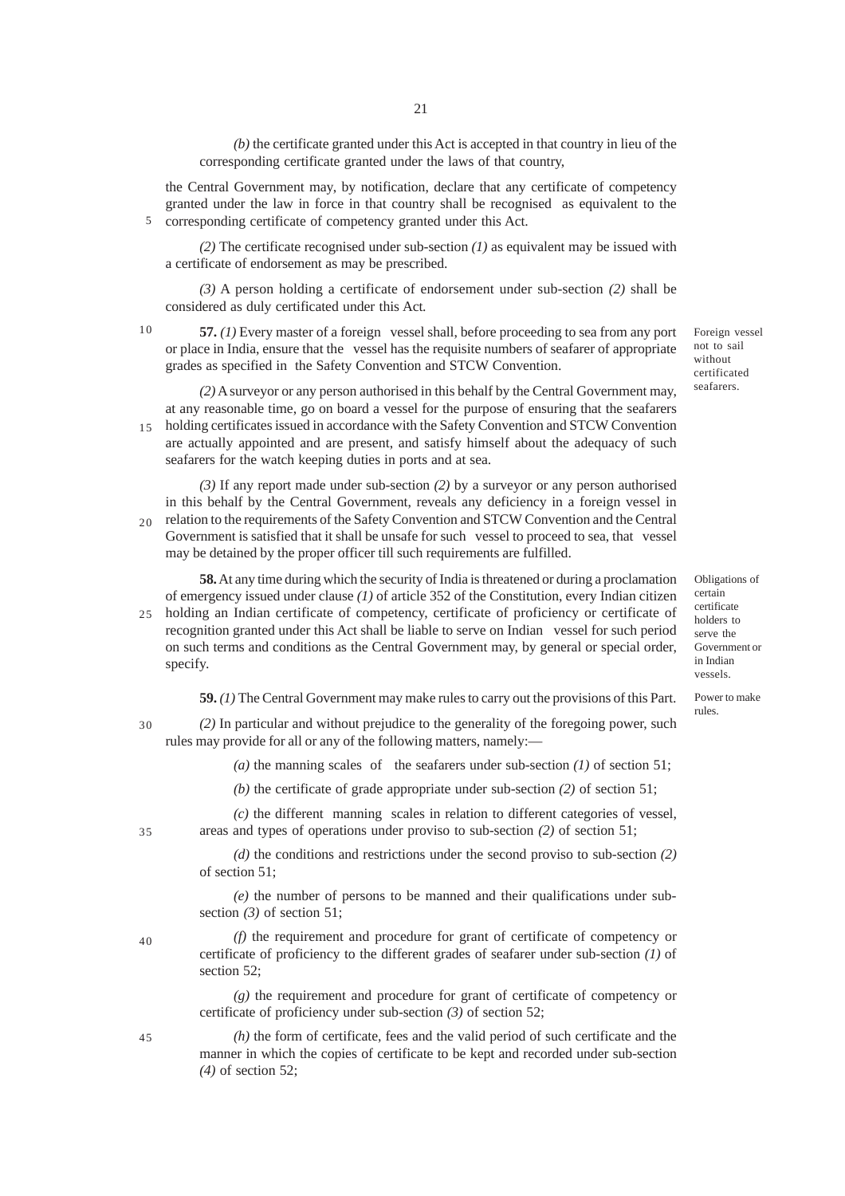*(b)* the certificate granted under this Act is accepted in that country in lieu of the corresponding certificate granted under the laws of that country,

the Central Government may, by notification, declare that any certificate of competency granted under the law in force in that country shall be recognised as equivalent to the corresponding certificate of competency granted under this Act.

*(2)* The certificate recognised under sub-section *(1)* as equivalent may be issued with a certificate of endorsement as may be prescribed.

*(3)* A person holding a certificate of endorsement under sub-section *(2)* shall be considered as duly certificated under this Act.

Foreign vessel not to sail without certificated seafarers.

**57.** *(1)* Every master of a foreign vessel shall, before proceeding to sea from any port or place in India, ensure that the vessel has the requisite numbers of seafarer of appropriate grades as specified in the Safety Convention and STCW Convention.

*(2)* A surveyor or any person authorised in this behalf by the Central Government may, at any reasonable time, go on board a vessel for the purpose of ensuring that the seafarers holding certificates issued in accordance with the Safety Convention and STCW Convention are actually appointed and are present, and satisfy himself about the adequacy of such seafarers for the watch keeping duties in ports and at sea.

*(3)* If any report made under sub-section *(2)* by a surveyor or any person authorised in this behalf by the Central Government, reveals any deficiency in a foreign vessel in relation to the requirements of the Safety Convention and STCW Convention and the Central Government is satisfied that it shall be unsafe for such vessel to proceed to sea, that vessel may be detained by the proper officer till such requirements are fulfilled.

Obligations of certain certificate holders to serve the Government or in Indian vessels.

**58.** At any time during which the security of India is threatened or during a proclamation of emergency issued under clause *(1)* of article 352 of the Constitution, every Indian citizen holding an Indian certificate of competency, certificate of proficiency or certificate of recognition granted under this Act shall be liable to serve on Indian vessel for such period on such terms and conditions as the Central Government may, by general or special order, specify.

Power to make rules.

**59.** *(1)* The Central Government may make rules to carry out the provisions of this Part.

*(2)* In particular and without prejudice to the generality of the foregoing power, such rules may provide for all or any of the following matters, namely:—

*(a)* the manning scales of the seafarers under sub-section *(1)* of section 51;

*(b)* the certificate of grade appropriate under sub-section *(2)* of section 51;

*(c)* the different manning scales in relation to different categories of vessel, areas and types of operations under proviso to sub-section *(2)* of section 51;

*(d)* the conditions and restrictions under the second proviso to sub-section *(2)* of section 51;

*(e)* the number of persons to be manned and their qualifications under sub-section *(3)* of section 51;

*(f)* the requirement and procedure for grant of certificate of competency or certificate of proficiency to the different grades of seafarer under sub-section *(1)* of section 52;

*(g)* the requirement and procedure for grant of certificate of competency or certificate of proficiency under sub-section *(3)* of section 52;

*(h)* the form of certificate, fees and the valid period of such certificate and the manner in which the copies of certificate to be kept and recorded under sub-section *(4)* of section 52;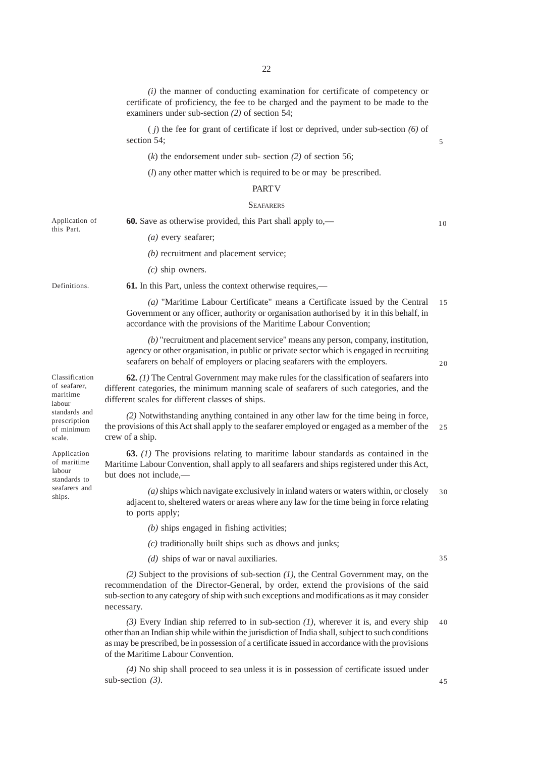*(i)* the manner of conducting examination for certificate of competency or certificate of proficiency, the fee to be charged and the payment to be made to the examiners under sub-section *(2)* of section 54;

( *j*) the fee for grant of certificate if lost or deprived, under sub-section *(6)* of section 54;

(*k*) the endorsement under sub- section *(2)* of section 56;

(*l*) any other matter which is required to be or may be prescribed.

## PART V

## SEAFARERS

Application of this Part.

**60.** Save as otherwise provided, this Part shall apply to,—

*(a)* every seafarer;

*(b)* recruitment and placement service;

*(c)* ship owners.

Definitions.

**61.** In this Part, unless the context otherwise requires,—

*(a)* "Maritime Labour Certificate" means a Certificate issued by the Central Government or any officer, authority or organisation authorised by it in this behalf, in accordance with the provisions of the Maritime Labour Convention;

*(b)* "recruitment and placement service" means any person, company, institution, agency or other organisation, in public or private sector which is engaged in recruiting seafarers on behalf of employers or placing seafarers with the employers.

Classification of seafarer, maritime labour standards and prescription of minimum scale.

**62.** *(1)* The Central Government may make rules for the classification of seafarers into different categories, the minimum manning scale of seafarers of such categories, and the different scales for different classes of ships.

*(2)* Notwithstanding anything contained in any other law for the time being in force, the provisions of this Act shall apply to the seafarer employed or engaged as a member of the crew of a ship.

Application of maritime labour standards to seafarers and ships.

**63.** *(1)* The provisions relating to maritime labour standards as contained in the Maritime Labour Convention, shall apply to all seafarers and ships registered under this Act, but does not include,—

*(a)* ships which navigate exclusively in inland waters or waters within, or closely adjacent to, sheltered waters or areas where any law for the time being in force relating to ports apply;

*(b)* ships engaged in fishing activities;

*(c)* traditionally built ships such as dhows and junks;

*(d)* ships of war or naval auxiliaries.

*(2)* Subject to the provisions of sub-section *(1)*, the Central Government may, on the recommendation of the Director-General, by order, extend the provisions of the said sub-section to any category of ship with such exceptions and modifications as it may consider necessary.

*(3)* Every Indian ship referred to in sub-section *(1)*, wherever it is, and every ship other than an Indian ship while within the jurisdiction of India shall, subject to such conditions as may be prescribed, be in possession of a certificate issued in accordance with the provisions of the Maritime Labour Convention.

*(4)* No ship shall proceed to sea unless it is in possession of certificate issued under sub-section *(3)*.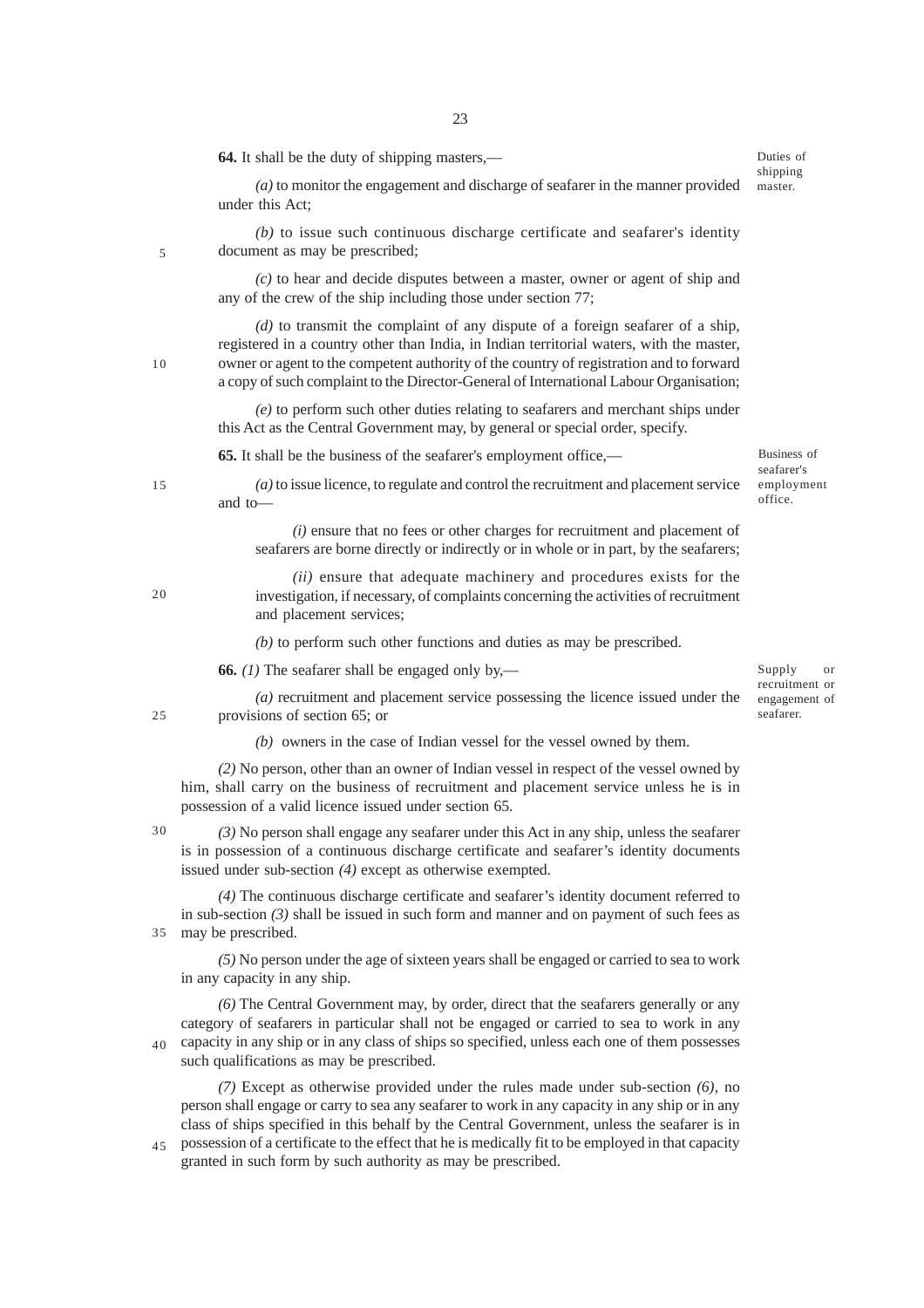**64.** It shall be the duty of shipping masters,—

*Duties of shipping master.*

*(a)* to monitor the engagement and discharge of seafarer in the manner provided under this Act;

*(b)* to issue such continuous discharge certificate and seafarer's identity document as may be prescribed;

*(c)* to hear and decide disputes between a master, owner or agent of ship and any of the crew of the ship including those under section 77;

*(d)* to transmit the complaint of any dispute of a foreign seafarer of a ship, registered in a country other than India, in Indian territorial waters, with the master, owner or agent to the competent authority of the country of registration and to forward a copy of such complaint to the Director-General of International Labour Organisation;

*(e)* to perform such other duties relating to seafarers and merchant ships under this Act as the Central Government may, by general or special order, specify.

**65.** It shall be the business of the seafarer's employment office,—

*Business of seafarer's employment office.*

*(a)* to issue licence, to regulate and control the recruitment and placement service and to—

*(i)* ensure that no fees or other charges for recruitment and placement of seafarers are borne directly or indirectly or in whole or in part, by the seafarers;

*(ii)* ensure that adequate machinery and procedures exists for the investigation, if necessary, of complaints concerning the activities of recruitment and placement services;

*(b)* to perform such other functions and duties as may be prescribed.

**66.** *(1)* The seafarer shall be engaged only by,—

*Supply or recruitment or engagement of seafarer.*

*(a)* recruitment and placement service possessing the licence issued under the provisions of section 65; or

*(b)* owners in the case of Indian vessel for the vessel owned by them.

*(2)* No person, other than an owner of Indian vessel in respect of the vessel owned by him, shall carry on the business of recruitment and placement service unless he is in possession of a valid licence issued under section 65.

*(3)* No person shall engage any seafarer under this Act in any ship, unless the seafarer is in possession of a continuous discharge certificate and seafarer's identity documents issued under sub-section *(4)* except as otherwise exempted.

*(4)* The continuous discharge certificate and seafarer's identity document referred to in sub-section *(3)* shall be issued in such form and manner and on payment of such fees as may be prescribed.

*(5)* No person under the age of sixteen years shall be engaged or carried to sea to work in any capacity in any ship.

*(6)* The Central Government may, by order, direct that the seafarers generally or any category of seafarers in particular shall not be engaged or carried to sea to work in any capacity in any ship or in any class of ships so specified, unless each one of them possesses such qualifications as may be prescribed.

*(7)* Except as otherwise provided under the rules made under sub-section *(6)*, no person shall engage or carry to sea any seafarer to work in any capacity in any ship or in any class of ships specified in this behalf by the Central Government, unless the seafarer is in possession of a certificate to the effect that he is medically fit to be employed in that capacity granted in such form by such authority as may be prescribed.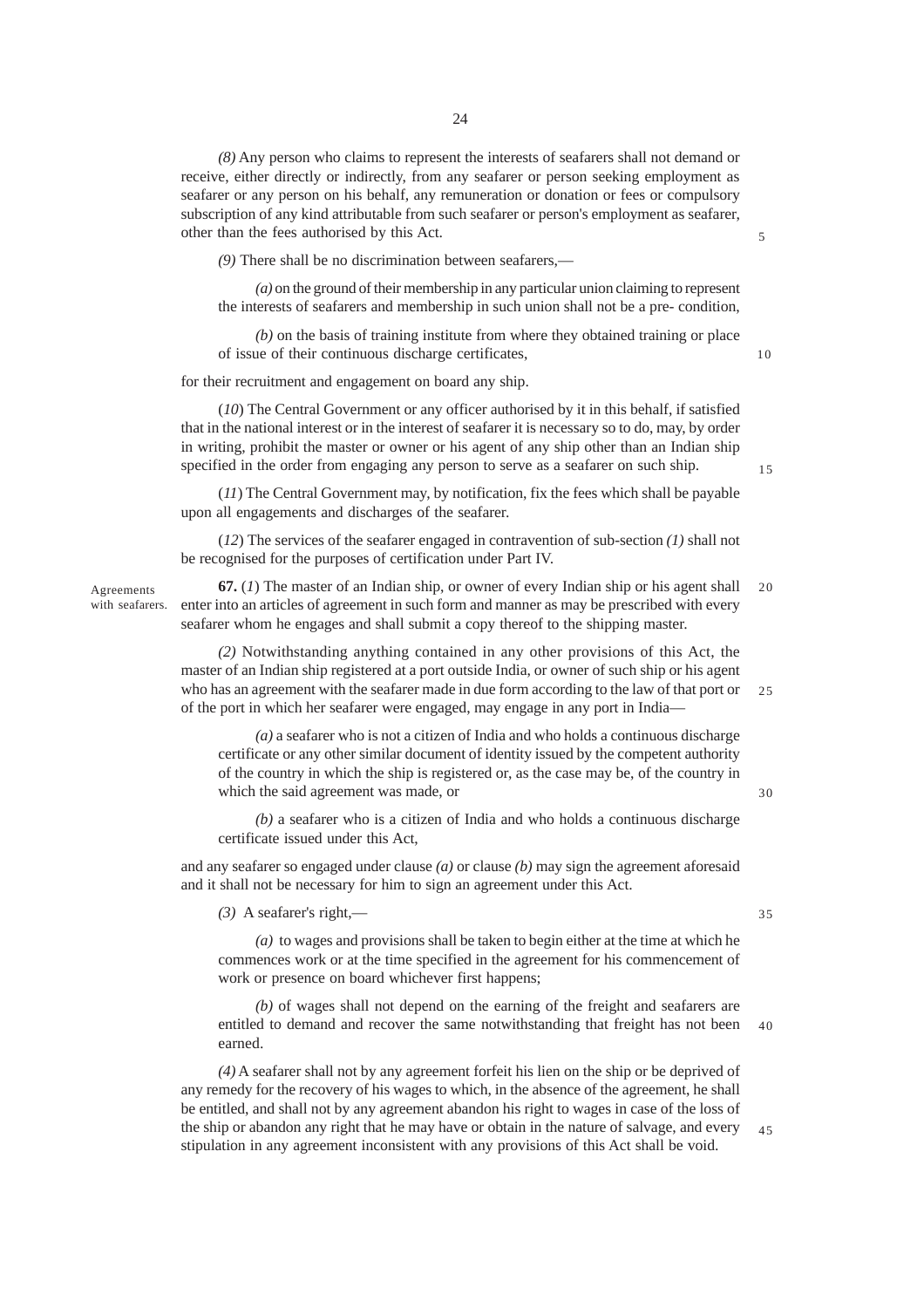*(8)* Any person who claims to represent the interests of seafarers shall not demand or receive, either directly or indirectly, from any seafarer or person seeking employment as seafarer or any person on his behalf, any remuneration or donation or fees or compulsory subscription of any kind attributable from such seafarer or person's employment as seafarer, other than the fees authorised by this Act.

*(9)* There shall be no discrimination between seafarers,—

*(a)* on the ground of their membership in any particular union claiming to represent the interests of seafarers and membership in such union shall not be a pre- condition,

*(b)* on the basis of training institute from where they obtained training or place of issue of their continuous discharge certificates,

for their recruitment and engagement on board any ship.

(*10*) The Central Government or any officer authorised by it in this behalf, if satisfied that in the national interest or in the interest of seafarer it is necessary so to do, may, by order in writing, prohibit the master or owner or his agent of any ship other than an Indian ship specified in the order from engaging any person to serve as a seafarer on such ship.

(*11*) The Central Government may, by notification, fix the fees which shall be payable upon all engagements and discharges of the seafarer.

(*12*) The services of the seafarer engaged in contravention of sub-section *(1)* shall not be recognised for the purposes of certification under Part IV.

Agreements with seafarers.

**67.** (*1*) The master of an Indian ship, or owner of every Indian ship or his agent shall enter into an articles of agreement in such form and manner as may be prescribed with every seafarer whom he engages and shall submit a copy thereof to the shipping master.

*(2)* Notwithstanding anything contained in any other provisions of this Act, the master of an Indian ship registered at a port outside India, or owner of such ship or his agent who has an agreement with the seafarer made in due form according to the law of that port or of the port in which her seafarer were engaged, may engage in any port in India—

*(a)* a seafarer who is not a citizen of India and who holds a continuous discharge certificate or any other similar document of identity issued by the competent authority of the country in which the ship is registered or, as the case may be, of the country in which the said agreement was made, or

*(b)* a seafarer who is a citizen of India and who holds a continuous discharge certificate issued under this Act,

and any seafarer so engaged under clause *(a)* or clause *(b)* may sign the agreement aforesaid and it shall not be necessary for him to sign an agreement under this Act.

*(3)* A seafarer's right,—

*(a)* to wages and provisions shall be taken to begin either at the time at which he commences work or at the time specified in the agreement for his commencement of work or presence on board whichever first happens;

*(b)* of wages shall not depend on the earning of the freight and seafarers are entitled to demand and recover the same notwithstanding that freight has not been earned.

*(4)* A seafarer shall not by any agreement forfeit his lien on the ship or be deprived of any remedy for the recovery of his wages to which, in the absence of the agreement, he shall be entitled, and shall not by any agreement abandon his right to wages in case of the loss of the ship or abandon any right that he may have or obtain in the nature of salvage, and every stipulation in any agreement inconsistent with any provisions of this Act shall be void.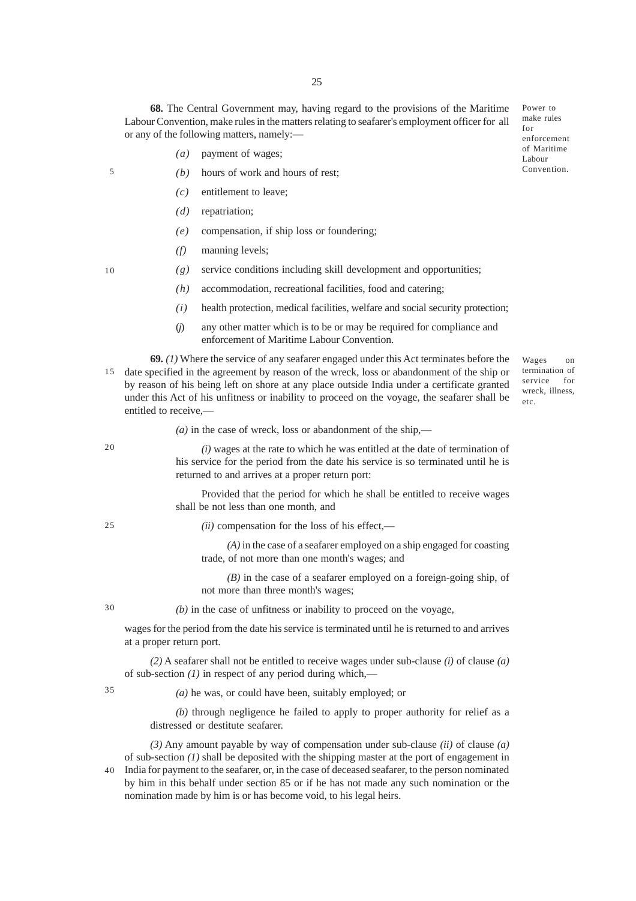**68.** The Central Government may, having regard to the provisions of the Maritime Labour Convention, make rules in the matters relating to seafarer's employment officer for all or any of the following matters, namely:—

Power to make rules for enforcement of Maritime Labour Convention.

*(a)* payment of wages;

*(b)* hours of work and hours of rest;

*(c)* entitlement to leave;

*(d)* repatriation;

*(e)* compensation, if ship loss or foundering;

*(f)* manning levels;

*(g)* service conditions including skill development and opportunities;

*(h)* accommodation, recreational facilities, food and catering;

*(i)* health protection, medical facilities, welfare and social security protection;

*(j)* any other matter which is to be or may be required for compliance and enforcement of Maritime Labour Convention.

Wages on termination of service for wreck, illness, etc.

**69.** *(1)* Where the service of any seafarer engaged under this Act terminates before the date specified in the agreement by reason of the wreck, loss or abandonment of the ship or by reason of his being left on shore at any place outside India under a certificate granted under this Act of his unfitness or inability to proceed on the voyage, the seafarer shall be entitled to receive,—

*(a)* in the case of wreck, loss or abandonment of the ship,—

*(i)* wages at the rate to which he was entitled at the date of termination of his service for the period from the date his service is so terminated until he is returned to and arrives at a proper return port:

Provided that the period for which he shall be entitled to receive wages shall be not less than one month, and

*(ii)* compensation for the loss of his effect,—

*(A)* in the case of a seafarer employed on a ship engaged for coasting trade, of not more than one month's wages; and

*(B)* in the case of a seafarer employed on a foreign-going ship, of not more than three month's wages;

*(b)* in the case of unfitness or inability to proceed on the voyage,

wages for the period from the date his service is terminated until he is returned to and arrives at a proper return port.

*(2)* A seafarer shall not be entitled to receive wages under sub-clause *(i)* of clause *(a)* of sub-section *(1)* in respect of any period during which,—

*(a)* he was, or could have been, suitably employed; or

*(b)* through negligence he failed to apply to proper authority for relief as a distressed or destitute seafarer.

*(3)* Any amount payable by way of compensation under sub-clause *(ii)* of clause *(a)* of sub-section *(1)* shall be deposited with the shipping master at the port of engagement in India for payment to the seafarer, or, in the case of deceased seafarer, to the person nominated by him in this behalf under section 85 or if he has not made any such nomination or the nomination made by him is or has become void, to his legal heirs.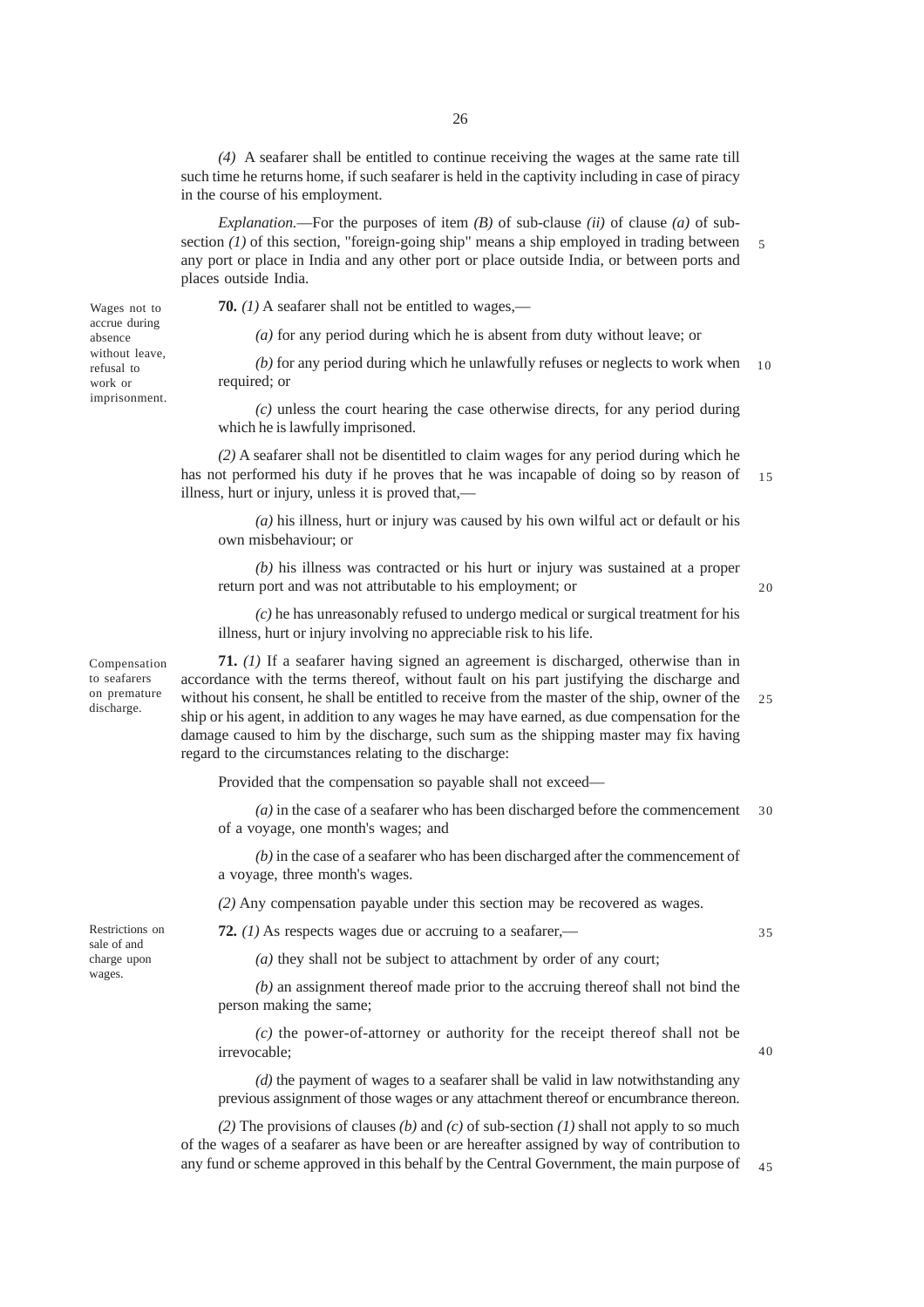*(4)* A seafarer shall be entitled to continue receiving the wages at the same rate till such time he returns home, if such seafarer is held in the captivity including in case of piracy in the course of his employment.

*Explanation.*—For the purposes of item *(B)* of sub-clause *(ii)* of clause *(a)* of sub-section *(1)* of this section, "foreign-going ship" means a ship employed in trading between any port or place in India and any other port or place outside India, or between ports and places outside India.

Wages not to accrue during absence without leave, refusal to work or imprisonment.

**70.** *(1)* A seafarer shall not be entitled to wages,—

*(a)* for any period during which he is absent from duty without leave; or

*(b)* for any period during which he unlawfully refuses or neglects to work when required; or

*(c)* unless the court hearing the case otherwise directs, for any period during which he is lawfully imprisoned.

*(2)* A seafarer shall not be disentitled to claim wages for any period during which he has not performed his duty if he proves that he was incapable of doing so by reason of illness, hurt or injury, unless it is proved that,—

*(a)* his illness, hurt or injury was caused by his own wilful act or default or his own misbehaviour; or

*(b)* his illness was contracted or his hurt or injury was sustained at a proper return port and was not attributable to his employment; or

*(c)* he has unreasonably refused to undergo medical or surgical treatment for his illness, hurt or injury involving no appreciable risk to his life.

Compensation to seafarers on premature discharge.

**71.** *(1)* If a seafarer having signed an agreement is discharged, otherwise than in accordance with the terms thereof, without fault on his part justifying the discharge and without his consent, he shall be entitled to receive from the master of the ship, owner of the ship or his agent, in addition to any wages he may have earned, as due compensation for the damage caused to him by the discharge, such sum as the shipping master may fix having regard to the circumstances relating to the discharge:

Provided that the compensation so payable shall not exceed—

*(a)* in the case of a seafarer who has been discharged before the commencement of a voyage, one month's wages; and

*(b)* in the case of a seafarer who has been discharged after the commencement of a voyage, three month's wages.

*(2)* Any compensation payable under this section may be recovered as wages.

Restrictions on sale of and charge upon wages.

**72.** *(1)* As respects wages due or accruing to a seafarer,—

*(a)* they shall not be subject to attachment by order of any court;

*(b)* an assignment thereof made prior to the accruing thereof shall not bind the person making the same;

*(c)* the power-of-attorney or authority for the receipt thereof shall not be irrevocable;

*(d)* the payment of wages to a seafarer shall be valid in law notwithstanding any previous assignment of those wages or any attachment thereof or encumbrance thereon.

*(2)* The provisions of clauses *(b)* and *(c)* of sub-section *(1)* shall not apply to so much of the wages of a seafarer as have been or are hereafter assigned by way of contribution to any fund or scheme approved in this behalf by the Central Government, the main purpose of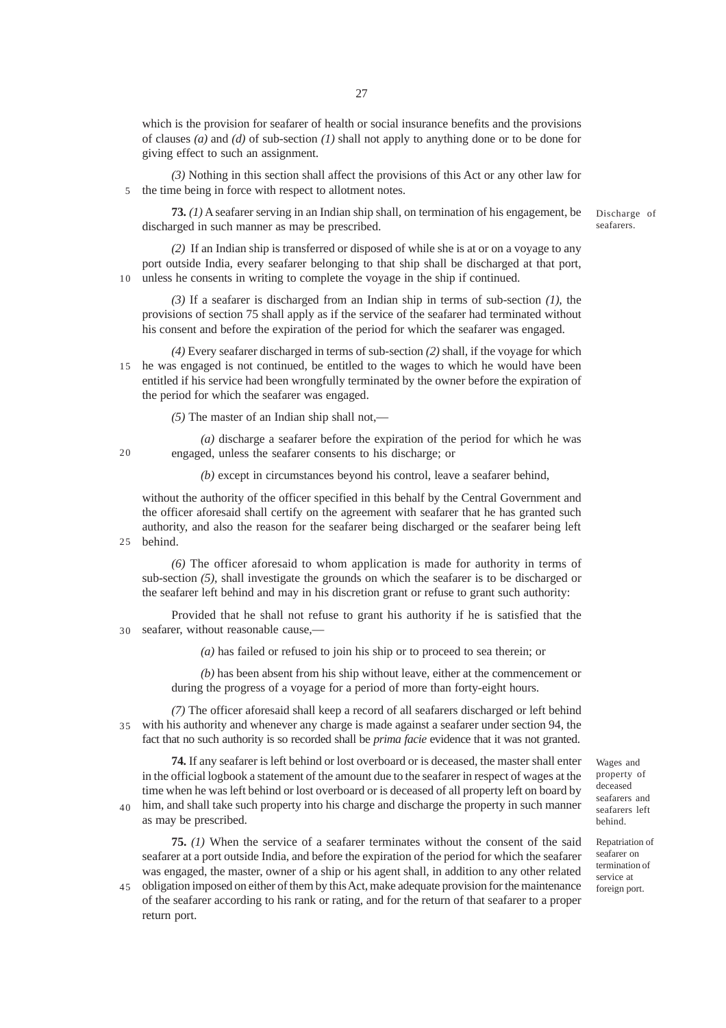which is the provision for seafarer of health or social insurance benefits and the provisions of clauses *(a)* and *(d)* of sub-section *(1)* shall not apply to anything done or to be done for giving effect to such an assignment.

*(3)* Nothing in this section shall affect the provisions of this Act or any other law for the time being in force with respect to allotment notes.

Discharge of seafarers.

**73.** *(1)* A seafarer serving in an Indian ship shall, on termination of his engagement, be discharged in such manner as may be prescribed.

*(2)* If an Indian ship is transferred or disposed of while she is at or on a voyage to any port outside India, every seafarer belonging to that ship shall be discharged at that port, unless he consents in writing to complete the voyage in the ship if continued.

*(3)* If a seafarer is discharged from an Indian ship in terms of sub-section *(1)*, the provisions of section 75 shall apply as if the service of the seafarer had terminated without his consent and before the expiration of the period for which the seafarer was engaged.

*(4)* Every seafarer discharged in terms of sub-section *(2)* shall, if the voyage for which he was engaged is not continued, be entitled to the wages to which he would have been entitled if his service had been wrongfully terminated by the owner before the expiration of the period for which the seafarer was engaged.

*(5)* The master of an Indian ship shall not,—

*(a)* discharge a seafarer before the expiration of the period for which he was engaged, unless the seafarer consents to his discharge; or

*(b)* except in circumstances beyond his control, leave a seafarer behind,

without the authority of the officer specified in this behalf by the Central Government and the officer aforesaid shall certify on the agreement with seafarer that he has granted such authority, and also the reason for the seafarer being discharged or the seafarer being left behind.

*(6)* The officer aforesaid to whom application is made for authority in terms of sub-section *(5)*, shall investigate the grounds on which the seafarer is to be discharged or the seafarer left behind and may in his discretion grant or refuse to grant such authority:

Provided that he shall not refuse to grant his authority if he is satisfied that the seafarer, without reasonable cause,—

*(a)* has failed or refused to join his ship or to proceed to sea therein; or

*(b)* has been absent from his ship without leave, either at the commencement or during the progress of a voyage for a period of more than forty-eight hours.

*(7)* The officer aforesaid shall keep a record of all seafarers discharged or left behind with his authority and whenever any charge is made against a seafarer under section 94, the fact that no such authority is so recorded shall be *prima facie* evidence that it was not granted.

Wages and property of deceased seafarers and seafarers left behind.

**74.** If any seafarer is left behind or lost overboard or is deceased, the master shall enter in the official logbook a statement of the amount due to the seafarer in respect of wages at the time when he was left behind or lost overboard or is deceased of all property left on board by him, and shall take such property into his charge and discharge the property in such manner as may be prescribed.

Repatriation of seafarer on termination of service at foreign port.

**75.** *(1)* When the service of a seafarer terminates without the consent of the said seafarer at a port outside India, and before the expiration of the period for which the seafarer was engaged, the master, owner of a ship or his agent shall, in addition to any other related obligation imposed on either of them by this Act, make adequate provision for the maintenance of the seafarer according to his rank or rating, and for the return of that seafarer to a proper return port.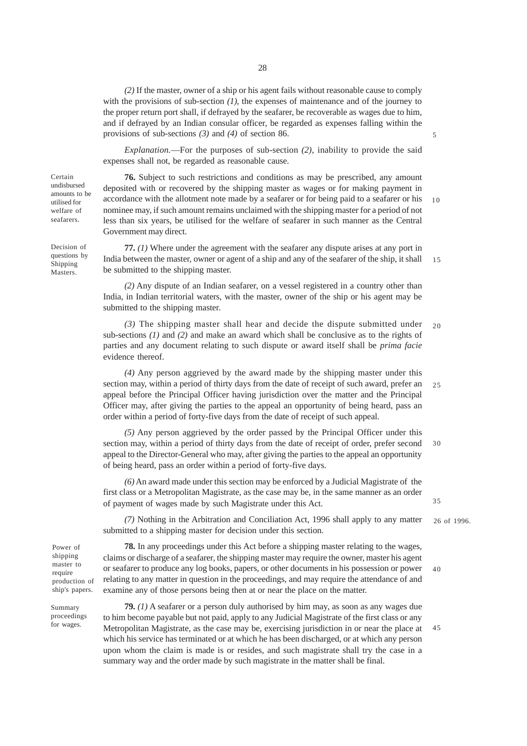*(2)* If the master, owner of a ship or his agent fails without reasonable cause to comply with the provisions of sub-section *(1)*, the expenses of maintenance and of the journey to the proper return port shall, if defrayed by the seafarer, be recoverable as wages due to him, and if defrayed by an Indian consular officer, be regarded as expenses falling within the provisions of sub-sections *(3)* and *(4)* of section 86.

*Explanation.*—For the purposes of sub-section *(2)*, inability to provide the said expenses shall not, be regarded as reasonable cause.

Certain undisbursed amounts to be utilised for welfare of seafarers.

**76.** Subject to such restrictions and conditions as may be prescribed, any amount deposited with or recovered by the shipping master as wages or for making payment in accordance with the allotment note made by a seafarer or for being paid to a seafarer or his nominee may, if such amount remains unclaimed with the shipping master for a period of not less than six years, be utilised for the welfare of seafarer in such manner as the Central Government may direct.

Decision of questions by Shipping Masters.

**77.** *(1)* Where under the agreement with the seafarer any dispute arises at any port in India between the master, owner or agent of a ship and any of the seafarer of the ship, it shall be submitted to the shipping master.

*(2)* Any dispute of an Indian seafarer, on a vessel registered in a country other than India, in Indian territorial waters, with the master, owner of the ship or his agent may be submitted to the shipping master.

*(3)* The shipping master shall hear and decide the dispute submitted under sub-sections *(1)* and *(2)* and make an award which shall be conclusive as to the rights of parties and any document relating to such dispute or award itself shall be *prima facie* evidence thereof.

*(4)* Any person aggrieved by the award made by the shipping master under this section may, within a period of thirty days from the date of receipt of such award, prefer an appeal before the Principal Officer having jurisdiction over the matter and the Principal Officer may, after giving the parties to the appeal an opportunity of being heard, pass an order within a period of forty-five days from the date of receipt of such appeal.

*(5)* Any person aggrieved by the order passed by the Principal Officer under this section may, within a period of thirty days from the date of receipt of order, prefer second appeal to the Director-General who may, after giving the parties to the appeal an opportunity of being heard, pass an order within a period of forty-five days.

*(6)* An award made under this section may be enforced by a Judicial Magistrate of the first class or a Metropolitan Magistrate, as the case may be, in the same manner as an order of payment of wages made by such Magistrate under this Act.

*(7)* Nothing in the Arbitration and Conciliation Act, 1996 shall apply to any matter submitted to a shipping master for decision under this section.

26 of 1996.

Power of shipping master to require production of ship's papers.

**78.** In any proceedings under this Act before a shipping master relating to the wages, claims or discharge of a seafarer, the shipping master may require the owner, master his agent or seafarer to produce any log books, papers, or other documents in his possession or power relating to any matter in question in the proceedings, and may require the attendance of and examine any of those persons being then at or near the place on the matter.

Summary proceedings for wages.

**79.** *(1)* A seafarer or a person duly authorised by him may, as soon as any wages due to him become payable but not paid, apply to any Judicial Magistrate of the first class or any Metropolitan Magistrate, as the case may be, exercising jurisdiction in or near the place at which his service has terminated or at which he has been discharged, or at which any person upon whom the claim is made is or resides, and such magistrate shall try the case in a summary way and the order made by such magistrate in the matter shall be final.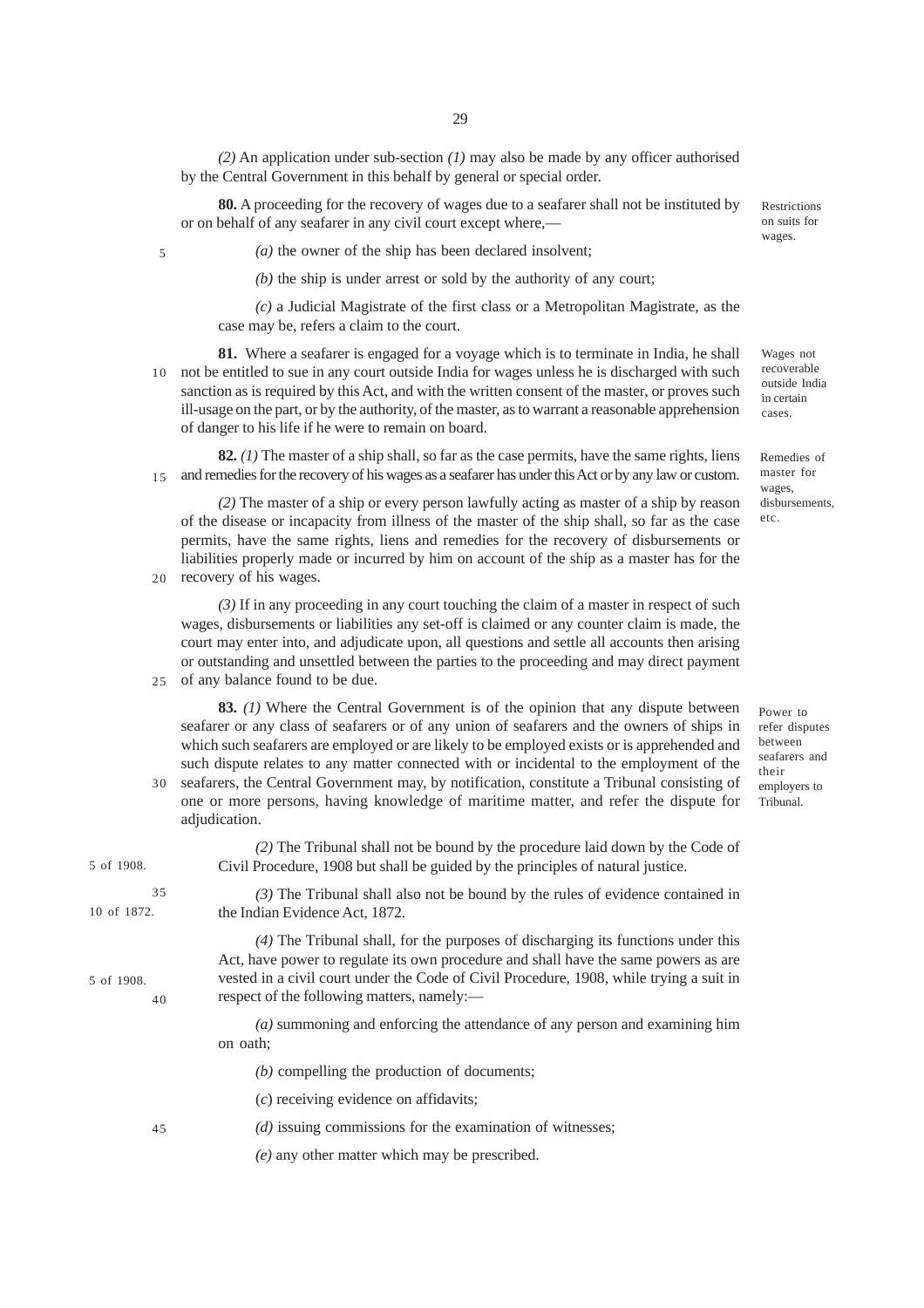*(2)* An application under sub-section *(1)* may also be made by any officer authorised by the Central Government in this behalf by general or special order.

Restrictions on suits for wages.

**80.** A proceeding for the recovery of wages due to a seafarer shall not be instituted by or on behalf of any seafarer in any civil court except where,—

*(a)* the owner of the ship has been declared insolvent;

*(b)* the ship is under arrest or sold by the authority of any court;

*(c)* a Judicial Magistrate of the first class or a Metropolitan Magistrate, as the case may be, refers a claim to the court.

Wages not recoverable outside India in certain cases.

**81.** Where a seafarer is engaged for a voyage which is to terminate in India, he shall not be entitled to sue in any court outside India for wages unless he is discharged with such sanction as is required by this Act, and with the written consent of the master, or proves such ill-usage on the part, or by the authority, of the master, as to warrant a reasonable apprehension of danger to his life if he were to remain on board.

Remedies of master for wages, disbursements, etc.

**82.** *(1)* The master of a ship shall, so far as the case permits, have the same rights, liens and remedies for the recovery of his wages as a seafarer has under this Act or by any law or custom.

*(2)* The master of a ship or every person lawfully acting as master of a ship by reason of the disease or incapacity from illness of the master of the ship shall, so far as the case permits, have the same rights, liens and remedies for the recovery of disbursements or liabilities properly made or incurred by him on account of the ship as a master has for the recovery of his wages.

*(3)* If in any proceeding in any court touching the claim of a master in respect of such wages, disbursements or liabilities any set-off is claimed or any counter claim is made, the court may enter into, and adjudicate upon, all questions and settle all accounts then arising or outstanding and unsettled between the parties to the proceeding and may direct payment of any balance found to be due.

Power to refer disputes between seafarers and their employers to Tribunal.

**83.** *(1)* Where the Central Government is of the opinion that any dispute between seafarer or any class of seafarers or of any union of seafarers and the owners of ships in which such seafarers are employed or are likely to be employed exists or is apprehended and such dispute relates to any matter connected with or incidental to the employment of the seafarers, the Central Government may, by notification, constitute a Tribunal consisting of one or more persons, having knowledge of maritime matter, and refer the dispute for adjudication.

5 of 1908.

*(2)* The Tribunal shall not be bound by the procedure laid down by the Code of Civil Procedure, 1908 but shall be guided by the principles of natural justice.

10 of 1872.

*(3)* The Tribunal shall also not be bound by the rules of evidence contained in the Indian Evidence Act, 1872.

5 of 1908.

*(4)* The Tribunal shall, for the purposes of discharging its functions under this Act, have power to regulate its own procedure and shall have the same powers as are vested in a civil court under the Code of Civil Procedure, 1908, while trying a suit in respect of the following matters, namely:—

*(a)* summoning and enforcing the attendance of any person and examining him on oath;

*(b)* compelling the production of documents;

(*c*) receiving evidence on affidavits;

*(d)* issuing commissions for the examination of witnesses;

*(e)* any other matter which may be prescribed.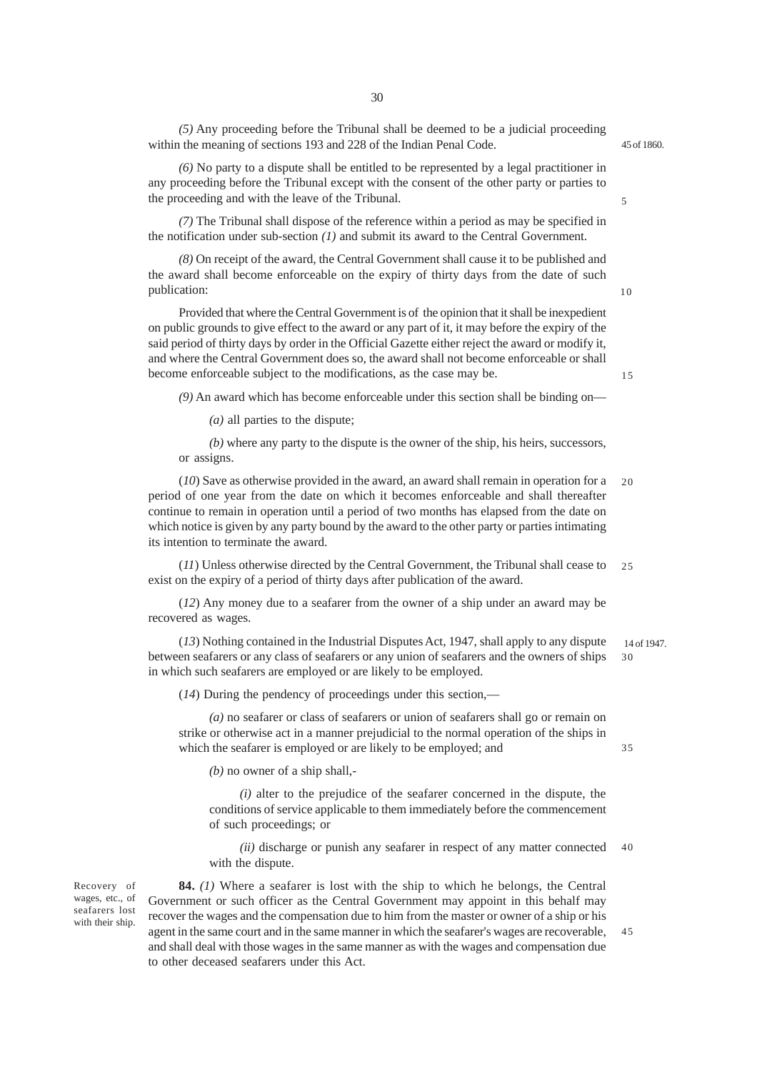*(5)* Any proceeding before the Tribunal shall be deemed to be a judicial proceeding within the meaning of sections 193 and 228 of the Indian Penal Code.

45 of 1860.

*(6)* No party to a dispute shall be entitled to be represented by a legal practitioner in any proceeding before the Tribunal except with the consent of the other party or parties to the proceeding and with the leave of the Tribunal.

*(7)* The Tribunal shall dispose of the reference within a period as may be specified in the notification under sub-section *(1)* and submit its award to the Central Government.

*(8)* On receipt of the award, the Central Government shall cause it to be published and the award shall become enforceable on the expiry of thirty days from the date of such publication:

Provided that where the Central Government is of the opinion that it shall be inexpedient on public grounds to give effect to the award or any part of it, it may before the expiry of the said period of thirty days by order in the Official Gazette either reject the award or modify it, and where the Central Government does so, the award shall not become enforceable or shall become enforceable subject to the modifications, as the case may be.

*(9)* An award which has become enforceable under this section shall be binding on—

*(a)* all parties to the dispute;

*(b)* where any party to the dispute is the owner of the ship, his heirs, successors, or assigns.

(*10*) Save as otherwise provided in the award, an award shall remain in operation for a period of one year from the date on which it becomes enforceable and shall thereafter continue to remain in operation until a period of two months has elapsed from the date on which notice is given by any party bound by the award to the other party or parties intimating its intention to terminate the award.

(*11*) Unless otherwise directed by the Central Government, the Tribunal shall cease to exist on the expiry of a period of thirty days after publication of the award.

(*12*) Any money due to a seafarer from the owner of a ship under an award may be recovered as wages.

(*13*) Nothing contained in the Industrial Disputes Act, 1947, shall apply to any dispute between seafarers or any class of seafarers or any union of seafarers and the owners of ships in which such seafarers are employed or are likely to be employed.

14 of 1947.

(*14*) During the pendency of proceedings under this section,—

*(a)* no seafarer or class of seafarers or union of seafarers shall go or remain on strike or otherwise act in a manner prejudicial to the normal operation of the ships in which the seafarer is employed or are likely to be employed; and

*(b)* no owner of a ship shall,-

*(i)* alter to the prejudice of the seafarer concerned in the dispute, the conditions of service applicable to them immediately before the commencement of such proceedings; or

*(ii)* discharge or punish any seafarer in respect of any matter connected with the dispute.

Recovery of wages, etc., of seafarers lost with their ship.

**84.** *(1)* Where a seafarer is lost with the ship to which he belongs, the Central Government or such officer as the Central Government may appoint in this behalf may recover the wages and the compensation due to him from the master or owner of a ship or his agent in the same court and in the same manner in which the seafarer's wages are recoverable, and shall deal with those wages in the same manner as with the wages and compensation due to other deceased seafarers under this Act.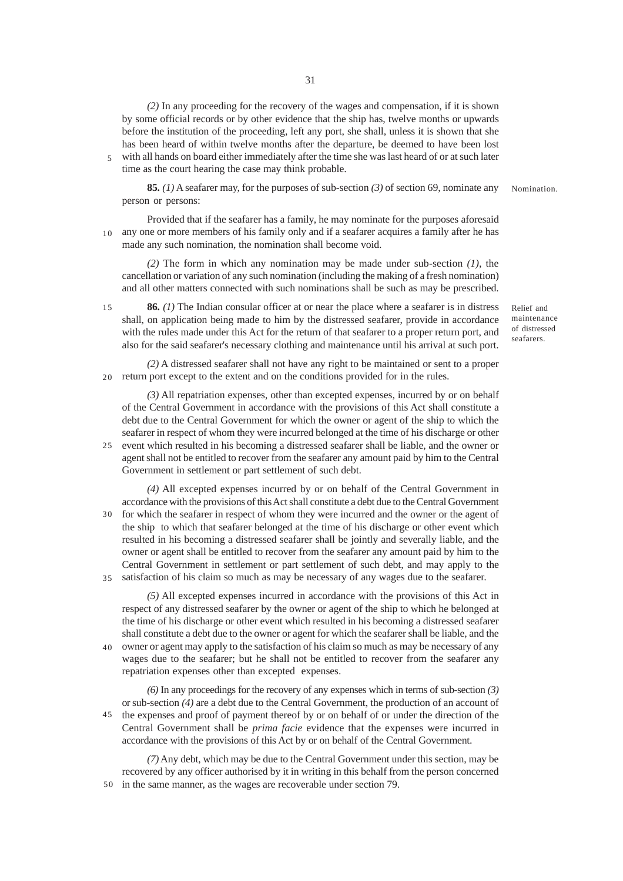*(2)* In any proceeding for the recovery of the wages and compensation, if it is shown by some official records or by other evidence that the ship has, twelve months or upwards before the institution of the proceeding, left any port, she shall, unless it is shown that she has been heard of within twelve months after the departure, be deemed to have been lost with all hands on board either immediately after the time she was last heard of or at such later time as the court hearing the case may think probable.

Nomination.

**85.** *(1)* A seafarer may, for the purposes of sub-section *(3)* of section 69, nominate any person or persons:

Provided that if the seafarer has a family, he may nominate for the purposes aforesaid any one or more members of his family only and if a seafarer acquires a family after he has made any such nomination, the nomination shall become void.

*(2)* The form in which any nomination may be made under sub-section *(1)*, the cancellation or variation of any such nomination (including the making of a fresh nomination) and all other matters connected with such nominations shall be such as may be prescribed.

Relief and maintenance of distressed seafarers.

**86.** *(1)* The Indian consular officer at or near the place where a seafarer is in distress shall, on application being made to him by the distressed seafarer, provide in accordance with the rules made under this Act for the return of that seafarer to a proper return port, and also for the said seafarer's necessary clothing and maintenance until his arrival at such port.

*(2)* A distressed seafarer shall not have any right to be maintained or sent to a proper return port except to the extent and on the conditions provided for in the rules.

*(3)* All repatriation expenses, other than excepted expenses, incurred by or on behalf of the Central Government in accordance with the provisions of this Act shall constitute a debt due to the Central Government for which the owner or agent of the ship to which the seafarer in respect of whom they were incurred belonged at the time of his discharge or other event which resulted in his becoming a distressed seafarer shall be liable, and the owner or agent shall not be entitled to recover from the seafarer any amount paid by him to the Central Government in settlement or part settlement of such debt.

*(4)* All excepted expenses incurred by or on behalf of the Central Government in accordance with the provisions of this Act shall constitute a debt due to the Central Government for which the seafarer in respect of whom they were incurred and the owner or the agent of the ship to which that seafarer belonged at the time of his discharge or other event which resulted in his becoming a distressed seafarer shall be jointly and severally liable, and the owner or agent shall be entitled to recover from the seafarer any amount paid by him to the Central Government in settlement or part settlement of such debt, and may apply to the satisfaction of his claim so much as may be necessary of any wages due to the seafarer.

*(5)* All excepted expenses incurred in accordance with the provisions of this Act in respect of any distressed seafarer by the owner or agent of the ship to which he belonged at the time of his discharge or other event which resulted in his becoming a distressed seafarer shall constitute a debt due to the owner or agent for which the seafarer shall be liable, and the owner or agent may apply to the satisfaction of his claim so much as may be necessary of any wages due to the seafarer; but he shall not be entitled to recover from the seafarer any repatriation expenses other than excepted expenses.

*(6)* In any proceedings for the recovery of any expenses which in terms of sub-section *(3)* or sub-section *(4)* are a debt due to the Central Government, the production of an account of the expenses and proof of payment thereof by or on behalf of or under the direction of the Central Government shall be *prima facie* evidence that the expenses were incurred in accordance with the provisions of this Act by or on behalf of the Central Government.

*(7)* Any debt, which may be due to the Central Government under this section, may be recovered by any officer authorised by it in writing in this behalf from the person concerned in the same manner, as the wages are recoverable under section 79.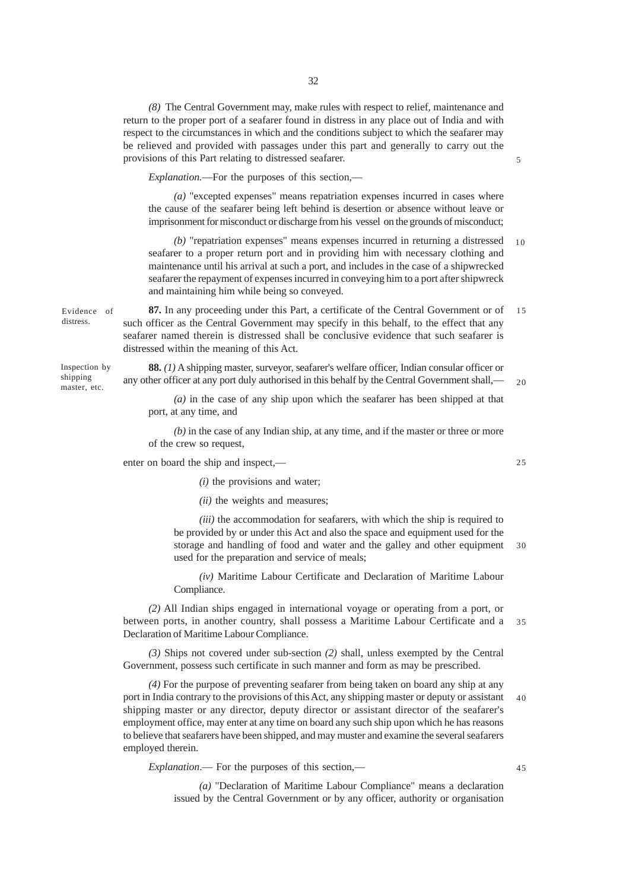*(8)* The Central Government may, make rules with respect to relief, maintenance and return to the proper port of a seafarer found in distress in any place out of India and with respect to the circumstances in which and the conditions subject to which the seafarer may be relieved and provided with passages under this part and generally to carry out the provisions of this Part relating to distressed seafarer.

*Explanation.*—For the purposes of this section,—

*(a)* "excepted expenses" means repatriation expenses incurred in cases where the cause of the seafarer being left behind is desertion or absence without leave or imprisonment for misconduct or discharge from his vessel on the grounds of misconduct;

*(b)* "repatriation expenses" means expenses incurred in returning a distressed seafarer to a proper return port and in providing him with necessary clothing and maintenance until his arrival at such a port, and includes in the case of a shipwrecked seafarer the repayment of expenses incurred in conveying him to a port after shipwreck and maintaining him while being so conveyed.

Evidence of distress.

**87.** In any proceeding under this Part, a certificate of the Central Government or of such officer as the Central Government may specify in this behalf, to the effect that any seafarer named therein is distressed shall be conclusive evidence that such seafarer is distressed within the meaning of this Act.

Inspection by shipping master, etc.

**88.** *(1)* A shipping master, surveyor, seafarer's welfare officer, Indian consular officer or any other officer at any port duly authorised in this behalf by the Central Government shall,—

*(a)* in the case of any ship upon which the seafarer has been shipped at that port, at any time, and

*(b)* in the case of any Indian ship, at any time, and if the master or three or more of the crew so request,

enter on board the ship and inspect,—

*(i)* the provisions and water;

*(ii)* the weights and measures;

*(iii)* the accommodation for seafarers, with which the ship is required to be provided by or under this Act and also the space and equipment used for the storage and handling of food and water and the galley and other equipment used for the preparation and service of meals;

*(iv)* Maritime Labour Certificate and Declaration of Maritime Labour Compliance.

*(2)* All Indian ships engaged in international voyage or operating from a port, or between ports, in another country, shall possess a Maritime Labour Certificate and a Declaration of Maritime Labour Compliance.

*(3)* Ships not covered under sub-section *(2)* shall, unless exempted by the Central Government, possess such certificate in such manner and form as may be prescribed.

*(4)* For the purpose of preventing seafarer from being taken on board any ship at any port in India contrary to the provisions of this Act, any shipping master or deputy or assistant shipping master or any director, deputy director or assistant director of the seafarer's employment office, may enter at any time on board any such ship upon which he has reasons to believe that seafarers have been shipped, and may muster and examine the several seafarers employed therein.

*Explanation*.— For the purposes of this section,—

*(a)* "Declaration of Maritime Labour Compliance" means a declaration issued by the Central Government or by any officer, authority or organisation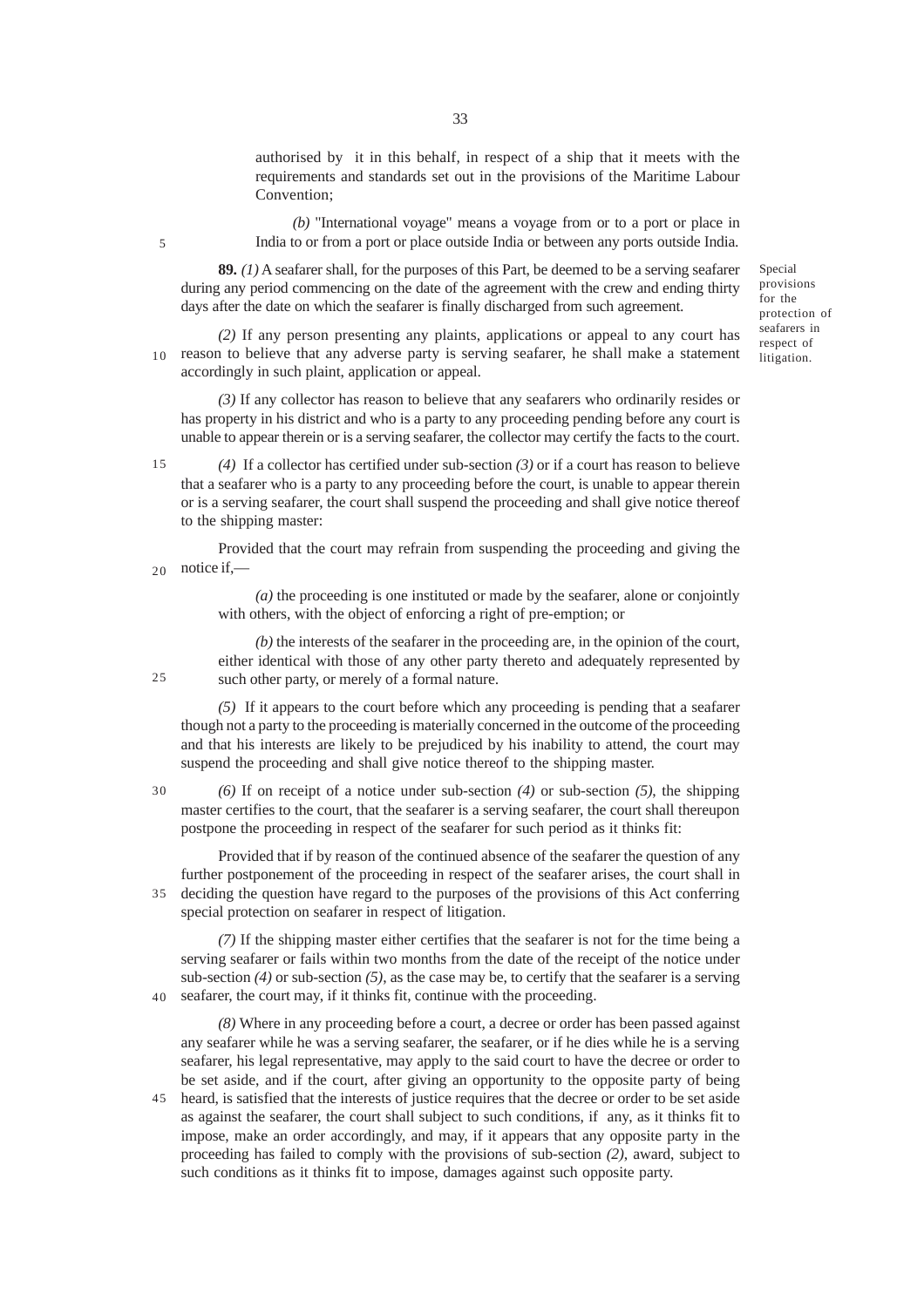authorised by it in this behalf, in respect of a ship that it meets with the requirements and standards set out in the provisions of the Maritime Labour Convention;

*(b)* "International voyage" means a voyage from or to a port or place in India to or from a port or place outside India or between any ports outside India.

Special provisions for the protection of seafarers in respect of litigation.

**89.** *(1)* A seafarer shall, for the purposes of this Part, be deemed to be a serving seafarer during any period commencing on the date of the agreement with the crew and ending thirty days after the date on which the seafarer is finally discharged from such agreement.

*(2)* If any person presenting any plaints, applications or appeal to any court has reason to believe that any adverse party is serving seafarer, he shall make a statement accordingly in such plaint, application or appeal.

*(3)* If any collector has reason to believe that any seafarers who ordinarily resides or has property in his district and who is a party to any proceeding pending before any court is unable to appear therein or is a serving seafarer, the collector may certify the facts to the court.

*(4)* If a collector has certified under sub-section *(3)* or if a court has reason to believe that a seafarer who is a party to any proceeding before the court, is unable to appear therein or is a serving seafarer, the court shall suspend the proceeding and shall give notice thereof to the shipping master:

Provided that the court may refrain from suspending the proceeding and giving the notice if,—

*(a)* the proceeding is one instituted or made by the seafarer, alone or conjointly with others, with the object of enforcing a right of pre-emption; or

*(b)* the interests of the seafarer in the proceeding are, in the opinion of the court, either identical with those of any other party thereto and adequately represented by such other party, or merely of a formal nature.

*(5)* If it appears to the court before which any proceeding is pending that a seafarer though not a party to the proceeding is materially concerned in the outcome of the proceeding and that his interests are likely to be prejudiced by his inability to attend, the court may suspend the proceeding and shall give notice thereof to the shipping master.

*(6)* If on receipt of a notice under sub-section *(4)* or sub-section *(5)*, the shipping master certifies to the court, that the seafarer is a serving seafarer, the court shall thereupon postpone the proceeding in respect of the seafarer for such period as it thinks fit:

Provided that if by reason of the continued absence of the seafarer the question of any further postponement of the proceeding in respect of the seafarer arises, the court shall in deciding the question have regard to the purposes of the provisions of this Act conferring special protection on seafarer in respect of litigation.

*(7)* If the shipping master either certifies that the seafarer is not for the time being a serving seafarer or fails within two months from the date of the receipt of the notice under sub-section *(4)* or sub-section *(5)*, as the case may be, to certify that the seafarer is a serving seafarer, the court may, if it thinks fit, continue with the proceeding.

*(8)* Where in any proceeding before a court, a decree or order has been passed against any seafarer while he was a serving seafarer, the seafarer, or if he dies while he is a serving seafarer, his legal representative, may apply to the said court to have the decree or order to be set aside, and if the court, after giving an opportunity to the opposite party of being heard, is satisfied that the interests of justice requires that the decree or order to be set aside as against the seafarer, the court shall subject to such conditions, if any, as it thinks fit to impose, make an order accordingly, and may, if it appears that any opposite party in the proceeding has failed to comply with the provisions of sub-section *(2)*, award, subject to such conditions as it thinks fit to impose, damages against such opposite party.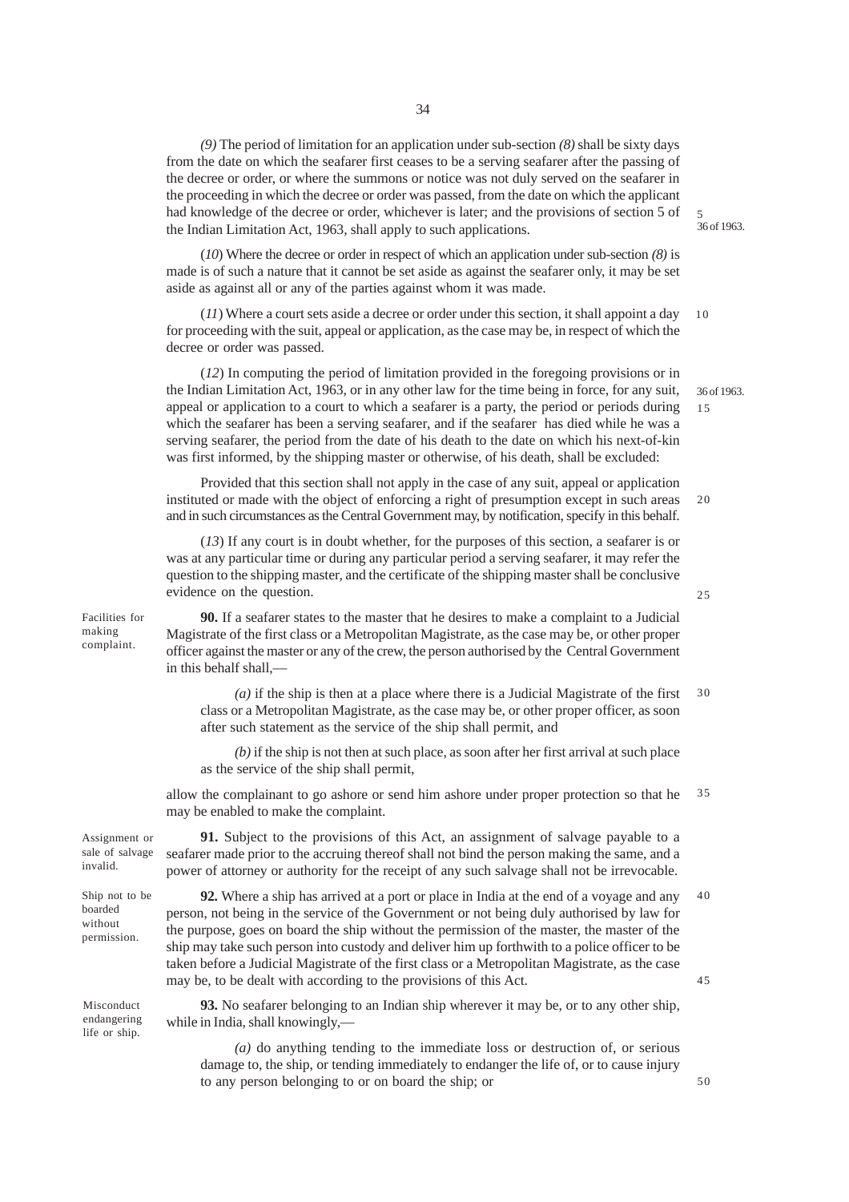*(9)* The period of limitation for an application under sub-section *(8)* shall be sixty days from the date on which the seafarer first ceases to be a serving seafarer after the passing of the decree or order, or where the summons or notice was not duly served on the seafarer in the proceeding in which the decree or order was passed, from the date on which the applicant had knowledge of the decree or order, whichever is later; and the provisions of section 5 of the Indian Limitation Act, 1963, shall apply to such applications.

36 of 1963.

(*10*) Where the decree or order in respect of which an application under sub-section *(8)* is made is of such a nature that it cannot be set aside as against the seafarer only, it may be set aside as against all or any of the parties against whom it was made.

(*11*) Where a court sets aside a decree or order under this section, it shall appoint a day for proceeding with the suit, appeal or application, as the case may be, in respect of which the decree or order was passed.

(*12*) In computing the period of limitation provided in the foregoing provisions or in the Indian Limitation Act, 1963, or in any other law for the time being in force, for any suit, appeal or application to a court to which a seafarer is a party, the period or periods during which the seafarer has been a serving seafarer, and if the seafarer has died while he was a serving seafarer, the period from the date of his death to the date on which his next-of-kin was first informed, by the shipping master or otherwise, of his death, shall be excluded:

36 of 1963.

Provided that this section shall not apply in the case of any suit, appeal or application instituted or made with the object of enforcing a right of presumption except in such areas and in such circumstances as the Central Government may, by notification, specify in this behalf.

(*13*) If any court is in doubt whether, for the purposes of this section, a seafarer is or was at any particular time or during any particular period a serving seafarer, it may refer the question to the shipping master, and the certificate of the shipping master shall be conclusive evidence on the question.

Facilities for making complaint.

**90.** If a seafarer states to the master that he desires to make a complaint to a Judicial Magistrate of the first class or a Metropolitan Magistrate, as the case may be, or other proper officer against the master or any of the crew, the person authorised by the Central Government in this behalf shall,—

*(a)* if the ship is then at a place where there is a Judicial Magistrate of the first class or a Metropolitan Magistrate, as the case may be, or other proper officer, as soon after such statement as the service of the ship shall permit, and

*(b)* if the ship is not then at such place, as soon after her first arrival at such place as the service of the ship shall permit,

allow the complainant to go ashore or send him ashore under proper protection so that he may be enabled to make the complaint.

Assignment or sale of salvage invalid.

**91.** Subject to the provisions of this Act, an assignment of salvage payable to a seafarer made prior to the accruing thereof shall not bind the person making the same, and a power of attorney or authority for the receipt of any such salvage shall not be irrevocable.

Ship not to be boarded without permission.

**92.** Where a ship has arrived at a port or place in India at the end of a voyage and any person, not being in the service of the Government or not being duly authorised by law for the purpose, goes on board the ship without the permission of the master, the master of the ship may take such person into custody and deliver him up forthwith to a police officer to be taken before a Judicial Magistrate of the first class or a Metropolitan Magistrate, as the case may be, to be dealt with according to the provisions of this Act.

Misconduct endangering life or ship.

**93.** No seafarer belonging to an Indian ship wherever it may be, or to any other ship, while in India, shall knowingly,—

*(a)* do anything tending to the immediate loss or destruction of, or serious damage to, the ship, or tending immediately to endanger the life of, or to cause injury to any person belonging to or on board the ship; or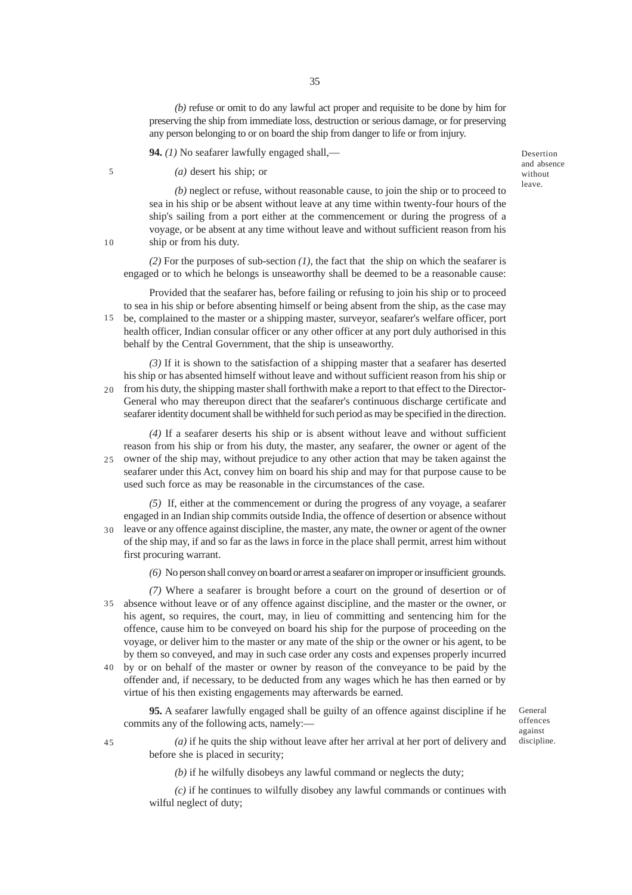*(b)* refuse or omit to do any lawful act proper and requisite to be done by him for preserving the ship from immediate loss, destruction or serious damage, or for preserving any person belonging to or on board the ship from danger to life or from injury.

Desertion and absence without leave.

**94.** *(1)* No seafarer lawfully engaged shall,—

*(a)* desert his ship; or

*(b)* neglect or refuse, without reasonable cause, to join the ship or to proceed to sea in his ship or be absent without leave at any time within twenty-four hours of the ship's sailing from a port either at the commencement or during the progress of a voyage, or be absent at any time without leave and without sufficient reason from his ship or from his duty.

*(2)* For the purposes of sub-section *(1)*, the fact that the ship on which the seafarer is engaged or to which he belongs is unseaworthy shall be deemed to be a reasonable cause:

Provided that the seafarer has, before failing or refusing to join his ship or to proceed to sea in his ship or before absenting himself or being absent from the ship, as the case may be, complained to the master or a shipping master, surveyor, seafarer's welfare officer, port health officer, Indian consular officer or any other officer at any port duly authorised in this behalf by the Central Government, that the ship is unseaworthy.

*(3)* If it is shown to the satisfaction of a shipping master that a seafarer has deserted his ship or has absented himself without leave and without sufficient reason from his ship or from his duty, the shipping master shall forthwith make a report to that effect to the Director-General who may thereupon direct that the seafarer's continuous discharge certificate and seafarer identity document shall be withheld for such period as may be specified in the direction.

*(4)* If a seafarer deserts his ship or is absent without leave and without sufficient reason from his ship or from his duty, the master, any seafarer, the owner or agent of the owner of the ship may, without prejudice to any other action that may be taken against the seafarer under this Act, convey him on board his ship and may for that purpose cause to be used such force as may be reasonable in the circumstances of the case.

*(5)* If, either at the commencement or during the progress of any voyage, a seafarer engaged in an Indian ship commits outside India, the offence of desertion or absence without leave or any offence against discipline, the master, any mate, the owner or agent of the owner of the ship may, if and so far as the laws in force in the place shall permit, arrest him without first procuring warrant.

*(6)* No person shall convey on board or arrest a seafarer on improper or insufficient grounds.

*(7)* Where a seafarer is brought before a court on the ground of desertion or of absence without leave or of any offence against discipline, and the master or the owner, or his agent, so requires, the court, may, in lieu of committing and sentencing him for the offence, cause him to be conveyed on board his ship for the purpose of proceeding on the voyage, or deliver him to the master or any mate of the ship or the owner or his agent, to be by them so conveyed, and may in such case order any costs and expenses properly incurred by or on behalf of the master or owner by reason of the conveyance to be paid by the offender and, if necessary, to be deducted from any wages which he has then earned or by virtue of his then existing engagements may afterwards be earned.

General offences against discipline.

**95.** A seafarer lawfully engaged shall be guilty of an offence against discipline if he commits any of the following acts, namely:—

*(a)* if he quits the ship without leave after her arrival at her port of delivery and before she is placed in security;

*(b)* if he wilfully disobeys any lawful command or neglects the duty;

*(c)* if he continues to wilfully disobey any lawful commands or continues with wilful neglect of duty;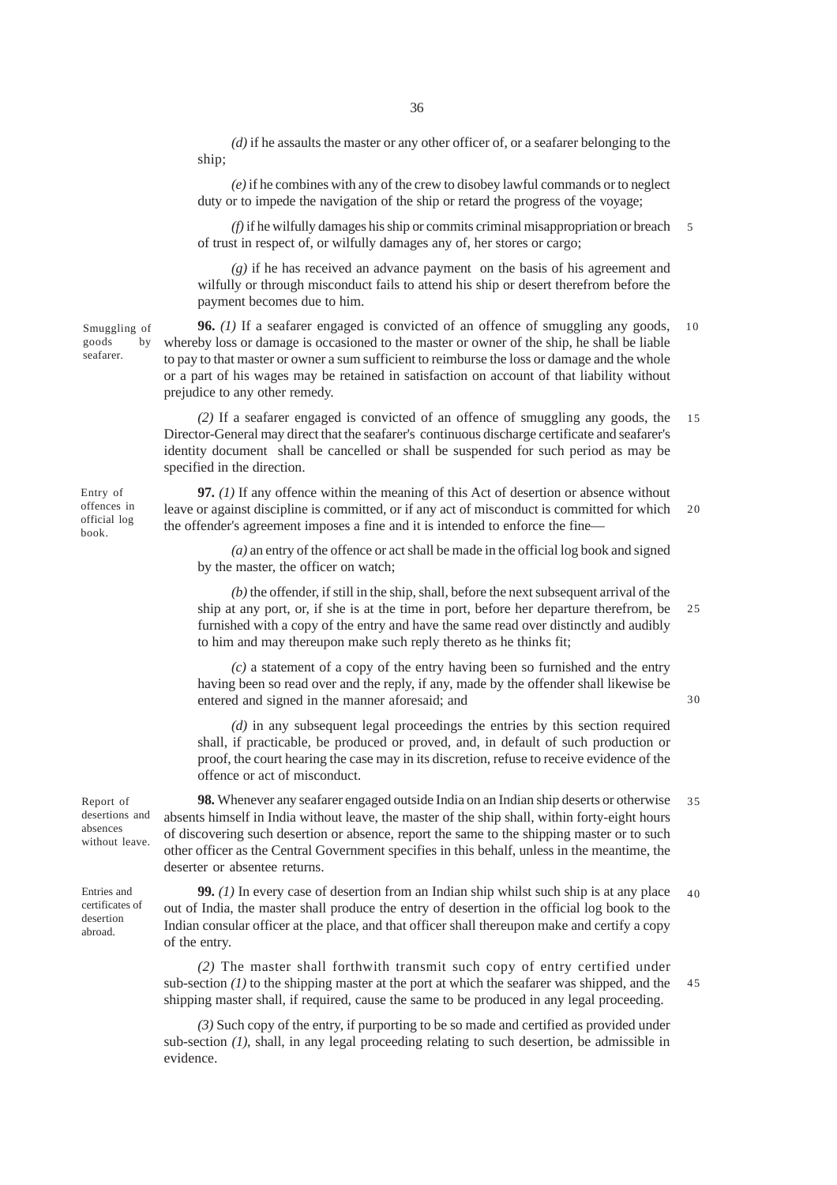*(d)* if he assaults the master or any other officer of, or a seafarer belonging to the ship;

*(e)* if he combines with any of the crew to disobey lawful commands or to neglect duty or to impede the navigation of the ship or retard the progress of the voyage;

*(f)* if he wilfully damages his ship or commits criminal misappropriation or breach of trust in respect of, or wilfully damages any of, her stores or cargo;

*(g)* if he has received an advance payment on the basis of his agreement and wilfully or through misconduct fails to attend his ship or desert therefrom before the payment becomes due to him.

Smuggling of goods by seafarer.

**96.** *(1)* If a seafarer engaged is convicted of an offence of smuggling any goods, whereby loss or damage is occasioned to the master or owner of the ship, he shall be liable to pay to that master or owner a sum sufficient to reimburse the loss or damage and the whole or a part of his wages may be retained in satisfaction on account of that liability without prejudice to any other remedy.

*(2)* If a seafarer engaged is convicted of an offence of smuggling any goods, the Director-General may direct that the seafarer's continuous discharge certificate and seafarer's identity document shall be cancelled or shall be suspended for such period as may be specified in the direction.

Entry of offences in official log book.

**97.** *(1)* If any offence within the meaning of this Act of desertion or absence without leave or against discipline is committed, or if any act of misconduct is committed for which the offender's agreement imposes a fine and it is intended to enforce the fine—

*(a)* an entry of the offence or act shall be made in the official log book and signed by the master, the officer on watch;

*(b)* the offender, if still in the ship, shall, before the next subsequent arrival of the ship at any port, or, if she is at the time in port, before her departure therefrom, be furnished with a copy of the entry and have the same read over distinctly and audibly to him and may thereupon make such reply thereto as he thinks fit;

*(c)* a statement of a copy of the entry having been so furnished and the entry having been so read over and the reply, if any, made by the offender shall likewise be entered and signed in the manner aforesaid; and

*(d)* in any subsequent legal proceedings the entries by this section required shall, if practicable, be produced or proved, and, in default of such production or proof, the court hearing the case may in its discretion, refuse to receive evidence of the offence or act of misconduct.

Report of desertions and absences without leave.

**98.** Whenever any seafarer engaged outside India on an Indian ship deserts or otherwise absents himself in India without leave, the master of the ship shall, within forty-eight hours of discovering such desertion or absence, report the same to the shipping master or to such other officer as the Central Government specifies in this behalf, unless in the meantime, the deserter or absentee returns.

Entries and certificates of desertion abroad.

**99.** *(1)* In every case of desertion from an Indian ship whilst such ship is at any place out of India, the master shall produce the entry of desertion in the official log book to the Indian consular officer at the place, and that officer shall thereupon make and certify a copy of the entry.

*(2)* The master shall forthwith transmit such copy of entry certified under sub-section *(1)* to the shipping master at the port at which the seafarer was shipped, and the shipping master shall, if required, cause the same to be produced in any legal proceeding.

*(3)* Such copy of the entry, if purporting to be so made and certified as provided under sub-section *(1)*, shall, in any legal proceeding relating to such desertion, be admissible in evidence.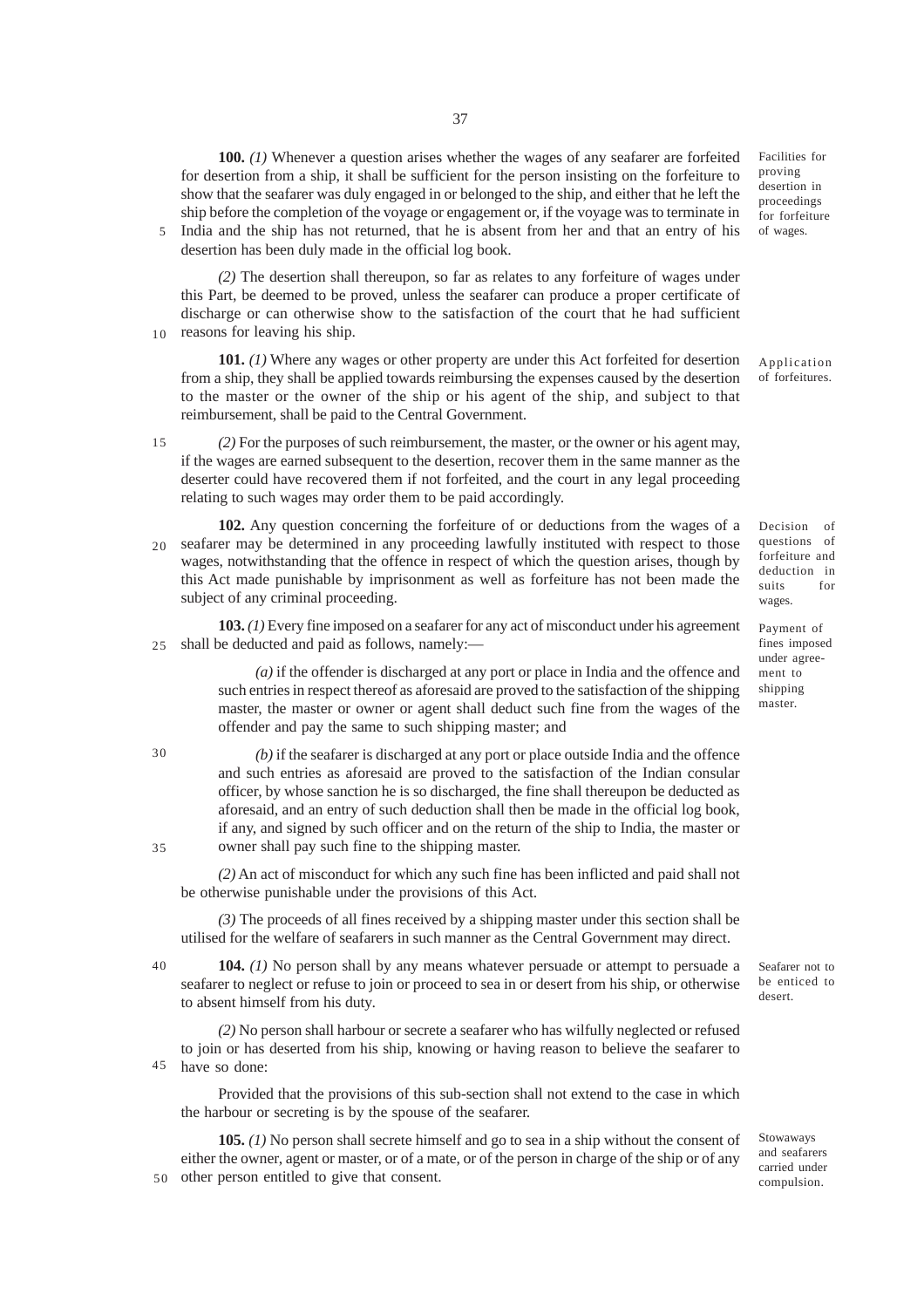**100.** *(1)* Whenever a question arises whether the wages of any seafarer are forfeited for desertion from a ship, it shall be sufficient for the person insisting on the forfeiture to show that the seafarer was duly engaged in or belonged to the ship, and either that he left the ship before the completion of the voyage or engagement or, if the voyage was to terminate in India and the ship has not returned, that he is absent from her and that an entry of his desertion has been duly made in the official log book.

Facilities for proving desertion in proceedings for forfeiture of wages.

*(2)* The desertion shall thereupon, so far as relates to any forfeiture of wages under this Part, be deemed to be proved, unless the seafarer can produce a proper certificate of discharge or can otherwise show to the satisfaction of the court that he had sufficient reasons for leaving his ship.

**101.** *(1)* Where any wages or other property are under this Act forfeited for desertion from a ship, they shall be applied towards reimbursing the expenses caused by the desertion to the master or the owner of the ship or his agent of the ship, and subject to that reimbursement, shall be paid to the Central Government.

Application of forfeitures.

*(2)* For the purposes of such reimbursement, the master, or the owner or his agent may, if the wages are earned subsequent to the desertion, recover them in the same manner as the deserter could have recovered them if not forfeited, and the court in any legal proceeding relating to such wages may order them to be paid accordingly.

**102.** Any question concerning the forfeiture of or deductions from the wages of a seafarer may be determined in any proceeding lawfully instituted with respect to those wages, notwithstanding that the offence in respect of which the question arises, though by this Act made punishable by imprisonment as well as forfeiture has not been made the subject of any criminal proceeding.

Decision of questions of forfeiture and deduction in suits for wages.

**103.** *(1)* Every fine imposed on a seafarer for any act of misconduct under his agreement shall be deducted and paid as follows, namely:—

Payment of fines imposed under agreement to shipping master.

*(a)* if the offender is discharged at any port or place in India and the offence and such entries in respect thereof as aforesaid are proved to the satisfaction of the shipping master, the master or owner or agent shall deduct such fine from the wages of the offender and pay the same to such shipping master; and

*(b)* if the seafarer is discharged at any port or place outside India and the offence and such entries as aforesaid are proved to the satisfaction of the Indian consular officer, by whose sanction he is so discharged, the fine shall thereupon be deducted as aforesaid, and an entry of such deduction shall then be made in the official log book, if any, and signed by such officer and on the return of the ship to India, the master or owner shall pay such fine to the shipping master.

*(2)* An act of misconduct for which any such fine has been inflicted and paid shall not be otherwise punishable under the provisions of this Act.

*(3)* The proceeds of all fines received by a shipping master under this section shall be utilised for the welfare of seafarers in such manner as the Central Government may direct.

**104.** *(1)* No person shall by any means whatever persuade or attempt to persuade a seafarer to neglect or refuse to join or proceed to sea in or desert from his ship, or otherwise to absent himself from his duty.

Seafarer not to be enticed to desert.

*(2)* No person shall harbour or secrete a seafarer who has wilfully neglected or refused to join or has deserted from his ship, knowing or having reason to believe the seafarer to have so done:

Provided that the provisions of this sub-section shall not extend to the case in which the harbour or secreting is by the spouse of the seafarer.

**105.** *(1)* No person shall secrete himself and go to sea in a ship without the consent of either the owner, agent or master, or of a mate, or of the person in charge of the ship or of any other person entitled to give that consent.

Stowaways and seafarers carried under compulsion.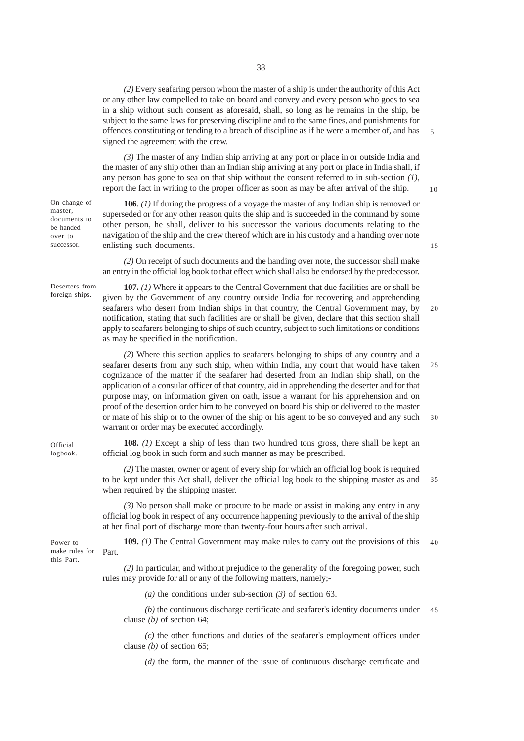*(2)* Every seafaring person whom the master of a ship is under the authority of this Act or any other law compelled to take on board and convey and every person who goes to sea in a ship without such consent as aforesaid, shall, so long as he remains in the ship, be subject to the same laws for preserving discipline and to the same fines, and punishments for offences constituting or tending to a breach of discipline as if he were a member of, and has signed the agreement with the crew.

*(3)* The master of any Indian ship arriving at any port or place in or outside India and the master of any ship other than an Indian ship arriving at any port or place in India shall, if any person has gone to sea on that ship without the consent referred to in sub-section *(1)*, report the fact in writing to the proper officer as soon as may be after arrival of the ship.

On change of master, documents to be handed over to successor.

**106.** *(1)* If during the progress of a voyage the master of any Indian ship is removed or superseded or for any other reason quits the ship and is succeeded in the command by some other person, he shall, deliver to his successor the various documents relating to the navigation of the ship and the crew thereof which are in his custody and a handing over note enlisting such documents.

*(2)* On receipt of such documents and the handing over note, the successor shall make an entry in the official log book to that effect which shall also be endorsed by the predecessor.

Deserters from foreign ships.

**107.** *(1)* Where it appears to the Central Government that due facilities are or shall be given by the Government of any country outside India for recovering and apprehending seafarers who desert from Indian ships in that country, the Central Government may, by notification, stating that such facilities are or shall be given, declare that this section shall apply to seafarers belonging to ships of such country, subject to such limitations or conditions as may be specified in the notification.

*(2)* Where this section applies to seafarers belonging to ships of any country and a seafarer deserts from any such ship, when within India, any court that would have taken cognizance of the matter if the seafarer had deserted from an Indian ship shall, on the application of a consular officer of that country, aid in apprehending the deserter and for that purpose may, on information given on oath, issue a warrant for his apprehension and on proof of the desertion order him to be conveyed on board his ship or delivered to the master or mate of his ship or to the owner of the ship or his agent to be so conveyed and any such warrant or order may be executed accordingly.

Official logbook.

**108.** *(1)* Except a ship of less than two hundred tons gross, there shall be kept an official log book in such form and such manner as may be prescribed.

*(2)* The master, owner or agent of every ship for which an official log book is required to be kept under this Act shall, deliver the official log book to the shipping master as and when required by the shipping master.

*(3)* No person shall make or procure to be made or assist in making any entry in any official log book in respect of any occurrence happening previously to the arrival of the ship at her final port of discharge more than twenty-four hours after such arrival.

Power to make rules for this Part.

**109.** *(1)* The Central Government may make rules to carry out the provisions of this Part.

*(2)* In particular, and without prejudice to the generality of the foregoing power, such rules may provide for all or any of the following matters, namely;-

*(a)* the conditions under sub-section *(3)* of section 63.

*(b)* the continuous discharge certificate and seafarer's identity documents under clause *(b)* of section 64;

*(c)* the other functions and duties of the seafarer's employment offices under clause *(b)* of section 65;

*(d)* the form, the manner of the issue of continuous discharge certificate and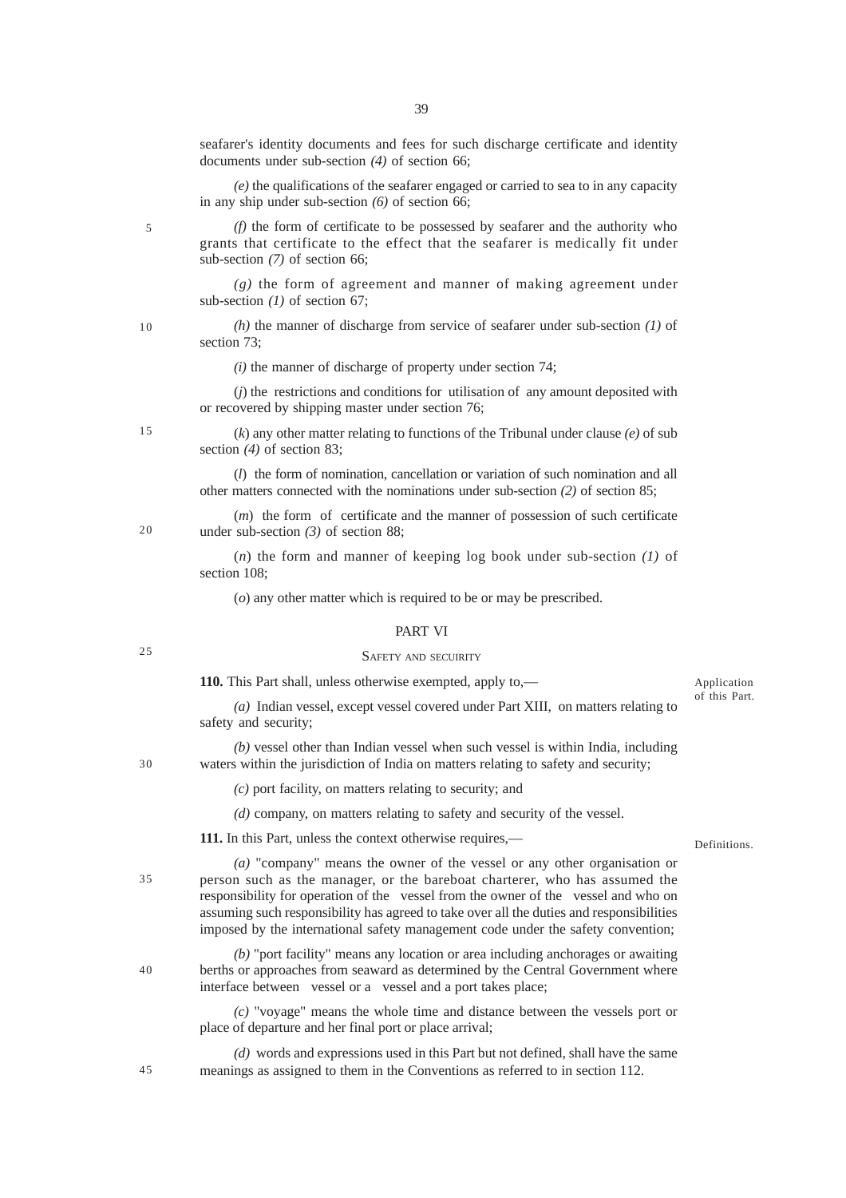seafarer's identity documents and fees for such discharge certificate and identity documents under sub-section *(4)* of section 66;

*(e)* the qualifications of the seafarer engaged or carried to sea to in any capacity in any ship under sub-section *(6)* of section 66;

*(f)* the form of certificate to be possessed by seafarer and the authority who grants that certificate to the effect that the seafarer is medically fit under sub-section *(7)* of section 66;

*(g)* the form of agreement and manner of making agreement under sub-section *(1)* of section 67;

*(h)* the manner of discharge from service of seafarer under sub-section *(1)* of section 73;

*(i)* the manner of discharge of property under section 74;

(*j*) the restrictions and conditions for utilisation of any amount deposited with or recovered by shipping master under section 76;

(*k*) any other matter relating to functions of the Tribunal under clause *(e)* of sub section *(4)* of section 83;

(*l*) the form of nomination, cancellation or variation of such nomination and all other matters connected with the nominations under sub-section *(2)* of section 85;

(*m*) the form of certificate and the manner of possession of such certificate under sub-section *(3)* of section 88;

(*n*) the form and manner of keeping log book under sub-section *(1)* of section 108;

(*o*) any other matter which is required to be or may be prescribed.

## PART VI

### SAFETY AND SECUIRITY

*Application of this Part.*

**110.** This Part shall, unless otherwise exempted, apply to,—

*(a)* Indian vessel, except vessel covered under Part XIII, on matters relating to safety and security;

*(b)* vessel other than Indian vessel when such vessel is within India, including waters within the jurisdiction of India on matters relating to safety and security;

*(c)* port facility, on matters relating to security; and

*(d)* company, on matters relating to safety and security of the vessel.

*Definitions.*

**111.** In this Part, unless the context otherwise requires,—

*(a)* "company" means the owner of the vessel or any other organisation or person such as the manager, or the bareboat charterer, who has assumed the responsibility for operation of the vessel from the owner of the vessel and who on assuming such responsibility has agreed to take over all the duties and responsibilities imposed by the international safety management code under the safety convention;

*(b)* "port facility" means any location or area including anchorages or awaiting berths or approaches from seaward as determined by the Central Government where interface between vessel or a vessel and a port takes place;

*(c)* "voyage" means the whole time and distance between the vessels port or place of departure and her final port or place arrival;

*(d)* words and expressions used in this Part but not defined, shall have the same meanings as assigned to them in the Conventions as referred to in section 112.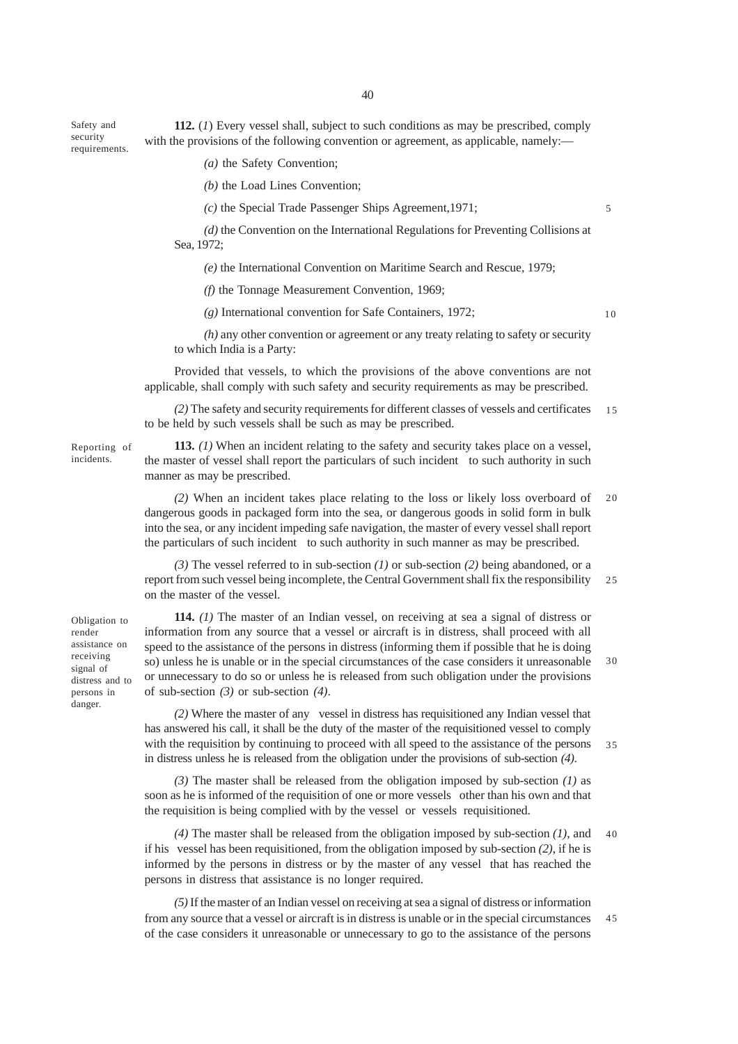Safety and security requirements.

**112.** (*1*) Every vessel shall, subject to such conditions as may be prescribed, comply with the provisions of the following convention or agreement, as applicable, namely:—

*(a)* the Safety Convention;

*(b)* the Load Lines Convention;

*(c)* the Special Trade Passenger Ships Agreement,1971;

*(d)* the Convention on the International Regulations for Preventing Collisions at Sea, 1972;

*(e)* the International Convention on Maritime Search and Rescue, 1979;

*(f)* the Tonnage Measurement Convention, 1969;

*(g)* International convention for Safe Containers, 1972;

*(h)* any other convention or agreement or any treaty relating to safety or security to which India is a Party:

Provided that vessels, to which the provisions of the above conventions are not applicable, shall comply with such safety and security requirements as may be prescribed.

*(2)* The safety and security requirements for different classes of vessels and certificates to be held by such vessels shall be such as may be prescribed.

Reporting of incidents.

**113.** *(1)* When an incident relating to the safety and security takes place on a vessel, the master of vessel shall report the particulars of such incident to such authority in such manner as may be prescribed.

*(2)* When an incident takes place relating to the loss or likely loss overboard of dangerous goods in packaged form into the sea, or dangerous goods in solid form in bulk into the sea, or any incident impeding safe navigation, the master of every vessel shall report the particulars of such incident to such authority in such manner as may be prescribed.

*(3)* The vessel referred to in sub-section *(1)* or sub-section *(2)* being abandoned, or a report from such vessel being incomplete, the Central Government shall fix the responsibility on the master of the vessel.

Obligation to render assistance on receiving signal of distress and to persons in danger.

**114.** *(1)* The master of an Indian vessel, on receiving at sea a signal of distress or information from any source that a vessel or aircraft is in distress, shall proceed with all speed to the assistance of the persons in distress (informing them if possible that he is doing so) unless he is unable or in the special circumstances of the case considers it unreasonable or unnecessary to do so or unless he is released from such obligation under the provisions of sub-section *(3)* or sub-section *(4)*.

*(2)* Where the master of any vessel in distress has requisitioned any Indian vessel that has answered his call, it shall be the duty of the master of the requisitioned vessel to comply with the requisition by continuing to proceed with all speed to the assistance of the persons in distress unless he is released from the obligation under the provisions of sub-section *(4)*.

*(3)* The master shall be released from the obligation imposed by sub-section *(1)* as soon as he is informed of the requisition of one or more vessels other than his own and that the requisition is being complied with by the vessel or vessels requisitioned.

*(4)* The master shall be released from the obligation imposed by sub-section *(1)*, and if his vessel has been requisitioned, from the obligation imposed by sub-section *(2)*, if he is informed by the persons in distress or by the master of any vessel that has reached the persons in distress that assistance is no longer required.

*(5)* If the master of an Indian vessel on receiving at sea a signal of distress or information from any source that a vessel or aircraft is in distress is unable or in the special circumstances of the case considers it unreasonable or unnecessary to go to the assistance of the persons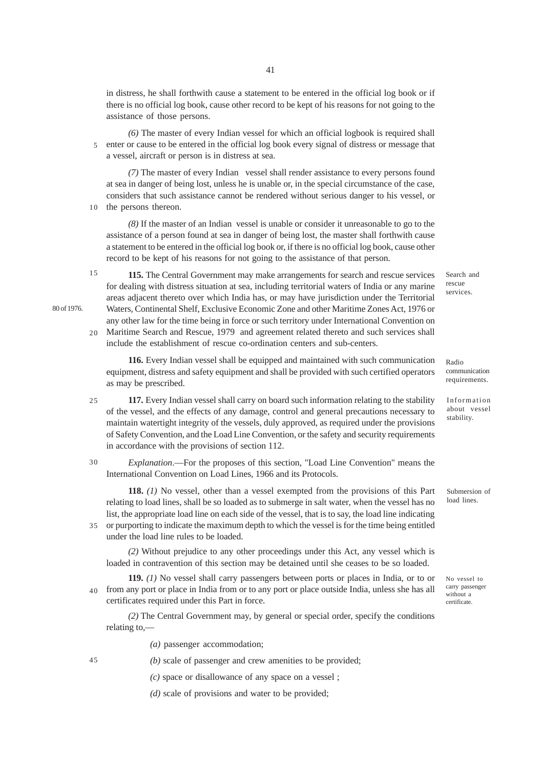in distress, he shall forthwith cause a statement to be entered in the official log book or if there is no official log book, cause other record to be kept of his reasons for not going to the assistance of those persons.

*(6)* The master of every Indian vessel for which an official logbook is required shall enter or cause to be entered in the official log book every signal of distress or message that a vessel, aircraft or person is in distress at sea.

*(7)* The master of every Indian vessel shall render assistance to every persons found at sea in danger of being lost, unless he is unable or, in the special circumstance of the case, considers that such assistance cannot be rendered without serious danger to his vessel, or the persons thereon.

*(8)* If the master of an Indian vessel is unable or consider it unreasonable to go to the assistance of a person found at sea in danger of being lost, the master shall forthwith cause a statement to be entered in the official log book or, if there is no official log book, cause other record to be kept of his reasons for not going to the assistance of that person.

Search and rescue services.

**115.** The Central Government may make arrangements for search and rescue services for dealing with distress situation at sea, including territorial waters of India or any marine areas adjacent thereto over which India has, or may have jurisdiction under the Territorial Waters, Continental Shelf, Exclusive Economic Zone and other Maritime Zones Act, 1976 or any other law for the time being in force or such territory under International Convention on Maritime Search and Rescue, 1979 and agreement related thereto and such services shall include the establishment of rescue co-ordination centers and sub-centers.

80 of 1976.

Radio communication requirements.

**116.** Every Indian vessel shall be equipped and maintained with such communication equipment, distress and safety equipment and shall be provided with such certified operators as may be prescribed.

Information about vessel stability.

**117.** Every Indian vessel shall carry on board such information relating to the stability of the vessel, and the effects of any damage, control and general precautions necessary to maintain watertight integrity of the vessels, duly approved, as required under the provisions of Safety Convention, and the Load Line Convention, or the safety and security requirements in accordance with the provisions of section 112.

*Explanation*.—For the proposes of this section, "Load Line Convention" means the International Convention on Load Lines, 1966 and its Protocols.

Submersion of load lines.

**118.** *(1)* No vessel, other than a vessel exempted from the provisions of this Part relating to load lines, shall be so loaded as to submerge in salt water, when the vessel has no list, the appropriate load line on each side of the vessel, that is to say, the load line indicating or purporting to indicate the maximum depth to which the vessel is for the time being entitled under the load line rules to be loaded.

*(2)* Without prejudice to any other proceedings under this Act, any vessel which is loaded in contravention of this section may be detained until she ceases to be so loaded.

No vessel to carry passenger without a certificate.

**119.** *(1)* No vessel shall carry passengers between ports or places in India, or to or from any port or place in India from or to any port or place outside India, unless she has all certificates required under this Part in force.

*(2)* The Central Government may, by general or special order, specify the conditions relating to,—

*(a)* passenger accommodation;

*(b)* scale of passenger and crew amenities to be provided;

*(c)* space or disallowance of any space on a vessel ;

*(d)* scale of provisions and water to be provided;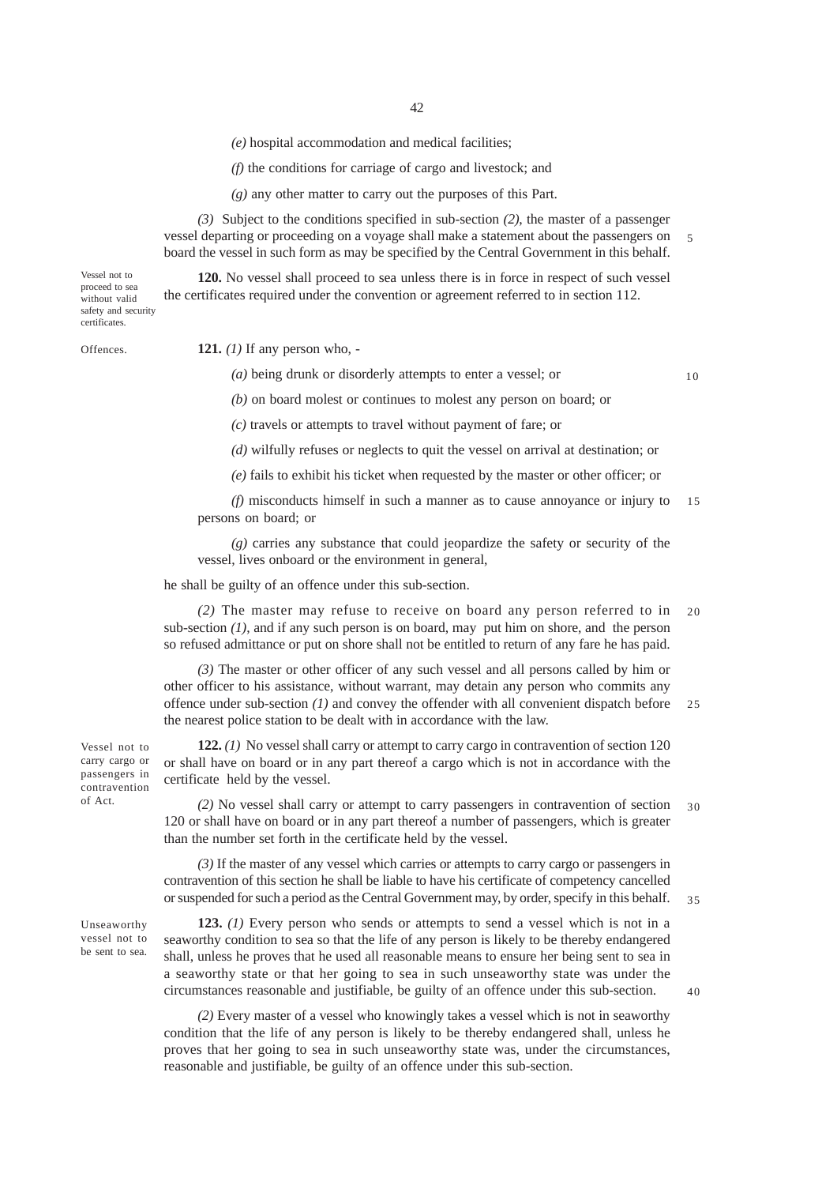*(e)* hospital accommodation and medical facilities;

*(f)* the conditions for carriage of cargo and livestock; and

*(g)* any other matter to carry out the purposes of this Part.

*(3)* Subject to the conditions specified in sub-section *(2)*, the master of a passenger vessel departing or proceeding on a voyage shall make a statement about the passengers on board the vessel in such form as may be specified by the Central Government in this behalf.

Vessel not to proceed to sea without valid safety and security certificates.

**120.** No vessel shall proceed to sea unless there is in force in respect of such vessel the certificates required under the convention or agreement referred to in section 112.

Offences.

**121.** *(1)* If any person who, -

*(a)* being drunk or disorderly attempts to enter a vessel; or

*(b)* on board molest or continues to molest any person on board; or

*(c)* travels or attempts to travel without payment of fare; or

*(d)* wilfully refuses or neglects to quit the vessel on arrival at destination; or

*(e)* fails to exhibit his ticket when requested by the master or other officer; or

*(f)* misconducts himself in such a manner as to cause annoyance or injury to persons on board; or

*(g)* carries any substance that could jeopardize the safety or security of the vessel, lives onboard or the environment in general,

he shall be guilty of an offence under this sub-section.

*(2)* The master may refuse to receive on board any person referred to in sub-section *(1)*, and if any such person is on board, may put him on shore, and the person so refused admittance or put on shore shall not be entitled to return of any fare he has paid.

*(3)* The master or other officer of any such vessel and all persons called by him or other officer to his assistance, without warrant, may detain any person who commits any offence under sub-section *(1)* and convey the offender with all convenient dispatch before the nearest police station to be dealt with in accordance with the law.

Vessel not to carry cargo or passengers in contravention of Act.

**122.** *(1)* No vessel shall carry or attempt to carry cargo in contravention of section 120 or shall have on board or in any part thereof a cargo which is not in accordance with the certificate held by the vessel.

*(2)* No vessel shall carry or attempt to carry passengers in contravention of section 120 or shall have on board or in any part thereof a number of passengers, which is greater than the number set forth in the certificate held by the vessel.

*(3)* If the master of any vessel which carries or attempts to carry cargo or passengers in contravention of this section he shall be liable to have his certificate of competency cancelled or suspended for such a period as the Central Government may, by order, specify in this behalf.

Unseaworthy vessel not to be sent to sea.

**123.** *(1)* Every person who sends or attempts to send a vessel which is not in a seaworthy condition to sea so that the life of any person is likely to be thereby endangered shall, unless he proves that he used all reasonable means to ensure her being sent to sea in a seaworthy state or that her going to sea in such unseaworthy state was under the circumstances reasonable and justifiable, be guilty of an offence under this sub-section.

*(2)* Every master of a vessel who knowingly takes a vessel which is not in seaworthy condition that the life of any person is likely to be thereby endangered shall, unless he proves that her going to sea in such unseaworthy state was, under the circumstances, reasonable and justifiable, be guilty of an offence under this sub-section.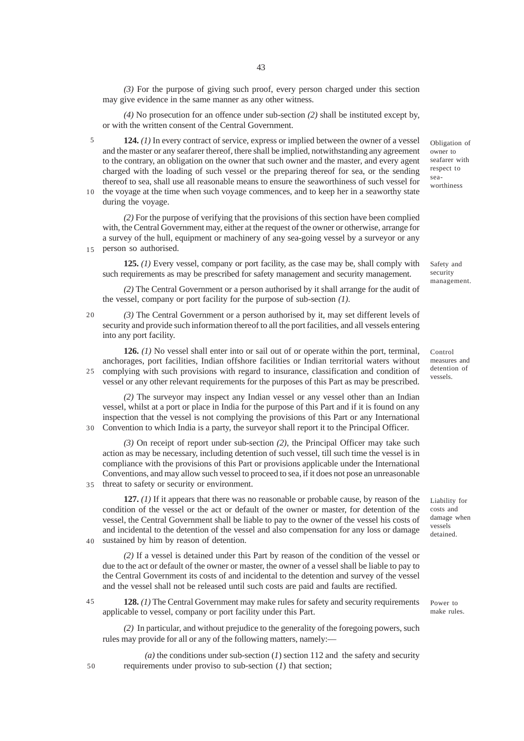*(3)* For the purpose of giving such proof, every person charged under this section may give evidence in the same manner as any other witness.

*(4)* No prosecution for an offence under sub-section *(2)* shall be instituted except by, or with the written consent of the Central Government.

Obligation of owner to seafarer with respect to sea-worthiness

**124.** *(1)* In every contract of service, express or implied between the owner of a vessel and the master or any seafarer thereof, there shall be implied, notwithstanding any agreement to the contrary, an obligation on the owner that such owner and the master, and every agent charged with the loading of such vessel or the preparing thereof for sea, or the sending thereof to sea, shall use all reasonable means to ensure the seaworthiness of such vessel for the voyage at the time when such voyage commences, and to keep her in a seaworthy state during the voyage.

*(2)* For the purpose of verifying that the provisions of this section have been complied with, the Central Government may, either at the request of the owner or otherwise, arrange for a survey of the hull, equipment or machinery of any sea-going vessel by a surveyor or any person so authorised.

Safety and security management.

**125.** *(1)* Every vessel, company or port facility, as the case may be, shall comply with such requirements as may be prescribed for safety management and security management.

*(2)* The Central Government or a person authorised by it shall arrange for the audit of the vessel, company or port facility for the purpose of sub-section *(1)*.

*(3)* The Central Government or a person authorised by it, may set different levels of security and provide such information thereof to all the port facilities, and all vessels entering into any port facility.

Control measures and detention of vessels.

**126.** *(1)* No vessel shall enter into or sail out of or operate within the port, terminal, anchorages, port facilities, Indian offshore facilities or Indian territorial waters without complying with such provisions with regard to insurance, classification and condition of vessel or any other relevant requirements for the purposes of this Part as may be prescribed.

*(2)* The surveyor may inspect any Indian vessel or any vessel other than an Indian vessel, whilst at a port or place in India for the purpose of this Part and if it is found on any inspection that the vessel is not complying the provisions of this Part or any International Convention to which India is a party, the surveyor shall report it to the Principal Officer.

*(3)* On receipt of report under sub-section *(2)*, the Principal Officer may take such action as may be necessary, including detention of such vessel, till such time the vessel is in compliance with the provisions of this Part or provisions applicable under the International Conventions, and may allow such vessel to proceed to sea, if it does not pose an unreasonable threat to safety or security or environment.

Liability for costs and damage when vessels detained.

**127.** *(1)* If it appears that there was no reasonable or probable cause, by reason of the condition of the vessel or the act or default of the owner or master, for detention of the vessel, the Central Government shall be liable to pay to the owner of the vessel his costs of and incidental to the detention of the vessel and also compensation for any loss or damage sustained by him by reason of detention.

*(2)* If a vessel is detained under this Part by reason of the condition of the vessel or due to the act or default of the owner or master, the owner of a vessel shall be liable to pay to the Central Government its costs of and incidental to the detention and survey of the vessel and the vessel shall not be released until such costs are paid and faults are rectified.

Power to make rules.

**128.** *(1)* The Central Government may make rules for safety and security requirements applicable to vessel, company or port facility under this Part.

*(2)* In particular, and without prejudice to the generality of the foregoing powers, such rules may provide for all or any of the following matters, namely:—

*(a)* the conditions under sub-section (*1*) section 112 and the safety and security requirements under proviso to sub-section (*1*) that section;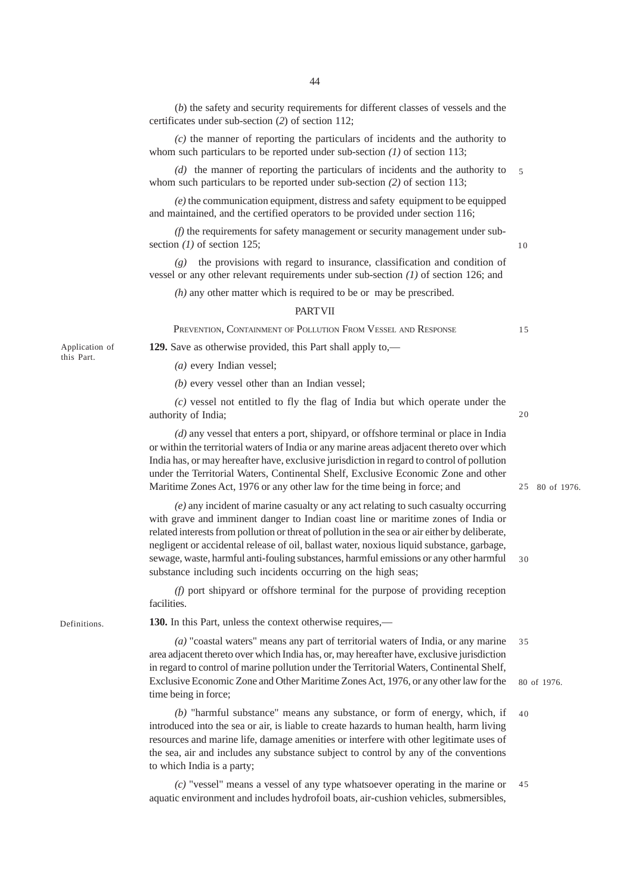(*b*) the safety and security requirements for different classes of vessels and the certificates under sub-section (*2*) of section 112;

*(c)* the manner of reporting the particulars of incidents and the authority to whom such particulars to be reported under sub-section *(1)* of section 113;

*(d)* the manner of reporting the particulars of incidents and the authority to whom such particulars to be reported under sub-section *(2)* of section 113;

*(e)* the communication equipment, distress and safety equipment to be equipped and maintained, and the certified operators to be provided under section 116;

*(f)* the requirements for safety management or security management under sub-section *(1)* of section 125;

*(g)* the provisions with regard to insurance, classification and condition of vessel or any other relevant requirements under sub-section *(1)* of section 126; and

*(h)* any other matter which is required to be or may be prescribed.

## PART VII

### PREVENTION, CONTAINMENT OF POLLUTION FROM VESSEL AND RESPONSE

Application of this Part.

**129.** Save as otherwise provided, this Part shall apply to,—

*(a)* every Indian vessel;

*(b)* every vessel other than an Indian vessel;

*(c)* vessel not entitled to fly the flag of India but which operate under the authority of India;

*(d)* any vessel that enters a port, shipyard, or offshore terminal or place in India or within the territorial waters of India or any marine areas adjacent thereto over which India has, or may hereafter have, exclusive jurisdiction in regard to control of pollution under the Territorial Waters, Continental Shelf, Exclusive Economic Zone and other Maritime Zones Act, 1976 or any other law for the time being in force; and

80 of 1976.

*(e)* any incident of marine casualty or any act relating to such casualty occurring with grave and imminent danger to Indian coast line or maritime zones of India or related interests from pollution or threat of pollution in the sea or air either by deliberate, negligent or accidental release of oil, ballast water, noxious liquid substance, garbage, sewage, waste, harmful anti-fouling substances, harmful emissions or any other harmful substance including such incidents occurring on the high seas;

*(f)* port shipyard or offshore terminal for the purpose of providing reception facilities.

Definitions.

**130.** In this Part, unless the context otherwise requires,—

*(a)* "coastal waters" means any part of territorial waters of India, or any marine area adjacent thereto over which India has, or, may hereafter have, exclusive jurisdiction in regard to control of marine pollution under the Territorial Waters, Continental Shelf, Exclusive Economic Zone and Other Maritime Zones Act, 1976, or any other law for the time being in force;

80 of 1976.

*(b)* "harmful substance" means any substance, or form of energy, which, if introduced into the sea or air, is liable to create hazards to human health, harm living resources and marine life, damage amenities or interfere with other legitimate uses of the sea, air and includes any substance subject to control by any of the conventions to which India is a party;

*(c)* "vessel" means a vessel of any type whatsoever operating in the marine or aquatic environment and includes hydrofoil boats, air-cushion vehicles, submersibles,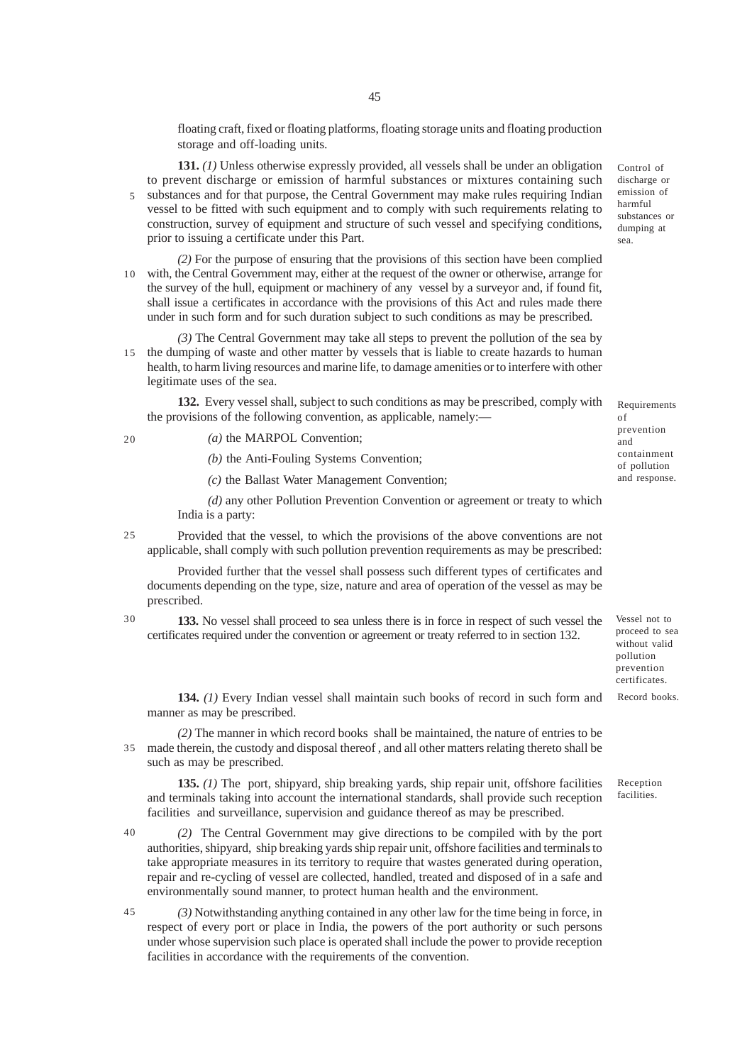floating craft, fixed or floating platforms, floating storage units and floating production storage and off-loading units.

**Control of discharge or emission of harmful substances or dumping at sea.**

**131.** *(1)* Unless otherwise expressly provided, all vessels shall be under an obligation to prevent discharge or emission of harmful substances or mixtures containing such substances and for that purpose, the Central Government may make rules requiring Indian vessel to be fitted with such equipment and to comply with such requirements relating to construction, survey of equipment and structure of such vessel and specifying conditions, prior to issuing a certificate under this Part.

*(2)* For the purpose of ensuring that the provisions of this section have been complied with, the Central Government may, either at the request of the owner or otherwise, arrange for the survey of the hull, equipment or machinery of any vessel by a surveyor and, if found fit, shall issue a certificates in accordance with the provisions of this Act and rules made there under in such form and for such duration subject to such conditions as may be prescribed.

*(3)* The Central Government may take all steps to prevent the pollution of the sea by the dumping of waste and other matter by vessels that is liable to create hazards to human health, to harm living resources and marine life, to damage amenities or to interfere with other legitimate uses of the sea.

**Requirements of prevention and containment of pollution and response.**

**132.** Every vessel shall, subject to such conditions as may be prescribed, comply with the provisions of the following convention, as applicable, namely:—

*(a)* the MARPOL Convention;

*(b)* the Anti-Fouling Systems Convention;

*(c)* the Ballast Water Management Convention;

*(d)* any other Pollution Prevention Convention or agreement or treaty to which India is a party:

Provided that the vessel, to which the provisions of the above conventions are not applicable, shall comply with such pollution prevention requirements as may be prescribed:

Provided further that the vessel shall possess such different types of certificates and documents depending on the type, size, nature and area of operation of the vessel as may be prescribed.

**Vessel not to proceed to sea without valid pollution prevention certificates.**

**133.** No vessel shall proceed to sea unless there is in force in respect of such vessel the certificates required under the convention or agreement or treaty referred to in section 132.

**Record books.**

**134.** *(1)* Every Indian vessel shall maintain such books of record in such form and manner as may be prescribed.

*(2)* The manner in which record books shall be maintained, the nature of entries to be made therein, the custody and disposal thereof , and all other matters relating thereto shall be such as may be prescribed.

**Reception facilities.**

**135.** *(1)* The port, shipyard, ship breaking yards, ship repair unit, offshore facilities and terminals taking into account the international standards, shall provide such reception facilities and surveillance, supervision and guidance thereof as may be prescribed.

*(2)* The Central Government may give directions to be compiled with by the port authorities, shipyard, ship breaking yards ship repair unit, offshore facilities and terminals to take appropriate measures in its territory to require that wastes generated during operation, repair and re-cycling of vessel are collected, handled, treated and disposed of in a safe and environmentally sound manner, to protect human health and the environment.

*(3)* Notwithstanding anything contained in any other law for the time being in force, in respect of every port or place in India, the powers of the port authority or such persons under whose supervision such place is operated shall include the power to provide reception facilities in accordance with the requirements of the convention.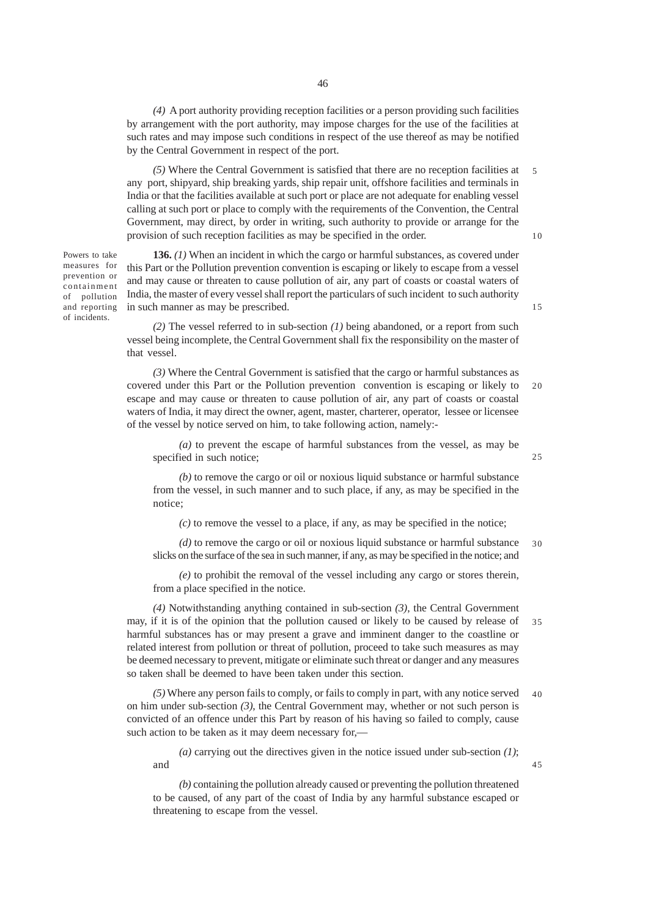*(4)* A port authority providing reception facilities or a person providing such facilities by arrangement with the port authority, may impose charges for the use of the facilities at such rates and may impose such conditions in respect of the use thereof as may be notified by the Central Government in respect of the port.

*(5)* Where the Central Government is satisfied that there are no reception facilities at any port, shipyard, ship breaking yards, ship repair unit, offshore facilities and terminals in India or that the facilities available at such port or place are not adequate for enabling vessel calling at such port or place to comply with the requirements of the Convention, the Central Government, may direct, by order in writing, such authority to provide or arrange for the provision of such reception facilities as may be specified in the order.

Powers to take measures for prevention or containment of pollution and reporting of incidents.

**136.** *(1)* When an incident in which the cargo or harmful substances, as covered under this Part or the Pollution prevention convention is escaping or likely to escape from a vessel and may cause or threaten to cause pollution of air, any part of coasts or coastal waters of India, the master of every vessel shall report the particulars of such incident to such authority in such manner as may be prescribed.

*(2)* The vessel referred to in sub-section *(1)* being abandoned, or a report from such vessel being incomplete, the Central Government shall fix the responsibility on the master of that vessel.

*(3)* Where the Central Government is satisfied that the cargo or harmful substances as covered under this Part or the Pollution prevention convention is escaping or likely to escape and may cause or threaten to cause pollution of air, any part of coasts or coastal waters of India, it may direct the owner, agent, master, charterer, operator, lessee or licensee of the vessel by notice served on him, to take following action, namely:-

*(a)* to prevent the escape of harmful substances from the vessel, as may be specified in such notice;

*(b)* to remove the cargo or oil or noxious liquid substance or harmful substance from the vessel, in such manner and to such place, if any, as may be specified in the notice;

*(c)* to remove the vessel to a place, if any, as may be specified in the notice;

*(d)* to remove the cargo or oil or noxious liquid substance or harmful substance slicks on the surface of the sea in such manner, if any, as may be specified in the notice; and

*(e)* to prohibit the removal of the vessel including any cargo or stores therein, from a place specified in the notice.

*(4)* Notwithstanding anything contained in sub-section *(3)*, the Central Government may, if it is of the opinion that the pollution caused or likely to be caused by release of harmful substances has or may present a grave and imminent danger to the coastline or related interest from pollution or threat of pollution, proceed to take such measures as may be deemed necessary to prevent, mitigate or eliminate such threat or danger and any measures so taken shall be deemed to have been taken under this section.

*(5)* Where any person fails to comply, or fails to comply in part, with any notice served on him under sub-section *(3)*, the Central Government may, whether or not such person is convicted of an offence under this Part by reason of his having so failed to comply, cause such action to be taken as it may deem necessary for,—

*(a)* carrying out the directives given in the notice issued under sub-section *(1)*; and

*(b)* containing the pollution already caused or preventing the pollution threatened to be caused, of any part of the coast of India by any harmful substance escaped or threatening to escape from the vessel.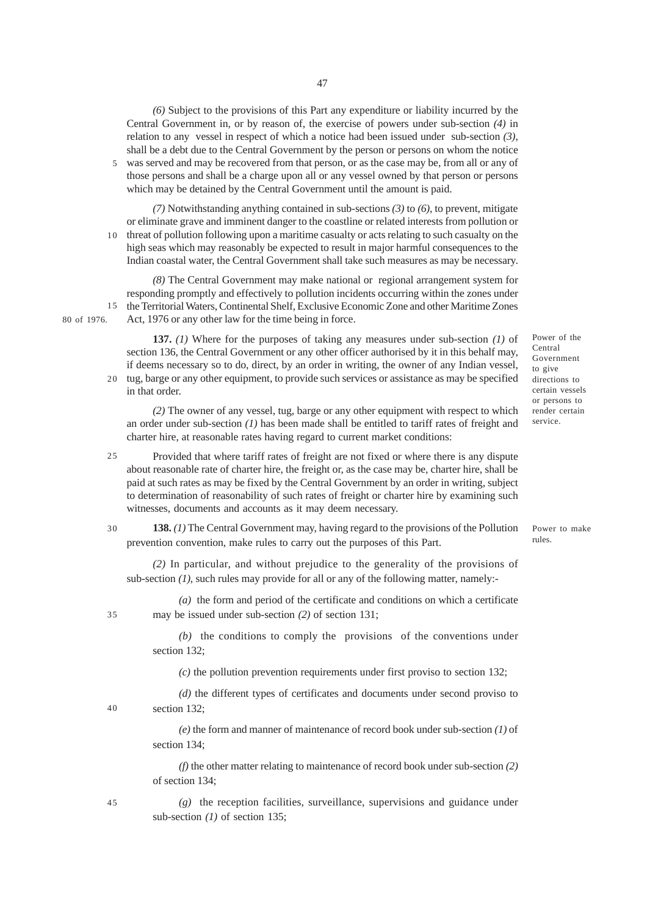*(6)* Subject to the provisions of this Part any expenditure or liability incurred by the Central Government in, or by reason of, the exercise of powers under sub-section *(4)* in relation to any vessel in respect of which a notice had been issued under sub-section *(3)*, shall be a debt due to the Central Government by the person or persons on whom the notice was served and may be recovered from that person, or as the case may be, from all or any of those persons and shall be a charge upon all or any vessel owned by that person or persons which may be detained by the Central Government until the amount is paid.

*(7)* Notwithstanding anything contained in sub-sections *(3)* to *(6)*, to prevent, mitigate or eliminate grave and imminent danger to the coastline or related interests from pollution or threat of pollution following upon a maritime casualty or acts relating to such casualty on the high seas which may reasonably be expected to result in major harmful consequences to the Indian coastal water, the Central Government shall take such measures as may be necessary.

*(8)* The Central Government may make national or regional arrangement system for responding promptly and effectively to pollution incidents occurring within the zones under the Territorial Waters, Continental Shelf, Exclusive Economic Zone and other Maritime Zones Act, 1976 or any other law for the time being in force.

80 of 1976.

Power of the Central Government to give directions to certain vessels or persons to render certain service.

**137.** *(1)* Where for the purposes of taking any measures under sub-section *(1)* of section 136, the Central Government or any other officer authorised by it in this behalf may, if deems necessary so to do, direct, by an order in writing, the owner of any Indian vessel, tug, barge or any other equipment, to provide such services or assistance as may be specified in that order.

*(2)* The owner of any vessel, tug, barge or any other equipment with respect to which an order under sub-section *(1)* has been made shall be entitled to tariff rates of freight and charter hire, at reasonable rates having regard to current market conditions:

Provided that where tariff rates of freight are not fixed or where there is any dispute about reasonable rate of charter hire, the freight or, as the case may be, charter hire, shall be paid at such rates as may be fixed by the Central Government by an order in writing, subject to determination of reasonability of such rates of freight or charter hire by examining such witnesses, documents and accounts as it may deem necessary.

Power to make rules.

**138.** *(1)* The Central Government may, having regard to the provisions of the Pollution prevention convention, make rules to carry out the purposes of this Part.

*(2)* In particular, and without prejudice to the generality of the provisions of sub-section *(1)*, such rules may provide for all or any of the following matter, namely:-

*(a)* the form and period of the certificate and conditions on which a certificate may be issued under sub-section *(2)* of section 131;

*(b)* the conditions to comply the provisions of the conventions under section 132;

*(c)* the pollution prevention requirements under first proviso to section 132;

*(d)* the different types of certificates and documents under second proviso to section 132;

*(e)* the form and manner of maintenance of record book under sub-section *(1)* of section 134;

*(f)* the other matter relating to maintenance of record book under sub-section *(2)* of section 134;

*(g)* the reception facilities, surveillance, supervisions and guidance under sub-section *(1)* of section 135;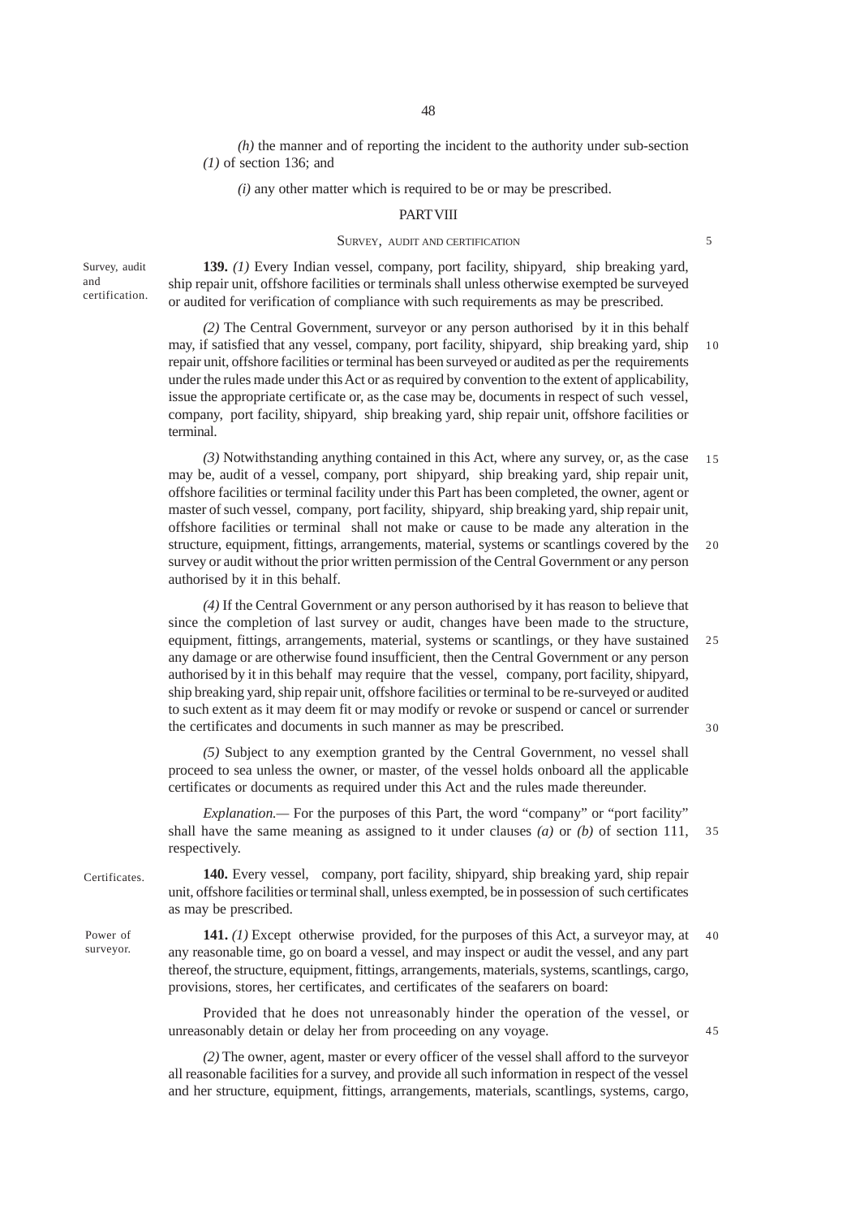*(h)* the manner and of reporting the incident to the authority under sub-section *(1)* of section 136; and

*(i)* any other matter which is required to be or may be prescribed.

## PART VIII

### SURVEY, AUDIT AND CERTIFICATION

*Survey, audit and certification.*

**139.** *(1)* Every Indian vessel, company, port facility, shipyard, ship breaking yard, ship repair unit, offshore facilities or terminals shall unless otherwise exempted be surveyed or audited for verification of compliance with such requirements as may be prescribed.

*(2)* The Central Government, surveyor or any person authorised by it in this behalf may, if satisfied that any vessel, company, port facility, shipyard, ship breaking yard, ship repair unit, offshore facilities or terminal has been surveyed or audited as per the requirements under the rules made under this Act or as required by convention to the extent of applicability, issue the appropriate certificate or, as the case may be, documents in respect of such vessel, company, port facility, shipyard, ship breaking yard, ship repair unit, offshore facilities or terminal.

*(3)* Notwithstanding anything contained in this Act, where any survey, or, as the case may be, audit of a vessel, company, port shipyard, ship breaking yard, ship repair unit, offshore facilities or terminal facility under this Part has been completed, the owner, agent or master of such vessel, company, port facility, shipyard, ship breaking yard, ship repair unit, offshore facilities or terminal shall not make or cause to be made any alteration in the structure, equipment, fittings, arrangements, material, systems or scantlings covered by the survey or audit without the prior written permission of the Central Government or any person authorised by it in this behalf.

*(4)* If the Central Government or any person authorised by it has reason to believe that since the completion of last survey or audit, changes have been made to the structure, equipment, fittings, arrangements, material, systems or scantlings, or they have sustained any damage or are otherwise found insufficient, then the Central Government or any person authorised by it in this behalf may require that the vessel, company, port facility, shipyard, ship breaking yard, ship repair unit, offshore facilities or terminal to be re-surveyed or audited to such extent as it may deem fit or may modify or revoke or suspend or cancel or surrender the certificates and documents in such manner as may be prescribed.

*(5)* Subject to any exemption granted by the Central Government, no vessel shall proceed to sea unless the owner, or master, of the vessel holds onboard all the applicable certificates or documents as required under this Act and the rules made thereunder.

*Explanation.*— For the purposes of this Part, the word "company" or "port facility" shall have the same meaning as assigned to it under clauses *(a)* or *(b)* of section 111, respectively.

*Certificates.*

**140.** Every vessel, company, port facility, shipyard, ship breaking yard, ship repair unit, offshore facilities or terminal shall, unless exempted, be in possession of such certificates as may be prescribed.

*Power of surveyor.*

**141.** *(1)* Except otherwise provided, for the purposes of this Act, a surveyor may, at any reasonable time, go on board a vessel, and may inspect or audit the vessel, and any part thereof, the structure, equipment, fittings, arrangements, materials, systems, scantlings, cargo, provisions, stores, her certificates, and certificates of the seafarers on board:

Provided that he does not unreasonably hinder the operation of the vessel, or unreasonably detain or delay her from proceeding on any voyage.

*(2)* The owner, agent, master or every officer of the vessel shall afford to the surveyor all reasonable facilities for a survey, and provide all such information in respect of the vessel and her structure, equipment, fittings, arrangements, materials, scantlings, systems, cargo,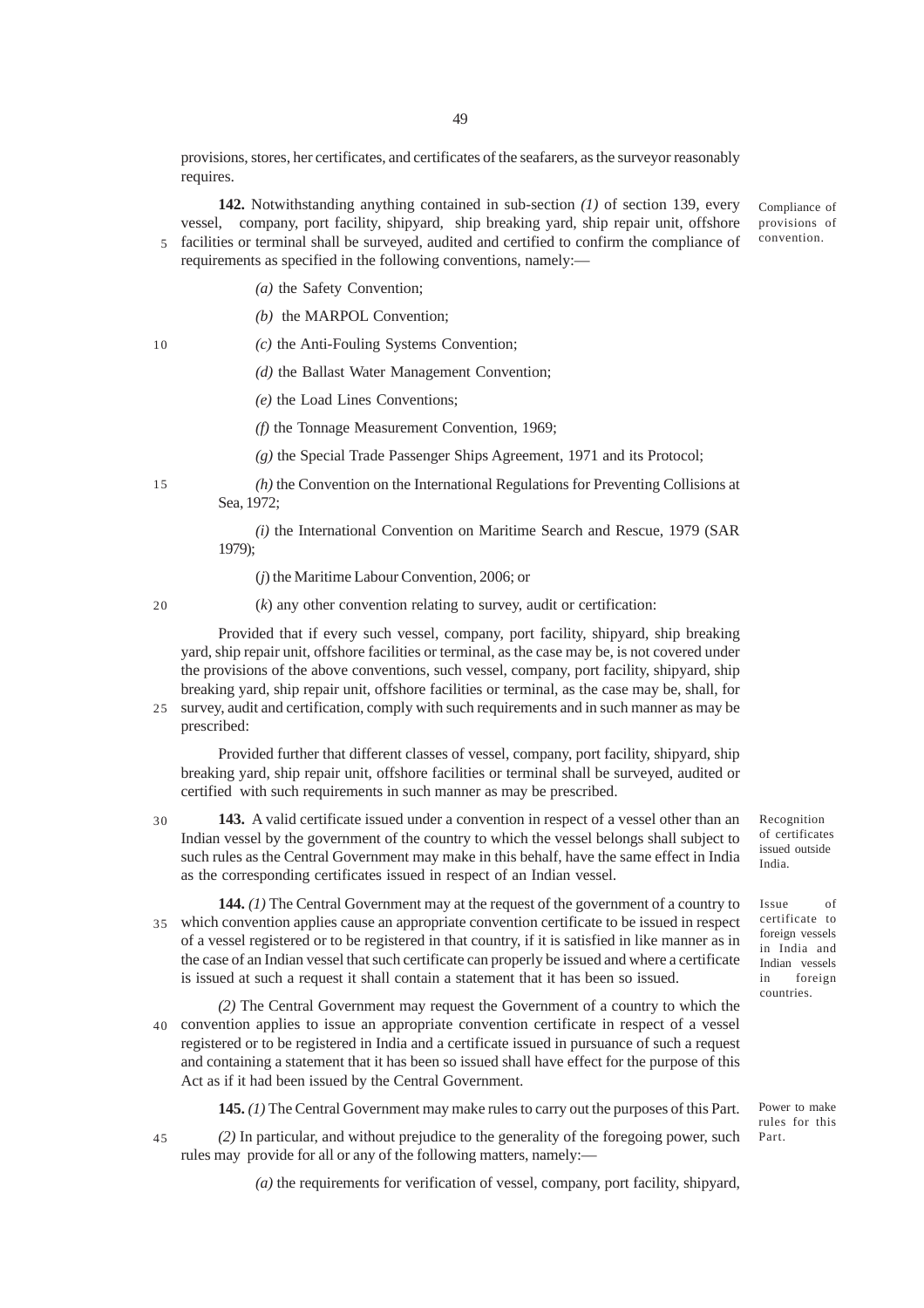provisions, stores, her certificates, and certificates of the seafarers, as the surveyor reasonably requires.

Compliance of provisions of convention.

**142.** Notwithstanding anything contained in sub-section *(1)* of section 139, every vessel, company, port facility, shipyard, ship breaking yard, ship repair unit, offshore facilities or terminal shall be surveyed, audited and certified to confirm the compliance of requirements as specified in the following conventions, namely:—

*(a)* the Safety Convention;

*(b)* the MARPOL Convention;

*(c)* the Anti-Fouling Systems Convention;

*(d)* the Ballast Water Management Convention;

*(e)* the Load Lines Conventions;

*(f)* the Tonnage Measurement Convention, 1969;

*(g)* the Special Trade Passenger Ships Agreement, 1971 and its Protocol;

*(h)* the Convention on the International Regulations for Preventing Collisions at Sea, 1972;

*(i)* the International Convention on Maritime Search and Rescue, 1979 (SAR 1979);

(*j*) the Maritime Labour Convention, 2006; or

(*k*) any other convention relating to survey, audit or certification:

Provided that if every such vessel, company, port facility, shipyard, ship breaking yard, ship repair unit, offshore facilities or terminal, as the case may be, is not covered under the provisions of the above conventions, such vessel, company, port facility, shipyard, ship breaking yard, ship repair unit, offshore facilities or terminal, as the case may be, shall, for survey, audit and certification, comply with such requirements and in such manner as may be prescribed:

Provided further that different classes of vessel, company, port facility, shipyard, ship breaking yard, ship repair unit, offshore facilities or terminal shall be surveyed, audited or certified with such requirements in such manner as may be prescribed.

Recognition of certificates issued outside India.

**143.** A valid certificate issued under a convention in respect of a vessel other than an Indian vessel by the government of the country to which the vessel belongs shall subject to such rules as the Central Government may make in this behalf, have the same effect in India as the corresponding certificates issued in respect of an Indian vessel.

Issue of certificate to foreign vessels in India and Indian vessels in foreign countries.

**144.** *(1)* The Central Government may at the request of the government of a country to which convention applies cause an appropriate convention certificate to be issued in respect of a vessel registered or to be registered in that country, if it is satisfied in like manner as in the case of an Indian vessel that such certificate can properly be issued and where a certificate is issued at such a request it shall contain a statement that it has been so issued.

*(2)* The Central Government may request the Government of a country to which the convention applies to issue an appropriate convention certificate in respect of a vessel registered or to be registered in India and a certificate issued in pursuance of such a request and containing a statement that it has been so issued shall have effect for the purpose of this Act as if it had been issued by the Central Government.

Power to make rules for this Part.

**145.** *(1)* The Central Government may make rules to carry out the purposes of this Part.

*(2)* In particular, and without prejudice to the generality of the foregoing power, such rules may provide for all or any of the following matters, namely:—

*(a)* the requirements for verification of vessel, company, port facility, shipyard,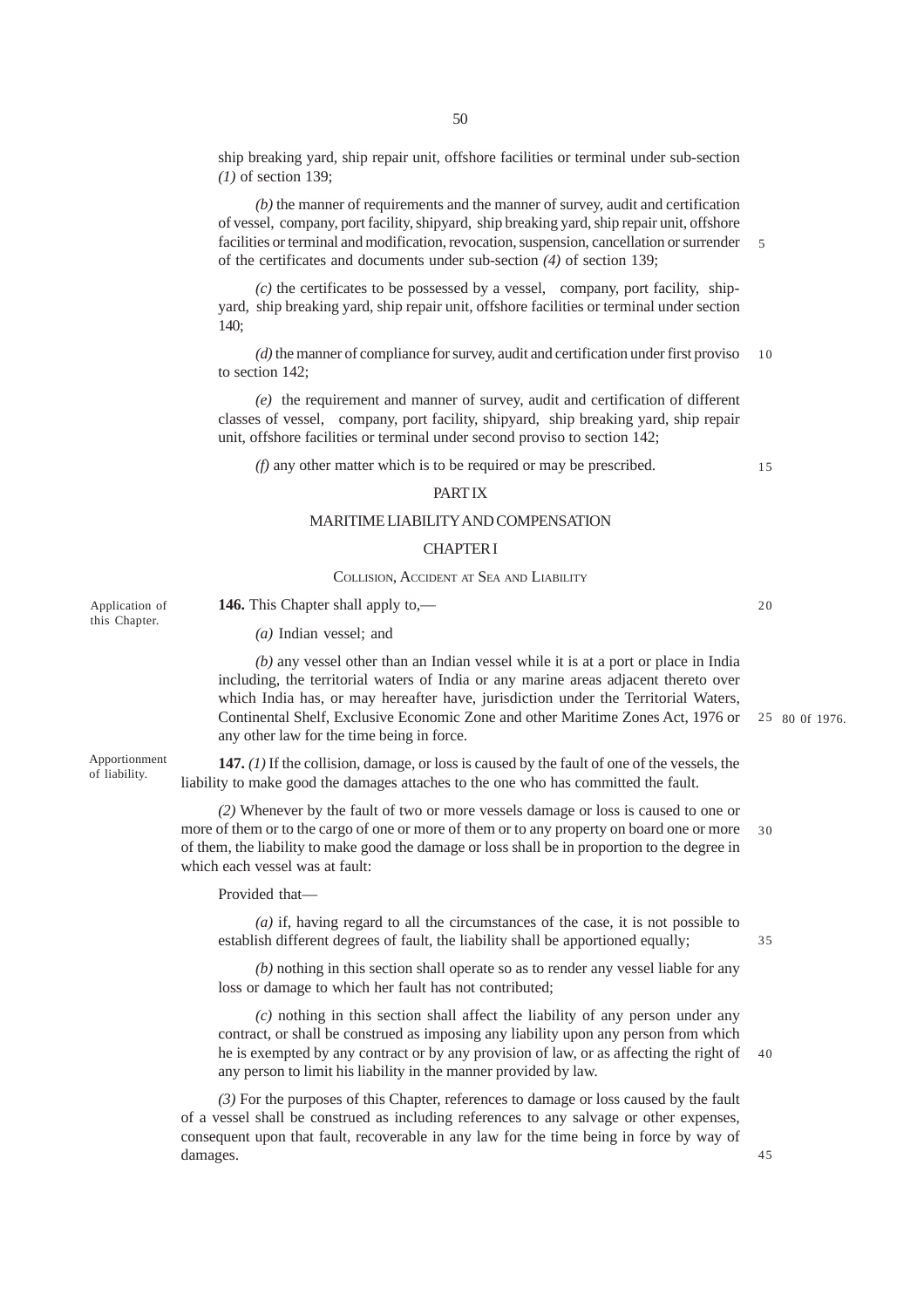ship breaking yard, ship repair unit, offshore facilities or terminal under sub-section *(1)* of section 139;

*(b)* the manner of requirements and the manner of survey, audit and certification of vessel, company, port facility, shipyard, ship breaking yard, ship repair unit, offshore facilities or terminal and modification, revocation, suspension, cancellation or surrender of the certificates and documents under sub-section *(4)* of section 139;

*(c)* the certificates to be possessed by a vessel, company, port facility, shipyard, ship breaking yard, ship repair unit, offshore facilities or terminal under section 140;

*(d)* the manner of compliance for survey, audit and certification under first proviso to section 142;

*(e)* the requirement and manner of survey, audit and certification of different classes of vessel, company, port facility, shipyard, ship breaking yard, ship repair unit, offshore facilities or terminal under second proviso to section 142;

*(f)* any other matter which is to be required or may be prescribed.

## PART IX

## MARITIME LIABILITY AND COMPENSATION

### CHAPTER I

### COLLISION, ACCIDENT AT SEA AND LIABILITY

Application of this Chapter.

**146.** This Chapter shall apply to,—

*(a)* Indian vessel; and

*(b)* any vessel other than an Indian vessel while it is at a port or place in India including, the territorial waters of India or any marine areas adjacent thereto over which India has, or may hereafter have, jurisdiction under the Territorial Waters, Continental Shelf, Exclusive Economic Zone and other Maritime Zones Act, 1976 or any other law for the time being in force.

80 of 1976.

Apportionment of liability.

**147.** *(1)* If the collision, damage, or loss is caused by the fault of one of the vessels, the liability to make good the damages attaches to the one who has committed the fault.

*(2)* Whenever by the fault of two or more vessels damage or loss is caused to one or more of them or to the cargo of one or more of them or to any property on board one or more of them, the liability to make good the damage or loss shall be in proportion to the degree in which each vessel was at fault:

Provided that—

*(a)* if, having regard to all the circumstances of the case, it is not possible to establish different degrees of fault, the liability shall be apportioned equally;

*(b)* nothing in this section shall operate so as to render any vessel liable for any loss or damage to which her fault has not contributed;

*(c)* nothing in this section shall affect the liability of any person under any contract, or shall be construed as imposing any liability upon any person from which he is exempted by any contract or by any provision of law, or as affecting the right of any person to limit his liability in the manner provided by law.

*(3)* For the purposes of this Chapter, references to damage or loss caused by the fault of a vessel shall be construed as including references to any salvage or other expenses, consequent upon that fault, recoverable in any law for the time being in force by way of damages.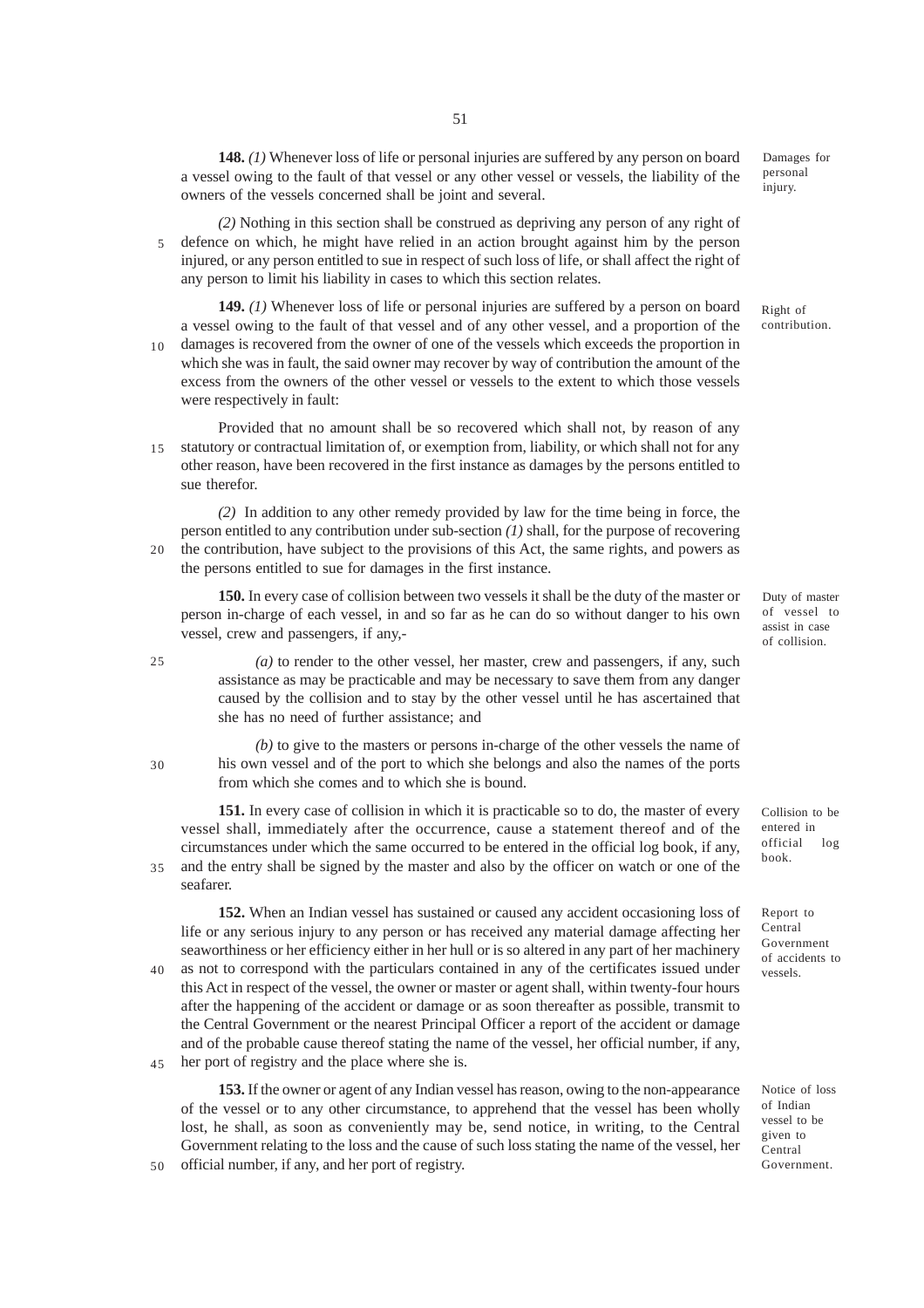**148.** *(1)* Whenever loss of life or personal injuries are suffered by any person on board a vessel owing to the fault of that vessel or any other vessel or vessels, the liability of the owners of the vessels concerned shall be joint and several.

*Damages for personal injury.*

*(2)* Nothing in this section shall be construed as depriving any person of any right of defence on which, he might have relied in an action brought against him by the person injured, or any person entitled to sue in respect of such loss of life, or shall affect the right of any person to limit his liability in cases to which this section relates.

**149.** *(1)* Whenever loss of life or personal injuries are suffered by a person on board a vessel owing to the fault of that vessel and of any other vessel, and a proportion of the damages is recovered from the owner of one of the vessels which exceeds the proportion in which she was in fault, the said owner may recover by way of contribution the amount of the excess from the owners of the other vessel or vessels to the extent to which those vessels were respectively in fault:

*Right of contribution.*

Provided that no amount shall be so recovered which shall not, by reason of any statutory or contractual limitation of, or exemption from, liability, or which shall not for any other reason, have been recovered in the first instance as damages by the persons entitled to sue therefor.

*(2)* In addition to any other remedy provided by law for the time being in force, the person entitled to any contribution under sub-section *(1)* shall, for the purpose of recovering the contribution, have subject to the provisions of this Act, the same rights, and powers as the persons entitled to sue for damages in the first instance.

**150.** In every case of collision between two vessels it shall be the duty of the master or person in-charge of each vessel, in and so far as he can do so without danger to his own vessel, crew and passengers, if any,-

*Duty of master of vessel to assist in case of collision.*

*(a)* to render to the other vessel, her master, crew and passengers, if any, such assistance as may be practicable and may be necessary to save them from any danger caused by the collision and to stay by the other vessel until he has ascertained that she has no need of further assistance; and

*(b)* to give to the masters or persons in-charge of the other vessels the name of his own vessel and of the port to which she belongs and also the names of the ports from which she comes and to which she is bound.

**151.** In every case of collision in which it is practicable so to do, the master of every vessel shall, immediately after the occurrence, cause a statement thereof and of the circumstances under which the same occurred to be entered in the official log book, if any, and the entry shall be signed by the master and also by the officer on watch or one of the seafarer.

*Collision to be entered in official log book.*

**152.** When an Indian vessel has sustained or caused any accident occasioning loss of life or any serious injury to any person or has received any material damage affecting her seaworthiness or her efficiency either in her hull or is so altered in any part of her machinery as not to correspond with the particulars contained in any of the certificates issued under this Act in respect of the vessel, the owner or master or agent shall, within twenty-four hours after the happening of the accident or damage or as soon thereafter as possible, transmit to the Central Government or the nearest Principal Officer a report of the accident or damage and of the probable cause thereof stating the name of the vessel, her official number, if any, her port of registry and the place where she is.

*Report to Central Government of accidents to vessels.*

**153.** If the owner or agent of any Indian vessel has reason, owing to the non-appearance of the vessel or to any other circumstance, to apprehend that the vessel has been wholly lost, he shall, as soon as conveniently may be, send notice, in writing, to the Central Government relating to the loss and the cause of such loss stating the name of the vessel, her official number, if any, and her port of registry.

*Notice of loss of Indian vessel to be given to Central Government.*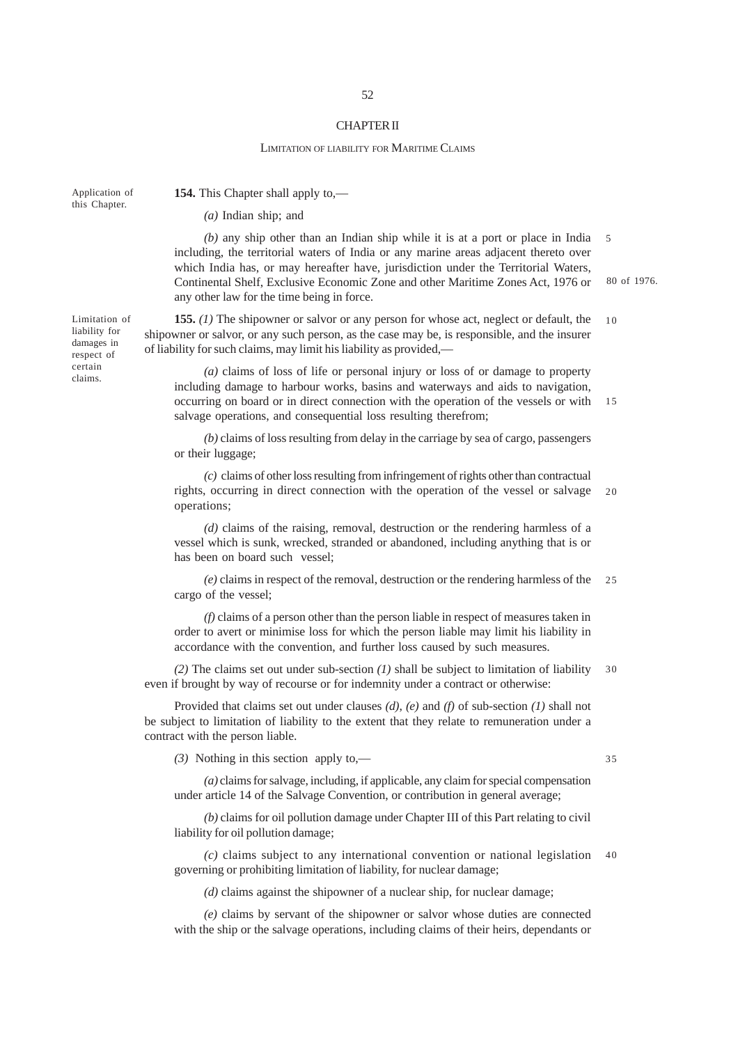## CHAPTER II

### LIMITATION OF LIABILITY FOR MARITIME CLAIMS

Application of this Chapter.

**154.** This Chapter shall apply to,—

*(a)* Indian ship; and

*(b)* any ship other than an Indian ship while it is at a port or place in India including, the territorial waters of India or any marine areas adjacent thereto over which India has, or may hereafter have, jurisdiction under the Territorial Waters, Continental Shelf, Exclusive Economic Zone and other Maritime Zones Act, 1976 or any other law for the time being in force.

80 of 1976.

Limitation of liability for damages in respect of certain claims.

**155.** *(1)* The shipowner or salvor or any person for whose act, neglect or default, the shipowner or salvor, or any such person, as the case may be, is responsible, and the insurer of liability for such claims, may limit his liability as provided,—

*(a)* claims of loss of life or personal injury or loss of or damage to property including damage to harbour works, basins and waterways and aids to navigation, occurring on board or in direct connection with the operation of the vessels or with salvage operations, and consequential loss resulting therefrom;

*(b)* claims of loss resulting from delay in the carriage by sea of cargo, passengers or their luggage;

*(c)* claims of other loss resulting from infringement of rights other than contractual rights, occurring in direct connection with the operation of the vessel or salvage operations;

*(d)* claims of the raising, removal, destruction or the rendering harmless of a vessel which is sunk, wrecked, stranded or abandoned, including anything that is or has been on board such vessel;

*(e)* claims in respect of the removal, destruction or the rendering harmless of the cargo of the vessel;

*(f)* claims of a person other than the person liable in respect of measures taken in order to avert or minimise loss for which the person liable may limit his liability in accordance with the convention, and further loss caused by such measures.

*(2)* The claims set out under sub-section *(1)* shall be subject to limitation of liability even if brought by way of recourse or for indemnity under a contract or otherwise:

Provided that claims set out under clauses *(d)*, *(e)* and *(f)* of sub-section *(1)* shall not be subject to limitation of liability to the extent that they relate to remuneration under a contract with the person liable.

*(3)* Nothing in this section apply to,—

*(a)* claims for salvage, including, if applicable, any claim for special compensation under article 14 of the Salvage Convention, or contribution in general average;

*(b)* claims for oil pollution damage under Chapter III of this Part relating to civil liability for oil pollution damage;

*(c)* claims subject to any international convention or national legislation governing or prohibiting limitation of liability, for nuclear damage;

*(d)* claims against the shipowner of a nuclear ship, for nuclear damage;

*(e)* claims by servant of the shipowner or salvor whose duties are connected with the ship or the salvage operations, including claims of their heirs, dependants or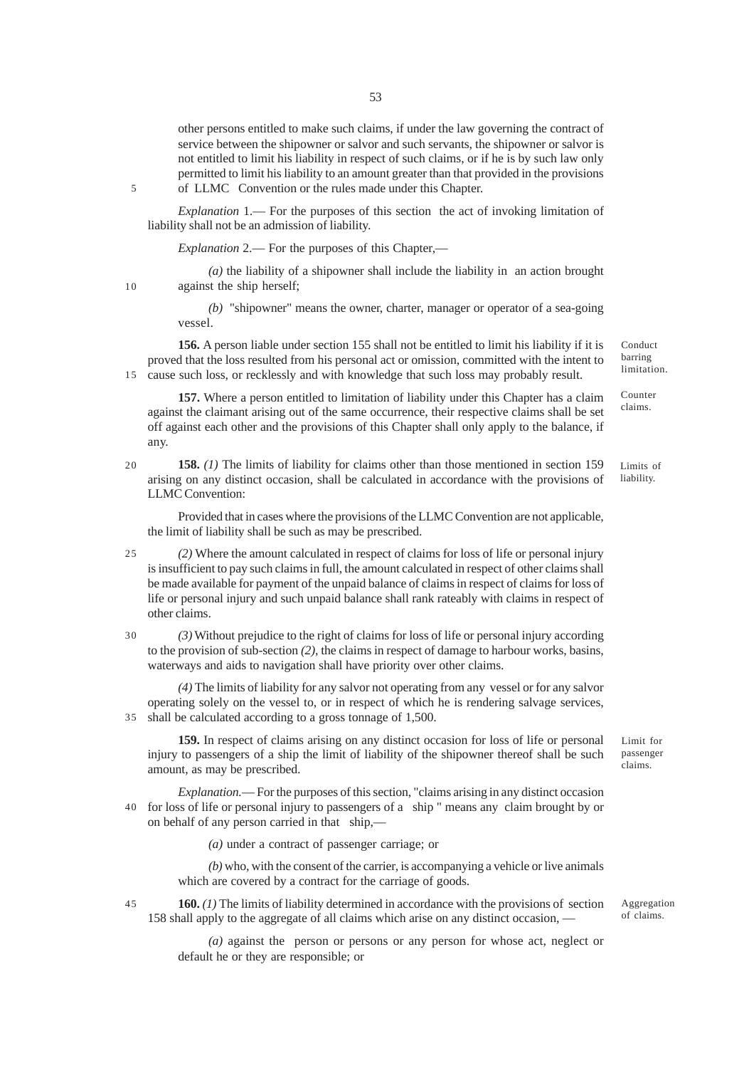other persons entitled to make such claims, if under the law governing the contract of service between the shipowner or salvor and such servants, the shipowner or salvor is not entitled to limit his liability in respect of such claims, or if he is by such law only permitted to limit his liability to an amount greater than that provided in the provisions of LLMC Convention or the rules made under this Chapter.

*Explanation* 1.— For the purposes of this section the act of invoking limitation of liability shall not be an admission of liability.

*Explanation* 2.— For the purposes of this Chapter,—

*(a)* the liability of a shipowner shall include the liability in an action brought against the ship herself;

*(b)* "shipowner" means the owner, charter, manager or operator of a sea-going vessel.

Conduct barring limitation.

**156.** A person liable under section 155 shall not be entitled to limit his liability if it is proved that the loss resulted from his personal act or omission, committed with the intent to cause such loss, or recklessly and with knowledge that such loss may probably result.

Counter claims.

**157.** Where a person entitled to limitation of liability under this Chapter has a claim against the claimant arising out of the same occurrence, their respective claims shall be set off against each other and the provisions of this Chapter shall only apply to the balance, if any.

Limits of liability.

**158.** *(1)* The limits of liability for claims other than those mentioned in section 159 arising on any distinct occasion, shall be calculated in accordance with the provisions of LLMC Convention:

Provided that in cases where the provisions of the LLMC Convention are not applicable, the limit of liability shall be such as may be prescribed.

*(2)* Where the amount calculated in respect of claims for loss of life or personal injury is insufficient to pay such claims in full, the amount calculated in respect of other claims shall be made available for payment of the unpaid balance of claims in respect of claims for loss of life or personal injury and such unpaid balance shall rank rateably with claims in respect of other claims.

*(3)* Without prejudice to the right of claims for loss of life or personal injury according to the provision of sub-section *(2)*, the claims in respect of damage to harbour works, basins, waterways and aids to navigation shall have priority over other claims.

*(4)* The limits of liability for any salvor not operating from any vessel or for any salvor operating solely on the vessel to, or in respect of which he is rendering salvage services, shall be calculated according to a gross tonnage of 1,500.

Limit for passenger claims.

**159.** In respect of claims arising on any distinct occasion for loss of life or personal injury to passengers of a ship the limit of liability of the shipowner thereof shall be such amount, as may be prescribed.

*Explanation.*— For the purposes of this section, "claims arising in any distinct occasion for loss of life or personal injury to passengers of a ship " means any claim brought by or on behalf of any person carried in that ship,—

*(a)* under a contract of passenger carriage; or

*(b)* who, with the consent of the carrier, is accompanying a vehicle or live animals which are covered by a contract for the carriage of goods.

Aggregation of claims.

**160.** *(1)* The limits of liability determined in accordance with the provisions of section 158 shall apply to the aggregate of all claims which arise on any distinct occasion, —

*(a)* against the person or persons or any person for whose act, neglect or default he or they are responsible; or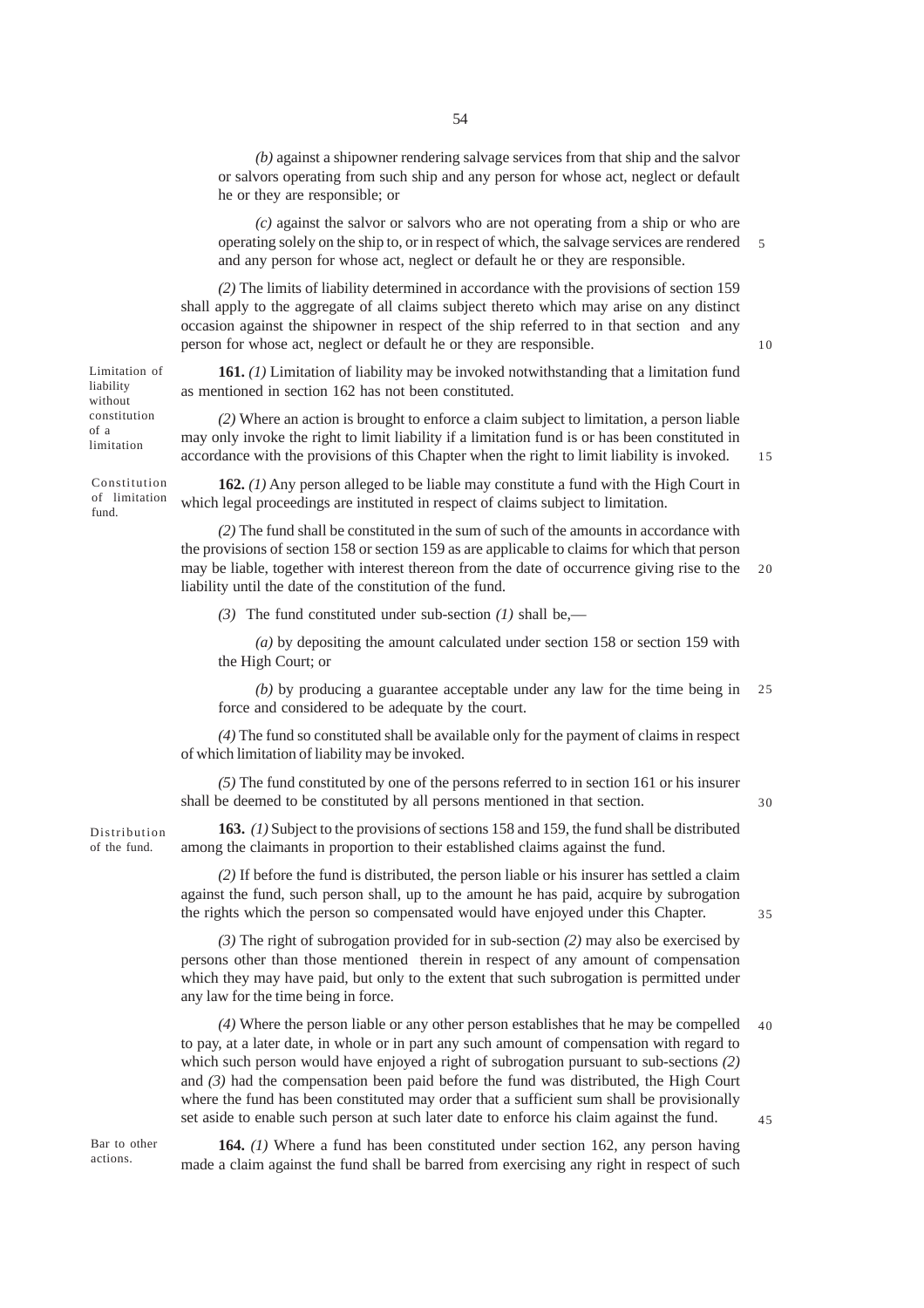*(b)* against a shipowner rendering salvage services from that ship and the salvor or salvors operating from such ship and any person for whose act, neglect or default he or they are responsible; or

*(c)* against the salvor or salvors who are not operating from a ship or who are operating solely on the ship to, or in respect of which, the salvage services are rendered and any person for whose act, neglect or default he or they are responsible.

*(2)* The limits of liability determined in accordance with the provisions of section 159 shall apply to the aggregate of all claims subject thereto which may arise on any distinct occasion against the shipowner in respect of the ship referred to in that section and any person for whose act, neglect or default he or they are responsible.

Limitation of liability without constitution of a limitation

**161.** *(1)* Limitation of liability may be invoked notwithstanding that a limitation fund as mentioned in section 162 has not been constituted.

*(2)* Where an action is brought to enforce a claim subject to limitation, a person liable may only invoke the right to limit liability if a limitation fund is or has been constituted in accordance with the provisions of this Chapter when the right to limit liability is invoked.

Constitution of limitation fund.

**162.** *(1)* Any person alleged to be liable may constitute a fund with the High Court in which legal proceedings are instituted in respect of claims subject to limitation.

*(2)* The fund shall be constituted in the sum of such of the amounts in accordance with the provisions of section 158 or section 159 as are applicable to claims for which that person may be liable, together with interest thereon from the date of occurrence giving rise to the liability until the date of the constitution of the fund.

*(3)* The fund constituted under sub-section *(1)* shall be,—

*(a)* by depositing the amount calculated under section 158 or section 159 with the High Court; or

*(b)* by producing a guarantee acceptable under any law for the time being in force and considered to be adequate by the court.

*(4)* The fund so constituted shall be available only for the payment of claims in respect of which limitation of liability may be invoked.

*(5)* The fund constituted by one of the persons referred to in section 161 or his insurer shall be deemed to be constituted by all persons mentioned in that section.

Distribution of the fund.

**163.** *(1)* Subject to the provisions of sections 158 and 159, the fund shall be distributed among the claimants in proportion to their established claims against the fund.

*(2)* If before the fund is distributed, the person liable or his insurer has settled a claim against the fund, such person shall, up to the amount he has paid, acquire by subrogation the rights which the person so compensated would have enjoyed under this Chapter.

*(3)* The right of subrogation provided for in sub-section *(2)* may also be exercised by persons other than those mentioned therein in respect of any amount of compensation which they may have paid, but only to the extent that such subrogation is permitted under any law for the time being in force.

*(4)* Where the person liable or any other person establishes that he may be compelled to pay, at a later date, in whole or in part any such amount of compensation with regard to which such person would have enjoyed a right of subrogation pursuant to sub-sections *(2)* and *(3)* had the compensation been paid before the fund was distributed, the High Court where the fund has been constituted may order that a sufficient sum shall be provisionally set aside to enable such person at such later date to enforce his claim against the fund.

Bar to other actions.

**164.** *(1)* Where a fund has been constituted under section 162, any person having made a claim against the fund shall be barred from exercising any right in respect of such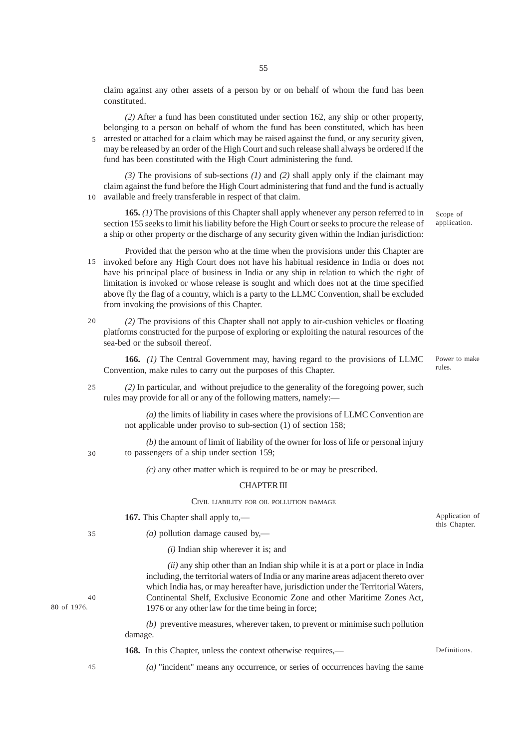claim against any other assets of a person by or on behalf of whom the fund has been constituted.

*(2)* After a fund has been constituted under section 162, any ship or other property, belonging to a person on behalf of whom the fund has been constituted, which has been arrested or attached for a claim which may be raised against the fund, or any security given, may be released by an order of the High Court and such release shall always be ordered if the fund has been constituted with the High Court administering the fund.

*(3)* The provisions of sub-sections *(1)* and *(2)* shall apply only if the claimant may claim against the fund before the High Court administering that fund and the fund is actually available and freely transferable in respect of that claim.

Scope of application.

**165.** *(1)* The provisions of this Chapter shall apply whenever any person referred to in section 155 seeks to limit his liability before the High Court or seeks to procure the release of a ship or other property or the discharge of any security given within the Indian jurisdiction:

Provided that the person who at the time when the provisions under this Chapter are invoked before any High Court does not have his habitual residence in India or does not have his principal place of business in India or any ship in relation to which the right of limitation is invoked or whose release is sought and which does not at the time specified above fly the flag of a country, which is a party to the LLMC Convention, shall be excluded from invoking the provisions of this Chapter.

*(2)* The provisions of this Chapter shall not apply to air-cushion vehicles or floating platforms constructed for the purpose of exploring or exploiting the natural resources of the sea-bed or the subsoil thereof.

Power to make rules.

**166.** *(1)* The Central Government may, having regard to the provisions of LLMC Convention, make rules to carry out the purposes of this Chapter.

*(2)* In particular, and without prejudice to the generality of the foregoing power, such rules may provide for all or any of the following matters, namely:—

*(a)* the limits of liability in cases where the provisions of LLMC Convention are not applicable under proviso to sub-section (1) of section 158;

*(b)* the amount of limit of liability of the owner for loss of life or personal injury to passengers of a ship under section 159;

*(c)* any other matter which is required to be or may be prescribed.

## CHAPTER III

### CIVIL LIABILITY FOR OIL POLLUTION DAMAGE

Application of this Chapter.

**167.** This Chapter shall apply to,—

*(a)* pollution damage caused by,—

*(i)* Indian ship wherever it is; and

*(ii)* any ship other than an Indian ship while it is at a port or place in India including, the territorial waters of India or any marine areas adjacent thereto over which India has, or may hereafter have, jurisdiction under the Territorial Waters, Continental Shelf, Exclusive Economic Zone and other Maritime Zones Act, 1976 or any other law for the time being in force;

80 of 1976.

*(b)* preventive measures, wherever taken, to prevent or minimise such pollution damage.

Definitions.

**168.** In this Chapter, unless the context otherwise requires,—

*(a)* "incident" means any occurrence, or series of occurrences having the same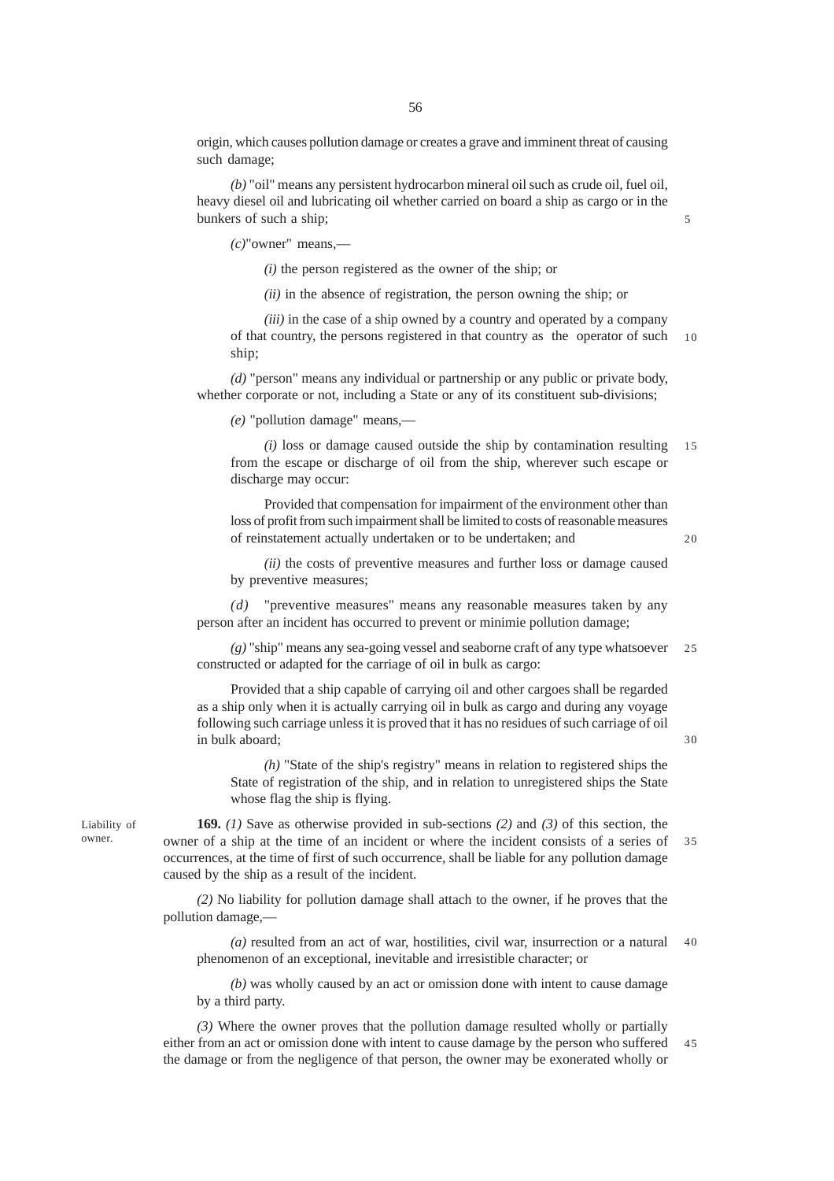origin, which causes pollution damage or creates a grave and imminent threat of causing such damage;

*(b)* "oil" means any persistent hydrocarbon mineral oil such as crude oil, fuel oil, heavy diesel oil and lubricating oil whether carried on board a ship as cargo or in the bunkers of such a ship;

*(c)*"owner" means,—

*(i)* the person registered as the owner of the ship; or

*(ii)* in the absence of registration, the person owning the ship; or

*(iii)* in the case of a ship owned by a country and operated by a company of that country, the persons registered in that country as the operator of such ship;

*(d)* "person" means any individual or partnership or any public or private body, whether corporate or not, including a State or any of its constituent sub-divisions;

*(e)* "pollution damage" means,—

*(i)* loss or damage caused outside the ship by contamination resulting from the escape or discharge of oil from the ship, wherever such escape or discharge may occur:

Provided that compensation for impairment of the environment other than loss of profit from such impairment shall be limited to costs of reasonable measures of reinstatement actually undertaken or to be undertaken; and

*(ii)* the costs of preventive measures and further loss or damage caused by preventive measures;

*(d)* "preventive measures" means any reasonable measures taken by any person after an incident has occurred to prevent or minimie pollution damage;

*(g)* "ship" means any sea-going vessel and seaborne craft of any type whatsoever constructed or adapted for the carriage of oil in bulk as cargo:

Provided that a ship capable of carrying oil and other cargoes shall be regarded as a ship only when it is actually carrying oil in bulk as cargo and during any voyage following such carriage unless it is proved that it has no residues of such carriage of oil in bulk aboard;

*(h)* "State of the ship's registry" means in relation to registered ships the State of registration of the ship, and in relation to unregistered ships the State whose flag the ship is flying.

Liability of owner.

**169.** *(1)* Save as otherwise provided in sub-sections *(2)* and *(3)* of this section, the owner of a ship at the time of an incident or where the incident consists of a series of occurrences, at the time of first of such occurrence, shall be liable for any pollution damage caused by the ship as a result of the incident.

*(2)* No liability for pollution damage shall attach to the owner, if he proves that the pollution damage,—

*(a)* resulted from an act of war, hostilities, civil war, insurrection or a natural phenomenon of an exceptional, inevitable and irresistible character; or

*(b)* was wholly caused by an act or omission done with intent to cause damage by a third party.

*(3)* Where the owner proves that the pollution damage resulted wholly or partially either from an act or omission done with intent to cause damage by the person who suffered the damage or from the negligence of that person, the owner may be exonerated wholly or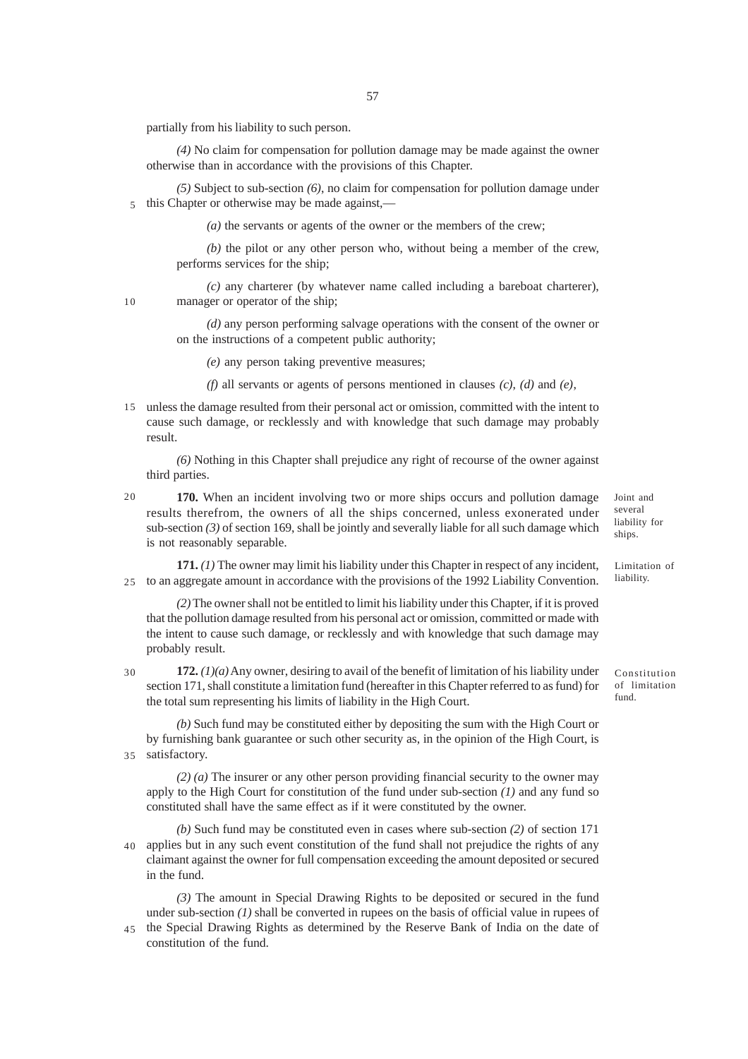partially from his liability to such person.

*(4)* No claim for compensation for pollution damage may be made against the owner otherwise than in accordance with the provisions of this Chapter.

*(5)* Subject to sub-section *(6)*, no claim for compensation for pollution damage under this Chapter or otherwise may be made against,—

*(a)* the servants or agents of the owner or the members of the crew;

*(b)* the pilot or any other person who, without being a member of the crew, performs services for the ship;

*(c)* any charterer (by whatever name called including a bareboat charterer), manager or operator of the ship;

*(d)* any person performing salvage operations with the consent of the owner or on the instructions of a competent public authority;

*(e)* any person taking preventive measures;

*(f)* all servants or agents of persons mentioned in clauses *(c)*, *(d)* and *(e)*,

unless the damage resulted from their personal act or omission, committed with the intent to cause such damage, or recklessly and with knowledge that such damage may probably result.

*(6)* Nothing in this Chapter shall prejudice any right of recourse of the owner against third parties.

Joint and several liability for ships.

**170.** When an incident involving two or more ships occurs and pollution damage results therefrom, the owners of all the ships concerned, unless exonerated under sub-section *(3)* of section 169, shall be jointly and severally liable for all such damage which is not reasonably separable.

Limitation of liability.

**171.** *(1)* The owner may limit his liability under this Chapter in respect of any incident, to an aggregate amount in accordance with the provisions of the 1992 Liability Convention.

*(2)* The owner shall not be entitled to limit his liability under this Chapter, if it is proved that the pollution damage resulted from his personal act or omission, committed or made with the intent to cause such damage, or recklessly and with knowledge that such damage may probably result.

Constitution of limitation fund.

**172.** *(1)(a)* Any owner, desiring to avail of the benefit of limitation of his liability under section 171, shall constitute a limitation fund (hereafter in this Chapter referred to as fund) for the total sum representing his limits of liability in the High Court.

*(b)* Such fund may be constituted either by depositing the sum with the High Court or by furnishing bank guarantee or such other security as, in the opinion of the High Court, is satisfactory.

*(2) (a)* The insurer or any other person providing financial security to the owner may apply to the High Court for constitution of the fund under sub-section *(1)* and any fund so constituted shall have the same effect as if it were constituted by the owner.

*(b)* Such fund may be constituted even in cases where sub-section *(2)* of section 171 applies but in any such event constitution of the fund shall not prejudice the rights of any claimant against the owner for full compensation exceeding the amount deposited or secured in the fund.

*(3)* The amount in Special Drawing Rights to be deposited or secured in the fund under sub-section *(1)* shall be converted in rupees on the basis of official value in rupees of the Special Drawing Rights as determined by the Reserve Bank of India on the date of constitution of the fund.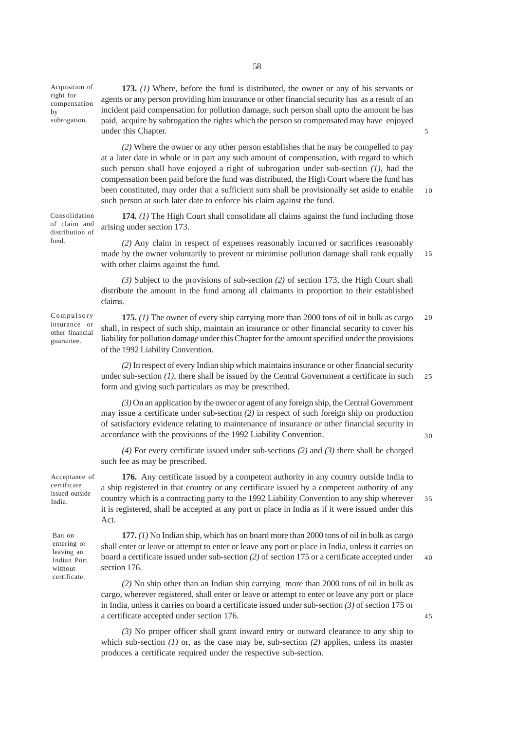**Acquisition of right for compensation by subrogation.**

**173.** *(1)* Where, before the fund is distributed, the owner or any of his servants or agents or any person providing him insurance or other financial security has as a result of an incident paid compensation for pollution damage, such person shall upto the amount he has paid, acquire by subrogation the rights which the person so compensated may have enjoyed under this Chapter.

*(2)* Where the owner or any other person establishes that he may be compelled to pay at a later date in whole or in part any such amount of compensation, with regard to which such person shall have enjoyed a right of subrogation under sub-section *(1)*, had the compensation been paid before the fund was distributed, the High Court where the fund has been constituted, may order that a sufficient sum shall be provisionally set aside to enable such person at such later date to enforce his claim against the fund.

**Consolidation of claim and distribution of fund.**

**174.** *(1)* The High Court shall consolidate all claims against the fund including those arising under section 173.

*(2)* Any claim in respect of expenses reasonably incurred or sacrifices reasonably made by the owner voluntarily to prevent or minimise pollution damage shall rank equally with other claims against the fund.

*(3)* Subject to the provisions of sub-section *(2)* of section 173, the High Court shall distribute the amount in the fund among all claimants in proportion to their established claims.

**Compulsory insurance or other financial guarantee.**

**175.** *(1)* The owner of every ship carrying more than 2000 tons of oil in bulk as cargo shall, in respect of such ship, maintain an insurance or other financial security to cover his liability for pollution damage under this Chapter for the amount specified under the provisions of the 1992 Liability Convention.

*(2)* In respect of every Indian ship which maintains insurance or other financial security under sub-section *(1)*, there shall be issued by the Central Government a certificate in such form and giving such particulars as may be prescribed.

*(3)* On an application by the owner or agent of any foreign ship, the Central Government may issue a certificate under sub-section *(2)* in respect of such foreign ship on production of satisfactory evidence relating to maintenance of insurance or other financial security in accordance with the provisions of the 1992 Liability Convention.

*(4)* For every certificate issued under sub-sections *(2)* and *(3)* there shall be charged such fee as may be prescribed.

**Acceptance of certificate issued outside India.**

**176.** Any certificate issued by a competent authority in any country outside India to a ship registered in that country or any certificate issued by a competent authority of any country which is a contracting party to the 1992 Liability Convention to any ship wherever it is registered, shall be accepted at any port or place in India as if it were issued under this Act.

**Ban on entering or leaving an Indian Port without certificate.**

**177.** *(1)* No Indian ship, which has on board more than 2000 tons of oil in bulk as cargo shall enter or leave or attempt to enter or leave any port or place in India, unless it carries on board a certificate issued under sub-section *(2)* of section 175 or a certificate accepted under section 176.

*(2)* No ship other than an Indian ship carrying more than 2000 tons of oil in bulk as cargo, wherever registered, shall enter or leave or attempt to enter or leave any port or place in India, unless it carries on board a certificate issued under sub-section *(3)* of section 175 or a certificate accepted under section 176.

*(3)* No proper officer shall grant inward entry or outward clearance to any ship to which sub-section *(1)* or, as the case may be, sub-section *(2)* applies, unless its master produces a certificate required under the respective sub-section.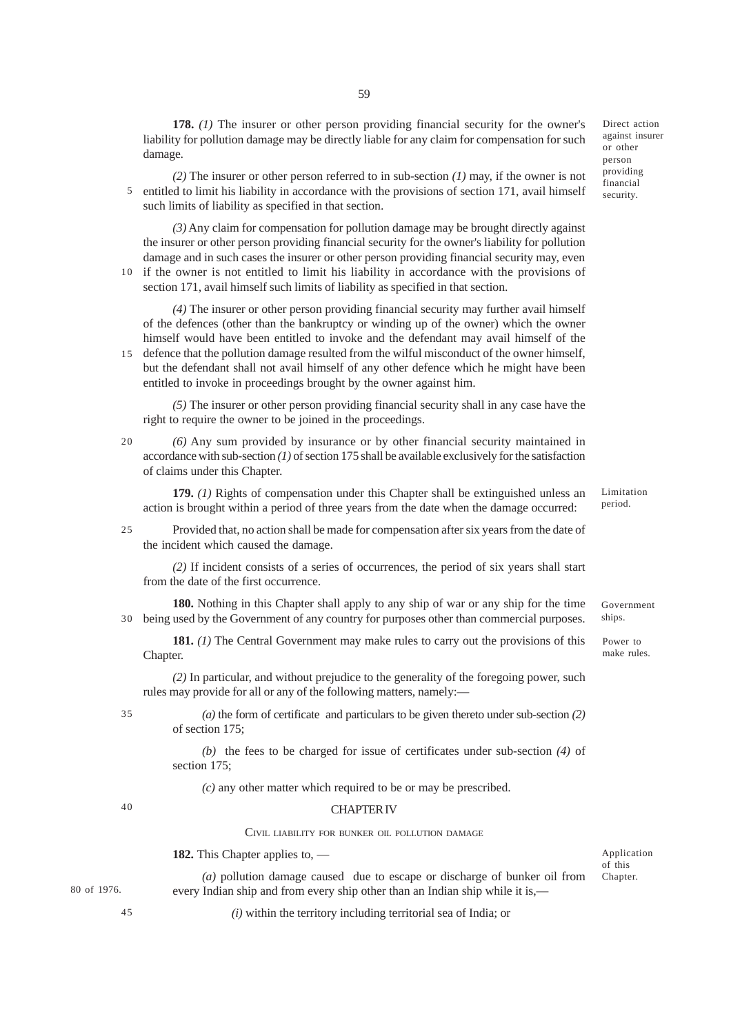**178.** *(1)* The insurer or other person providing financial security for the owner's liability for pollution damage may be directly liable for any claim for compensation for such damage.

Direct action against insurer or other person providing financial security.

*(2)* The insurer or other person referred to in sub-section *(1)* may, if the owner is not entitled to limit his liability in accordance with the provisions of section 171, avail himself such limits of liability as specified in that section.

*(3)* Any claim for compensation for pollution damage may be brought directly against the insurer or other person providing financial security for the owner's liability for pollution damage and in such cases the insurer or other person providing financial security may, even if the owner is not entitled to limit his liability in accordance with the provisions of section 171, avail himself such limits of liability as specified in that section.

*(4)* The insurer or other person providing financial security may further avail himself of the defences (other than the bankruptcy or winding up of the owner) which the owner himself would have been entitled to invoke and the defendant may avail himself of the defence that the pollution damage resulted from the wilful misconduct of the owner himself, but the defendant shall not avail himself of any other defence which he might have been entitled to invoke in proceedings brought by the owner against him.

*(5)* The insurer or other person providing financial security shall in any case have the right to require the owner to be joined in the proceedings.

*(6)* Any sum provided by insurance or by other financial security maintained in accordance with sub-section *(1)* of section 175 shall be available exclusively for the satisfaction of claims under this Chapter.

Limitation period.

**179.** *(1)* Rights of compensation under this Chapter shall be extinguished unless an action is brought within a period of three years from the date when the damage occurred:

Provided that, no action shall be made for compensation after six years from the date of the incident which caused the damage.

*(2)* If incident consists of a series of occurrences, the period of six years shall start from the date of the first occurrence.

Government ships.

**180.** Nothing in this Chapter shall apply to any ship of war or any ship for the time being used by the Government of any country for purposes other than commercial purposes.

Power to make rules.

**181.** *(1)* The Central Government may make rules to carry out the provisions of this Chapter.

*(2)* In particular, and without prejudice to the generality of the foregoing power, such rules may provide for all or any of the following matters, namely:—

*(a)* the form of certificate and particulars to be given thereto under sub-section *(2)* of section 175;

*(b)* the fees to be charged for issue of certificates under sub-section *(4)* of section 175;

*(c)* any other matter which required to be or may be prescribed.

## CHAPTER IV

### CIVIL LIABILITY FOR BUNKER OIL POLLUTION DAMAGE

Application of this Chapter.

**182.** This Chapter applies to, —

*(a)* pollution damage caused due to escape or discharge of bunker oil from every Indian ship and from every ship other than an Indian ship while it is,—

80 of 1976.

*(i)* within the territory including territorial sea of India; or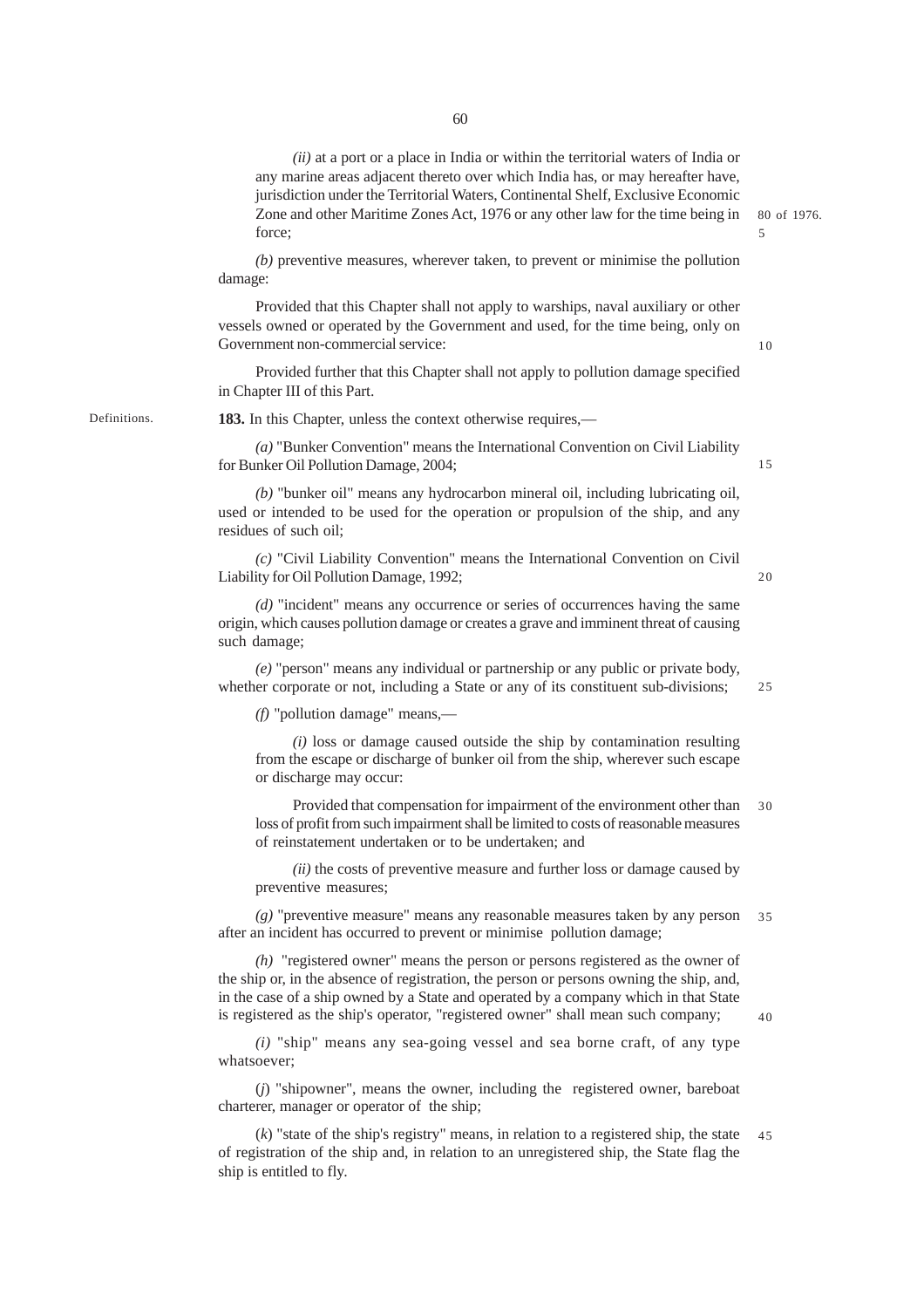*(ii)* at a port or a place in India or within the territorial waters of India or any marine areas adjacent thereto over which India has, or may hereafter have, jurisdiction under the Territorial Waters, Continental Shelf, Exclusive Economic Zone and other Maritime Zones Act, 1976 or any other law for the time being in force;

80 of 1976.

*(b)* preventive measures, wherever taken, to prevent or minimise the pollution damage:

Provided that this Chapter shall not apply to warships, naval auxiliary or other vessels owned or operated by the Government and used, for the time being, only on Government non-commercial service:

Provided further that this Chapter shall not apply to pollution damage specified in Chapter III of this Part.

Definitions.

**183.** In this Chapter, unless the context otherwise requires,—

*(a)* "Bunker Convention" means the International Convention on Civil Liability for Bunker Oil Pollution Damage, 2004;

*(b)* "bunker oil" means any hydrocarbon mineral oil, including lubricating oil, used or intended to be used for the operation or propulsion of the ship, and any residues of such oil;

*(c)* "Civil Liability Convention" means the International Convention on Civil Liability for Oil Pollution Damage, 1992;

*(d)* "incident" means any occurrence or series of occurrences having the same origin, which causes pollution damage or creates a grave and imminent threat of causing such damage;

*(e)* "person" means any individual or partnership or any public or private body, whether corporate or not, including a State or any of its constituent sub-divisions;

*(f)* "pollution damage" means,—

*(i)* loss or damage caused outside the ship by contamination resulting from the escape or discharge of bunker oil from the ship, wherever such escape or discharge may occur:

Provided that compensation for impairment of the environment other than loss of profit from such impairment shall be limited to costs of reasonable measures of reinstatement undertaken or to be undertaken; and

*(ii)* the costs of preventive measure and further loss or damage caused by preventive measures;

*(g)* "preventive measure" means any reasonable measures taken by any person after an incident has occurred to prevent or minimise pollution damage;

*(h)* "registered owner" means the person or persons registered as the owner of the ship or, in the absence of registration, the person or persons owning the ship, and, in the case of a ship owned by a State and operated by a company which in that State is registered as the ship's operator, "registered owner" shall mean such company;

*(i)* "ship" means any sea-going vessel and sea borne craft, of any type whatsoever;

(*j*) "shipowner", means the owner, including the registered owner, bareboat charterer, manager or operator of the ship;

(*k*) "state of the ship's registry" means, in relation to a registered ship, the state of registration of the ship and, in relation to an unregistered ship, the State flag the ship is entitled to fly.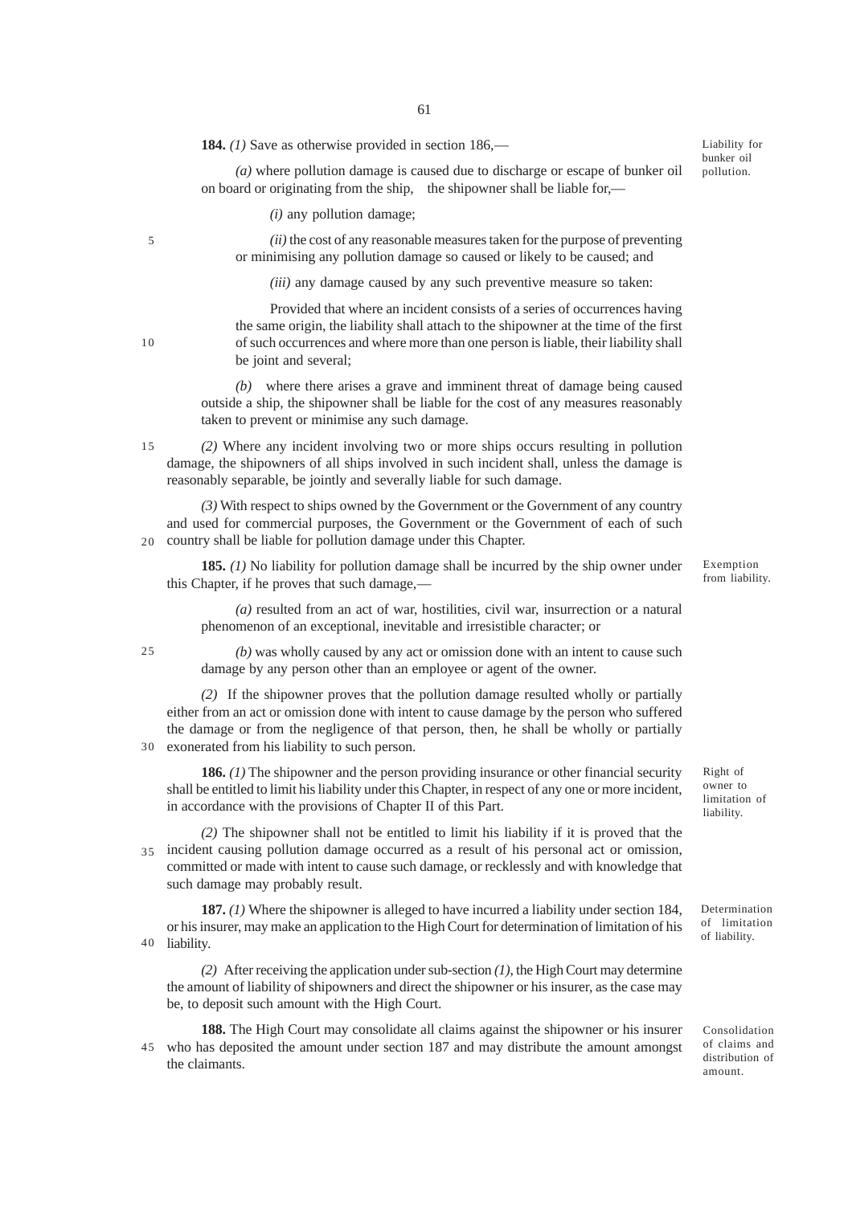**184.** *(1)* Save as otherwise provided in section 186,—

Liability for bunker oil pollution.

*(a)* where pollution damage is caused due to discharge or escape of bunker oil on board or originating from the ship, the shipowner shall be liable for,—

*(i)* any pollution damage;

*(ii)* the cost of any reasonable measures taken for the purpose of preventing or minimising any pollution damage so caused or likely to be caused; and

*(iii)* any damage caused by any such preventive measure so taken:

Provided that where an incident consists of a series of occurrences having the same origin, the liability shall attach to the shipowner at the time of the first of such occurrences and where more than one person is liable, their liability shall be joint and several;

*(b)* where there arises a grave and imminent threat of damage being caused outside a ship, the shipowner shall be liable for the cost of any measures reasonably taken to prevent or minimise any such damage.

*(2)* Where any incident involving two or more ships occurs resulting in pollution damage, the shipowners of all ships involved in such incident shall, unless the damage is reasonably separable, be jointly and severally liable for such damage.

*(3)* With respect to ships owned by the Government or the Government of any country and used for commercial purposes, the Government or the Government of each of such country shall be liable for pollution damage under this Chapter.

**185.** *(1)* No liability for pollution damage shall be incurred by the ship owner under this Chapter, if he proves that such damage,—

Exemption from liability.

*(a)* resulted from an act of war, hostilities, civil war, insurrection or a natural phenomenon of an exceptional, inevitable and irresistible character; or

*(b)* was wholly caused by any act or omission done with an intent to cause such damage by any person other than an employee or agent of the owner.

*(2)* If the shipowner proves that the pollution damage resulted wholly or partially either from an act or omission done with intent to cause damage by the person who suffered the damage or from the negligence of that person, then, he shall be wholly or partially exonerated from his liability to such person.

**186.** *(1)* The shipowner and the person providing insurance or other financial security shall be entitled to limit his liability under this Chapter, in respect of any one or more incident, in accordance with the provisions of Chapter II of this Part.

Right of owner to limitation of liability.

*(2)* The shipowner shall not be entitled to limit his liability if it is proved that the incident causing pollution damage occurred as a result of his personal act or omission, committed or made with intent to cause such damage, or recklessly and with knowledge that such damage may probably result.

**187.** *(1)* Where the shipowner is alleged to have incurred a liability under section 184, or his insurer, may make an application to the High Court for determination of limitation of his liability.

Determination of limitation of liability.

*(2)* After receiving the application under sub-section *(1)*, the High Court may determine the amount of liability of shipowners and direct the shipowner or his insurer, as the case may be, to deposit such amount with the High Court.

**188.** The High Court may consolidate all claims against the shipowner or his insurer who has deposited the amount under section 187 and may distribute the amount amongst the claimants.

Consolidation of claims and distribution of amount.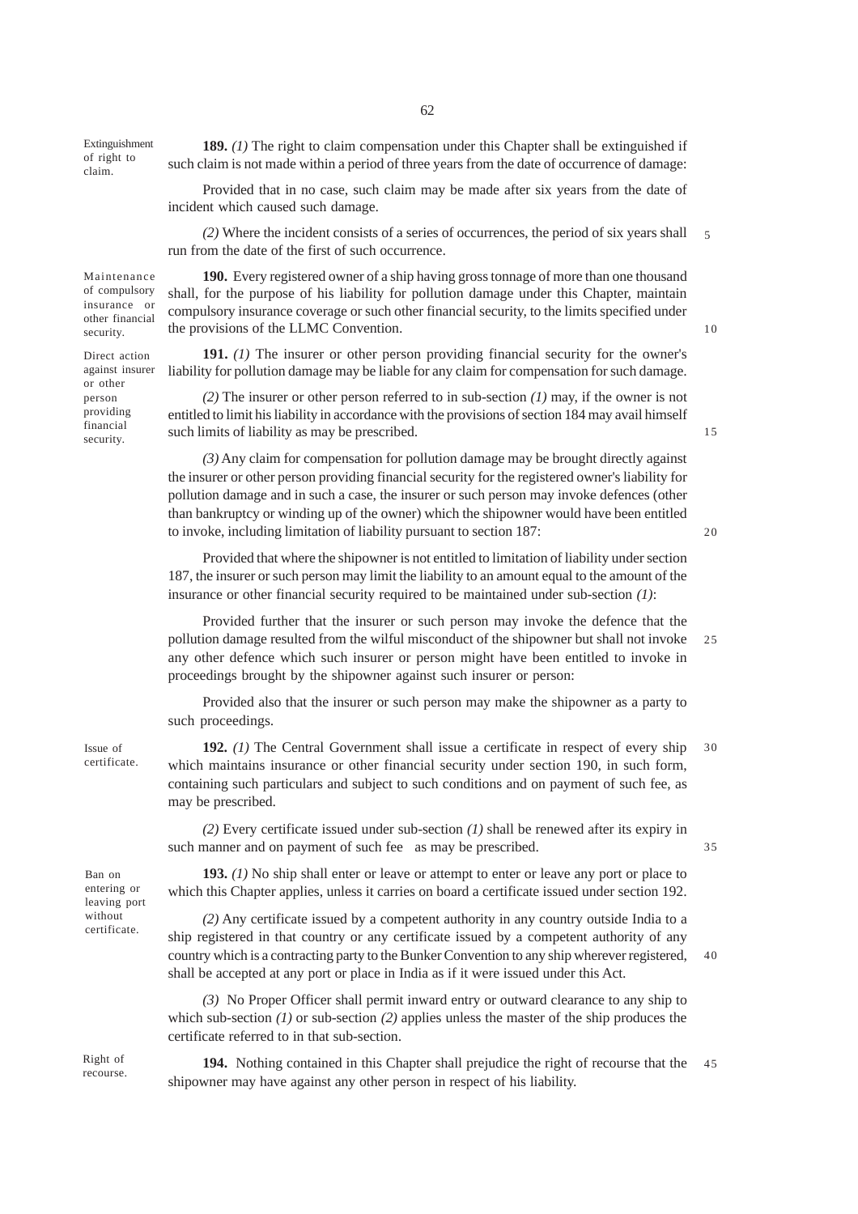**Extinguishment of right to claim.**

**189.** *(1)* The right to claim compensation under this Chapter shall be extinguished if such claim is not made within a period of three years from the date of occurrence of damage:

Provided that in no case, such claim may be made after six years from the date of incident which caused such damage.

*(2)* Where the incident consists of a series of occurrences, the period of six years shall run from the date of the first of such occurrence.

**Maintenance of compulsory insurance or other financial security.**

**190.** Every registered owner of a ship having gross tonnage of more than one thousand shall, for the purpose of his liability for pollution damage under this Chapter, maintain compulsory insurance coverage or such other financial security, to the limits specified under the provisions of the LLMC Convention.

**Direct action against insurer or other person providing financial security.**

**191.** *(1)* The insurer or other person providing financial security for the owner's liability for pollution damage may be liable for any claim for compensation for such damage.

*(2)* The insurer or other person referred to in sub-section *(1)* may, if the owner is not entitled to limit his liability in accordance with the provisions of section 184 may avail himself such limits of liability as may be prescribed.

*(3)* Any claim for compensation for pollution damage may be brought directly against the insurer or other person providing financial security for the registered owner's liability for pollution damage and in such a case, the insurer or such person may invoke defences (other than bankruptcy or winding up of the owner) which the shipowner would have been entitled to invoke, including limitation of liability pursuant to section 187:

Provided that where the shipowner is not entitled to limitation of liability under section 187, the insurer or such person may limit the liability to an amount equal to the amount of the insurance or other financial security required to be maintained under sub-section *(1)*:

Provided further that the insurer or such person may invoke the defence that the pollution damage resulted from the wilful misconduct of the shipowner but shall not invoke any other defence which such insurer or person might have been entitled to invoke in proceedings brought by the shipowner against such insurer or person:

Provided also that the insurer or such person may make the shipowner as a party to such proceedings.

**Issue of certificate.**

**192.** *(1)* The Central Government shall issue a certificate in respect of every ship which maintains insurance or other financial security under section 190, in such form, containing such particulars and subject to such conditions and on payment of such fee, as may be prescribed.

*(2)* Every certificate issued under sub-section *(1)* shall be renewed after its expiry in such manner and on payment of such fee as may be prescribed.

**Ban on entering or leaving port without certificate.**

**193.** *(1)* No ship shall enter or leave or attempt to enter or leave any port or place to which this Chapter applies, unless it carries on board a certificate issued under section 192.

*(2)* Any certificate issued by a competent authority in any country outside India to a ship registered in that country or any certificate issued by a competent authority of any country which is a contracting party to the Bunker Convention to any ship wherever registered, shall be accepted at any port or place in India as if it were issued under this Act.

*(3)* No Proper Officer shall permit inward entry or outward clearance to any ship to which sub-section *(1)* or sub-section *(2)* applies unless the master of the ship produces the certificate referred to in that sub-section.

**Right of recourse.**

**194.** Nothing contained in this Chapter shall prejudice the right of recourse that the shipowner may have against any other person in respect of his liability.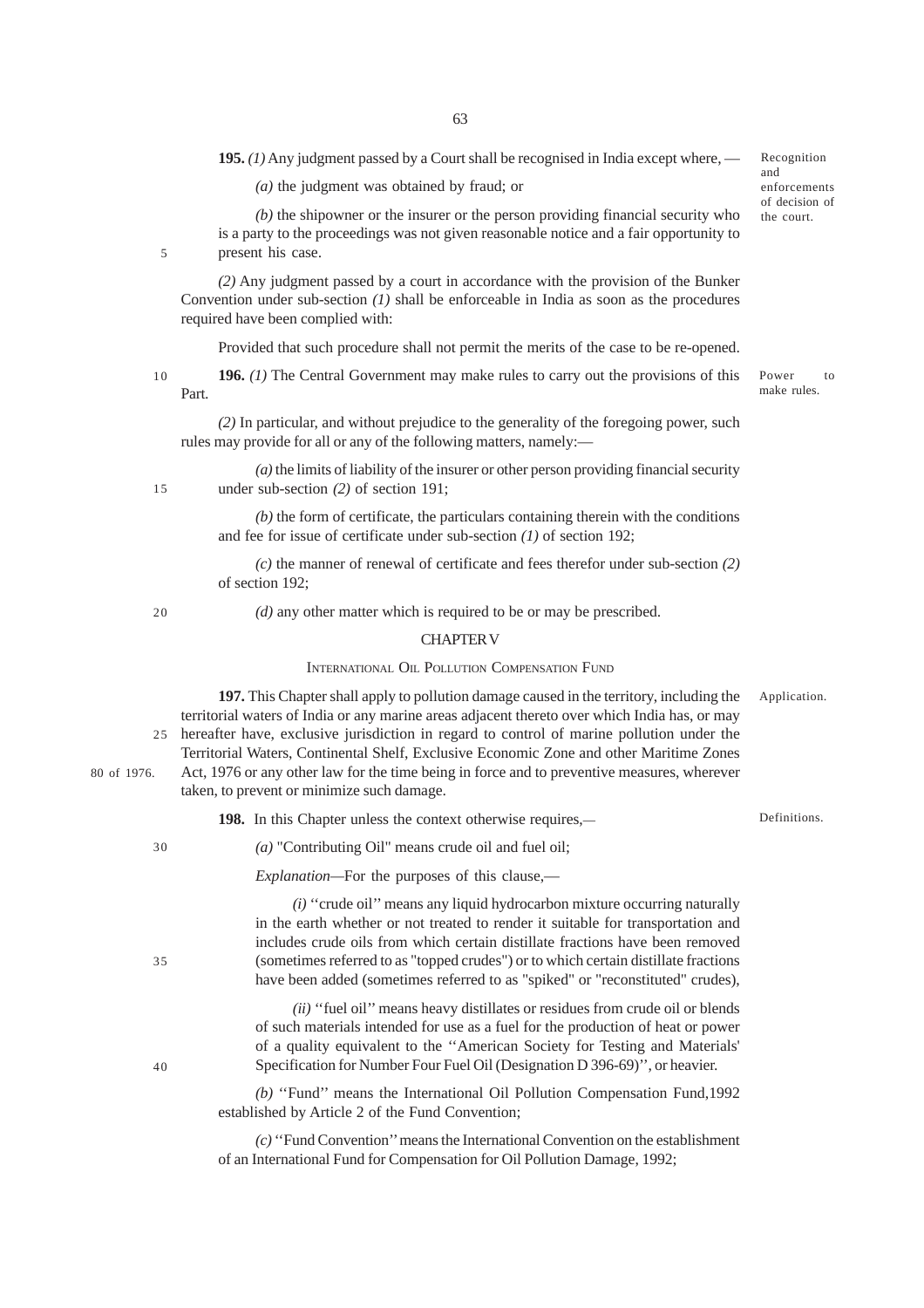**195.** *(1)* Any judgment passed by a Court shall be recognised in India except where, —

Recognition and enforcements of decision of the court.

*(a)* the judgment was obtained by fraud; or

*(b)* the shipowner or the insurer or the person providing financial security who is a party to the proceedings was not given reasonable notice and a fair opportunity to present his case.

*(2)* Any judgment passed by a court in accordance with the provision of the Bunker Convention under sub-section *(1)* shall be enforceable in India as soon as the procedures required have been complied with:

Provided that such procedure shall not permit the merits of the case to be re-opened.

**196.** *(1)* The Central Government may make rules to carry out the provisions of this Part.

Power to make rules.

*(2)* In particular, and without prejudice to the generality of the foregoing power, such rules may provide for all or any of the following matters, namely:—

*(a)* the limits of liability of the insurer or other person providing financial security under sub-section *(2)* of section 191;

*(b)* the form of certificate, the particulars containing therein with the conditions and fee for issue of certificate under sub-section *(1)* of section 192;

*(c)* the manner of renewal of certificate and fees therefor under sub-section *(2)* of section 192;

*(d)* any other matter which is required to be or may be prescribed.

## CHAPTER V

### INTERNATIONAL OIL POLLUTION COMPENSATION FUND

**197.** This Chapter shall apply to pollution damage caused in the territory, including the territorial waters of India or any marine areas adjacent thereto over which India has, or may hereafter have, exclusive jurisdiction in regard to control of marine pollution under the Territorial Waters, Continental Shelf, Exclusive Economic Zone and other Maritime Zones Act, 1976 or any other law for the time being in force and to preventive measures, wherever taken, to prevent or minimize such damage.

Application.

80 of 1976.

**198.** In this Chapter unless the context otherwise requires,—

Definitions.

*(a)* "Contributing Oil" means crude oil and fuel oil;

*Explanation*—For the purposes of this clause,—

*(i)* ''crude oil'' means any liquid hydrocarbon mixture occurring naturally in the earth whether or not treated to render it suitable for transportation and includes crude oils from which certain distillate fractions have been removed (sometimes referred to as "topped crudes") or to which certain distillate fractions have been added (sometimes referred to as "spiked" or "reconstituted" crudes),

*(ii)* ''fuel oil'' means heavy distillates or residues from crude oil or blends of such materials intended for use as a fuel for the production of heat or power of a quality equivalent to the ''American Society for Testing and Materials' Specification for Number Four Fuel Oil (Designation D 396-69)'', or heavier.

*(b)* ''Fund'' means the International Oil Pollution Compensation Fund,1992 established by Article 2 of the Fund Convention;

*(c)* ''Fund Convention'' means the International Convention on the establishment of an International Fund for Compensation for Oil Pollution Damage, 1992;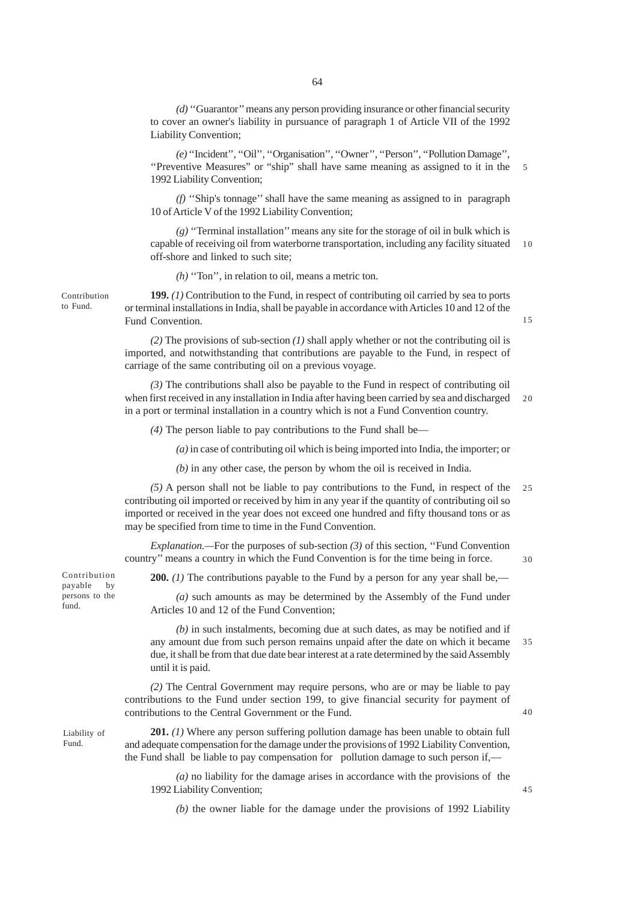*(d)* ''Guarantor'' means any person providing insurance or other financial security to cover an owner's liability in pursuance of paragraph 1 of Article VII of the 1992 Liability Convention;

*(e)* ''Incident'', ''Oil'', ''Organisation'', ''Owner'', ''Person'', ''Pollution Damage'', ''Preventive Measures" or "ship" shall have same meaning as assigned to it in the 1992 Liability Convention;

*(f)* ''Ship's tonnage'' shall have the same meaning as assigned to in paragraph 10 of Article V of the 1992 Liability Convention;

*(g)* ''Terminal installation'' means any site for the storage of oil in bulk which is capable of receiving oil from waterborne transportation, including any facility situated off-shore and linked to such site;

*(h)* ''Ton'', in relation to oil, means a metric ton.

Contribution to Fund.

**199.** *(1)* Contribution to the Fund, in respect of contributing oil carried by sea to ports or terminal installations in India, shall be payable in accordance with Articles 10 and 12 of the Fund Convention.

*(2)* The provisions of sub-section *(1)* shall apply whether or not the contributing oil is imported, and notwithstanding that contributions are payable to the Fund, in respect of carriage of the same contributing oil on a previous voyage.

*(3)* The contributions shall also be payable to the Fund in respect of contributing oil when first received in any installation in India after having been carried by sea and discharged in a port or terminal installation in a country which is not a Fund Convention country.

*(4)* The person liable to pay contributions to the Fund shall be—

*(a)* in case of contributing oil which is being imported into India, the importer; or

*(b)* in any other case, the person by whom the oil is received in India.

*(5)* A person shall not be liable to pay contributions to the Fund, in respect of the contributing oil imported or received by him in any year if the quantity of contributing oil so imported or received in the year does not exceed one hundred and fifty thousand tons or as may be specified from time to time in the Fund Convention.

*Explanation.*—For the purposes of sub-section *(3)* of this section, ''Fund Convention country'' means a country in which the Fund Convention is for the time being in force.

Contribution payable by persons to the fund.

**200.** *(1)* The contributions payable to the Fund by a person for any year shall be,—

*(a)* such amounts as may be determined by the Assembly of the Fund under Articles 10 and 12 of the Fund Convention;

*(b)* in such instalments, becoming due at such dates, as may be notified and if any amount due from such person remains unpaid after the date on which it became due, it shall be from that due date bear interest at a rate determined by the said Assembly until it is paid.

*(2)* The Central Government may require persons, who are or may be liable to pay contributions to the Fund under section 199, to give financial security for payment of contributions to the Central Government or the Fund.

Liability of Fund.

**201.** *(1)* Where any person suffering pollution damage has been unable to obtain full and adequate compensation for the damage under the provisions of 1992 Liability Convention, the Fund shall be liable to pay compensation for pollution damage to such person if,—

*(a)* no liability for the damage arises in accordance with the provisions of the 1992 Liability Convention;

*(b)* the owner liable for the damage under the provisions of 1992 Liability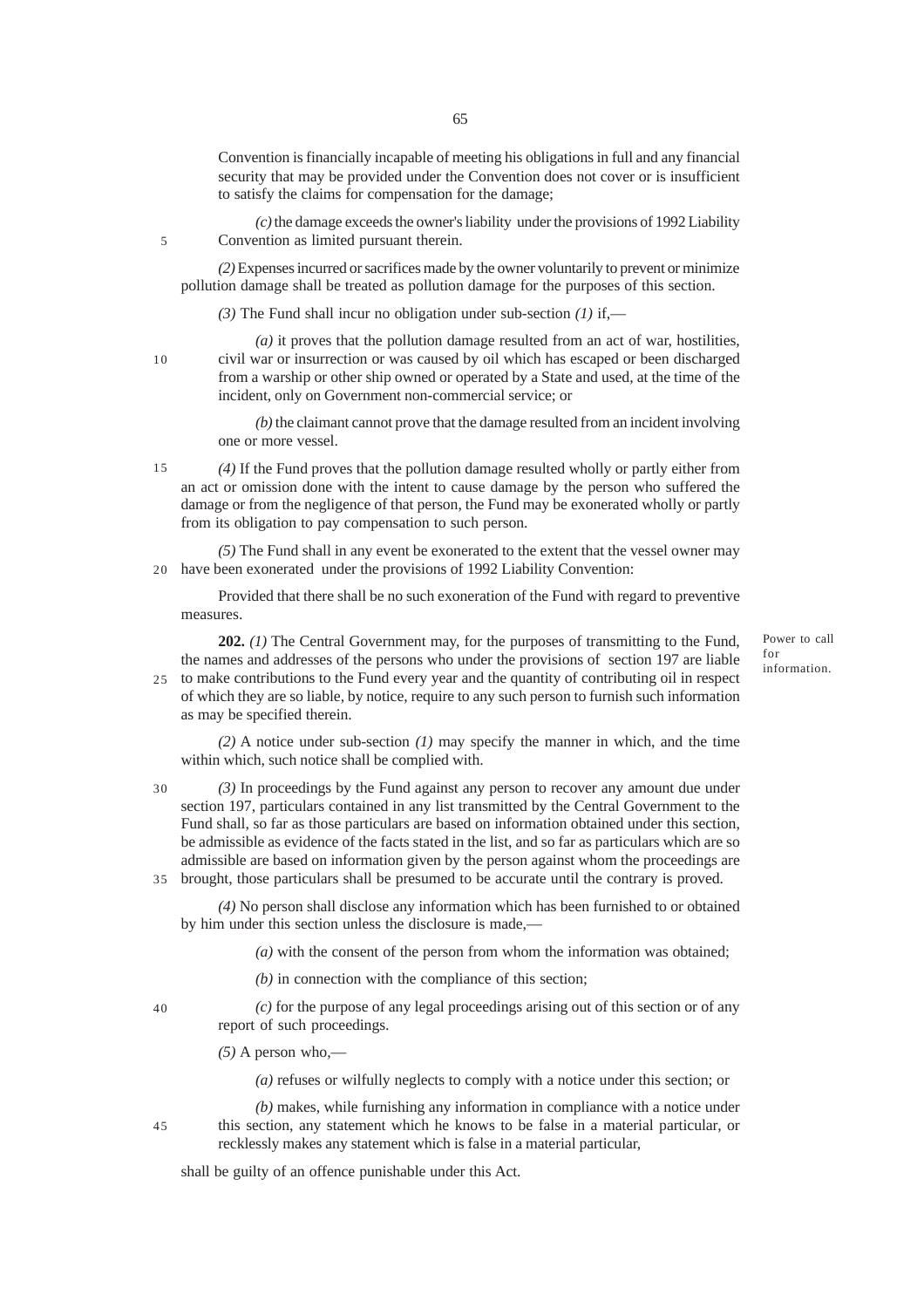Convention is financially incapable of meeting his obligations in full and any financial security that may be provided under the Convention does not cover or is insufficient to satisfy the claims for compensation for the damage;

*(c)* the damage exceeds the owner's liability under the provisions of 1992 Liability Convention as limited pursuant therein.

*(2)* Expenses incurred or sacrifices made by the owner voluntarily to prevent or minimize pollution damage shall be treated as pollution damage for the purposes of this section.

*(3)* The Fund shall incur no obligation under sub-section *(1)* if,—

*(a)* it proves that the pollution damage resulted from an act of war, hostilities, civil war or insurrection or was caused by oil which has escaped or been discharged from a warship or other ship owned or operated by a State and used, at the time of the incident, only on Government non-commercial service; or

*(b)* the claimant cannot prove that the damage resulted from an incident involving one or more vessel.

*(4)* If the Fund proves that the pollution damage resulted wholly or partly either from an act or omission done with the intent to cause damage by the person who suffered the damage or from the negligence of that person, the Fund may be exonerated wholly or partly from its obligation to pay compensation to such person.

*(5)* The Fund shall in any event be exonerated to the extent that the vessel owner may have been exonerated under the provisions of 1992 Liability Convention:

Provided that there shall be no such exoneration of the Fund with regard to preventive measures.

Power to call for information.

**202.** *(1)* The Central Government may, for the purposes of transmitting to the Fund, the names and addresses of the persons who under the provisions of section 197 are liable to make contributions to the Fund every year and the quantity of contributing oil in respect of which they are so liable, by notice, require to any such person to furnish such information as may be specified therein.

*(2)* A notice under sub-section *(1)* may specify the manner in which, and the time within which, such notice shall be complied with.

*(3)* In proceedings by the Fund against any person to recover any amount due under section 197, particulars contained in any list transmitted by the Central Government to the Fund shall, so far as those particulars are based on information obtained under this section, be admissible as evidence of the facts stated in the list, and so far as particulars which are so admissible are based on information given by the person against whom the proceedings are brought, those particulars shall be presumed to be accurate until the contrary is proved.

*(4)* No person shall disclose any information which has been furnished to or obtained by him under this section unless the disclosure is made,—

*(a)* with the consent of the person from whom the information was obtained;

*(b)* in connection with the compliance of this section;

*(c)* for the purpose of any legal proceedings arising out of this section or of any report of such proceedings.

*(5)* A person who,—

*(a)* refuses or wilfully neglects to comply with a notice under this section; or

*(b)* makes, while furnishing any information in compliance with a notice under this section, any statement which he knows to be false in a material particular, or recklessly makes any statement which is false in a material particular,

shall be guilty of an offence punishable under this Act.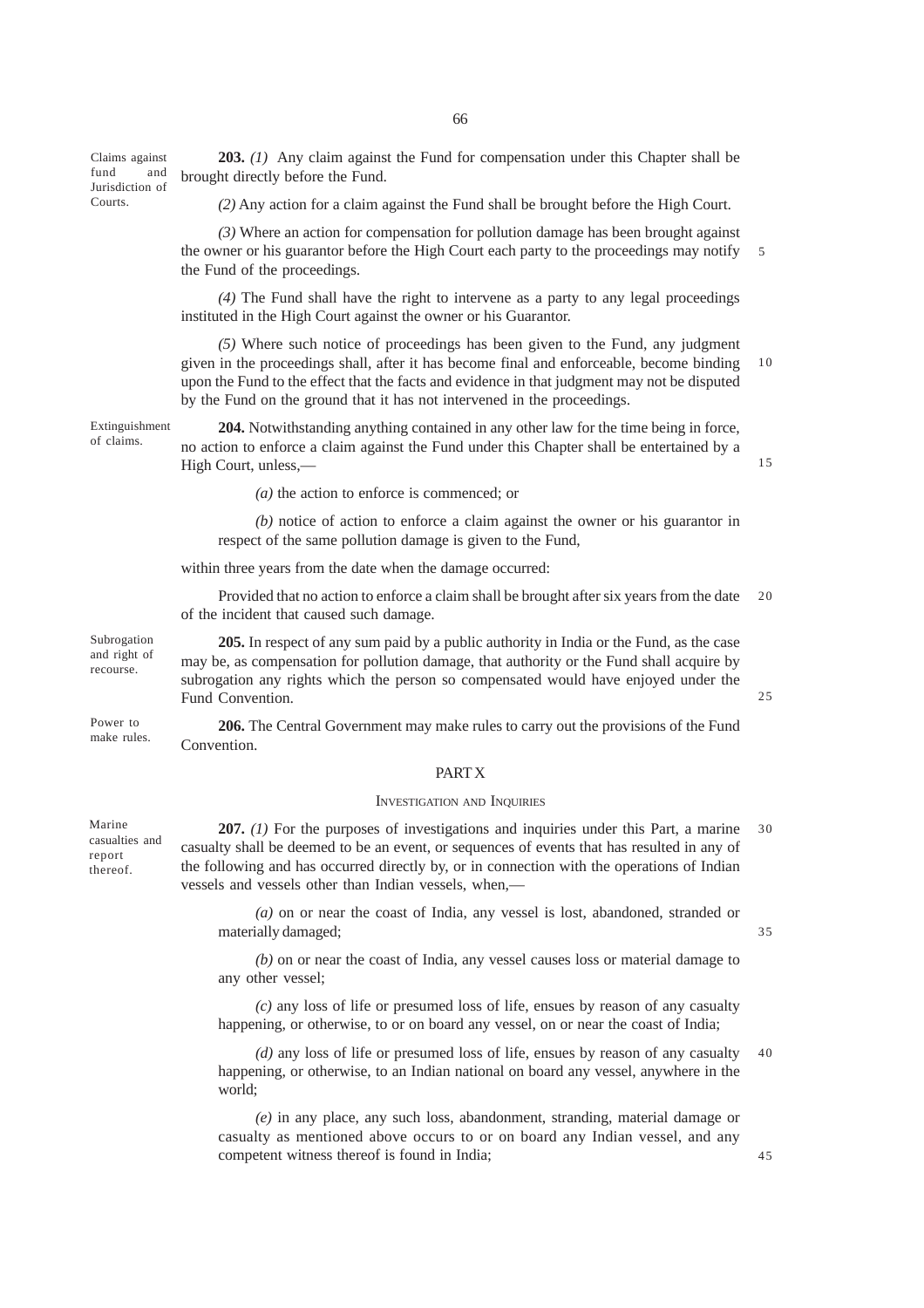Claims against fund and Jurisdiction of Courts.

**203.** *(1)* Any claim against the Fund for compensation under this Chapter shall be brought directly before the Fund.

*(2)* Any action for a claim against the Fund shall be brought before the High Court.

*(3)* Where an action for compensation for pollution damage has been brought against the owner or his guarantor before the High Court each party to the proceedings may notify the Fund of the proceedings.

*(4)* The Fund shall have the right to intervene as a party to any legal proceedings instituted in the High Court against the owner or his Guarantor.

*(5)* Where such notice of proceedings has been given to the Fund, any judgment given in the proceedings shall, after it has become final and enforceable, become binding upon the Fund to the effect that the facts and evidence in that judgment may not be disputed by the Fund on the ground that it has not intervened in the proceedings.

Extinguishment of claims.

**204.** Notwithstanding anything contained in any other law for the time being in force, no action to enforce a claim against the Fund under this Chapter shall be entertained by a High Court, unless,—

*(a)* the action to enforce is commenced; or

*(b)* notice of action to enforce a claim against the owner or his guarantor in respect of the same pollution damage is given to the Fund,

within three years from the date when the damage occurred:

Provided that no action to enforce a claim shall be brought after six years from the date of the incident that caused such damage.

Subrogation and right of recourse.

**205.** In respect of any sum paid by a public authority in India or the Fund, as the case may be, as compensation for pollution damage, that authority or the Fund shall acquire by subrogation any rights which the person so compensated would have enjoyed under the Fund Convention.

Power to make rules.

**206.** The Central Government may make rules to carry out the provisions of the Fund Convention.

## PART X

### INVESTIGATION AND INQUIRIES

Marine casualties and report thereof.

**207.** *(1)* For the purposes of investigations and inquiries under this Part, a marine casualty shall be deemed to be an event, or sequences of events that has resulted in any of the following and has occurred directly by, or in connection with the operations of Indian vessels and vessels other than Indian vessels, when,—

*(a)* on or near the coast of India, any vessel is lost, abandoned, stranded or materially damaged;

*(b)* on or near the coast of India, any vessel causes loss or material damage to any other vessel;

*(c)* any loss of life or presumed loss of life, ensues by reason of any casualty happening, or otherwise, to or on board any vessel, on or near the coast of India;

*(d)* any loss of life or presumed loss of life, ensues by reason of any casualty happening, or otherwise, to an Indian national on board any vessel, anywhere in the world;

*(e)* in any place, any such loss, abandonment, stranding, material damage or casualty as mentioned above occurs to or on board any Indian vessel, and any competent witness thereof is found in India;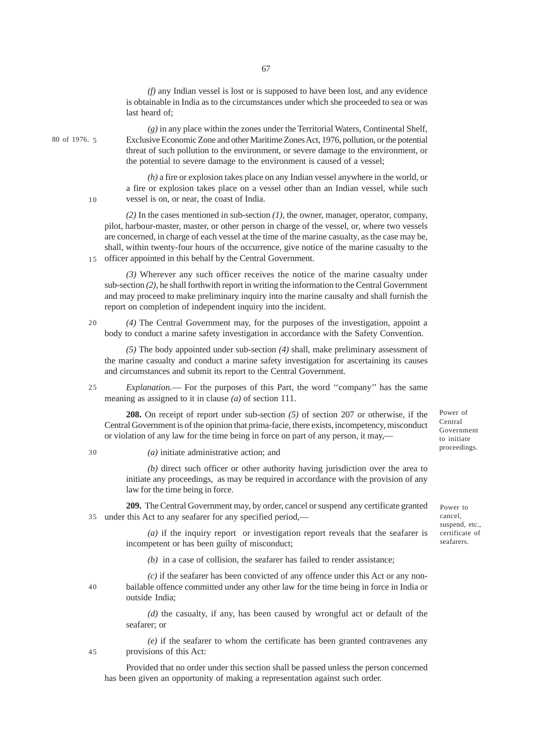*(f)* any Indian vessel is lost or is supposed to have been lost, and any evidence is obtainable in India as to the circumstances under which she proceeded to sea or was last heard of;

80 of 1976.

*(g)* in any place within the zones under the Territorial Waters, Continental Shelf, Exclusive Economic Zone and other Maritime Zones Act, 1976, pollution, or the potential threat of such pollution to the environment, or severe damage to the environment, or the potential to severe damage to the environment is caused of a vessel;

*(h)* a fire or explosion takes place on any Indian vessel anywhere in the world, or a fire or explosion takes place on a vessel other than an Indian vessel, while such vessel is on, or near, the coast of India.

*(2)* In the cases mentioned in sub-section *(1)*, the owner, manager, operator, company, pilot, harbour-master, master, or other person in charge of the vessel, or, where two vessels are concerned, in charge of each vessel at the time of the marine casualty, as the case may be, shall, within twenty-four hours of the occurrence, give notice of the marine casualty to the officer appointed in this behalf by the Central Government.

*(3)* Wherever any such officer receives the notice of the marine casualty under sub-section *(2)*, he shall forthwith report in writing the information to the Central Government and may proceed to make preliminary inquiry into the marine causalty and shall furnish the report on completion of independent inquiry into the incident.

*(4)* The Central Government may, for the purposes of the investigation, appoint a body to conduct a marine safety investigation in accordance with the Safety Convention.

*(5)* The body appointed under sub-section *(4)* shall, make preliminary assessment of the marine casualty and conduct a marine safety investigation for ascertaining its causes and circumstances and submit its report to the Central Government.

*Explanation.*— For the purposes of this Part, the word ''company'' has the same meaning as assigned to it in clause *(a)* of section 111.

Power of Central Government to initiate proceedings.

**208.** On receipt of report under sub-section *(5)* of section 207 or otherwise, if the Central Government is of the opinion that prima-facie, there exists, incompetency, misconduct or violation of any law for the time being in force on part of any person, it may,—

*(a)* initiate administrative action; and

*(b)* direct such officer or other authority having jurisdiction over the area to initiate any proceedings, as may be required in accordance with the provision of any law for the time being in force.

Power to cancel, suspend, etc., certificate of seafarers.

**209.** The Central Government may, by order, cancel or suspend any certificate granted under this Act to any seafarer for any specified period,—

*(a)* if the inquiry report or investigation report reveals that the seafarer is incompetent or has been guilty of misconduct;

*(b)* in a case of collision, the seafarer has failed to render assistance;

*(c)* if the seafarer has been convicted of any offence under this Act or any non-bailable offence committed under any other law for the time being in force in India or outside India;

*(d)* the casualty, if any, has been caused by wrongful act or default of the seafarer; or

*(e)* if the seafarer to whom the certificate has been granted contravenes any provisions of this Act:

Provided that no order under this section shall be passed unless the person concerned has been given an opportunity of making a representation against such order.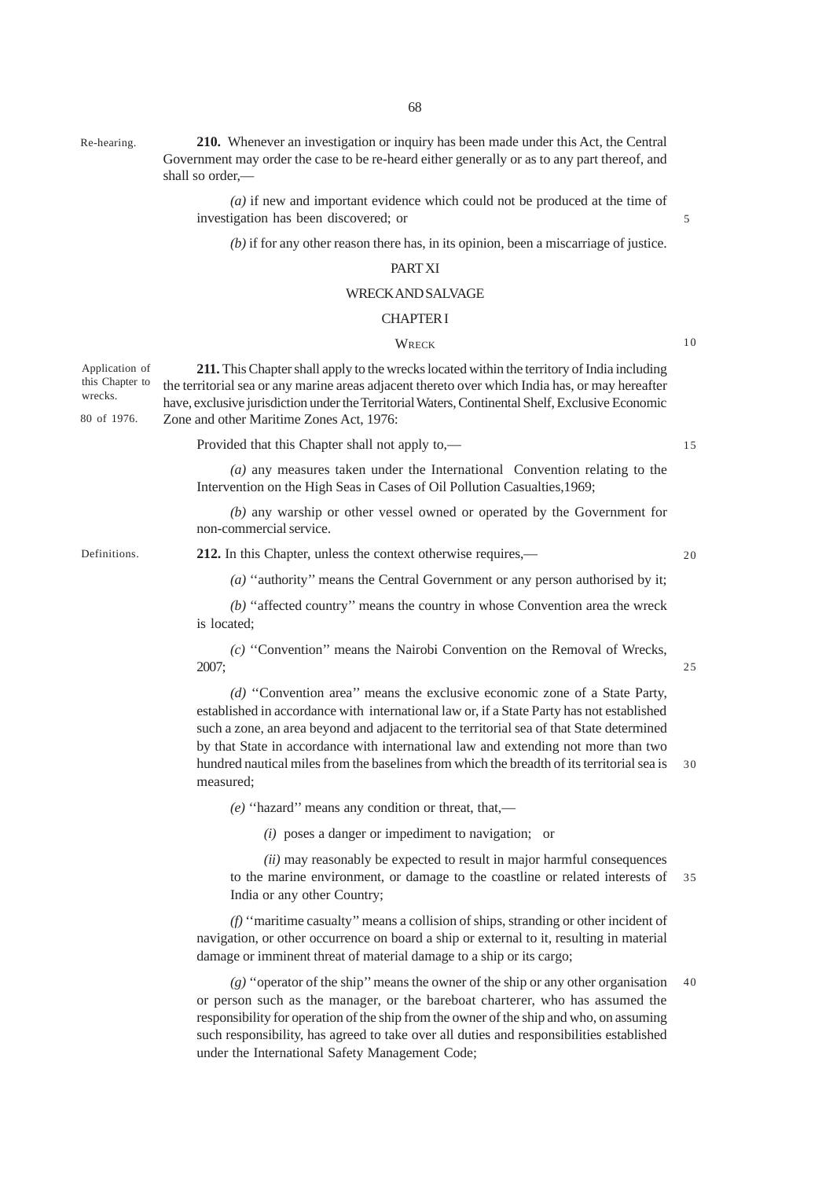**Re-hearing.**

**210.** Whenever an investigation or inquiry has been made under this Act, the Central Government may order the case to be re-heard either generally or as to any part thereof, and shall so order,—

*(a)* if new and important evidence which could not be produced at the time of investigation has been discovered; or

*(b)* if for any other reason there has, in its opinion, been a miscarriage of justice.

## PART XI

## WRECK AND SALVAGE

### CHAPTER I

### WRECK

**Application of this Chapter to wrecks.**

80 of 1976.

**211.** This Chapter shall apply to the wrecks located within the territory of India including the territorial sea or any marine areas adjacent thereto over which India has, or may hereafter have, exclusive jurisdiction under the Territorial Waters, Continental Shelf, Exclusive Economic Zone and other Maritime Zones Act, 1976:

Provided that this Chapter shall not apply to,—

*(a)* any measures taken under the International Convention relating to the Intervention on the High Seas in Cases of Oil Pollution Casualties,1969;

*(b)* any warship or other vessel owned or operated by the Government for non-commercial service.

**Definitions.**

**212.** In this Chapter, unless the context otherwise requires,—

*(a)* ''authority'' means the Central Government or any person authorised by it;

*(b)* ''affected country'' means the country in whose Convention area the wreck is located;

*(c)* ''Convention'' means the Nairobi Convention on the Removal of Wrecks, 2007;

*(d)* ''Convention area'' means the exclusive economic zone of a State Party, established in accordance with international law or, if a State Party has not established such a zone, an area beyond and adjacent to the territorial sea of that State determined by that State in accordance with international law and extending not more than two hundred nautical miles from the baselines from which the breadth of its territorial sea is measured;

*(e)* ''hazard'' means any condition or threat, that,—

*(i)* poses a danger or impediment to navigation; or

*(ii)* may reasonably be expected to result in major harmful consequences to the marine environment, or damage to the coastline or related interests of India or any other Country;

*(f)* ''maritime casualty'' means a collision of ships, stranding or other incident of navigation, or other occurrence on board a ship or external to it, resulting in material damage or imminent threat of material damage to a ship or its cargo;

*(g)* ''operator of the ship'' means the owner of the ship or any other organisation or person such as the manager, or the bareboat charterer, who has assumed the responsibility for operation of the ship from the owner of the ship and who, on assuming such responsibility, has agreed to take over all duties and responsibilities established under the International Safety Management Code;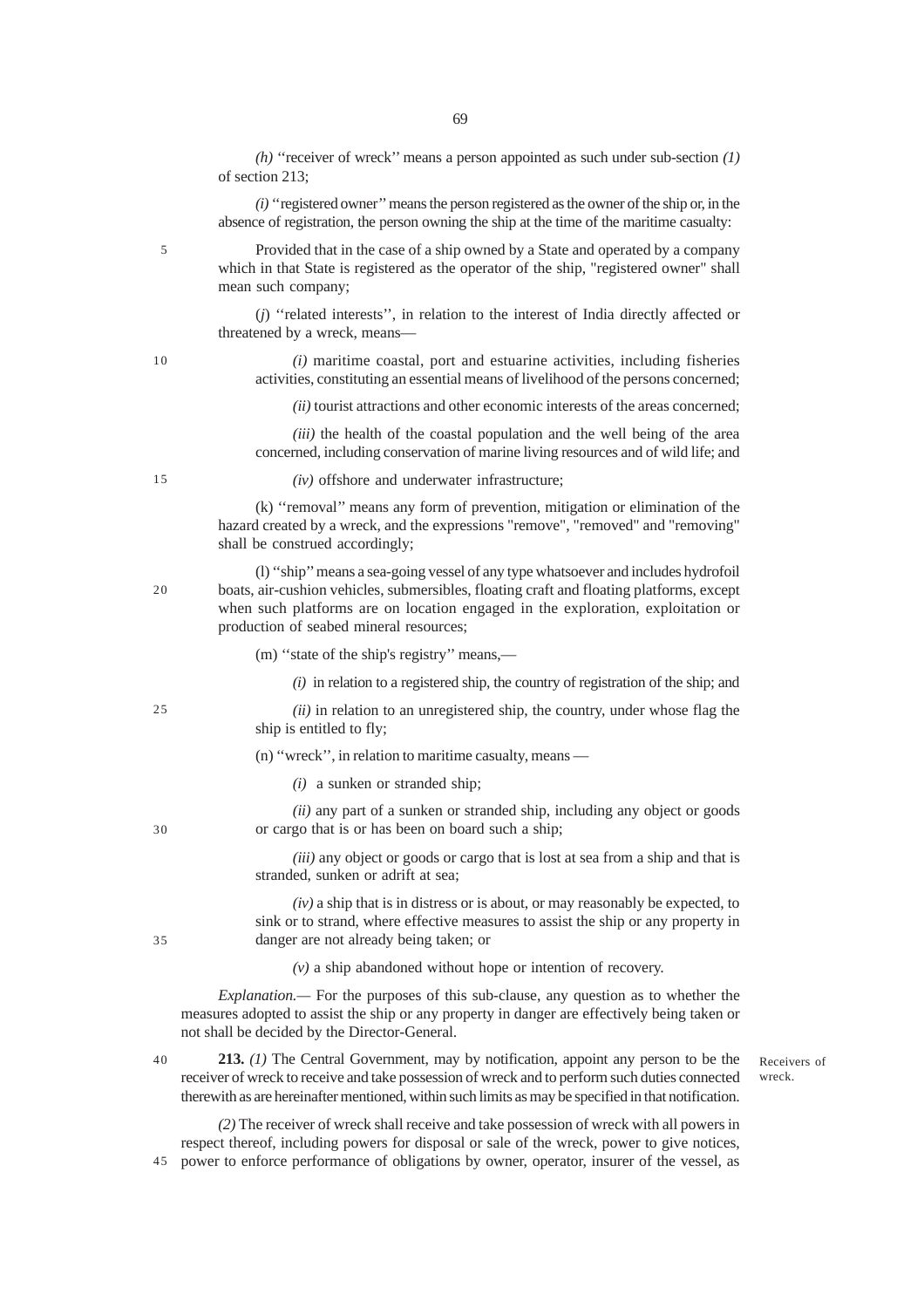*(h)* ''receiver of wreck'' means a person appointed as such under sub-section *(1)* of section 213;

*(i)* ''registered owner'' means the person registered as the owner of the ship or, in the absence of registration, the person owning the ship at the time of the maritime casualty:

Provided that in the case of a ship owned by a State and operated by a company which in that State is registered as the operator of the ship, "registered owner" shall mean such company;

(*j*) ''related interests'', in relation to the interest of India directly affected or threatened by a wreck, means—

*(i)* maritime coastal, port and estuarine activities, including fisheries activities, constituting an essential means of livelihood of the persons concerned;

*(ii)* tourist attractions and other economic interests of the areas concerned;

*(iii)* the health of the coastal population and the well being of the area concerned, including conservation of marine living resources and of wild life; and

*(iv)* offshore and underwater infrastructure;

(k) ''removal'' means any form of prevention, mitigation or elimination of the hazard created by a wreck, and the expressions "remove", "removed" and "removing" shall be construed accordingly;

(l) ''ship'' means a sea-going vessel of any type whatsoever and includes hydrofoil boats, air-cushion vehicles, submersibles, floating craft and floating platforms, except when such platforms are on location engaged in the exploration, exploitation or production of seabed mineral resources;

(m) ''state of the ship's registry'' means,—

*(i)* in relation to a registered ship, the country of registration of the ship; and

*(ii)* in relation to an unregistered ship, the country, under whose flag the ship is entitled to fly;

(n) ''wreck'', in relation to maritime casualty, means —

*(i)* a sunken or stranded ship;

*(ii)* any part of a sunken or stranded ship, including any object or goods or cargo that is or has been on board such a ship;

*(iii)* any object or goods or cargo that is lost at sea from a ship and that is stranded, sunken or adrift at sea;

*(iv)* a ship that is in distress or is about, or may reasonably be expected, to sink or to strand, where effective measures to assist the ship or any property in danger are not already being taken; or

*(v)* a ship abandoned without hope or intention of recovery.

*Explanation.—* For the purposes of this sub-clause, any question as to whether the measures adopted to assist the ship or any property in danger are effectively being taken or not shall be decided by the Director-General.

Receivers of wreck.

**213.** *(1)* The Central Government, may by notification, appoint any person to be the receiver of wreck to receive and take possession of wreck and to perform such duties connected therewith as are hereinafter mentioned, within such limits as may be specified in that notification.

*(2)* The receiver of wreck shall receive and take possession of wreck with all powers in respect thereof, including powers for disposal or sale of the wreck, power to give notices, power to enforce performance of obligations by owner, operator, insurer of the vessel, as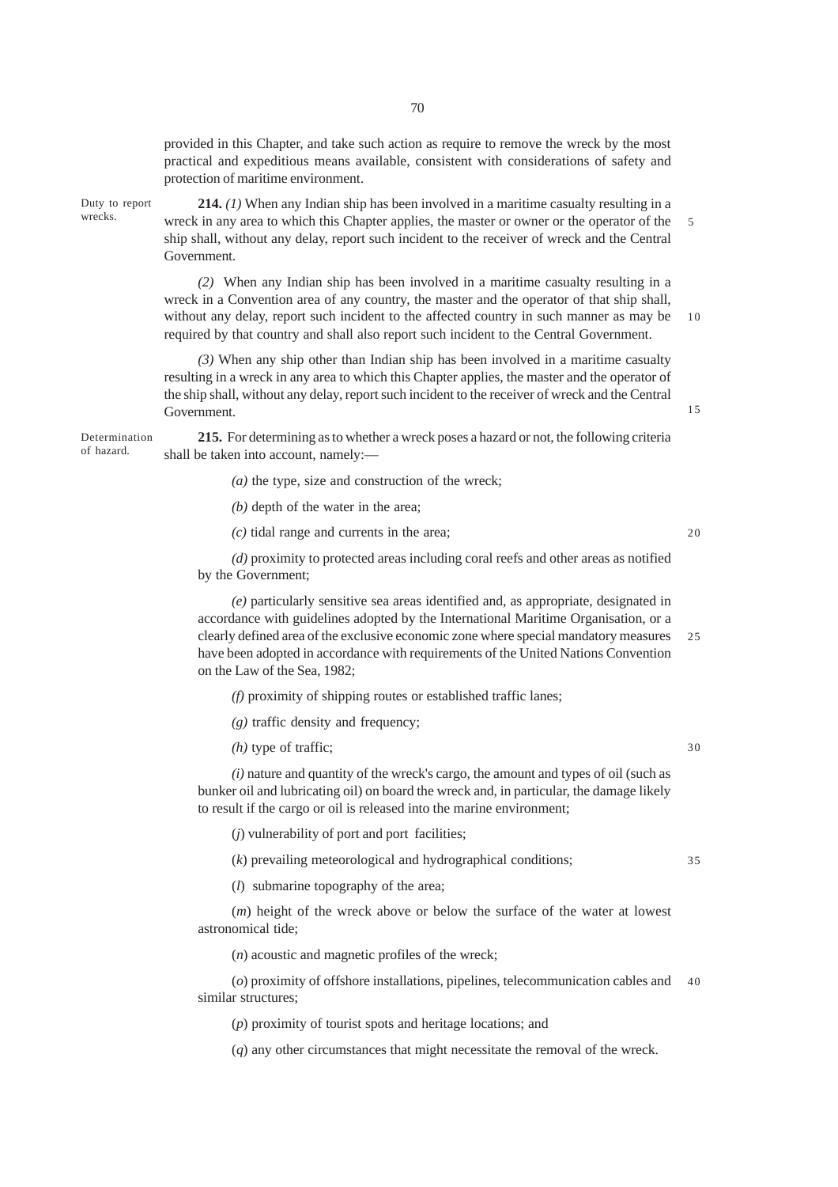provided in this Chapter, and take such action as require to remove the wreck by the most practical and expeditious means available, consistent with considerations of safety and protection of maritime environment.

Duty to report wrecks.

**214.** *(1)* When any Indian ship has been involved in a maritime casualty resulting in a wreck in any area to which this Chapter applies, the master or owner or the operator of the ship shall, without any delay, report such incident to the receiver of wreck and the Central Government.

*(2)* When any Indian ship has been involved in a maritime casualty resulting in a wreck in a Convention area of any country, the master and the operator of that ship shall, without any delay, report such incident to the affected country in such manner as may be required by that country and shall also report such incident to the Central Government.

*(3)* When any ship other than Indian ship has been involved in a maritime casualty resulting in a wreck in any area to which this Chapter applies, the master and the operator of the ship shall, without any delay, report such incident to the receiver of wreck and the Central Government.

Determination of hazard.

**215.** For determining as to whether a wreck poses a hazard or not, the following criteria shall be taken into account, namely:—

*(a)* the type, size and construction of the wreck;

*(b)* depth of the water in the area;

*(c)* tidal range and currents in the area;

*(d)* proximity to protected areas including coral reefs and other areas as notified by the Government;

*(e)* particularly sensitive sea areas identified and, as appropriate, designated in accordance with guidelines adopted by the International Maritime Organisation, or a clearly defined area of the exclusive economic zone where special mandatory measures have been adopted in accordance with requirements of the United Nations Convention on the Law of the Sea, 1982;

*(f)* proximity of shipping routes or established traffic lanes;

*(g)* traffic density and frequency;

*(h)* type of traffic;

*(i)* nature and quantity of the wreck's cargo, the amount and types of oil (such as bunker oil and lubricating oil) on board the wreck and, in particular, the damage likely to result if the cargo or oil is released into the marine environment;

(*j*) vulnerability of port and port facilities;

(*k*) prevailing meteorological and hydrographical conditions;

(*l*) submarine topography of the area;

(*m*) height of the wreck above or below the surface of the water at lowest astronomical tide;

(*n*) acoustic and magnetic profiles of the wreck;

(*o*) proximity of offshore installations, pipelines, telecommunication cables and similar structures;

(*p*) proximity of tourist spots and heritage locations; and

(*q*) any other circumstances that might necessitate the removal of the wreck.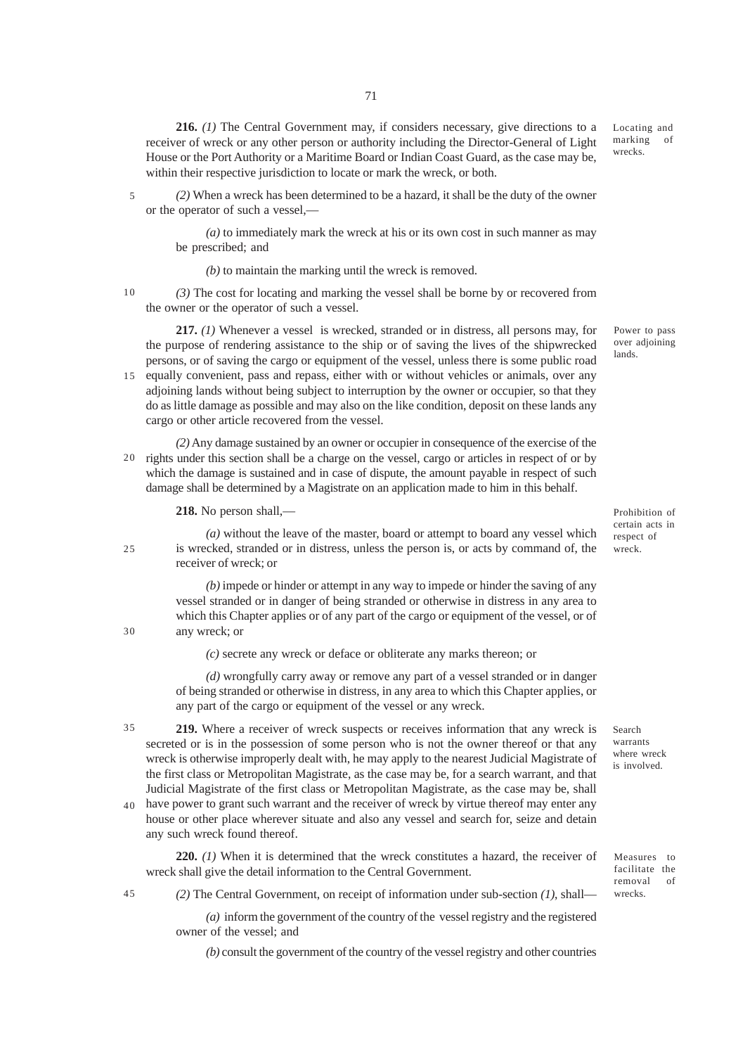**216.** *(1)* The Central Government may, if considers necessary, give directions to a receiver of wreck or any other person or authority including the Director-General of Light House or the Port Authority or a Maritime Board or Indian Coast Guard, as the case may be, within their respective jurisdiction to locate or mark the wreck, or both.

Locating and marking of wrecks.

*(2)* When a wreck has been determined to be a hazard, it shall be the duty of the owner or the operator of such a vessel,—

*(a)* to immediately mark the wreck at his or its own cost in such manner as may be prescribed; and

*(b)* to maintain the marking until the wreck is removed.

*(3)* The cost for locating and marking the vessel shall be borne by or recovered from the owner or the operator of such a vessel.

**217.** *(1)* Whenever a vessel is wrecked, stranded or in distress, all persons may, for the purpose of rendering assistance to the ship or of saving the lives of the shipwrecked persons, or of saving the cargo or equipment of the vessel, unless there is some public road equally convenient, pass and repass, either with or without vehicles or animals, over any adjoining lands without being subject to interruption by the owner or occupier, so that they do as little damage as possible and may also on the like condition, deposit on these lands any cargo or other article recovered from the vessel.

Power to pass over adjoining lands.

*(2)* Any damage sustained by an owner or occupier in consequence of the exercise of the rights under this section shall be a charge on the vessel, cargo or articles in respect of or by which the damage is sustained and in case of dispute, the amount payable in respect of such damage shall be determined by a Magistrate on an application made to him in this behalf.

**218.** No person shall,—

Prohibition of certain acts in respect of wreck.

*(a)* without the leave of the master, board or attempt to board any vessel which is wrecked, stranded or in distress, unless the person is, or acts by command of, the receiver of wreck; or

*(b)* impede or hinder or attempt in any way to impede or hinder the saving of any vessel stranded or in danger of being stranded or otherwise in distress in any area to which this Chapter applies or of any part of the cargo or equipment of the vessel, or of any wreck; or

*(c)* secrete any wreck or deface or obliterate any marks thereon; or

*(d)* wrongfully carry away or remove any part of a vessel stranded or in danger of being stranded or otherwise in distress, in any area to which this Chapter applies, or any part of the cargo or equipment of the vessel or any wreck.

**219.** Where a receiver of wreck suspects or receives information that any wreck is secreted or is in the possession of some person who is not the owner thereof or that any wreck is otherwise improperly dealt with, he may apply to the nearest Judicial Magistrate of the first class or Metropolitan Magistrate, as the case may be, for a search warrant, and that Judicial Magistrate of the first class or Metropolitan Magistrate, as the case may be, shall have power to grant such warrant and the receiver of wreck by virtue thereof may enter any house or other place wherever situate and also any vessel and search for, seize and detain any such wreck found thereof.

Search warrants where wreck is involved.

**220.** *(1)* When it is determined that the wreck constitutes a hazard, the receiver of wreck shall give the detail information to the Central Government.

Measures to facilitate the removal of wrecks.

*(2)* The Central Government, on receipt of information under sub-section *(1)*, shall—

*(a)* inform the government of the country of the vessel registry and the registered owner of the vessel; and

*(b)* consult the government of the country of the vessel registry and other countries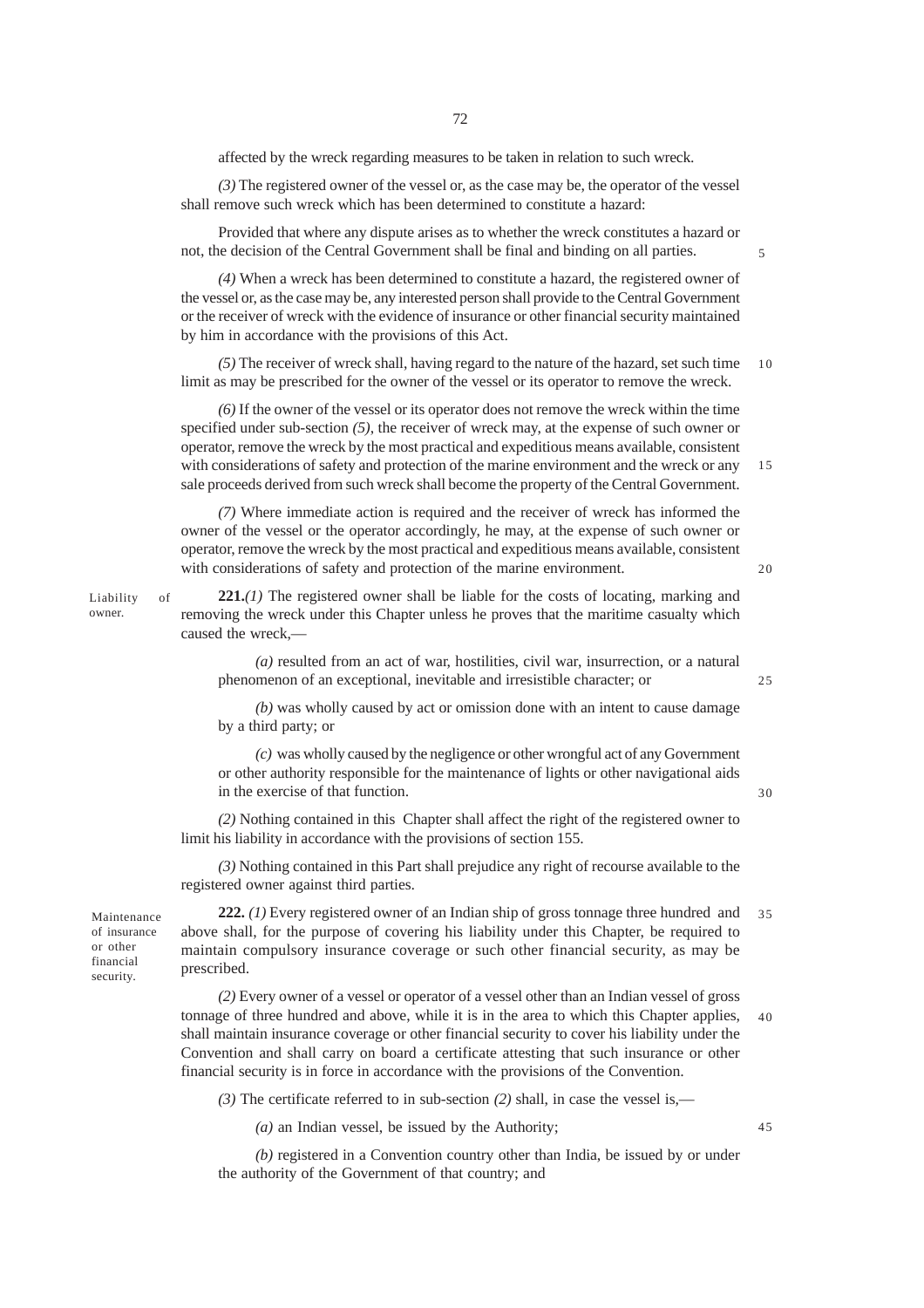affected by the wreck regarding measures to be taken in relation to such wreck.

*(3)* The registered owner of the vessel or, as the case may be, the operator of the vessel shall remove such wreck which has been determined to constitute a hazard:

Provided that where any dispute arises as to whether the wreck constitutes a hazard or not, the decision of the Central Government shall be final and binding on all parties.

*(4)* When a wreck has been determined to constitute a hazard, the registered owner of the vessel or, as the case may be, any interested person shall provide to the Central Government or the receiver of wreck with the evidence of insurance or other financial security maintained by him in accordance with the provisions of this Act.

*(5)* The receiver of wreck shall, having regard to the nature of the hazard, set such time limit as may be prescribed for the owner of the vessel or its operator to remove the wreck.

*(6)* If the owner of the vessel or its operator does not remove the wreck within the time specified under sub-section *(5)*, the receiver of wreck may, at the expense of such owner or operator, remove the wreck by the most practical and expeditious means available, consistent with considerations of safety and protection of the marine environment and the wreck or any sale proceeds derived from such wreck shall become the property of the Central Government.

*(7)* Where immediate action is required and the receiver of wreck has informed the owner of the vessel or the operator accordingly, he may, at the expense of such owner or operator, remove the wreck by the most practical and expeditious means available, consistent with considerations of safety and protection of the marine environment.

Liability of owner.

**221.***(1)* The registered owner shall be liable for the costs of locating, marking and removing the wreck under this Chapter unless he proves that the maritime casualty which caused the wreck,—

*(a)* resulted from an act of war, hostilities, civil war, insurrection, or a natural phenomenon of an exceptional, inevitable and irresistible character; or

*(b)* was wholly caused by act or omission done with an intent to cause damage by a third party; or

*(c)* was wholly caused by the negligence or other wrongful act of any Government or other authority responsible for the maintenance of lights or other navigational aids in the exercise of that function.

*(2)* Nothing contained in this Chapter shall affect the right of the registered owner to limit his liability in accordance with the provisions of section 155.

*(3)* Nothing contained in this Part shall prejudice any right of recourse available to the registered owner against third parties.

Maintenance of insurance or other financial security.

**222.** *(1)* Every registered owner of an Indian ship of gross tonnage three hundred and above shall, for the purpose of covering his liability under this Chapter, be required to maintain compulsory insurance coverage or such other financial security, as may be prescribed.

*(2)* Every owner of a vessel or operator of a vessel other than an Indian vessel of gross tonnage of three hundred and above, while it is in the area to which this Chapter applies, shall maintain insurance coverage or other financial security to cover his liability under the Convention and shall carry on board a certificate attesting that such insurance or other financial security is in force in accordance with the provisions of the Convention.

*(3)* The certificate referred to in sub-section *(2)* shall, in case the vessel is,—

*(a)* an Indian vessel, be issued by the Authority;

*(b)* registered in a Convention country other than India, be issued by or under the authority of the Government of that country; and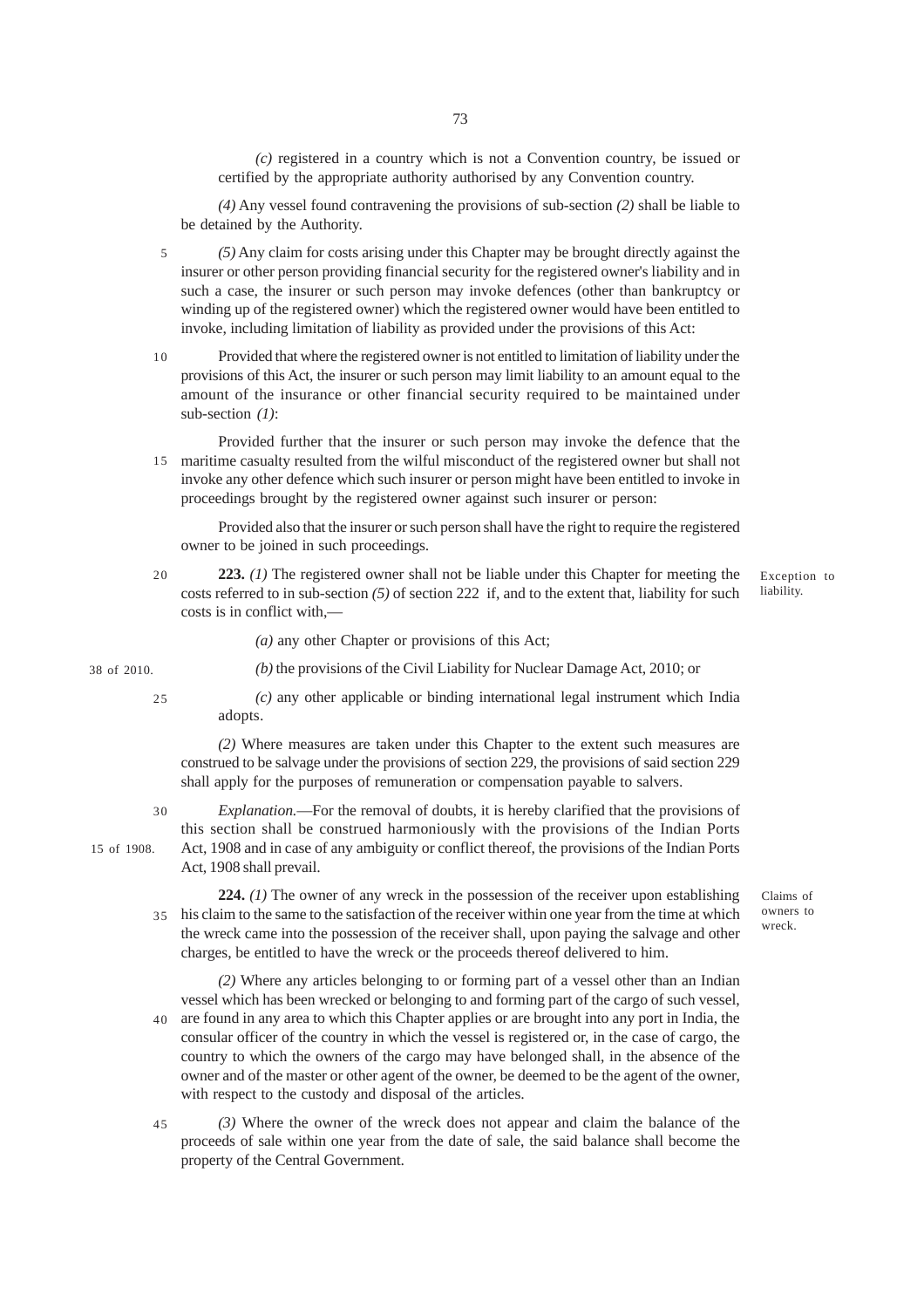*(c)* registered in a country which is not a Convention country, be issued or certified by the appropriate authority authorised by any Convention country.

*(4)* Any vessel found contravening the provisions of sub-section *(2)* shall be liable to be detained by the Authority.

*(5)* Any claim for costs arising under this Chapter may be brought directly against the insurer or other person providing financial security for the registered owner's liability and in such a case, the insurer or such person may invoke defences (other than bankruptcy or winding up of the registered owner) which the registered owner would have been entitled to invoke, including limitation of liability as provided under the provisions of this Act:

Provided that where the registered owner is not entitled to limitation of liability under the provisions of this Act, the insurer or such person may limit liability to an amount equal to the amount of the insurance or other financial security required to be maintained under sub-section *(1)*:

Provided further that the insurer or such person may invoke the defence that the maritime casualty resulted from the wilful misconduct of the registered owner but shall not invoke any other defence which such insurer or person might have been entitled to invoke in proceedings brought by the registered owner against such insurer or person:

Provided also that the insurer or such person shall have the right to require the registered owner to be joined in such proceedings.

Exception to liability.

**223.** *(1)* The registered owner shall not be liable under this Chapter for meeting the costs referred to in sub-section *(5)* of section 222 if, and to the extent that, liability for such costs is in conflict with,—

*(a)* any other Chapter or provisions of this Act;

38 of 2010.

*(b)* the provisions of the Civil Liability for Nuclear Damage Act, 2010; or

*(c)* any other applicable or binding international legal instrument which India adopts.

*(2)* Where measures are taken under this Chapter to the extent such measures are construed to be salvage under the provisions of section 229, the provisions of said section 229 shall apply for the purposes of remuneration or compensation payable to salvers.

15 of 1908.

*Explanation.*—For the removal of doubts, it is hereby clarified that the provisions of this section shall be construed harmoniously with the provisions of the Indian Ports Act, 1908 and in case of any ambiguity or conflict thereof, the provisions of the Indian Ports Act, 1908 shall prevail.

Claims of owners to wreck.

**224.** *(1)* The owner of any wreck in the possession of the receiver upon establishing his claim to the same to the satisfaction of the receiver within one year from the time at which the wreck came into the possession of the receiver shall, upon paying the salvage and other charges, be entitled to have the wreck or the proceeds thereof delivered to him.

*(2)* Where any articles belonging to or forming part of a vessel other than an Indian vessel which has been wrecked or belonging to and forming part of the cargo of such vessel, are found in any area to which this Chapter applies or are brought into any port in India, the consular officer of the country in which the vessel is registered or, in the case of cargo, the country to which the owners of the cargo may have belonged shall, in the absence of the owner and of the master or other agent of the owner, be deemed to be the agent of the owner, with respect to the custody and disposal of the articles.

*(3)* Where the owner of the wreck does not appear and claim the balance of the proceeds of sale within one year from the date of sale, the said balance shall become the property of the Central Government.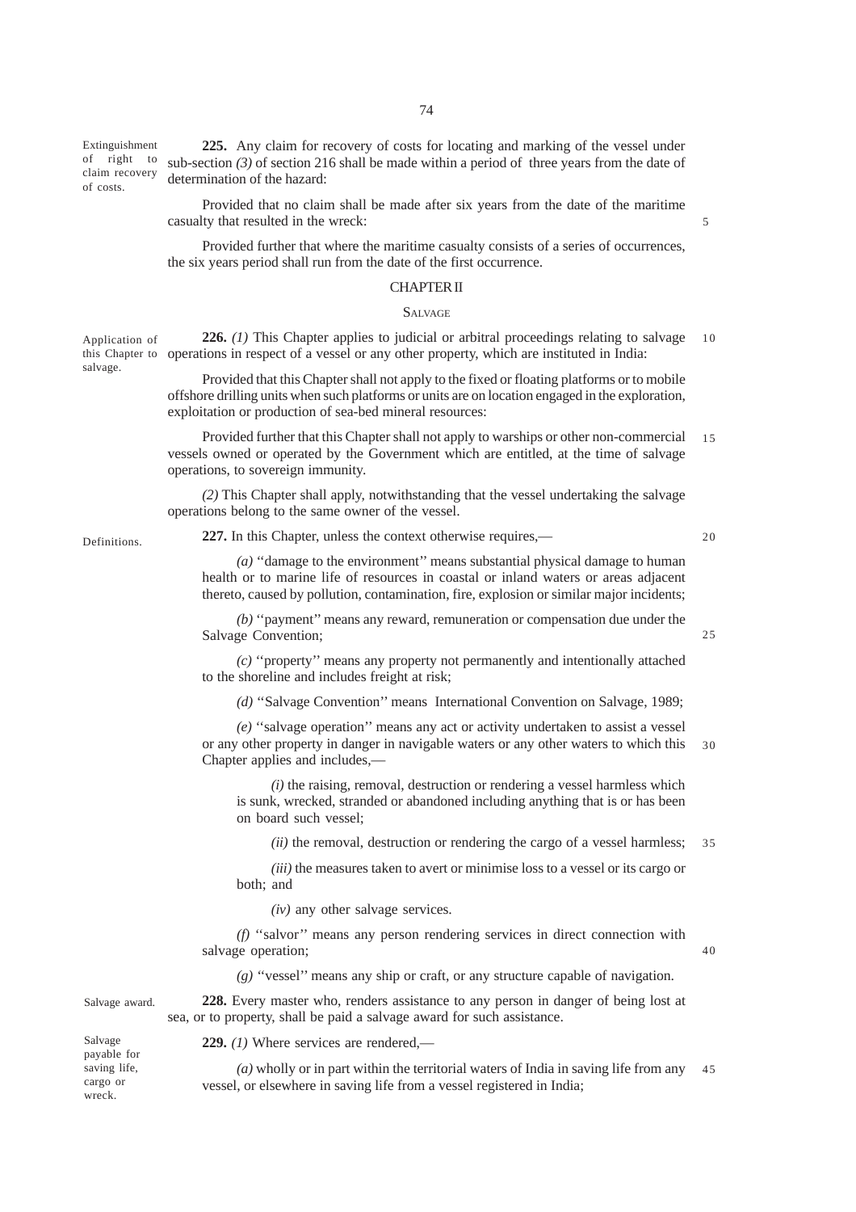Extinguishment of right to claim recovery of costs.

**225.** Any claim for recovery of costs for locating and marking of the vessel under sub-section *(3)* of section 216 shall be made within a period of three years from the date of determination of the hazard:

Provided that no claim shall be made after six years from the date of the maritime casualty that resulted in the wreck:

Provided further that where the maritime casualty consists of a series of occurrences, the six years period shall run from the date of the first occurrence.

## CHAPTER II

## SALVAGE

Application of this Chapter to salvage.

**226.** *(1)* This Chapter applies to judicial or arbitral proceedings relating to salvage operations in respect of a vessel or any other property, which are instituted in India:

Provided that this Chapter shall not apply to the fixed or floating platforms or to mobile offshore drilling units when such platforms or units are on location engaged in the exploration, exploitation or production of sea-bed mineral resources:

Provided further that this Chapter shall not apply to warships or other non-commercial vessels owned or operated by the Government which are entitled, at the time of salvage operations, to sovereign immunity.

*(2)* This Chapter shall apply, notwithstanding that the vessel undertaking the salvage operations belong to the same owner of the vessel.

Definitions.

**227.** In this Chapter, unless the context otherwise requires,—

*(a)* ''damage to the environment'' means substantial physical damage to human health or to marine life of resources in coastal or inland waters or areas adjacent thereto, caused by pollution, contamination, fire, explosion or similar major incidents;

*(b)* ''payment'' means any reward, remuneration or compensation due under the Salvage Convention;

*(c)* ''property'' means any property not permanently and intentionally attached to the shoreline and includes freight at risk;

*(d)* ''Salvage Convention'' means International Convention on Salvage, 1989;

*(e)* ''salvage operation'' means any act or activity undertaken to assist a vessel or any other property in danger in navigable waters or any other waters to which this Chapter applies and includes,—

*(i)* the raising, removal, destruction or rendering a vessel harmless which is sunk, wrecked, stranded or abandoned including anything that is or has been on board such vessel;

*(ii)* the removal, destruction or rendering the cargo of a vessel harmless;

*(iii)* the measures taken to avert or minimise loss to a vessel or its cargo or both; and

*(iv)* any other salvage services.

*(f)* ''salvor'' means any person rendering services in direct connection with salvage operation;

*(g)* ''vessel'' means any ship or craft, or any structure capable of navigation.

Salvage award.

**228.** Every master who, renders assistance to any person in danger of being lost at sea, or to property, shall be paid a salvage award for such assistance.

Salvage payable for saving life, cargo or wreck.

**229.** *(1)* Where services are rendered,—

*(a)* wholly or in part within the territorial waters of India in saving life from any vessel, or elsewhere in saving life from a vessel registered in India;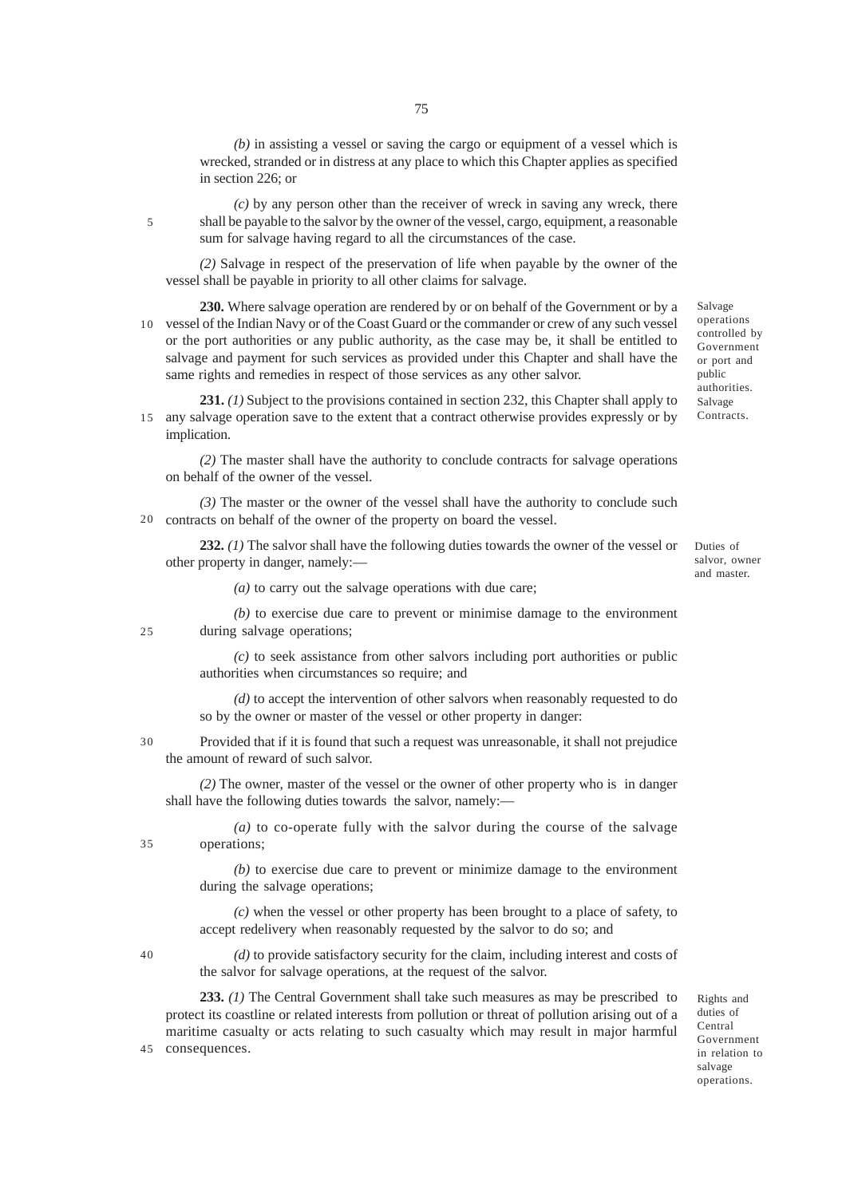*(b)* in assisting a vessel or saving the cargo or equipment of a vessel which is wrecked, stranded or in distress at any place to which this Chapter applies as specified in section 226; or

*(c)* by any person other than the receiver of wreck in saving any wreck, there shall be payable to the salvor by the owner of the vessel, cargo, equipment, a reasonable sum for salvage having regard to all the circumstances of the case.

*(2)* Salvage in respect of the preservation of life when payable by the owner of the vessel shall be payable in priority to all other claims for salvage.

Salvage operations controlled by Government or port and public authorities.

**230.** Where salvage operation are rendered by or on behalf of the Government or by a vessel of the Indian Navy or of the Coast Guard or the commander or crew of any such vessel or the port authorities or any public authority, as the case may be, it shall be entitled to salvage and payment for such services as provided under this Chapter and shall have the same rights and remedies in respect of those services as any other salvor.

Salvage Contracts.

**231.** *(1)* Subject to the provisions contained in section 232, this Chapter shall apply to any salvage operation save to the extent that a contract otherwise provides expressly or by implication.

*(2)* The master shall have the authority to conclude contracts for salvage operations on behalf of the owner of the vessel.

*(3)* The master or the owner of the vessel shall have the authority to conclude such contracts on behalf of the owner of the property on board the vessel.

Duties of salvor, owner and master.

**232.** *(1)* The salvor shall have the following duties towards the owner of the vessel or other property in danger, namely:—

*(a)* to carry out the salvage operations with due care;

*(b)* to exercise due care to prevent or minimise damage to the environment during salvage operations;

*(c)* to seek assistance from other salvors including port authorities or public authorities when circumstances so require; and

*(d)* to accept the intervention of other salvors when reasonably requested to do so by the owner or master of the vessel or other property in danger:

Provided that if it is found that such a request was unreasonable, it shall not prejudice the amount of reward of such salvor.

*(2)* The owner, master of the vessel or the owner of other property who is in danger shall have the following duties towards the salvor, namely:—

*(a)* to co-operate fully with the salvor during the course of the salvage operations;

*(b)* to exercise due care to prevent or minimize damage to the environment during the salvage operations;

*(c)* when the vessel or other property has been brought to a place of safety, to accept redelivery when reasonably requested by the salvor to do so; and

*(d)* to provide satisfactory security for the claim, including interest and costs of the salvor for salvage operations, at the request of the salvor.

Rights and duties of Central Government in relation to salvage operations.

**233.** *(1)* The Central Government shall take such measures as may be prescribed to protect its coastline or related interests from pollution or threat of pollution arising out of a maritime casualty or acts relating to such casualty which may result in major harmful consequences.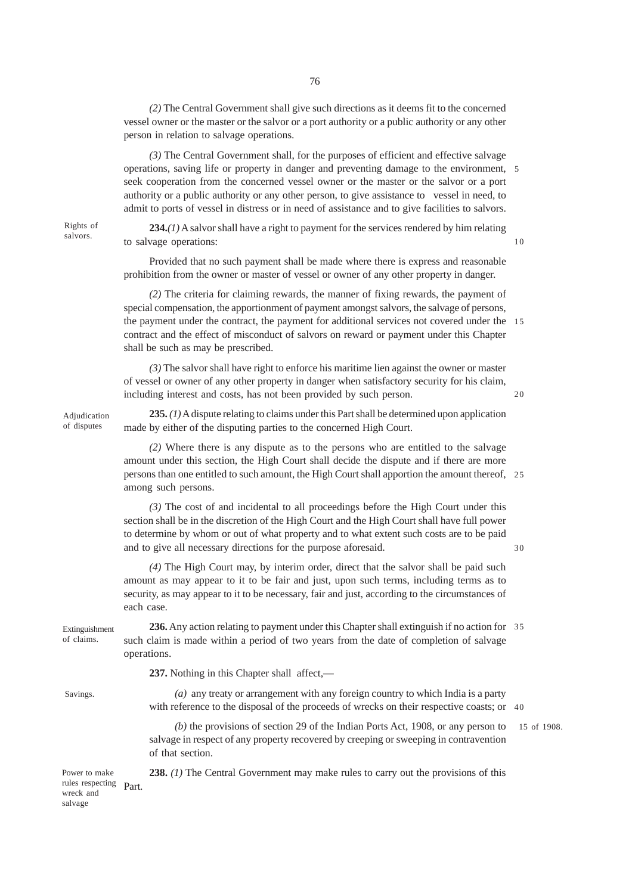*(2)* The Central Government shall give such directions as it deems fit to the concerned vessel owner or the master or the salvor or a port authority or a public authority or any other person in relation to salvage operations.

*(3)* The Central Government shall, for the purposes of efficient and effective salvage operations, saving life or property in danger and preventing damage to the environment, seek cooperation from the concerned vessel owner or the master or the salvor or a port authority or a public authority or any other person, to give assistance to vessel in need, to admit to ports of vessel in distress or in need of assistance and to give facilities to salvors.

Rights of salvors.

**234.** *(1)* A salvor shall have a right to payment for the services rendered by him relating to salvage operations:

Provided that no such payment shall be made where there is express and reasonable prohibition from the owner or master of vessel or owner of any other property in danger.

*(2)* The criteria for claiming rewards, the manner of fixing rewards, the payment of special compensation, the apportionment of payment amongst salvors, the salvage of persons, the payment under the contract, the payment for additional services not covered under the contract and the effect of misconduct of salvors on reward or payment under this Chapter shall be such as may be prescribed.

*(3)* The salvor shall have right to enforce his maritime lien against the owner or master of vessel or owner of any other property in danger when satisfactory security for his claim, including interest and costs, has not been provided by such person.

Adjudication of disputes

**235.** *(1)* A dispute relating to claims under this Part shall be determined upon application made by either of the disputing parties to the concerned High Court.

*(2)* Where there is any dispute as to the persons who are entitled to the salvage amount under this section, the High Court shall decide the dispute and if there are more persons than one entitled to such amount, the High Court shall apportion the amount thereof, among such persons.

*(3)* The cost of and incidental to all proceedings before the High Court under this section shall be in the discretion of the High Court and the High Court shall have full power to determine by whom or out of what property and to what extent such costs are to be paid and to give all necessary directions for the purpose aforesaid.

*(4)* The High Court may, by interim order, direct that the salvor shall be paid such amount as may appear to it to be fair and just, upon such terms, including terms as to security, as may appear to it to be necessary, fair and just, according to the circumstances of each case.

Extinguishment of claims.

**236.** Any action relating to payment under this Chapter shall extinguish if no action for such claim is made within a period of two years from the date of completion of salvage operations.

Savings.

**237.** Nothing in this Chapter shall affect,—

*(a)* any treaty or arrangement with any foreign country to which India is a party with reference to the disposal of the proceeds of wrecks on their respective coasts; or

*(b)* the provisions of section 29 of the Indian Ports Act, 1908, or any person to salvage in respect of any property recovered by creeping or sweeping in contravention of that section.

15 of 1908.

Power to make rules respecting wreck and salvage

**238.** *(1)* The Central Government may make rules to carry out the provisions of this Part.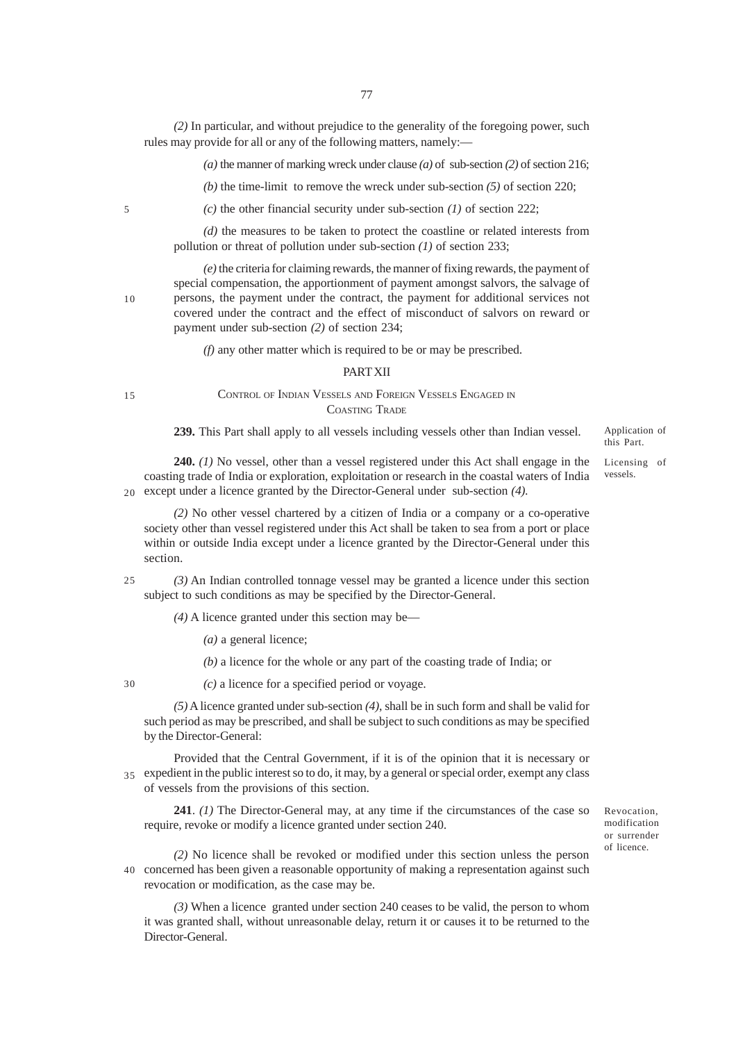*(2)* In particular, and without prejudice to the generality of the foregoing power, such rules may provide for all or any of the following matters, namely:—

*(a)* the manner of marking wreck under clause *(a)* of sub-section *(2)* of section 216;

*(b)* the time-limit to remove the wreck under sub-section *(5)* of section 220;

*(c)* the other financial security under sub-section *(1)* of section 222;

*(d)* the measures to be taken to protect the coastline or related interests from pollution or threat of pollution under sub-section *(1)* of section 233;

*(e)* the criteria for claiming rewards, the manner of fixing rewards, the payment of special compensation, the apportionment of payment amongst salvors, the salvage of persons, the payment under the contract, the payment for additional services not covered under the contract and the effect of misconduct of salvors on reward or payment under sub-section *(2)* of section 234;

*(f)* any other matter which is required to be or may be prescribed.

## PART XII

### CONTROL OF INDIAN VESSELS AND FOREIGN VESSELS ENGAGED IN COASTING TRADE

*Application of this Part.*

**239.** This Part shall apply to all vessels including vessels other than Indian vessel.

*Licensing of vessels.*

**240.** *(1)* No vessel, other than a vessel registered under this Act shall engage in the coasting trade of India or exploration, exploitation or research in the coastal waters of India except under a licence granted by the Director-General under sub-section *(4).*

*(2)* No other vessel chartered by a citizen of India or a company or a co-operative society other than vessel registered under this Act shall be taken to sea from a port or place within or outside India except under a licence granted by the Director-General under this section.

*(3)* An Indian controlled tonnage vessel may be granted a licence under this section subject to such conditions as may be specified by the Director-General.

*(4)* A licence granted under this section may be—

*(a)* a general licence;

*(b)* a licence for the whole or any part of the coasting trade of India; or

*(c)* a licence for a specified period or voyage.

*(5)* A licence granted under sub-section *(4)*, shall be in such form and shall be valid for such period as may be prescribed, and shall be subject to such conditions as may be specified by the Director-General:

Provided that the Central Government, if it is of the opinion that it is necessary or expedient in the public interest so to do, it may, by a general or special order, exempt any class of vessels from the provisions of this section.

*Revocation, modification or surrender of licence.*

**241**. *(1)* The Director-General may, at any time if the circumstances of the case so require, revoke or modify a licence granted under section 240.

*(2)* No licence shall be revoked or modified under this section unless the person concerned has been given a reasonable opportunity of making a representation against such revocation or modification, as the case may be.

*(3)* When a licence granted under section 240 ceases to be valid, the person to whom it was granted shall, without unreasonable delay, return it or causes it to be returned to the Director-General.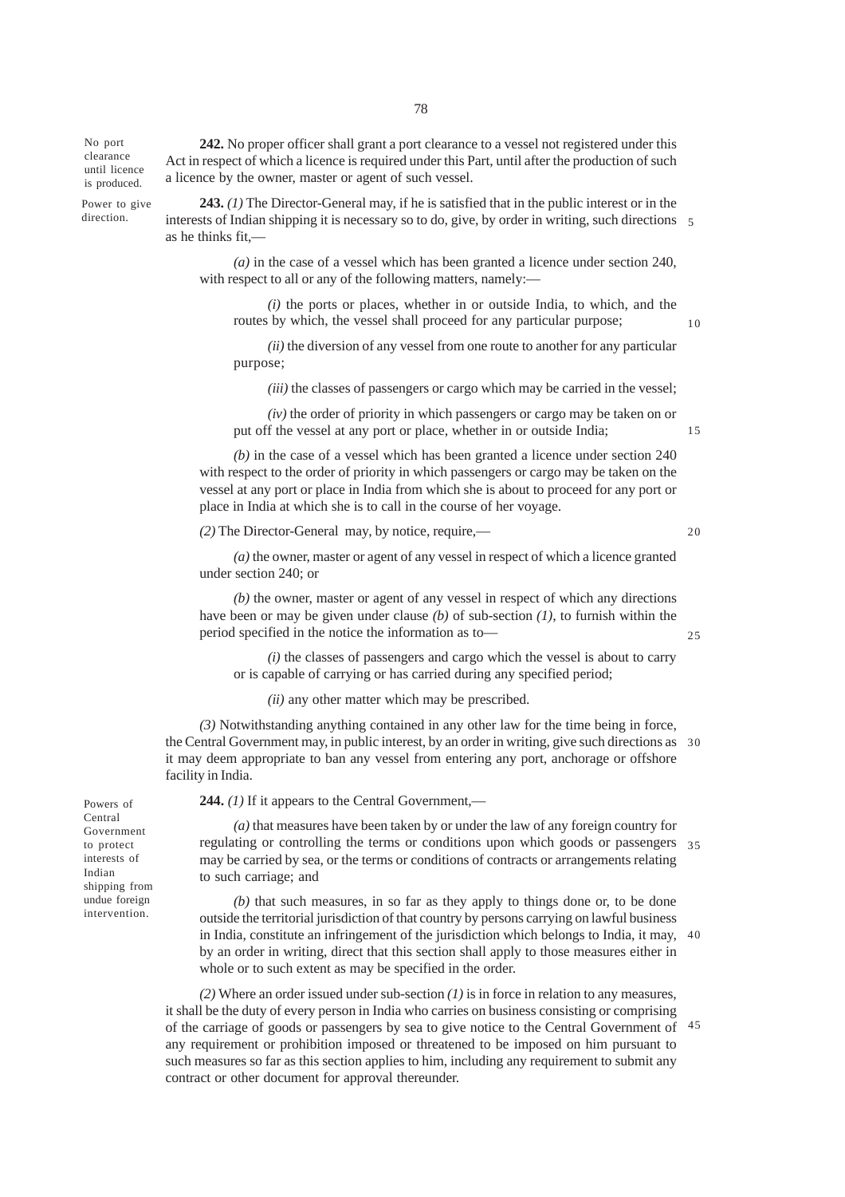*No port clearance until licence is produced.*

**242.** No proper officer shall grant a port clearance to a vessel not registered under this Act in respect of which a licence is required under this Part, until after the production of such a licence by the owner, master or agent of such vessel.

*Power to give direction.*

**243.** *(1)* The Director-General may, if he is satisfied that in the public interest or in the interests of Indian shipping it is necessary so to do, give, by order in writing, such directions as he thinks fit,—

*(a)* in the case of a vessel which has been granted a licence under section 240, with respect to all or any of the following matters, namely:—

*(i)* the ports or places, whether in or outside India, to which, and the routes by which, the vessel shall proceed for any particular purpose;

*(ii)* the diversion of any vessel from one route to another for any particular purpose;

*(iii)* the classes of passengers or cargo which may be carried in the vessel;

*(iv)* the order of priority in which passengers or cargo may be taken on or put off the vessel at any port or place, whether in or outside India;

*(b)* in the case of a vessel which has been granted a licence under section 240 with respect to the order of priority in which passengers or cargo may be taken on the vessel at any port or place in India from which she is about to proceed for any port or place in India at which she is to call in the course of her voyage.

*(2)* The Director-General may, by notice, require,—

*(a)* the owner, master or agent of any vessel in respect of which a licence granted under section 240; or

*(b)* the owner, master or agent of any vessel in respect of which any directions have been or may be given under clause *(b)* of sub-section *(1)*, to furnish within the period specified in the notice the information as to—

*(i)* the classes of passengers and cargo which the vessel is about to carry or is capable of carrying or has carried during any specified period;

*(ii)* any other matter which may be prescribed.

*(3)* Notwithstanding anything contained in any other law for the time being in force, the Central Government may, in public interest, by an order in writing, give such directions as it may deem appropriate to ban any vessel from entering any port, anchorage or offshore facility in India.

*Powers of Central Government to protect interests of Indian shipping from undue foreign intervention.*

**244.** *(1)* If it appears to the Central Government,—

*(a)* that measures have been taken by or under the law of any foreign country for regulating or controlling the terms or conditions upon which goods or passengers may be carried by sea, or the terms or conditions of contracts or arrangements relating to such carriage; and

*(b)* that such measures, in so far as they apply to things done or, to be done outside the territorial jurisdiction of that country by persons carrying on lawful business in India, constitute an infringement of the jurisdiction which belongs to India, it may, by an order in writing, direct that this section shall apply to those measures either in whole or to such extent as may be specified in the order.

*(2)* Where an order issued under sub-section *(1)* is in force in relation to any measures, it shall be the duty of every person in India who carries on business consisting or comprising of the carriage of goods or passengers by sea to give notice to the Central Government of any requirement or prohibition imposed or threatened to be imposed on him pursuant to such measures so far as this section applies to him, including any requirement to submit any contract or other document for approval thereunder.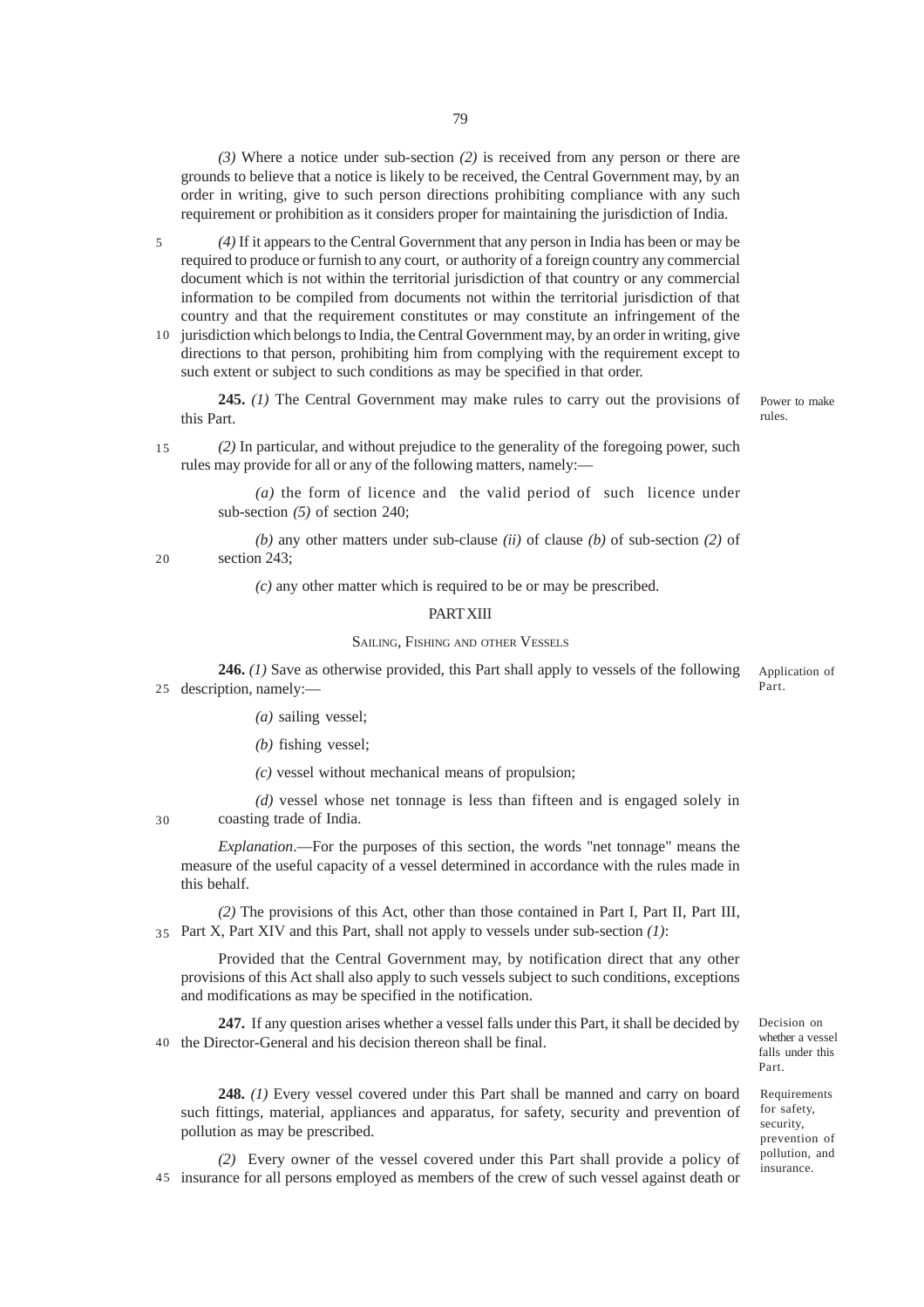*(3)* Where a notice under sub-section *(2)* is received from any person or there are grounds to believe that a notice is likely to be received, the Central Government may, by an order in writing, give to such person directions prohibiting compliance with any such requirement or prohibition as it considers proper for maintaining the jurisdiction of India.

*(4)* If it appears to the Central Government that any person in India has been or may be required to produce or furnish to any court, or authority of a foreign country any commercial document which is not within the territorial jurisdiction of that country or any commercial information to be compiled from documents not within the territorial jurisdiction of that country and that the requirement constitutes or may constitute an infringement of the jurisdiction which belongs to India, the Central Government may, by an order in writing, give directions to that person, prohibiting him from complying with the requirement except to such extent or subject to such conditions as may be specified in that order.

Power to make rules.

**245.** *(1)* The Central Government may make rules to carry out the provisions of this Part.

*(2)* In particular, and without prejudice to the generality of the foregoing power, such rules may provide for all or any of the following matters, namely:—

*(a)* the form of licence and the valid period of such licence under sub-section *(5)* of section 240;

*(b)* any other matters under sub-clause *(ii)* of clause *(b)* of sub-section *(2)* of section 243;

*(c)* any other matter which is required to be or may be prescribed.

## PART XIII

### SAILING, FISHING AND OTHER VESSELS

Application of Part.

**246.** *(1)* Save as otherwise provided, this Part shall apply to vessels of the following description, namely:—

*(a)* sailing vessel;

*(b)* fishing vessel;

*(c)* vessel without mechanical means of propulsion;

*(d)* vessel whose net tonnage is less than fifteen and is engaged solely in coasting trade of India.

*Explanation*.—For the purposes of this section, the words "net tonnage" means the measure of the useful capacity of a vessel determined in accordance with the rules made in this behalf.

*(2)* The provisions of this Act, other than those contained in Part I, Part II, Part III, Part X, Part XIV and this Part, shall not apply to vessels under sub-section *(1)*:

Provided that the Central Government may, by notification direct that any other provisions of this Act shall also apply to such vessels subject to such conditions, exceptions and modifications as may be specified in the notification.

Decision on whether a vessel falls under this Part.

**247.** If any question arises whether a vessel falls under this Part, it shall be decided by the Director-General and his decision thereon shall be final.

Requirements for safety, security, prevention of pollution, and insurance.

**248.** *(1)* Every vessel covered under this Part shall be manned and carry on board such fittings, material, appliances and apparatus, for safety, security and prevention of pollution as may be prescribed.

*(2)* Every owner of the vessel covered under this Part shall provide a policy of insurance for all persons employed as members of the crew of such vessel against death or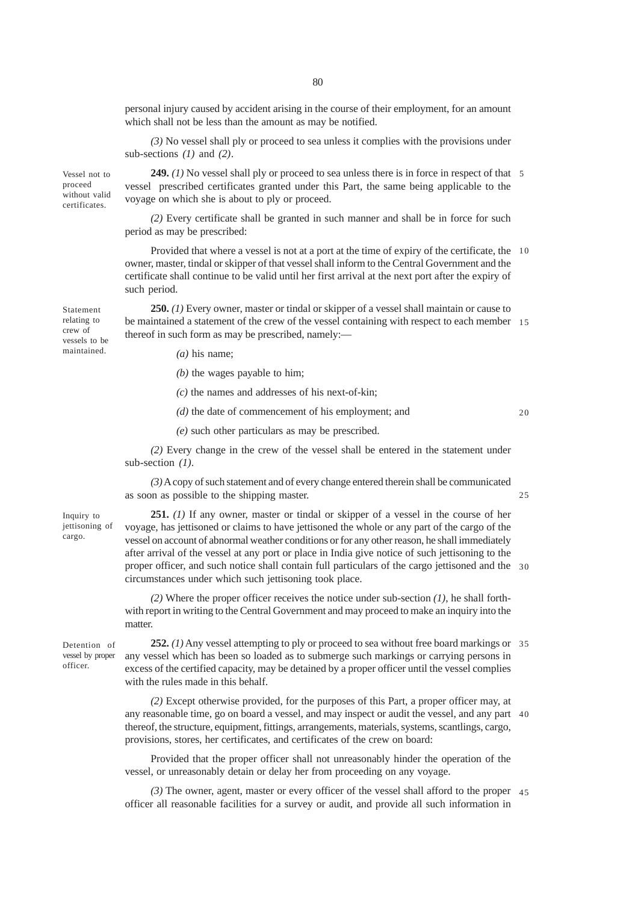personal injury caused by accident arising in the course of their employment, for an amount which shall not be less than the amount as may be notified.

*(3)* No vessel shall ply or proceed to sea unless it complies with the provisions under sub-sections *(1)* and *(2)*.

Vessel not to proceed without valid certificates.

**249.** *(1)* No vessel shall ply or proceed to sea unless there is in force in respect of that vessel prescribed certificates granted under this Part, the same being applicable to the voyage on which she is about to ply or proceed.

*(2)* Every certificate shall be granted in such manner and shall be in force for such period as may be prescribed:

Provided that where a vessel is not at a port at the time of expiry of the certificate, the owner, master, tindal or skipper of that vessel shall inform to the Central Government and the certificate shall continue to be valid until her first arrival at the next port after the expiry of such period.

Statement relating to crew of vessels to be maintained.

**250.** *(1)* Every owner, master or tindal or skipper of a vessel shall maintain or cause to be maintained a statement of the crew of the vessel containing with respect to each member thereof in such form as may be prescribed, namely:—

*(a)* his name;

*(b)* the wages payable to him;

*(c)* the names and addresses of his next-of-kin;

*(d)* the date of commencement of his employment; and

*(e)* such other particulars as may be prescribed.

*(2)* Every change in the crew of the vessel shall be entered in the statement under sub-section *(1)*.

*(3)* A copy of such statement and of every change entered therein shall be communicated as soon as possible to the shipping master.

Inquiry to jettisoning of cargo.

**251.** *(1)* If any owner, master or tindal or skipper of a vessel in the course of her voyage, has jettisoned or claims to have jettisoned the whole or any part of the cargo of the vessel on account of abnormal weather conditions or for any other reason, he shall immediately after arrival of the vessel at any port or place in India give notice of such jettisoning to the proper officer, and such notice shall contain full particulars of the cargo jettisoned and the circumstances under which such jettisoning took place.

*(2)* Where the proper officer receives the notice under sub-section *(1)*, he shall forthwith report in writing to the Central Government and may proceed to make an inquiry into the matter.

Detention of vessel by proper officer.

**252.** *(1)* Any vessel attempting to ply or proceed to sea without free board markings or any vessel which has been so loaded as to submerge such markings or carrying persons in excess of the certified capacity, may be detained by a proper officer until the vessel complies with the rules made in this behalf.

*(2)* Except otherwise provided, for the purposes of this Part, a proper officer may, at any reasonable time, go on board a vessel, and may inspect or audit the vessel, and any part thereof, the structure, equipment, fittings, arrangements, materials, systems, scantlings, cargo, provisions, stores, her certificates, and certificates of the crew on board:

Provided that the proper officer shall not unreasonably hinder the operation of the vessel, or unreasonably detain or delay her from proceeding on any voyage.

*(3)* The owner, agent, master or every officer of the vessel shall afford to the proper officer all reasonable facilities for a survey or audit, and provide all such information in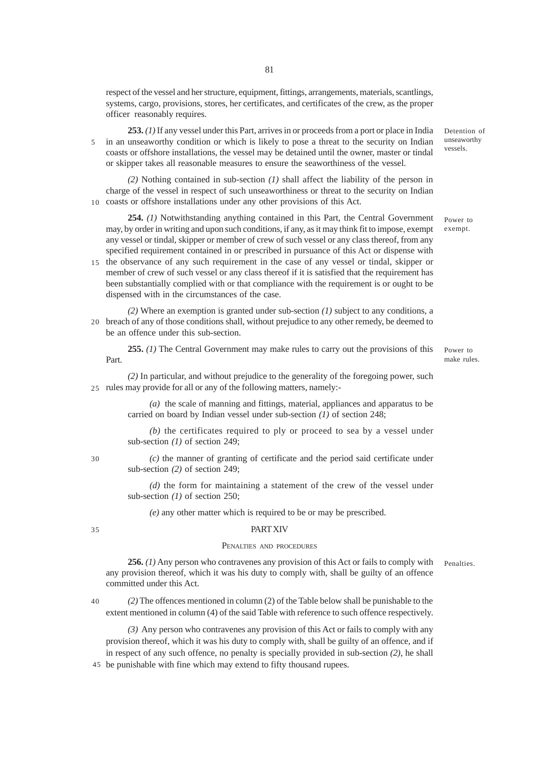respect of the vessel and her structure, equipment, fittings, arrangements, materials, scantlings, systems, cargo, provisions, stores, her certificates, and certificates of the crew, as the proper officer reasonably requires.

*Detention of unseaworthy vessels.*

**253.** *(1)* If any vessel under this Part, arrives in or proceeds from a port or place in India in an unseaworthy condition or which is likely to pose a threat to the security on Indian coasts or offshore installations, the vessel may be detained until the owner, master or tindal or skipper takes all reasonable measures to ensure the seaworthiness of the vessel.

*(2)* Nothing contained in sub-section *(1)* shall affect the liability of the person in charge of the vessel in respect of such unseaworthiness or threat to the security on Indian coasts or offshore installations under any other provisions of this Act.

*Power to exempt.*

**254.** *(1)* Notwithstanding anything contained in this Part, the Central Government may, by order in writing and upon such conditions, if any, as it may think fit to impose, exempt any vessel or tindal, skipper or member of crew of such vessel or any class thereof, from any specified requirement contained in or prescribed in pursuance of this Act or dispense with the observance of any such requirement in the case of any vessel or tindal, skipper or member of crew of such vessel or any class thereof if it is satisfied that the requirement has been substantially complied with or that compliance with the requirement is or ought to be dispensed with in the circumstances of the case.

*(2)* Where an exemption is granted under sub-section *(1)* subject to any conditions, a breach of any of those conditions shall, without prejudice to any other remedy, be deemed to be an offence under this sub-section.

*Power to make rules.*

**255.** *(1)* The Central Government may make rules to carry out the provisions of this Part.

*(2)* In particular, and without prejudice to the generality of the foregoing power, such rules may provide for all or any of the following matters, namely:-

*(a)* the scale of manning and fittings, material, appliances and apparatus to be carried on board by Indian vessel under sub-section *(1)* of section 248;

*(b)* the certificates required to ply or proceed to sea by a vessel under sub-section *(1)* of section 249;

*(c)* the manner of granting of certificate and the period said certificate under sub-section *(2)* of section 249;

*(d)* the form for maintaining a statement of the crew of the vessel under sub-section *(1)* of section 250;

*(e)* any other matter which is required to be or may be prescribed.

## PART XIV

### PENALTIES AND PROCEDURES

*Penalties.*

**256.** *(1)* Any person who contravenes any provision of this Act or fails to comply with any provision thereof, which it was his duty to comply with, shall be guilty of an offence committed under this Act.

*(2)* The offences mentioned in column (2) of the Table below shall be punishable to the extent mentioned in column (4) of the said Table with reference to such offence respectively.

*(3)* Any person who contravenes any provision of this Act or fails to comply with any provision thereof, which it was his duty to comply with, shall be guilty of an offence, and if in respect of any such offence, no penalty is specially provided in sub-section *(2)*, he shall be punishable with fine which may extend to fifty thousand rupees.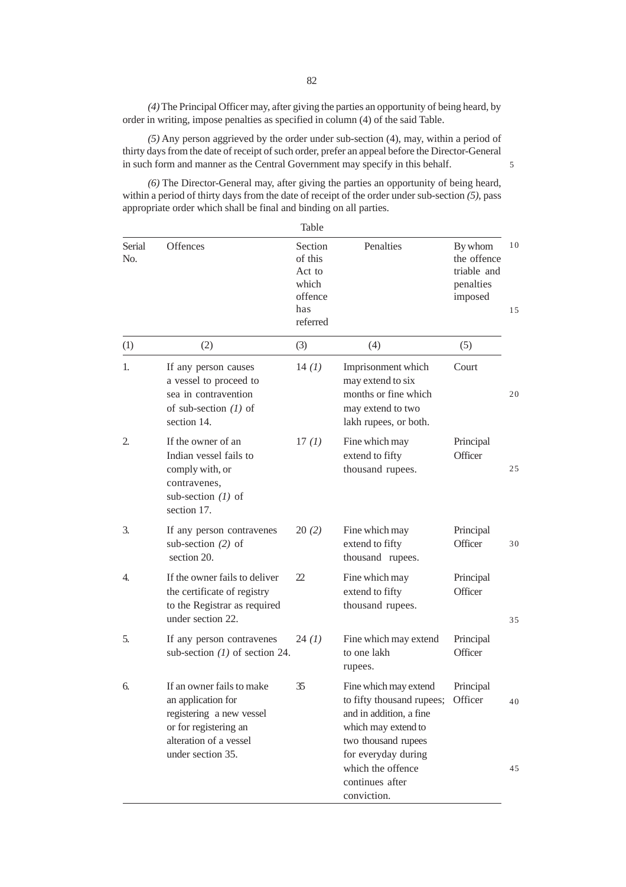*(4)* The Principal Officer may, after giving the parties an opportunity of being heard, by order in writing, impose penalties as specified in column (4) of the said Table.

*(5)* Any person aggrieved by the order under sub-section (4), may, within a period of thirty days from the date of receipt of such order, prefer an appeal before the Director-General in such form and manner as the Central Government may specify in this behalf.

*(6)* The Director-General may, after giving the parties an opportunity of being heard, within a period of thirty days from the date of receipt of the order under sub-section *(5)*, pass appropriate order which shall be final and binding on all parties.

Table

| Serial No. | Offences | Section of this Act to which offence has referred | Penalties | By whom the offence triable and penalties imposed |
|---|---|---|---|---|
| (1) | (2) | (3) | (4) | (5) |
| 1. | If any person causes a vessel to proceed to sea in contravention of sub-section *(1)* of section 14. | 14 *(1)* | Imprisonment which may extend to six months or fine which may extend to two lakh rupees, or both. | Court |
| 2. | If the owner of an Indian vessel fails to comply with, or contravenes, sub-section *(1)* of section 17. | 17 *(1)* | Fine which may extend to fifty thousand rupees. | Principal Officer |
| 3. | If any person contravenes sub-section *(2)* of section 20. | 20 *(2)* | Fine which may extend to fifty thousand rupees. | Principal Officer |
| 4. | If the owner fails to deliver the certificate of registry to the Registrar as required under section 22. | 22 | Fine which may extend to fifty thousand rupees. | Principal Officer |
| 5. | If any person contravenes sub-section *(1)* of section 24. | 24 *(1)* | Fine which may extend to one lakh rupees. | Principal Officer |
| 6. | If an owner fails to make an application for registering a new vessel or for registering an alteration of a vessel under section 35. | 35 | Fine which may extend to fifty thousand rupees; and in addition, a fine which may extend to two thousand rupees for everyday during which the offence continues after conviction. | Principal Officer |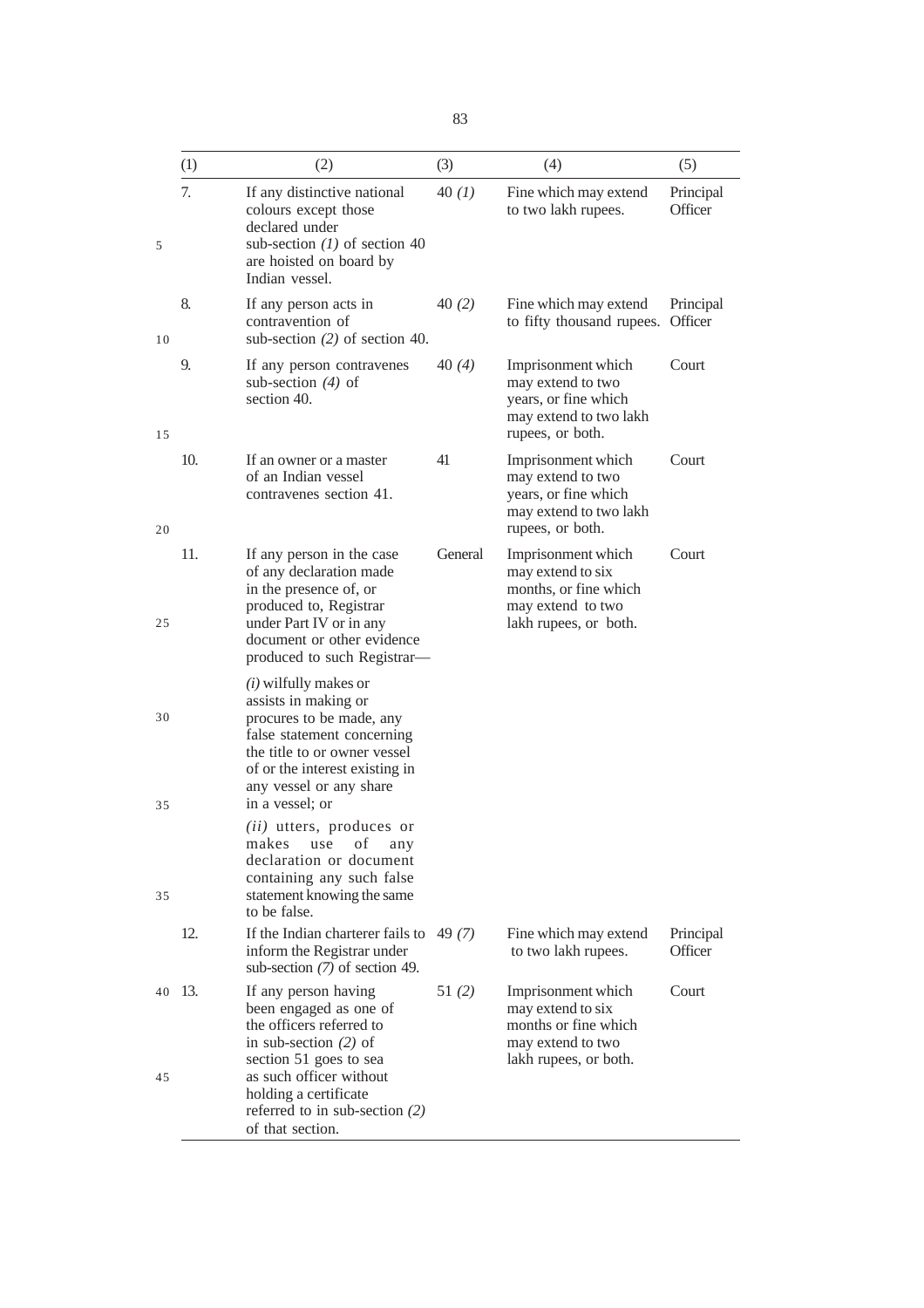| (1) | (2) | (3) | (4) | (5) |
|---|---|---|---|---|
| 7. | If any distinctive national colours except those declared under sub-section *(1)* of section 40 are hoisted on board by Indian vessel. | 40 *(1)* | Fine which may extend to two lakh rupees. | Principal Officer |
| 8. | If any person acts in contravention of sub-section *(2)* of section 40. | 40 *(2)* | Fine which may extend to fifty thousand rupees. | Principal Officer |
| 9. | If any person contravenes sub-section *(4)* of section 40. | 40 *(4)* | Imprisonment which may extend to two years, or fine which may extend to two lakh rupees, or both. | Court |
| 10. | If an owner or a master of an Indian vessel contravenes section 41. | 41 | Imprisonment which may extend to two years, or fine which may extend to two lakh rupees, or both. | Court |
| 11. | If any person in the case of any declaration made in the presence of, or produced to, Registrar under Part IV or in any document or other evidence produced to such Registrar— *(i)* wilfully makes or assists in making or procures to be made, any false statement concerning the title to or owner vessel of or the interest existing in any vessel or any share in a vessel; or *(ii)* utters, produces or makes use of any declaration or document containing any such false statement knowing the same to be false. | General | Imprisonment which may extend to six months, or fine which may extend to two lakh rupees, or both. | Court |
| 12. | If the Indian charterer fails to inform the Registrar under sub-section *(7)* of section 49. | 49 *(7)* | Fine which may extend to two lakh rupees. | Principal Officer |
| 13. | If any person having been engaged as one of the officers referred to in sub-section *(2)* of section 51 goes to sea as such officer without holding a certificate referred to in sub-section *(2)* of that section. | 51 *(2)* | Imprisonment which may extend to six months or fine which may extend to two lakh rupees, or both. | Court |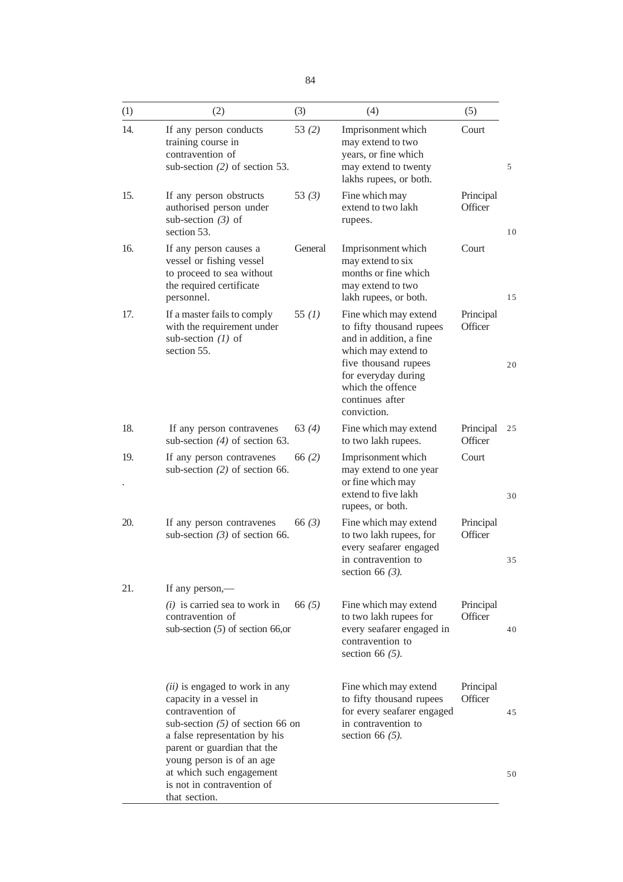| (1) | (2) | (3) | (4) | (5) |
|---|---|---|---|---|
| 14. | If any person conducts training course in contravention of sub-section *(2)* of section 53. | 53 *(2)* | Imprisonment which may extend to two years, or fine which may extend to twenty lakhs rupees, or both. | Court |
| 15. | If any person obstructs authorised person under sub-section *(3)* of section 53. | 53 *(3)* | Fine which may extend to two lakh rupees. | Principal Officer |
| 16. | If any person causes a vessel or fishing vessel to proceed to sea without the required certificate personnel. | General | Imprisonment which may extend to six months or fine which may extend to two lakh rupees, or both. | Court |
| 17. | If a master fails to comply with the requirement under sub-section *(1)* of section 55. | 55 *(1)* | Fine which may extend to fifty thousand rupees and in addition, a fine which may extend to five thousand rupees for everyday during which the offence continues after conviction. | Principal Officer |
| 18. | If any person contravenes sub-section *(4)* of section 63. | 63 *(4)* | Fine which may extend to two lakh rupees. | Principal Officer |
| 19. | If any person contravenes sub-section *(2)* of section 66. | 66 *(2)* | Imprisonment which may extend to one year or fine which may extend to five lakh rupees, or both. | Court |
| 20. | If any person contravenes sub-section *(3)* of section 66. | 66 *(3)* | Fine which may extend to two lakh rupees, for every seafarer engaged in contravention to section 66 *(3)*. | Principal Officer |
| 21. | If any person,— | | | |
| | *(i)* is carried sea to work in contravention of sub-section (*5*) of section 66,or | 66 *(5)* | Fine which may extend to two lakh rupees for every seafarer engaged in contravention to section 66 *(5)*. | Principal Officer |
| | *(ii)* is engaged to work in any capacity in a vessel in contravention of sub-section *(5)* of section 66 on a false representation by his parent or guardian that the young person is of an age at which such engagement is not in contravention of that section. | | Fine which may extend to fifty thousand rupees for every seafarer engaged in contravention to section 66 *(5)*. | Principal Officer |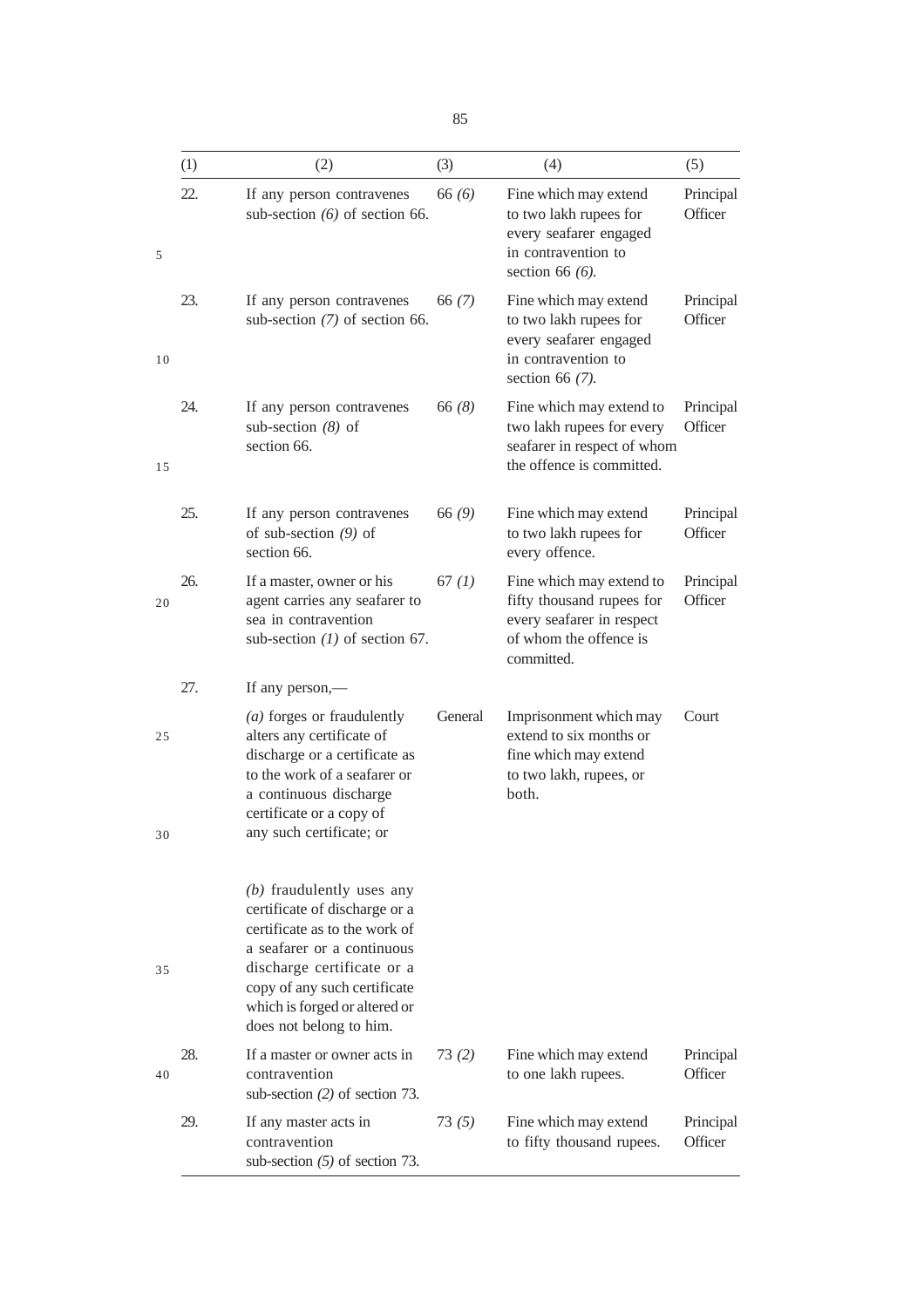| (1) | (2) | (3) | (4) | (5) |
|---|---|---|---|---|
| 22. | If any person contravenes sub-section *(6)* of section 66. | 66 *(6)* | Fine which may extend to two lakh rupees for every seafarer engaged in contravention to section 66 *(6)*. | Principal Officer |
| 23. | If any person contravenes sub-section *(7)* of section 66. | 66 *(7)* | Fine which may extend to two lakh rupees for every seafarer engaged in contravention to section 66 *(7)*. | Principal Officer |
| 24. | If any person contravenes sub-section *(8)* of section 66. | 66 *(8)* | Fine which may extend to two lakh rupees for every seafarer in respect of whom the offence is committed. | Principal Officer |
| 25. | If any person contravenes of sub-section *(9)* of section 66. | 66 *(9)* | Fine which may extend to two lakh rupees for every offence. | Principal Officer |
| 26. | If a master, owner or his agent carries any seafarer to sea in contravention sub-section *(1)* of section 67. | 67 *(1)* | Fine which may extend to fifty thousand rupees for every seafarer in respect of whom the offence is committed. | Principal Officer |
| 27. | If any person,— | | | |
| | *(a)* forges or fraudulently alters any certificate of discharge or a certificate as to the work of a seafarer or a continuous discharge certificate or a copy of any such certificate; or | General | Imprisonment which may extend to six months or fine which may extend to two lakh, rupees, or both. | Court |
| | *(b)* fraudulently uses any certificate of discharge or a certificate as to the work of a seafarer or a continuous discharge certificate or a copy of any such certificate which is forged or altered or does not belong to him. | | | |
| 28. | If a master or owner acts in contravention sub-section *(2)* of section 73. | 73 *(2)* | Fine which may extend to one lakh rupees. | Principal Officer |
| 29. | If any master acts in contravention sub-section *(5)* of section 73. | 73 *(5)* | Fine which may extend to fifty thousand rupees. | Principal Officer |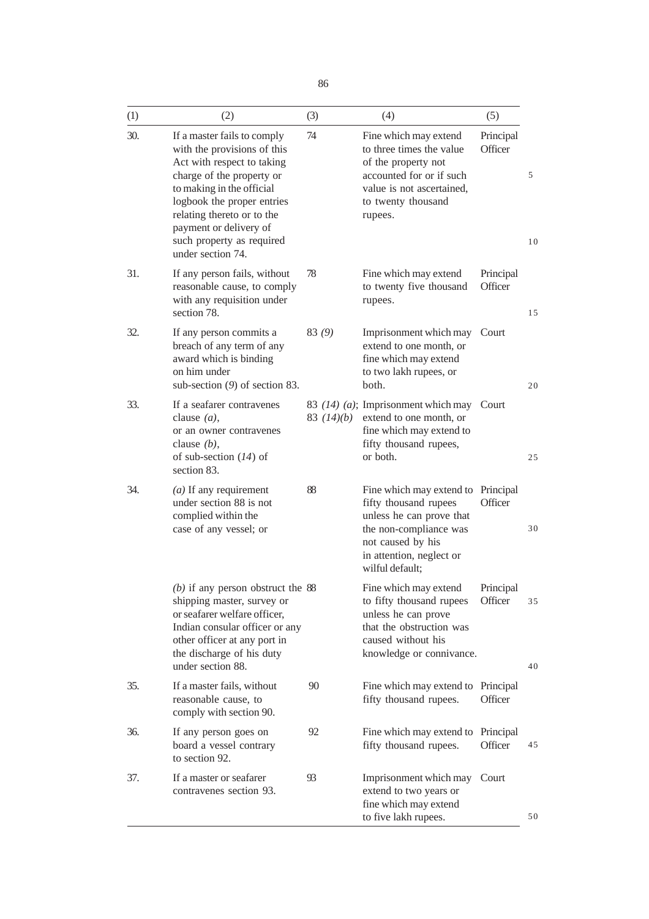| (1) | (2) | (3) | (4) | (5) |
|---|---|---|---|---|
| 30. | If a master fails to comply with the provisions of this Act with respect to taking charge of the property or to making in the official logbook the proper entries relating thereto or to the payment or delivery of such property as required under section 74. | 74 | Fine which may extend to three times the value of the property not accounted for or if such value is not ascertained, to twenty thousand rupees. | Principal Officer |
| 31. | If any person fails, without reasonable cause, to comply with any requisition under section 78. | 78 | Fine which may extend to twenty five thousand rupees. | Principal Officer |
| 32. | If any person commits a breach of any term of any award which is binding on him under sub-section (*9*) of section 83. | 83 *(9)* | Imprisonment which may extend to one month, or fine which may extend to two lakh rupees, or both. | Court |
| 33. | If a seafarer contravenes clause *(a)*, or an owner contravenes clause *(b)*, of sub-section (*14*) of section 83. | 83 *(14) (a)*; 83 *(14)(b)* | Imprisonment which may extend to one month, or fine which may extend to fifty thousand rupees, or both. | Court |
| 34. | *(a)* If any requirement under section 88 is not complied within the case of any vessel; or | 88 | Fine which may extend to fifty thousand rupees unless he can prove that the non-compliance was not caused by his in attention, neglect or wilful default; | Principal Officer |
| | *(b)* if any person obstruct the shipping master, survey or or seafarer welfare officer, Indian consular officer or any other officer at any port in the discharge of his duty under section 88. | 88 | Fine which may extend to fifty thousand rupees unless he can prove that the obstruction was caused without his knowledge or connivance. | Principal Officer |
| 35. | If a master fails, without reasonable cause, to comply with section 90. | 90 | Fine which may extend to fifty thousand rupees. | Principal Officer |
| 36. | If any person goes on board a vessel contrary to section 92. | 92 | Fine which may extend to fifty thousand rupees. | Principal Officer |
| 37. | If a master or seafarer contravenes section 93. | 93 | Imprisonment which may extend to two years or fine which may extend to five lakh rupees. | Court |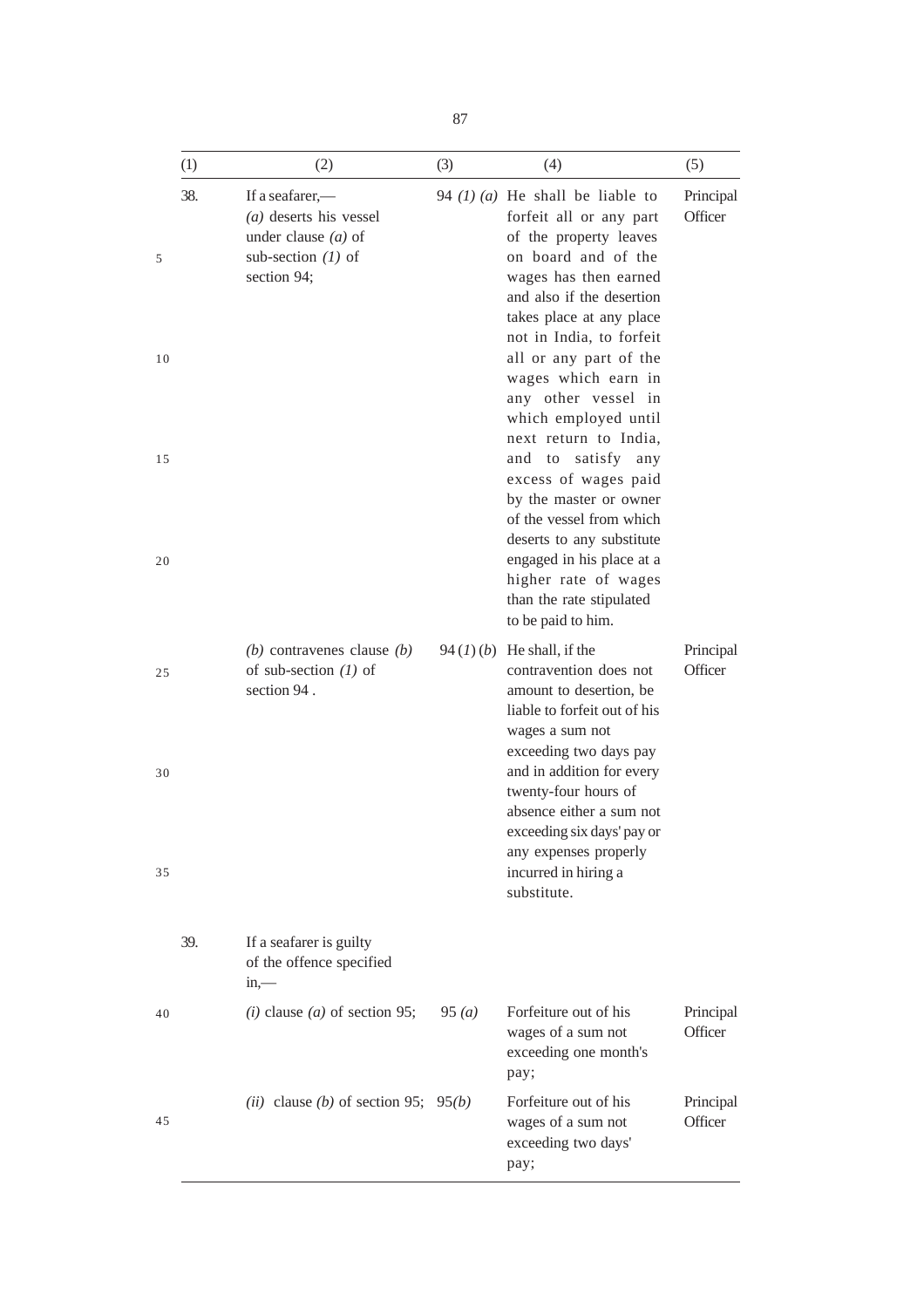| (1) | (2) | (3) | (4) | (5) |
|---|---|---|---|---|
| 38. | If a seafarer,— *(a)* deserts his vessel under clause *(a)* of sub-section *(1)* of section 94; | 94 *(1) (a)* | He shall be liable to forfeit all or any part of the property leaves on board and of the wages has then earned and also if the desertion takes place at any place not in India, to forfeit all or any part of the wages which earn in any other vessel in which employed until next return to India, and to satisfy any excess of wages paid by the master or owner of the vessel from which deserts to any substitute engaged in his place at a higher rate of wages than the rate stipulated to be paid to him. | Principal Officer |
| | *(b)* contravenes clause *(b)* of sub-section *(1)* of section 94 . | 94 (*1*) (*b*) | He shall, if the contravention does not amount to desertion, be liable to forfeit out of his wages a sum not exceeding two days pay and in addition for every twenty-four hours of absence either a sum not exceeding six days' pay or any expenses properly incurred in hiring a substitute. | Principal Officer |
| 39. | If a seafarer is guilty of the offence specified in,— | | | |
| | *(i)* clause *(a)* of section 95; | 95 *(a)* | Forfeiture out of his wages of a sum not exceeding one month's pay; | Principal Officer |
| | *(ii)* clause *(b)* of section 95; | 95*(b)* | Forfeiture out of his wages of a sum not exceeding two days' pay; | Principal Officer |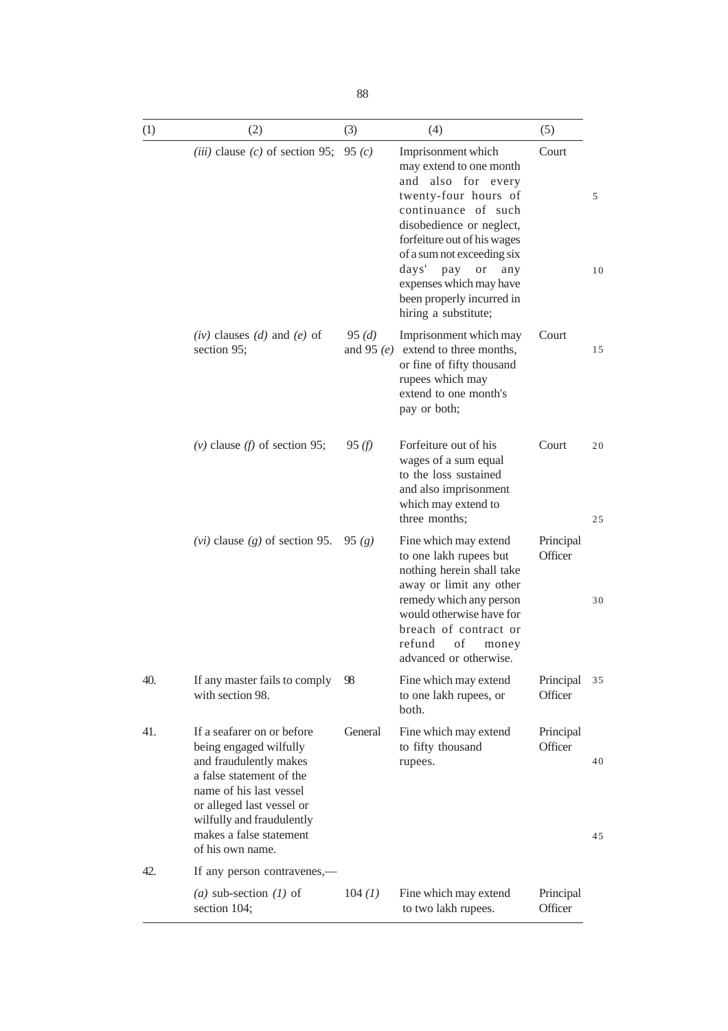| (1) | (2) | (3) | (4) | (5) |
|---|---|---|---|---|
| | *(iii)* clause *(c)* of section 95; | 95 *(c)* | Imprisonment which may extend to one month and also for every twenty-four hours of continuance of such disobedience or neglect, forfeiture out of his wages of a sum not exceeding six days' pay or any expenses which may have been properly incurred in hiring a substitute; | Court |
| | *(iv)* clauses *(d)* and *(e)* of section 95; | 95 *(d)* and 95 *(e)* | Imprisonment which may extend to three months, or fine of fifty thousand rupees which may extend to one month's pay or both; | Court |
| | *(v)* clause *(f)* of section 95; | 95 *(f)* | Forfeiture out of his wages of a sum equal to the loss sustained and also imprisonment which may extend to three months; | Court |
| | *(vi)* clause *(g)* of section 95. | 95 *(g)* | Fine which may extend to one lakh rupees but nothing herein shall take away or limit any other remedy which any person would otherwise have for breach of contract or refund of money advanced or otherwise. | Principal Officer |
| 40. | If any master fails to comply with section 98. | 98 | Fine which may extend to one lakh rupees, or both. | Principal Officer |
| 41. | If a seafarer on or before being engaged wilfully and fraudulently makes a false statement of the name of his last vessel or alleged last vessel or wilfully and fraudulently makes a false statement of his own name. | General | Fine which may extend to fifty thousand rupees. | Principal Officer |
| 42. | If any person contravenes,— | | | |
| | *(a)* sub-section *(1)* of section 104; | 104 *(1)* | Fine which may extend to two lakh rupees. | Principal Officer |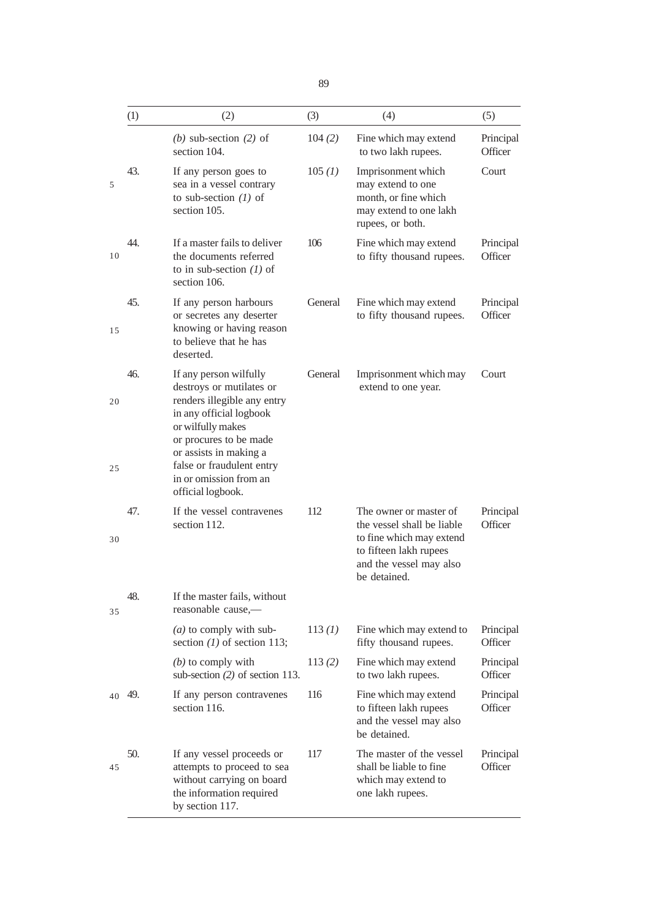| (1) | (2) | (3) | (4) | (5) |
|---|---|---|---|---|
| | *(b)* sub-section *(2)* of section 104. | 104 *(2)* | Fine which may extend to two lakh rupees. | Principal Officer |
| 43. | If any person goes to sea in a vessel contrary to sub-section *(1)* of section 105. | 105 *(1)* | Imprisonment which may extend to one month, or fine which may extend to one lakh rupees, or both. | Court |
| 44. | If a master fails to deliver the documents referred to in sub-section *(1)* of section 106. | 106 | Fine which may extend to fifty thousand rupees. | Principal Officer |
| 45. | If any person harbours or secretes any deserter knowing or having reason to believe that he has deserted. | General | Fine which may extend to fifty thousand rupees. | Principal Officer |
| 46. | If any person wilfully destroys or mutilates or renders illegible any entry in any official logbook or wilfully makes or procures to be made or assists in making a false or fraudulent entry in or omission from an official logbook. | General | Imprisonment which may extend to one year. | Court |
| 47. | If the vessel contravenes section 112. | 112 | The owner or master of the vessel shall be liable to fine which may extend to fifteen lakh rupees and the vessel may also be detained. | Principal Officer |
| 48. | If the master fails, without reasonable cause,— | | | |
| | *(a)* to comply with sub-section *(1)* of section 113; | 113 *(1)* | Fine which may extend to fifty thousand rupees. | Principal Officer |
| | *(b)* to comply with sub-section *(2)* of section 113. | 113 *(2)* | Fine which may extend to two lakh rupees. | Principal Officer |
| 49. | If any person contravenes section 116. | 116 | Fine which may extend to fifteen lakh rupees and the vessel may also be detained. | Principal Officer |
| 50. | If any vessel proceeds or attempts to proceed to sea without carrying on board the information required by section 117. | 117 | The master of the vessel shall be liable to fine which may extend to one lakh rupees. | Principal Officer |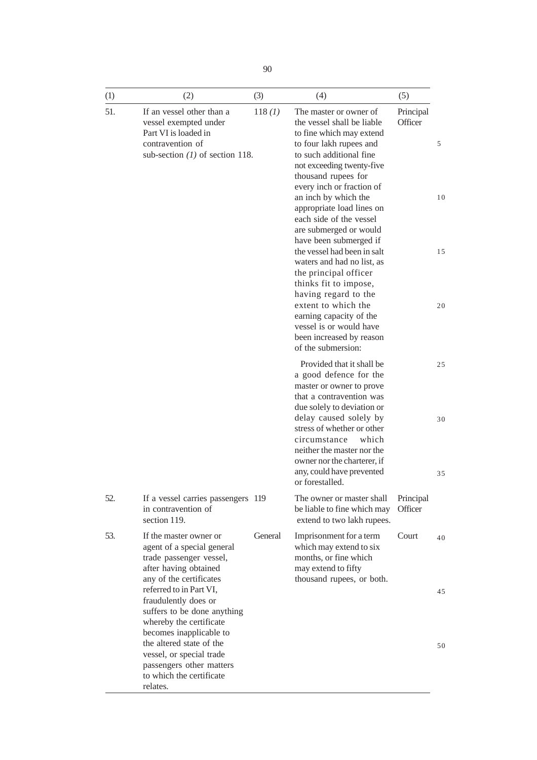| (1) | (2) | (3) | (4) | (5) |
|---|---|---|---|---|
| 51. | If an vessel other than a vessel exempted under Part VI is loaded in contravention of sub-section *(1)* of section 118. | 118 *(1)* | The master or owner of the vessel shall be liable to fine which may extend to four lakh rupees and to such additional fine not exceeding twenty-five thousand rupees for every inch or fraction of an inch by which the appropriate load lines on each side of the vessel are submerged or would have been submerged if the vessel had been in salt waters and had no list, as the principal officer thinks fit to impose, having regard to the extent to which the earning capacity of the vessel is or would have been increased by reason of the submersion:<br><br>Provided that it shall be a good defence for the master or owner to prove that a contravention was due solely to deviation or delay caused solely by stress of whether or other circumstance which neither the master nor the owner nor the charterer, if any, could have prevented or forestalled. | Principal Officer |
| 52. | If a vessel carries passengers in contravention of section 119. | 119 | The owner or master shall be liable to fine which may extend to two lakh rupees. | Principal Officer |
| 53. | If the master owner or agent of a special general trade passenger vessel, after having obtained any of the certificates referred to in Part VI, fraudulently does or suffers to be done anything whereby the certificate becomes inapplicable to the altered state of the vessel, or special trade passengers other matters to which the certificate relates. | General | Imprisonment for a term which may extend to six months, or fine which may extend to fifty thousand rupees, or both. | Court |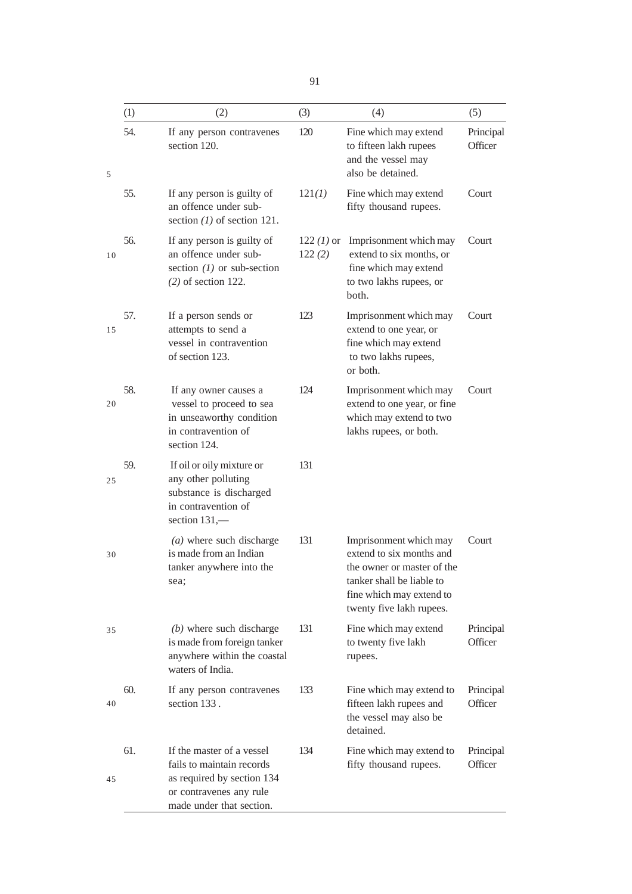| (1) | (2) | (3) | (4) | (5) |
|---|---|---|---|---|
| 54. | If any person contravenes section 120. | 120 | Fine which may extend to fifteen lakh rupees and the vessel may also be detained. | Principal Officer |
| 55. | If any person is guilty of an offence under sub-section *(1)* of section 121. | 121*(1)* | Fine which may extend fifty thousand rupees. | Court |
| 56. | If any person is guilty of an offence under sub-section *(1)* or sub-section *(2)* of section 122. | 122 *(1)* or 122 *(2)* | Imprisonment which may extend to six months, or fine which may extend to two lakhs rupees, or both. | Court |
| 57. | If a person sends or attempts to send a vessel in contravention of section 123. | 123 | Imprisonment which may extend to one year, or fine which may extend to two lakhs rupees, or both. | Court |
| 58. | If any owner causes a vessel to proceed to sea in unseaworthy condition in contravention of section 124. | 124 | Imprisonment which may extend to one year, or fine which may extend to two lakhs rupees, or both. | Court |
| 59. | If oil or oily mixture or any other polluting substance is discharged in contravention of section 131,— | 131 | | |
| | *(a)* where such discharge is made from an Indian tanker anywhere into the sea; | 131 | Imprisonment which may extend to six months and the owner or master of the tanker shall be liable to fine which may extend to twenty five lakh rupees. | Court |
| | *(b)* where such discharge is made from foreign tanker anywhere within the coastal waters of India. | 131 | Fine which may extend to twenty five lakh rupees. | Principal Officer |
| 60. | If any person contravenes section 133 . | 133 | Fine which may extend to fifteen lakh rupees and the vessel may also be detained. | Principal Officer |
| 61. | If the master of a vessel fails to maintain records as required by section 134 or contravenes any rule made under that section. | 134 | Fine which may extend to fifty thousand rupees. | Principal Officer |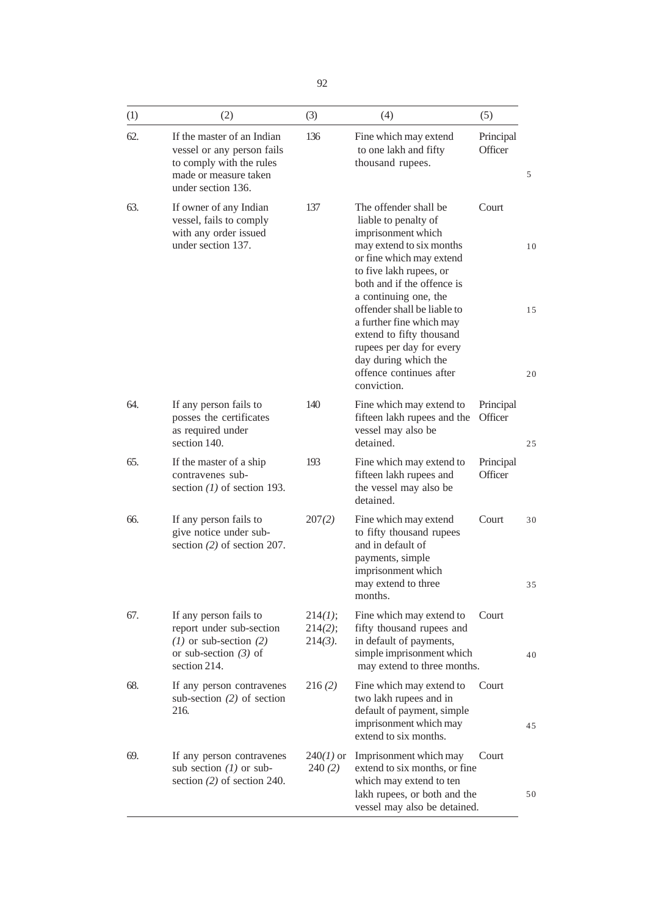| (1) | (2) | (3) | (4) | (5) |
|---|---|---|---|---|
| 62. | If the master of an Indian vessel or any person fails to comply with the rules made or measure taken under section 136. | 136 | Fine which may extend to one lakh and fifty thousand rupees. | Principal Officer |
| 63. | If owner of any Indian vessel, fails to comply with any order issued under section 137. | 137 | The offender shall be liable to penalty of imprisonment which may extend to six months or fine which may extend to five lakh rupees, or both and if the offence is a continuing one, the offender shall be liable to a further fine which may extend to fifty thousand rupees per day for every day during which the offence continues after conviction. | Court |
| 64. | If any person fails to posses the certificates as required under section 140. | 140 | Fine which may extend to fifteen lakh rupees and the vessel may also be detained. | Principal Officer |
| 65. | If the master of a ship contravenes sub-section *(1)* of section 193. | 193 | Fine which may extend to fifteen lakh rupees and the vessel may also be detained. | Principal Officer |
| 66. | If any person fails to give notice under sub-section *(2)* of section 207. | 207*(2)* | Fine which may extend to fifty thousand rupees and in default of payments, simple imprisonment which may extend to three months. | Court |
| 67. | If any person fails to report under sub-section *(1)* or sub-section *(2)* or sub-section *(3)* of section 214. | 214*(1)*; 214*(2)*; 214*(3)*. | Fine which may extend to fifty thousand rupees and in default of payments, simple imprisonment which may extend to three months. | Court |
| 68. | If any person contravenes sub-section *(2)* of section 216. | 216 *(2)* | Fine which may extend to two lakh rupees and in default of payment, simple imprisonment which may extend to six months. | Court |
| 69. | If any person contravenes sub section *(1)* or sub-section *(2)* of section 240. | 240*(1)* or 240 *(2)* | Imprisonment which may extend to six months, or fine which may extend to ten lakh rupees, or both and the vessel may also be detained. | Court |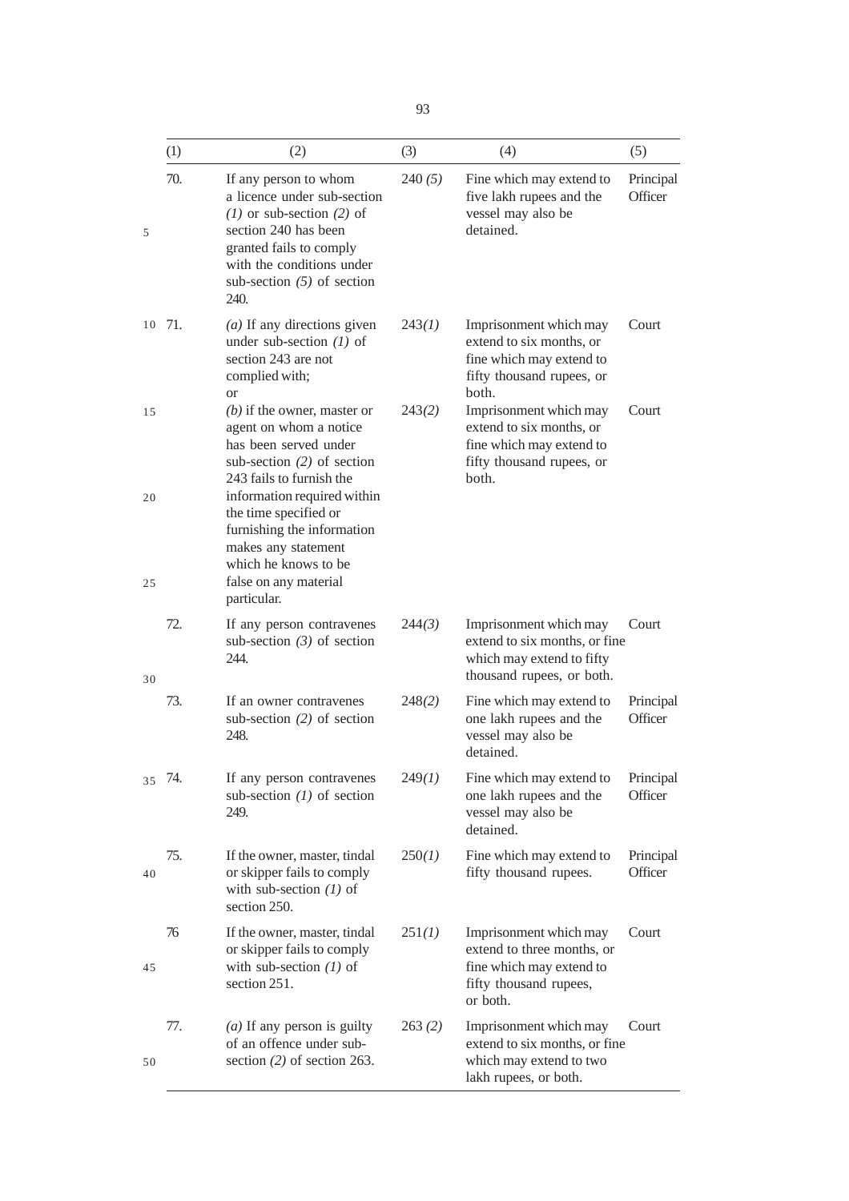| (1) | (2) | (3) | (4) | (5) |
|---|---|---|---|---|
| 70. | If any person to whom a licence under sub-section *(1)* or sub-section *(2)* of section 240 has been granted fails to comply with the conditions under sub-section *(5)* of section 240. | 240 *(5)* | Fine which may extend to five lakh rupees and the vessel may also be detained. | Principal Officer |
| 71. | *(a)* If any directions given under sub-section *(1)* of section 243 are not complied with; or | 243*(1)* | Imprisonment which may extend to six months, or fine which may extend to fifty thousand rupees, or both. | Court |
| | *(b)* if the owner, master or agent on whom a notice has been served under sub-section *(2)* of section 243 fails to furnish the information required within the time specified or furnishing the information makes any statement which he knows to be false on any material particular. | 243*(2)* | Imprisonment which may extend to six months, or fine which may extend to fifty thousand rupees, or both. | Court |
| 72. | If any person contravenes sub-section *(3)* of section 244. | 244*(3)* | Imprisonment which may extend to six months, or fine which may extend to fifty thousand rupees, or both. | Court |
| 73. | If an owner contravenes sub-section *(2)* of section 248. | 248*(2)* | Fine which may extend to one lakh rupees and the vessel may also be detained. | Principal Officer |
| 74. | If any person contravenes sub-section *(1)* of section 249. | 249*(1)* | Fine which may extend to one lakh rupees and the vessel may also be detained. | Principal Officer |
| 75. | If the owner, master, tindal or skipper fails to comply with sub-section *(1)* of section 250. | 250*(1)* | Fine which may extend to fifty thousand rupees. | Principal Officer |
| 76 | If the owner, master, tindal or skipper fails to comply with sub-section *(1)* of section 251. | 251*(1)* | Imprisonment which may extend to three months, or fine which may extend to fifty thousand rupees, or both. | Court |
| 77. | *(a)* If any person is guilty of an offence under sub-section *(2)* of section 263. | 263 *(2)* | Imprisonment which may extend to six months, or fine which may extend to two lakh rupees, or both. | Court |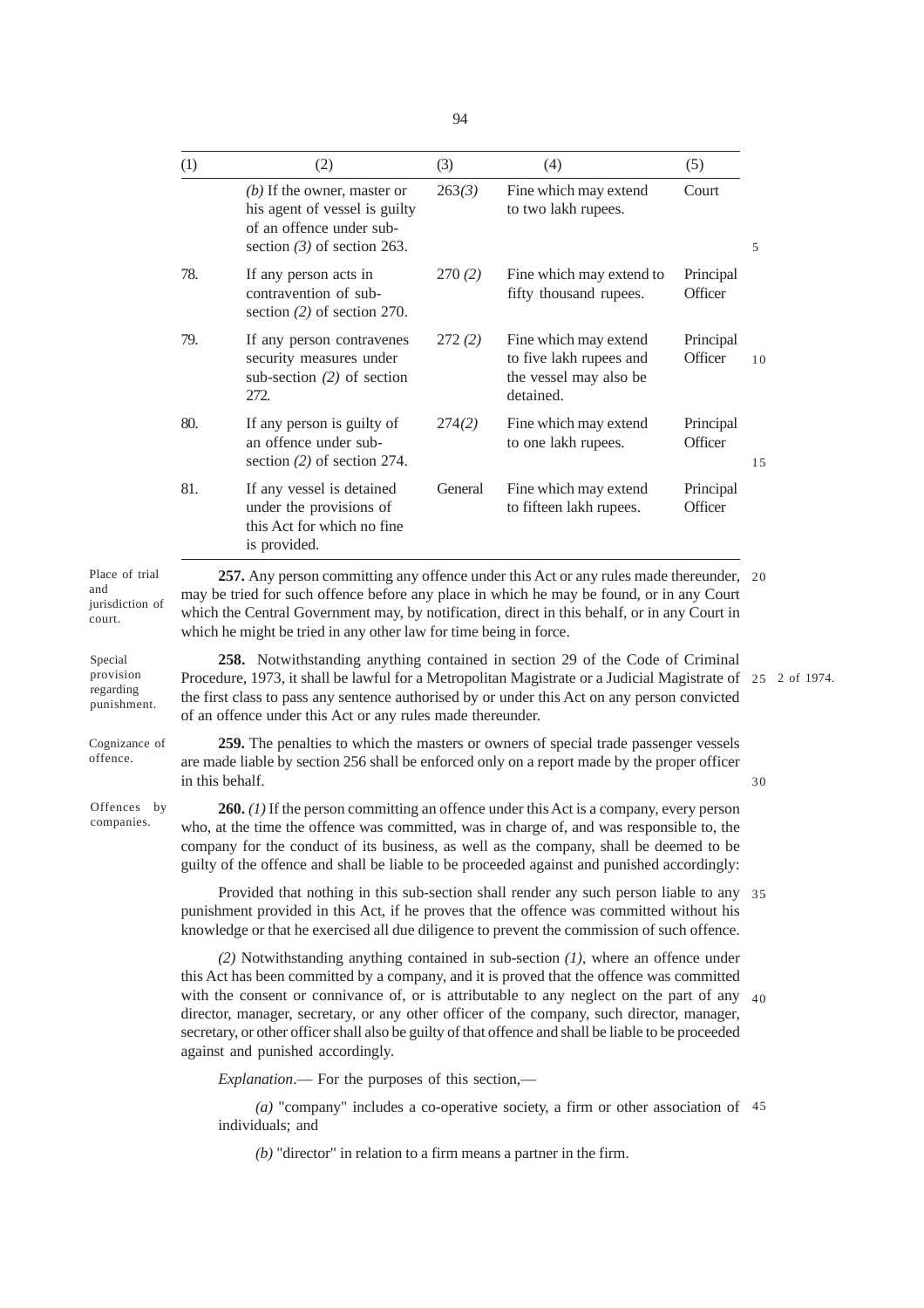| (1) | (2) | (3) | (4) | (5) |
|---|---|---|---|---|
| | *(b)* If the owner, master or his agent of vessel is guilty of an offence under sub-section *(3)* of section 263. | 263*(3)* | Fine which may extend to two lakh rupees. | Court |
| 78. | If any person acts in contravention of sub-section *(2)* of section 270. | 270 *(2)* | Fine which may extend to fifty thousand rupees. | Principal Officer |
| 79. | If any person contravenes security measures under sub-section *(2)* of section 272. | 272 *(2)* | Fine which may extend to five lakh rupees and the vessel may also be detained. | Principal Officer |
| 80. | If any person is guilty of an offence under sub-section *(2)* of section 274. | 274*(2)* | Fine which may extend to one lakh rupees. | Principal Officer |
| 81. | If any vessel is detained under the provisions of this Act for which no fine is provided. | General | Fine which may extend to fifteen lakh rupees. | Principal Officer |

Place of trial and jurisdiction of court.

**257.** Any person committing any offence under this Act or any rules made thereunder, may be tried for such offence before any place in which he may be found, or in any Court which the Central Government may, by notification, direct in this behalf, or in any Court in which he might be tried in any other law for time being in force.

Special provision regarding punishment.

**258.** Notwithstanding anything contained in section 29 of the Code of Criminal Procedure, 1973, it shall be lawful for a Metropolitan Magistrate or a Judicial Magistrate of the first class to pass any sentence authorised by or under this Act on any person convicted of an offence under this Act or any rules made thereunder.

2 of 1974.

Cognizance of offence.

**259.** The penalties to which the masters or owners of special trade passenger vessels are made liable by section 256 shall be enforced only on a report made by the proper officer in this behalf.

Offences by companies.

**260.** *(1)* If the person committing an offence under this Act is a company, every person who, at the time the offence was committed, was in charge of, and was responsible to, the company for the conduct of its business, as well as the company, shall be deemed to be guilty of the offence and shall be liable to be proceeded against and punished accordingly:

Provided that nothing in this sub-section shall render any such person liable to any punishment provided in this Act, if he proves that the offence was committed without his knowledge or that he exercised all due diligence to prevent the commission of such offence.

*(2)* Notwithstanding anything contained in sub-section *(1)*, where an offence under this Act has been committed by a company, and it is proved that the offence was committed with the consent or connivance of, or is attributable to any neglect on the part of any director, manager, secretary, or any other officer of the company, such director, manager, secretary, or other officer shall also be guilty of that offence and shall be liable to be proceeded against and punished accordingly.

*Explanation*.— For the purposes of this section,—

*(a)* "company" includes a co-operative society, a firm or other association of individuals; and

*(b)* "director" in relation to a firm means a partner in the firm.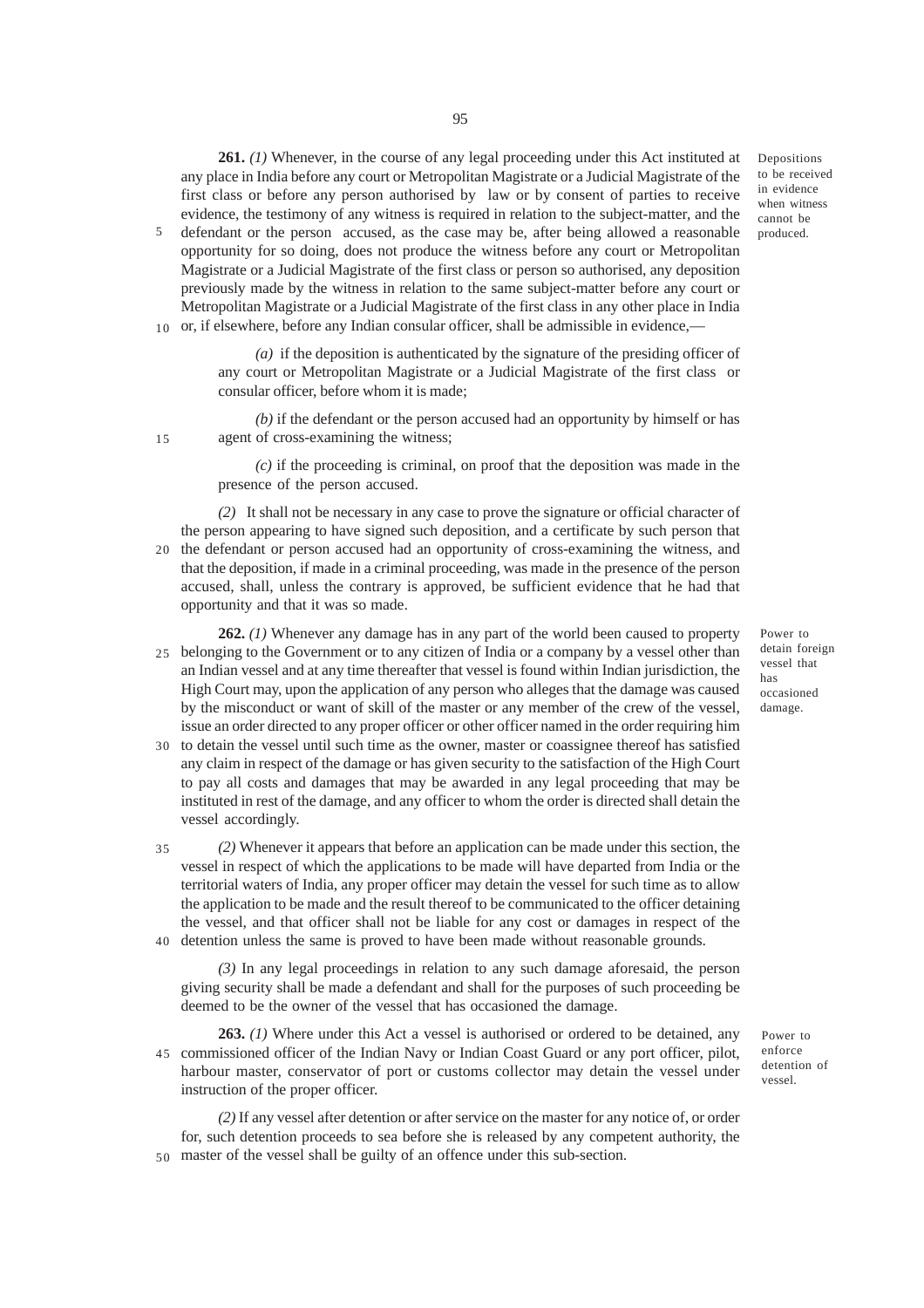**261.** *(1)* Whenever, in the course of any legal proceeding under this Act instituted at any place in India before any court or Metropolitan Magistrate or a Judicial Magistrate of the first class or before any person authorised by law or by consent of parties to receive evidence, the testimony of any witness is required in relation to the subject-matter, and the defendant or the person accused, as the case may be, after being allowed a reasonable opportunity for so doing, does not produce the witness before any court or Metropolitan Magistrate or a Judicial Magistrate of the first class or person so authorised, any deposition previously made by the witness in relation to the same subject-matter before any court or Metropolitan Magistrate or a Judicial Magistrate of the first class in any other place in India or, if elsewhere, before any Indian consular officer, shall be admissible in evidence,—

Depositions to be received in evidence when witness cannot be produced.

*(a)* if the deposition is authenticated by the signature of the presiding officer of any court or Metropolitan Magistrate or a Judicial Magistrate of the first class or consular officer, before whom it is made;

*(b)* if the defendant or the person accused had an opportunity by himself or has agent of cross-examining the witness;

*(c)* if the proceeding is criminal, on proof that the deposition was made in the presence of the person accused.

*(2)* It shall not be necessary in any case to prove the signature or official character of the person appearing to have signed such deposition, and a certificate by such person that the defendant or person accused had an opportunity of cross-examining the witness, and that the deposition, if made in a criminal proceeding, was made in the presence of the person accused, shall, unless the contrary is approved, be sufficient evidence that he had that opportunity and that it was so made.

**262.** *(1)* Whenever any damage has in any part of the world been caused to property belonging to the Government or to any citizen of India or a company by a vessel other than an Indian vessel and at any time thereafter that vessel is found within Indian jurisdiction, the High Court may, upon the application of any person who alleges that the damage was caused by the misconduct or want of skill of the master or any member of the crew of the vessel, issue an order directed to any proper officer or other officer named in the order requiring him to detain the vessel until such time as the owner, master or coassignee thereof has satisfied any claim in respect of the damage or has given security to the satisfaction of the High Court to pay all costs and damages that may be awarded in any legal proceeding that may be instituted in rest of the damage, and any officer to whom the order is directed shall detain the vessel accordingly.

Power to detain foreign vessel that has occasioned damage.

*(2)* Whenever it appears that before an application can be made under this section, the vessel in respect of which the applications to be made will have departed from India or the territorial waters of India, any proper officer may detain the vessel for such time as to allow the application to be made and the result thereof to be communicated to the officer detaining the vessel, and that officer shall not be liable for any cost or damages in respect of the detention unless the same is proved to have been made without reasonable grounds.

*(3)* In any legal proceedings in relation to any such damage aforesaid, the person giving security shall be made a defendant and shall for the purposes of such proceeding be deemed to be the owner of the vessel that has occasioned the damage.

**263.** *(1)* Where under this Act a vessel is authorised or ordered to be detained, any commissioned officer of the Indian Navy or Indian Coast Guard or any port officer, pilot, harbour master, conservator of port or customs collector may detain the vessel under instruction of the proper officer.

Power to enforce detention of vessel.

*(2)* If any vessel after detention or after service on the master for any notice of, or order for, such detention proceeds to sea before she is released by any competent authority, the master of the vessel shall be guilty of an offence under this sub-section.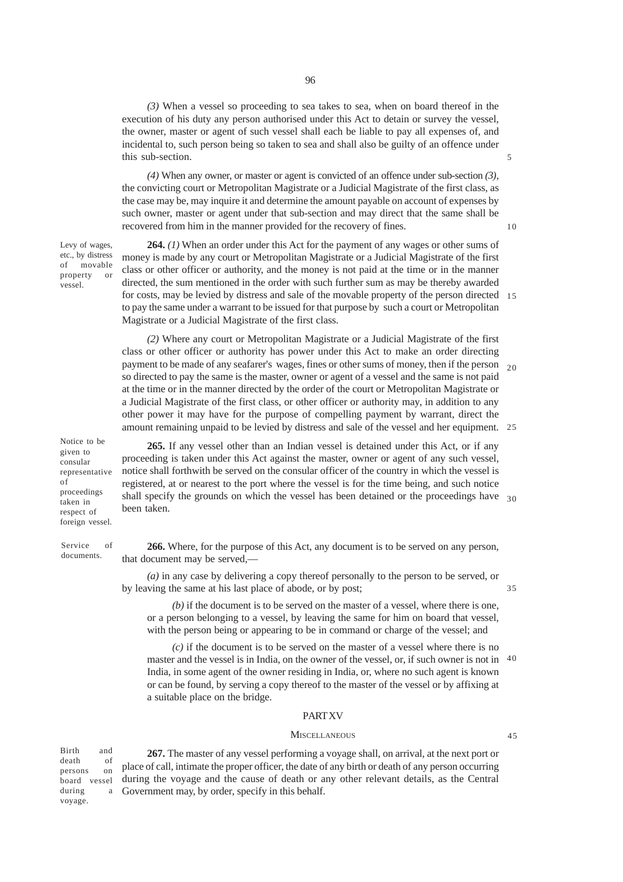*(3)* When a vessel so proceeding to sea takes to sea, when on board thereof in the execution of his duty any person authorised under this Act to detain or survey the vessel, the owner, master or agent of such vessel shall each be liable to pay all expenses of, and incidental to, such person being so taken to sea and shall also be guilty of an offence under this sub-section.

*(4)* When any owner, or master or agent is convicted of an offence under sub-section *(3)*, the convicting court or Metropolitan Magistrate or a Judicial Magistrate of the first class, as the case may be, may inquire it and determine the amount payable on account of expenses by such owner, master or agent under that sub-section and may direct that the same shall be recovered from him in the manner provided for the recovery of fines.

Levy of wages, etc., by distress of movable property or vessel.

**264.** *(1)* When an order under this Act for the payment of any wages or other sums of money is made by any court or Metropolitan Magistrate or a Judicial Magistrate of the first class or other officer or authority, and the money is not paid at the time or in the manner directed, the sum mentioned in the order with such further sum as may be thereby awarded for costs, may be levied by distress and sale of the movable property of the person directed to pay the same under a warrant to be issued for that purpose by such a court or Metropolitan Magistrate or a Judicial Magistrate of the first class.

*(2)* Where any court or Metropolitan Magistrate or a Judicial Magistrate of the first class or other officer or authority has power under this Act to make an order directing payment to be made of any seafarer's wages, fines or other sums of money, then if the person so directed to pay the same is the master, owner or agent of a vessel and the same is not paid at the time or in the manner directed by the order of the court or Metropolitan Magistrate or a Judicial Magistrate of the first class, or other officer or authority may, in addition to any other power it may have for the purpose of compelling payment by warrant, direct the amount remaining unpaid to be levied by distress and sale of the vessel and her equipment.

Notice to be given to consular representative of proceedings taken in respect of foreign vessel.

**265.** If any vessel other than an Indian vessel is detained under this Act, or if any proceeding is taken under this Act against the master, owner or agent of any such vessel, notice shall forthwith be served on the consular officer of the country in which the vessel is registered, at or nearest to the port where the vessel is for the time being, and such notice shall specify the grounds on which the vessel has been detained or the proceedings have been taken.

Service of documents.

**266.** Where, for the purpose of this Act, any document is to be served on any person, that document may be served,—

*(a)* in any case by delivering a copy thereof personally to the person to be served, or by leaving the same at his last place of abode, or by post;

*(b)* if the document is to be served on the master of a vessel, where there is one, or a person belonging to a vessel, by leaving the same for him on board that vessel, with the person being or appearing to be in command or charge of the vessel; and

*(c)* if the document is to be served on the master of a vessel where there is no master and the vessel is in India, on the owner of the vessel, or, if such owner is not in India, in some agent of the owner residing in India, or, where no such agent is known or can be found, by serving a copy thereof to the master of the vessel or by affixing at a suitable place on the bridge.

## PART XV

### MISCELLANEOUS

Birth and death of persons on board vessel during a voyage.

**267.** The master of any vessel performing a voyage shall, on arrival, at the next port or place of call, intimate the proper officer, the date of any birth or death of any person occurring during the voyage and the cause of death or any other relevant details, as the Central Government may, by order, specify in this behalf.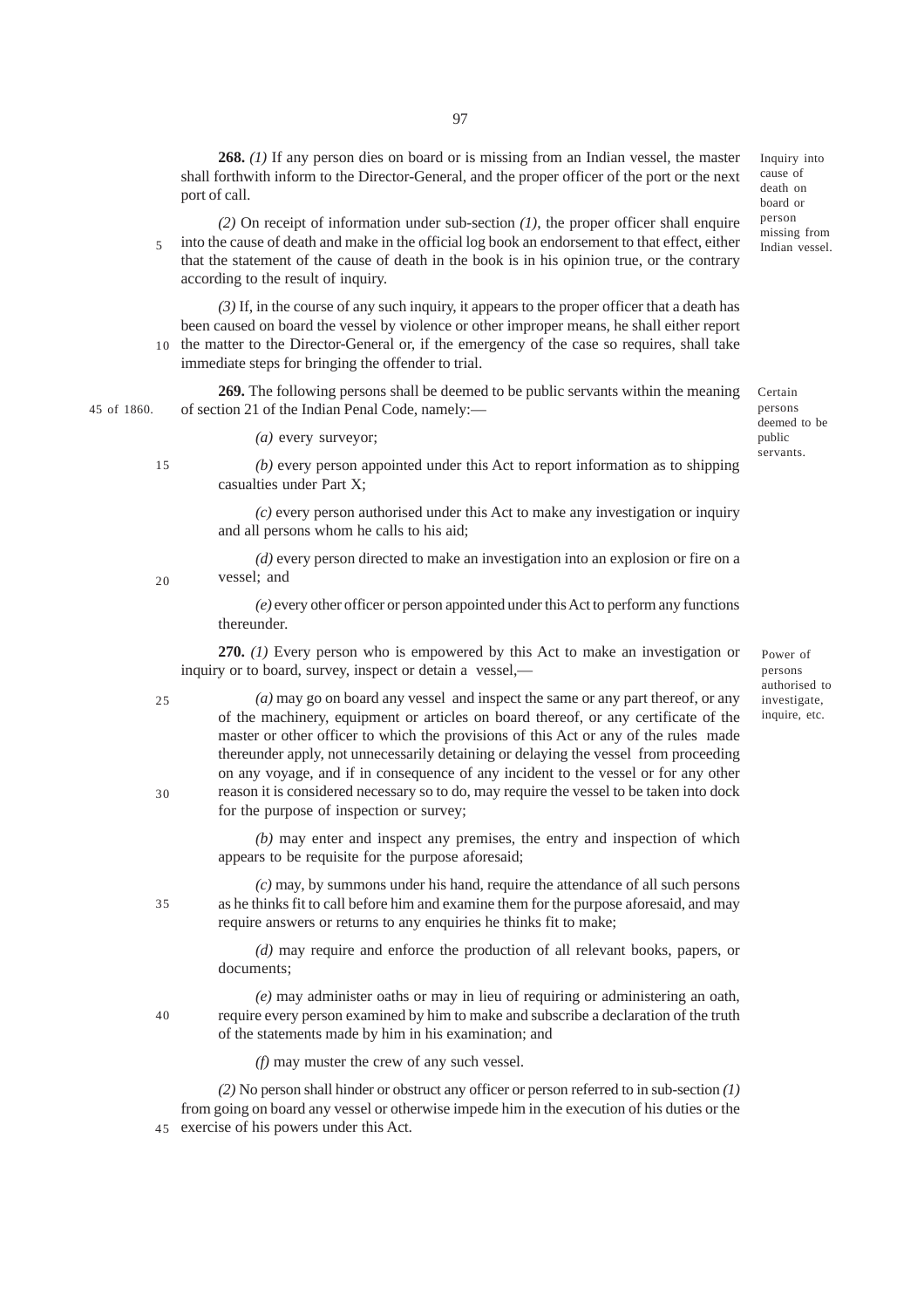**268.** *(1)* If any person dies on board or is missing from an Indian vessel, the master shall forthwith inform to the Director-General, and the proper officer of the port or the next port of call.

*Inquiry into cause of death on board or person missing from Indian vessel.*

*(2)* On receipt of information under sub-section *(1)*, the proper officer shall enquire into the cause of death and make in the official log book an endorsement to that effect, either that the statement of the cause of death in the book is in his opinion true, or the contrary according to the result of inquiry.

*(3)* If, in the course of any such inquiry, it appears to the proper officer that a death has been caused on board the vessel by violence or other improper means, he shall either report the matter to the Director-General or, if the emergency of the case so requires, shall take immediate steps for bringing the offender to trial.

**269.** The following persons shall be deemed to be public servants within the meaning of section 21 of the Indian Penal Code, namely:—

*Certain persons deemed to be public servants.*

45 of 1860.

*(a)* every surveyor;

*(b)* every person appointed under this Act to report information as to shipping casualties under Part X;

*(c)* every person authorised under this Act to make any investigation or inquiry and all persons whom he calls to his aid;

*(d)* every person directed to make an investigation into an explosion or fire on a vessel; and

*(e)* every other officer or person appointed under this Act to perform any functions thereunder.

**270.** *(1)* Every person who is empowered by this Act to make an investigation or inquiry or to board, survey, inspect or detain a vessel,—

*Power of persons authorised to investigate, inquire, etc.*

*(a)* may go on board any vessel and inspect the same or any part thereof, or any of the machinery, equipment or articles on board thereof, or any certificate of the master or other officer to which the provisions of this Act or any of the rules made thereunder apply, not unnecessarily detaining or delaying the vessel from proceeding on any voyage, and if in consequence of any incident to the vessel or for any other reason it is considered necessary so to do, may require the vessel to be taken into dock for the purpose of inspection or survey;

*(b)* may enter and inspect any premises, the entry and inspection of which appears to be requisite for the purpose aforesaid;

*(c)* may, by summons under his hand, require the attendance of all such persons as he thinks fit to call before him and examine them for the purpose aforesaid, and may require answers or returns to any enquiries he thinks fit to make;

*(d)* may require and enforce the production of all relevant books, papers, or documents;

*(e)* may administer oaths or may in lieu of requiring or administering an oath, require every person examined by him to make and subscribe a declaration of the truth of the statements made by him in his examination; and

*(f)* may muster the crew of any such vessel.

*(2)* No person shall hinder or obstruct any officer or person referred to in sub-section *(1)* from going on board any vessel or otherwise impede him in the execution of his duties or the exercise of his powers under this Act.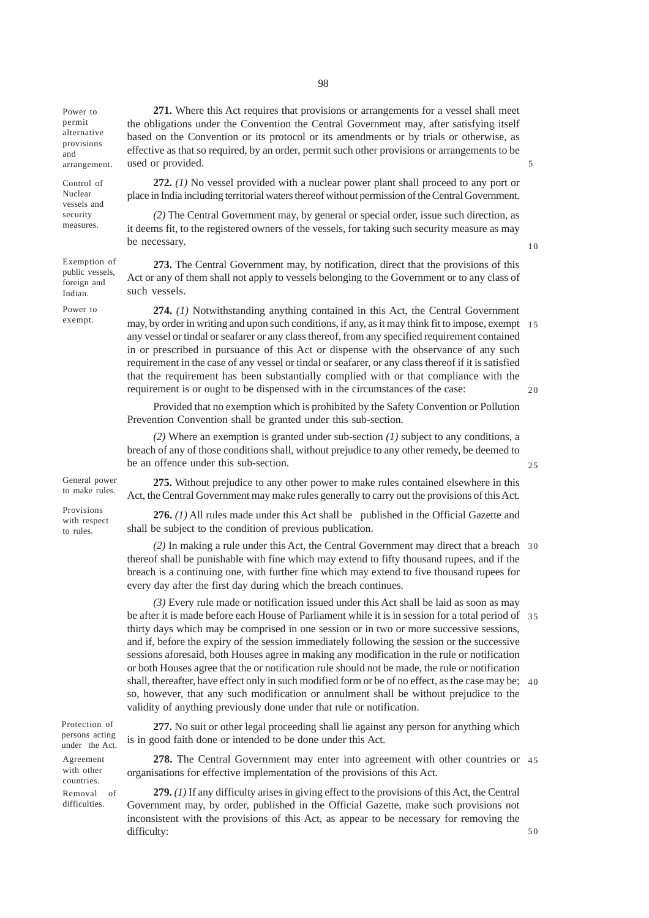**Power to permit alternative provisions and arrangement.**

**271.** Where this Act requires that provisions or arrangements for a vessel shall meet the obligations under the Convention the Central Government may, after satisfying itself based on the Convention or its protocol or its amendments or by trials or otherwise, as effective as that so required, by an order, permit such other provisions or arrangements to be used or provided.

**Control of Nuclear vessels and security measures.**

**272.** *(1)* No vessel provided with a nuclear power plant shall proceed to any port or place in India including territorial waters thereof without permission of the Central Government.

*(2)* The Central Government may, by general or special order, issue such direction, as it deems fit, to the registered owners of the vessels, for taking such security measure as may be necessary.

**Exemption of public vessels, foreign and Indian.**

**273.** The Central Government may, by notification, direct that the provisions of this Act or any of them shall not apply to vessels belonging to the Government or to any class of such vessels.

**Power to exempt.**

**274.** *(1)* Notwithstanding anything contained in this Act, the Central Government may, by order in writing and upon such conditions, if any, as it may think fit to impose, exempt any vessel or tindal or seafarer or any class thereof, from any specified requirement contained in or prescribed in pursuance of this Act or dispense with the observance of any such requirement in the case of any vessel or tindal or seafarer, or any class thereof if it is satisfied that the requirement has been substantially complied with or that compliance with the requirement is or ought to be dispensed with in the circumstances of the case:

Provided that no exemption which is prohibited by the Safety Convention or Pollution Prevention Convention shall be granted under this sub-section.

*(2)* Where an exemption is granted under sub-section *(1)* subject to any conditions, a breach of any of those conditions shall, without prejudice to any other remedy, be deemed to be an offence under this sub-section.

**General power to make rules.**

**275.** Without prejudice to any other power to make rules contained elsewhere in this Act, the Central Government may make rules generally to carry out the provisions of this Act.

**Provisions with respect to rules.**

**276.** *(1)* All rules made under this Act shall be published in the Official Gazette and shall be subject to the condition of previous publication.

*(2)* In making a rule under this Act, the Central Government may direct that a breach thereof shall be punishable with fine which may extend to fifty thousand rupees, and if the breach is a continuing one, with further fine which may extend to five thousand rupees for every day after the first day during which the breach continues.

*(3)* Every rule made or notification issued under this Act shall be laid as soon as may be after it is made before each House of Parliament while it is in session for a total period of thirty days which may be comprised in one session or in two or more successive sessions, and if, before the expiry of the session immediately following the session or the successive sessions aforesaid, both Houses agree in making any modification in the rule or notification or both Houses agree that the or notification rule should not be made, the rule or notification shall, thereafter, have effect only in such modified form or be of no effect, as the case may be; so, however, that any such modification or annulment shall be without prejudice to the validity of anything previously done under that rule or notification.

**Protection of persons acting under the Act.**

**277.** No suit or other legal proceeding shall lie against any person for anything which is in good faith done or intended to be done under this Act.

**Agreement with other countries.**

**278.** The Central Government may enter into agreement with other countries or organisations for effective implementation of the provisions of this Act.

**Removal of difficulties.**

**279.** *(1)* If any difficulty arises in giving effect to the provisions of this Act, the Central Government may, by order, published in the Official Gazette, make such provisions not inconsistent with the provisions of this Act, as appear to be necessary for removing the difficulty: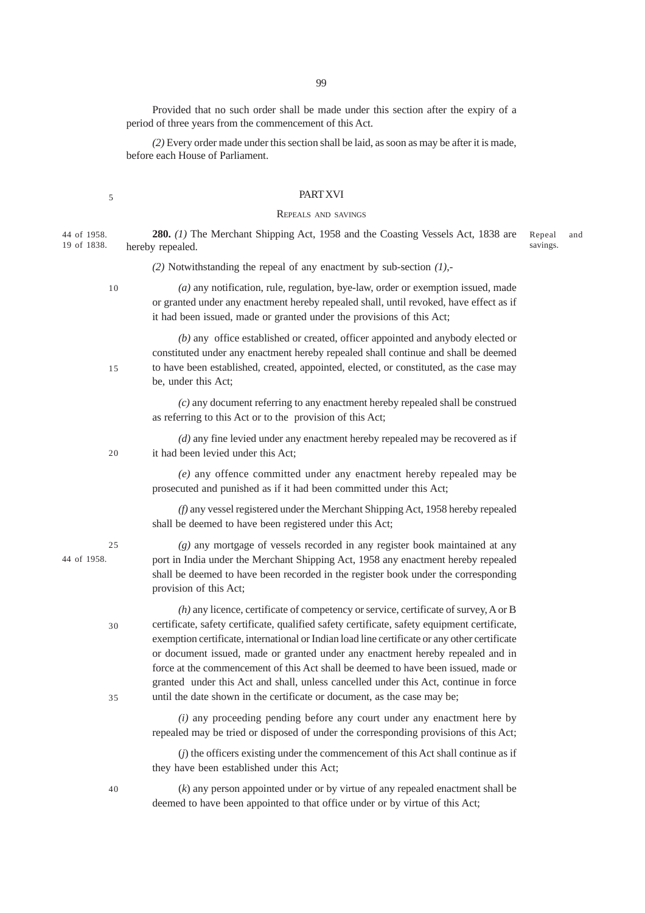Provided that no such order shall be made under this section after the expiry of a period of three years from the commencement of this Act.

*(2)* Every order made under this section shall be laid, as soon as may be after it is made, before each House of Parliament.

## PART XVI

### REPEALS AND SAVINGS

44 of 1958.
19 of 1838.

Repeal and savings.

**280.** *(1)* The Merchant Shipping Act, 1958 and the Coasting Vessels Act, 1838 are hereby repealed.

*(2)* Notwithstanding the repeal of any enactment by sub-section *(1)*,-

*(a)* any notification, rule, regulation, bye-law, order or exemption issued, made or granted under any enactment hereby repealed shall, until revoked, have effect as if it had been issued, made or granted under the provisions of this Act;

*(b)* any office established or created, officer appointed and anybody elected or constituted under any enactment hereby repealed shall continue and shall be deemed to have been established, created, appointed, elected, or constituted, as the case may be, under this Act;

*(c)* any document referring to any enactment hereby repealed shall be construed as referring to this Act or to the provision of this Act;

*(d)* any fine levied under any enactment hereby repealed may be recovered as if it had been levied under this Act;

*(e)* any offence committed under any enactment hereby repealed may be prosecuted and punished as if it had been committed under this Act;

*(f)* any vessel registered under the Merchant Shipping Act, 1958 hereby repealed shall be deemed to have been registered under this Act;

44 of 1958.

*(g)* any mortgage of vessels recorded in any register book maintained at any port in India under the Merchant Shipping Act, 1958 any enactment hereby repealed shall be deemed to have been recorded in the register book under the corresponding provision of this Act;

*(h)* any licence, certificate of competency or service, certificate of survey, A or B certificate, safety certificate, qualified safety certificate, safety equipment certificate, exemption certificate, international or Indian load line certificate or any other certificate or document issued, made or granted under any enactment hereby repealed and in force at the commencement of this Act shall be deemed to have been issued, made or granted under this Act and shall, unless cancelled under this Act, continue in force until the date shown in the certificate or document, as the case may be;

*(i)* any proceeding pending before any court under any enactment here by repealed may be tried or disposed of under the corresponding provisions of this Act;

(*j*) the officers existing under the commencement of this Act shall continue as if they have been established under this Act;

(*k*) any person appointed under or by virtue of any repealed enactment shall be deemed to have been appointed to that office under or by virtue of this Act;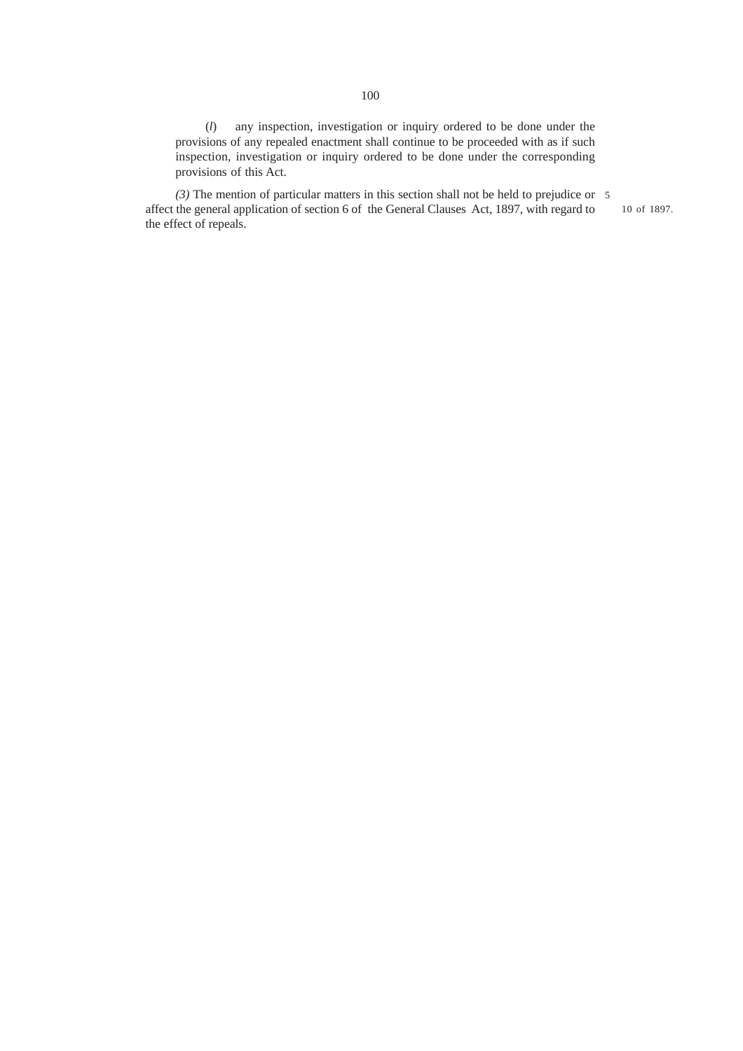(*l*) any inspection, investigation or inquiry ordered to be done under the provisions of any repealed enactment shall continue to be proceeded with as if such inspection, investigation or inquiry ordered to be done under the corresponding provisions of this Act.

*(3)* The mention of particular matters in this section shall not be held to prejudice or affect the general application of section 6 of the General Clauses Act, 1897, with regard to the effect of repeals.

10 of 1897.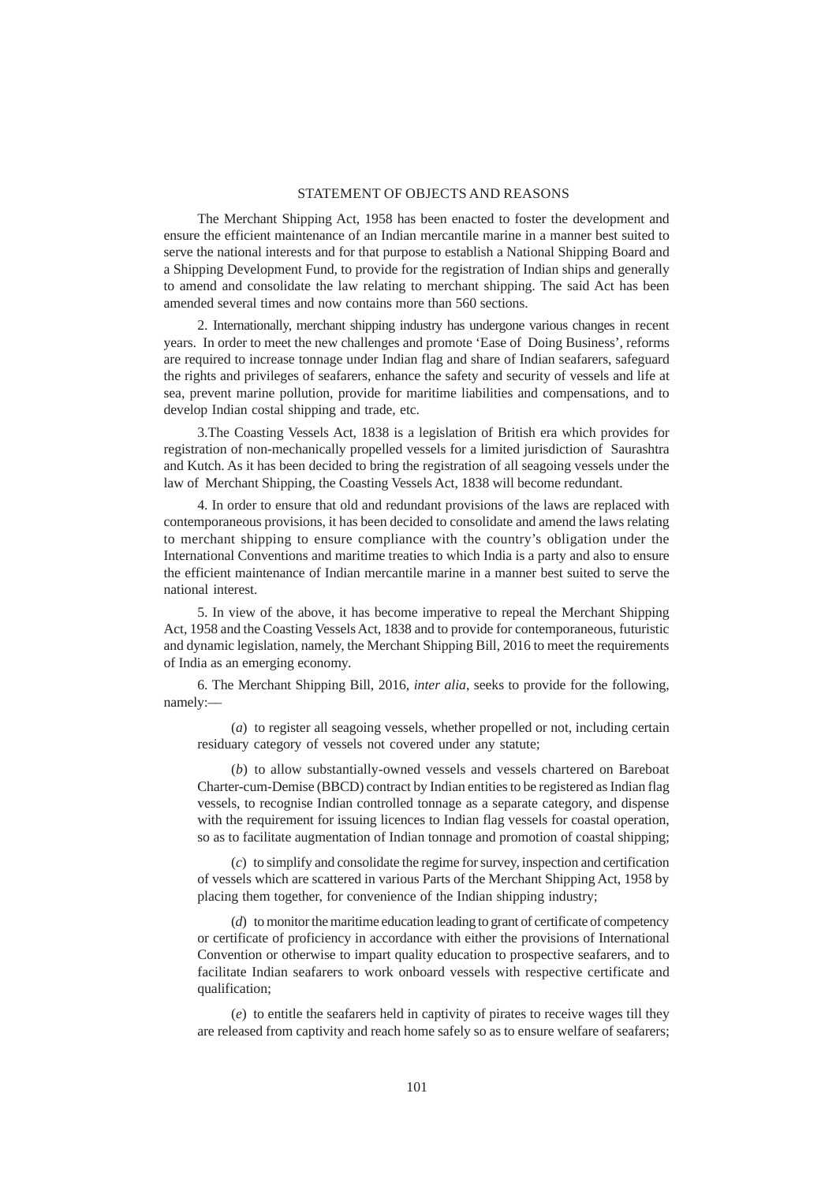## STATEMENT OF OBJECTS AND REASONS

The Merchant Shipping Act, 1958 has been enacted to foster the development and ensure the efficient maintenance of an Indian mercantile marine in a manner best suited to serve the national interests and for that purpose to establish a National Shipping Board and a Shipping Development Fund, to provide for the registration of Indian ships and generally to amend and consolidate the law relating to merchant shipping. The said Act has been amended several times and now contains more than 560 sections.

2. Internationally, merchant shipping industry has undergone various changes in recent years. In order to meet the new challenges and promote 'Ease of Doing Business', reforms are required to increase tonnage under Indian flag and share of Indian seafarers, safeguard the rights and privileges of seafarers, enhance the safety and security of vessels and life at sea, prevent marine pollution, provide for maritime liabilities and compensations, and to develop Indian costal shipping and trade, etc.

3.The Coasting Vessels Act, 1838 is a legislation of British era which provides for registration of non-mechanically propelled vessels for a limited jurisdiction of Saurashtra and Kutch. As it has been decided to bring the registration of all seagoing vessels under the law of Merchant Shipping, the Coasting Vessels Act, 1838 will become redundant.

4. In order to ensure that old and redundant provisions of the laws are replaced with contemporaneous provisions, it has been decided to consolidate and amend the laws relating to merchant shipping to ensure compliance with the country's obligation under the International Conventions and maritime treaties to which India is a party and also to ensure the efficient maintenance of Indian mercantile marine in a manner best suited to serve the national interest.

5. In view of the above, it has become imperative to repeal the Merchant Shipping Act, 1958 and the Coasting Vessels Act, 1838 and to provide for contemporaneous, futuristic and dynamic legislation, namely, the Merchant Shipping Bill, 2016 to meet the requirements of India as an emerging economy.

6. The Merchant Shipping Bill, 2016, *inter alia*, seeks to provide for the following, namely:—

(*a*) to register all seagoing vessels, whether propelled or not, including certain residuary category of vessels not covered under any statute;

(*b*) to allow substantially-owned vessels and vessels chartered on Bareboat Charter-cum-Demise (BBCD) contract by Indian entities to be registered as Indian flag vessels, to recognise Indian controlled tonnage as a separate category, and dispense with the requirement for issuing licences to Indian flag vessels for coastal operation, so as to facilitate augmentation of Indian tonnage and promotion of coastal shipping;

(*c*) to simplify and consolidate the regime for survey, inspection and certification of vessels which are scattered in various Parts of the Merchant Shipping Act, 1958 by placing them together, for convenience of the Indian shipping industry;

(*d*) to monitor the maritime education leading to grant of certificate of competency or certificate of proficiency in accordance with either the provisions of International Convention or otherwise to impart quality education to prospective seafarers, and to facilitate Indian seafarers to work onboard vessels with respective certificate and qualification;

(*e*) to entitle the seafarers held in captivity of pirates to receive wages till they are released from captivity and reach home safely so as to ensure welfare of seafarers;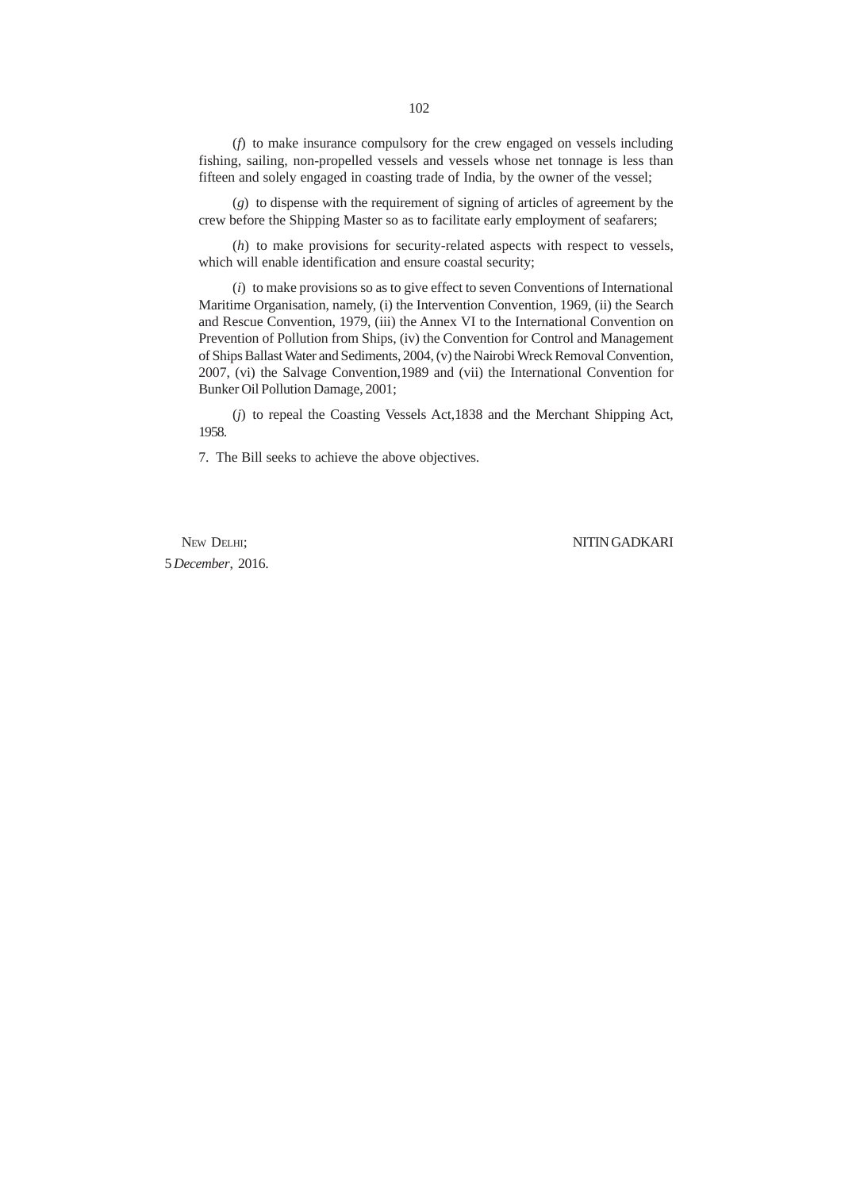(*f*) to make insurance compulsory for the crew engaged on vessels including fishing, sailing, non-propelled vessels and vessels whose net tonnage is less than fifteen and solely engaged in coasting trade of India, by the owner of the vessel;

(*g*) to dispense with the requirement of signing of articles of agreement by the crew before the Shipping Master so as to facilitate early employment of seafarers;

(*h*) to make provisions for security-related aspects with respect to vessels, which will enable identification and ensure coastal security;

(*i*) to make provisions so as to give effect to seven Conventions of International Maritime Organisation, namely, (i) the Intervention Convention, 1969, (ii) the Search and Rescue Convention, 1979, (iii) the Annex VI to the International Convention on Prevention of Pollution from Ships, (iv) the Convention for Control and Management of Ships Ballast Water and Sediments, 2004, (v) the Nairobi Wreck Removal Convention, 2007, (vi) the Salvage Convention,1989 and (vii) the International Convention for Bunker Oil Pollution Damage, 2001;

(*j*) to repeal the Coasting Vessels Act,1838 and the Merchant Shipping Act, 1958.

7. The Bill seeks to achieve the above objectives.

NEW DELHI;
5 *December*, 2016.

NITIN GADKARI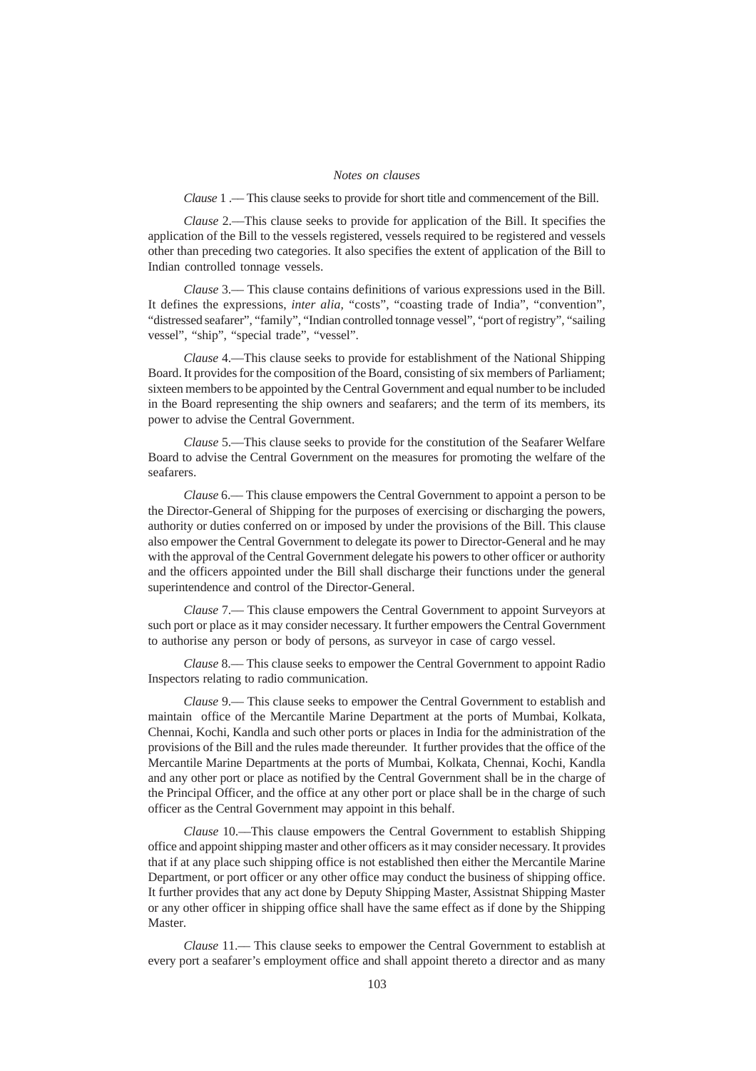*Notes on clauses*

*Clause* 1 .— This clause seeks to provide for short title and commencement of the Bill.

*Clause* 2.—This clause seeks to provide for application of the Bill. It specifies the application of the Bill to the vessels registered, vessels required to be registered and vessels other than preceding two categories. It also specifies the extent of application of the Bill to Indian controlled tonnage vessels.

*Clause* 3.— This clause contains definitions of various expressions used in the Bill. It defines the expressions, *inter alia*, "costs", "coasting trade of India", "convention", "distressed seafarer", "family", "Indian controlled tonnage vessel", "port of registry", "sailing vessel", "ship", "special trade", "vessel".

*Clause* 4.—This clause seeks to provide for establishment of the National Shipping Board. It provides for the composition of the Board, consisting of six members of Parliament; sixteen members to be appointed by the Central Government and equal number to be included in the Board representing the ship owners and seafarers; and the term of its members, its power to advise the Central Government.

*Clause* 5.—This clause seeks to provide for the constitution of the Seafarer Welfare Board to advise the Central Government on the measures for promoting the welfare of the seafarers.

*Clause* 6.— This clause empowers the Central Government to appoint a person to be the Director-General of Shipping for the purposes of exercising or discharging the powers, authority or duties conferred on or imposed by under the provisions of the Bill. This clause also empower the Central Government to delegate its power to Director-General and he may with the approval of the Central Government delegate his powers to other officer or authority and the officers appointed under the Bill shall discharge their functions under the general superintendence and control of the Director-General.

*Clause* 7.— This clause empowers the Central Government to appoint Surveyors at such port or place as it may consider necessary. It further empowers the Central Government to authorise any person or body of persons, as surveyor in case of cargo vessel.

*Clause* 8.— This clause seeks to empower the Central Government to appoint Radio Inspectors relating to radio communication.

*Clause* 9.— This clause seeks to empower the Central Government to establish and maintain office of the Mercantile Marine Department at the ports of Mumbai, Kolkata, Chennai, Kochi, Kandla and such other ports or places in India for the administration of the provisions of the Bill and the rules made thereunder. It further provides that the office of the Mercantile Marine Departments at the ports of Mumbai, Kolkata, Chennai, Kochi, Kandla and any other port or place as notified by the Central Government shall be in the charge of the Principal Officer, and the office at any other port or place shall be in the charge of such officer as the Central Government may appoint in this behalf.

*Clause* 10.—This clause empowers the Central Government to establish Shipping office and appoint shipping master and other officers as it may consider necessary. It provides that if at any place such shipping office is not established then either the Mercantile Marine Department, or port officer or any other office may conduct the business of shipping office. It further provides that any act done by Deputy Shipping Master, Assistnat Shipping Master or any other officer in shipping office shall have the same effect as if done by the Shipping Master.

*Clause* 11.— This clause seeks to empower the Central Government to establish at every port a seafarer's employment office and shall appoint thereto a director and as many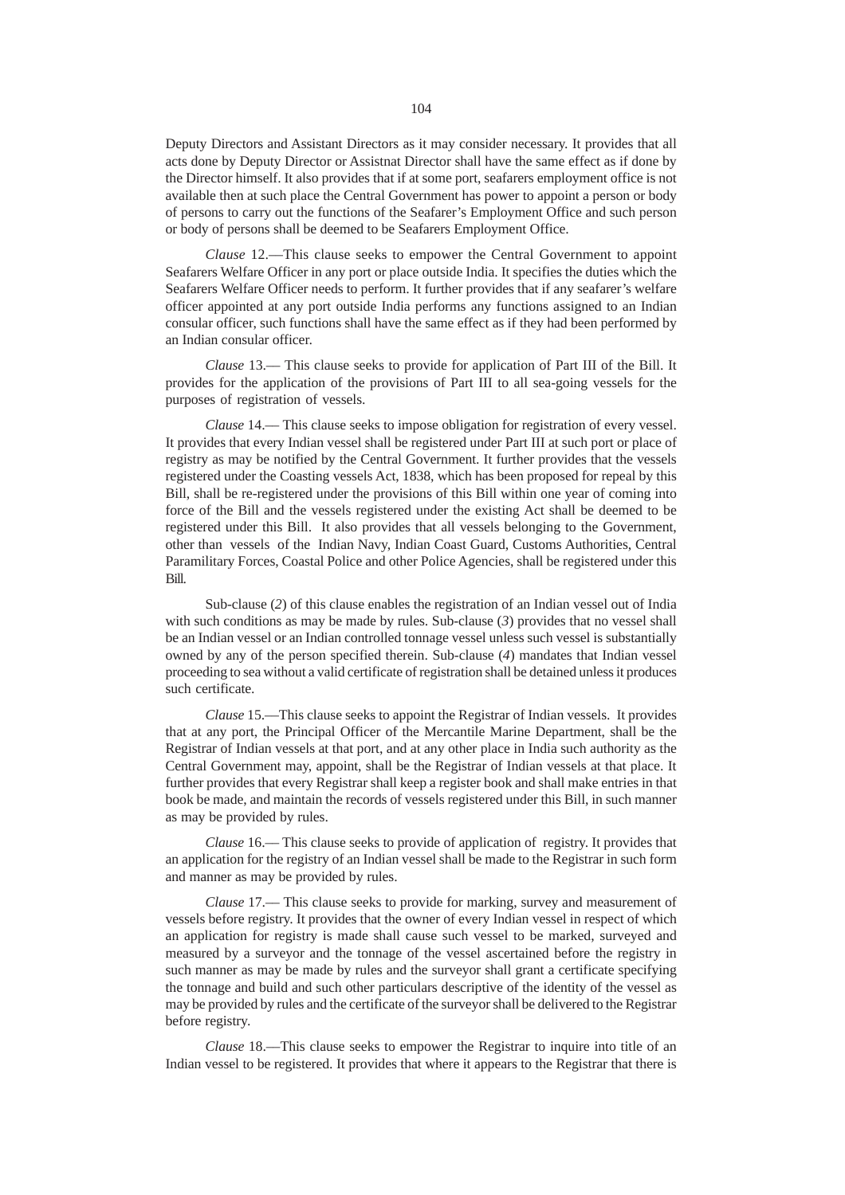Deputy Directors and Assistant Directors as it may consider necessary. It provides that all acts done by Deputy Director or Assistnat Director shall have the same effect as if done by the Director himself. It also provides that if at some port, seafarers employment office is not available then at such place the Central Government has power to appoint a person or body of persons to carry out the functions of the Seafarer's Employment Office and such person or body of persons shall be deemed to be Seafarers Employment Office.

*Clause* 12.—This clause seeks to empower the Central Government to appoint Seafarers Welfare Officer in any port or place outside India. It specifies the duties which the Seafarers Welfare Officer needs to perform. It further provides that if any seafarer's welfare officer appointed at any port outside India performs any functions assigned to an Indian consular officer, such functions shall have the same effect as if they had been performed by an Indian consular officer.

*Clause* 13.— This clause seeks to provide for application of Part III of the Bill. It provides for the application of the provisions of Part III to all sea-going vessels for the purposes of registration of vessels.

*Clause* 14.— This clause seeks to impose obligation for registration of every vessel. It provides that every Indian vessel shall be registered under Part III at such port or place of registry as may be notified by the Central Government. It further provides that the vessels registered under the Coasting vessels Act, 1838, which has been proposed for repeal by this Bill, shall be re-registered under the provisions of this Bill within one year of coming into force of the Bill and the vessels registered under the existing Act shall be deemed to be registered under this Bill. It also provides that all vessels belonging to the Government, other than vessels of the Indian Navy, Indian Coast Guard, Customs Authorities, Central Paramilitary Forces, Coastal Police and other Police Agencies, shall be registered under this Bill.

Sub-clause (*2*) of this clause enables the registration of an Indian vessel out of India with such conditions as may be made by rules. Sub-clause (*3*) provides that no vessel shall be an Indian vessel or an Indian controlled tonnage vessel unless such vessel is substantially owned by any of the person specified therein. Sub-clause (*4*) mandates that Indian vessel proceeding to sea without a valid certificate of registration shall be detained unless it produces such certificate.

*Clause* 15.—This clause seeks to appoint the Registrar of Indian vessels. It provides that at any port, the Principal Officer of the Mercantile Marine Department, shall be the Registrar of Indian vessels at that port, and at any other place in India such authority as the Central Government may, appoint, shall be the Registrar of Indian vessels at that place. It further provides that every Registrar shall keep a register book and shall make entries in that book be made, and maintain the records of vessels registered under this Bill, in such manner as may be provided by rules.

*Clause* 16.— This clause seeks to provide of application of registry. It provides that an application for the registry of an Indian vessel shall be made to the Registrar in such form and manner as may be provided by rules.

*Clause* 17.— This clause seeks to provide for marking, survey and measurement of vessels before registry. It provides that the owner of every Indian vessel in respect of which an application for registry is made shall cause such vessel to be marked, surveyed and measured by a surveyor and the tonnage of the vessel ascertained before the registry in such manner as may be made by rules and the surveyor shall grant a certificate specifying the tonnage and build and such other particulars descriptive of the identity of the vessel as may be provided by rules and the certificate of the surveyor shall be delivered to the Registrar before registry.

*Clause* 18.—This clause seeks to empower the Registrar to inquire into title of an Indian vessel to be registered. It provides that where it appears to the Registrar that there is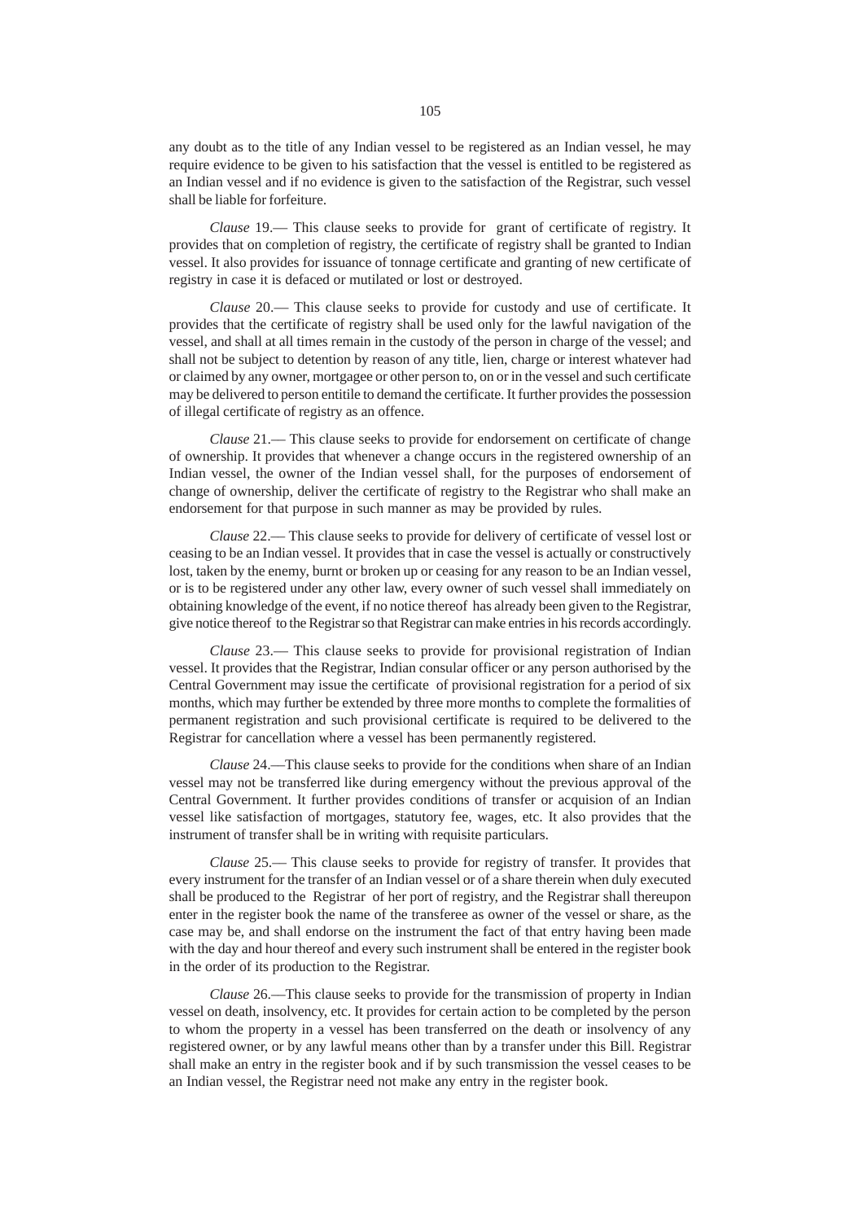any doubt as to the title of any Indian vessel to be registered as an Indian vessel, he may require evidence to be given to his satisfaction that the vessel is entitled to be registered as an Indian vessel and if no evidence is given to the satisfaction of the Registrar, such vessel shall be liable for forfeiture.

*Clause* 19.— This clause seeks to provide for grant of certificate of registry. It provides that on completion of registry, the certificate of registry shall be granted to Indian vessel. It also provides for issuance of tonnage certificate and granting of new certificate of registry in case it is defaced or mutilated or lost or destroyed.

*Clause* 20.— This clause seeks to provide for custody and use of certificate. It provides that the certificate of registry shall be used only for the lawful navigation of the vessel, and shall at all times remain in the custody of the person in charge of the vessel; and shall not be subject to detention by reason of any title, lien, charge or interest whatever had or claimed by any owner, mortgagee or other person to, on or in the vessel and such certificate may be delivered to person entitile to demand the certificate. It further provides the possession of illegal certificate of registry as an offence.

*Clause* 21.— This clause seeks to provide for endorsement on certificate of change of ownership. It provides that whenever a change occurs in the registered ownership of an Indian vessel, the owner of the Indian vessel shall, for the purposes of endorsement of change of ownership, deliver the certificate of registry to the Registrar who shall make an endorsement for that purpose in such manner as may be provided by rules.

*Clause* 22.— This clause seeks to provide for delivery of certificate of vessel lost or ceasing to be an Indian vessel. It provides that in case the vessel is actually or constructively lost, taken by the enemy, burnt or broken up or ceasing for any reason to be an Indian vessel, or is to be registered under any other law, every owner of such vessel shall immediately on obtaining knowledge of the event, if no notice thereof has already been given to the Registrar, give notice thereof to the Registrar so that Registrar can make entries in his records accordingly.

*Clause* 23.— This clause seeks to provide for provisional registration of Indian vessel. It provides that the Registrar, Indian consular officer or any person authorised by the Central Government may issue the certificate of provisional registration for a period of six months, which may further be extended by three more months to complete the formalities of permanent registration and such provisional certificate is required to be delivered to the Registrar for cancellation where a vessel has been permanently registered.

*Clause* 24.—This clause seeks to provide for the conditions when share of an Indian vessel may not be transferred like during emergency without the previous approval of the Central Government. It further provides conditions of transfer or acquision of an Indian vessel like satisfaction of mortgages, statutory fee, wages, etc. It also provides that the instrument of transfer shall be in writing with requisite particulars.

*Clause* 25.— This clause seeks to provide for registry of transfer. It provides that every instrument for the transfer of an Indian vessel or of a share therein when duly executed shall be produced to the Registrar of her port of registry, and the Registrar shall thereupon enter in the register book the name of the transferee as owner of the vessel or share, as the case may be, and shall endorse on the instrument the fact of that entry having been made with the day and hour thereof and every such instrument shall be entered in the register book in the order of its production to the Registrar.

*Clause* 26.—This clause seeks to provide for the transmission of property in Indian vessel on death, insolvency, etc. It provides for certain action to be completed by the person to whom the property in a vessel has been transferred on the death or insolvency of any registered owner, or by any lawful means other than by a transfer under this Bill. Registrar shall make an entry in the register book and if by such transmission the vessel ceases to be an Indian vessel, the Registrar need not make any entry in the register book.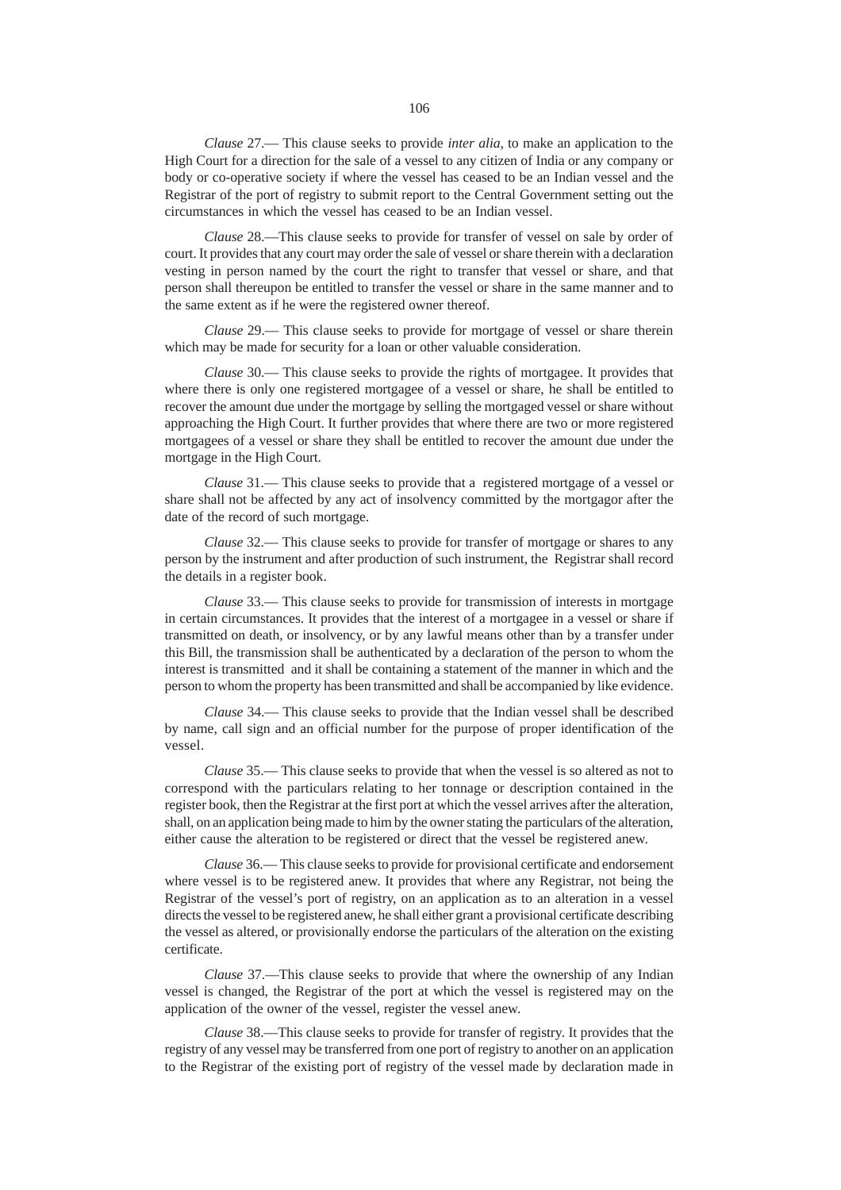*Clause* 27.— This clause seeks to provide *inter alia,* to make an application to the High Court for a direction for the sale of a vessel to any citizen of India or any company or body or co-operative society if where the vessel has ceased to be an Indian vessel and the Registrar of the port of registry to submit report to the Central Government setting out the circumstances in which the vessel has ceased to be an Indian vessel.

*Clause* 28.—This clause seeks to provide for transfer of vessel on sale by order of court. It provides that any court may order the sale of vessel or share therein with a declaration vesting in person named by the court the right to transfer that vessel or share, and that person shall thereupon be entitled to transfer the vessel or share in the same manner and to the same extent as if he were the registered owner thereof.

*Clause* 29.— This clause seeks to provide for mortgage of vessel or share therein which may be made for security for a loan or other valuable consideration.

*Clause* 30.— This clause seeks to provide the rights of mortgagee. It provides that where there is only one registered mortgagee of a vessel or share, he shall be entitled to recover the amount due under the mortgage by selling the mortgaged vessel or share without approaching the High Court. It further provides that where there are two or more registered mortgagees of a vessel or share they shall be entitled to recover the amount due under the mortgage in the High Court.

*Clause* 31.— This clause seeks to provide that a registered mortgage of a vessel or share shall not be affected by any act of insolvency committed by the mortgagor after the date of the record of such mortgage.

*Clause* 32.— This clause seeks to provide for transfer of mortgage or shares to any person by the instrument and after production of such instrument, the Registrar shall record the details in a register book.

*Clause* 33.— This clause seeks to provide for transmission of interests in mortgage in certain circumstances. It provides that the interest of a mortgagee in a vessel or share if transmitted on death, or insolvency, or by any lawful means other than by a transfer under this Bill, the transmission shall be authenticated by a declaration of the person to whom the interest is transmitted and it shall be containing a statement of the manner in which and the person to whom the property has been transmitted and shall be accompanied by like evidence.

*Clause* 34.— This clause seeks to provide that the Indian vessel shall be described by name, call sign and an official number for the purpose of proper identification of the vessel.

*Clause* 35.— This clause seeks to provide that when the vessel is so altered as not to correspond with the particulars relating to her tonnage or description contained in the register book, then the Registrar at the first port at which the vessel arrives after the alteration, shall, on an application being made to him by the owner stating the particulars of the alteration, either cause the alteration to be registered or direct that the vessel be registered anew.

*Clause* 36.— This clause seeks to provide for provisional certificate and endorsement where vessel is to be registered anew. It provides that where any Registrar, not being the Registrar of the vessel's port of registry, on an application as to an alteration in a vessel directs the vessel to be registered anew, he shall either grant a provisional certificate describing the vessel as altered, or provisionally endorse the particulars of the alteration on the existing certificate.

*Clause* 37.—This clause seeks to provide that where the ownership of any Indian vessel is changed, the Registrar of the port at which the vessel is registered may on the application of the owner of the vessel, register the vessel anew.

*Clause* 38.—This clause seeks to provide for transfer of registry. It provides that the registry of any vessel may be transferred from one port of registry to another on an application to the Registrar of the existing port of registry of the vessel made by declaration made in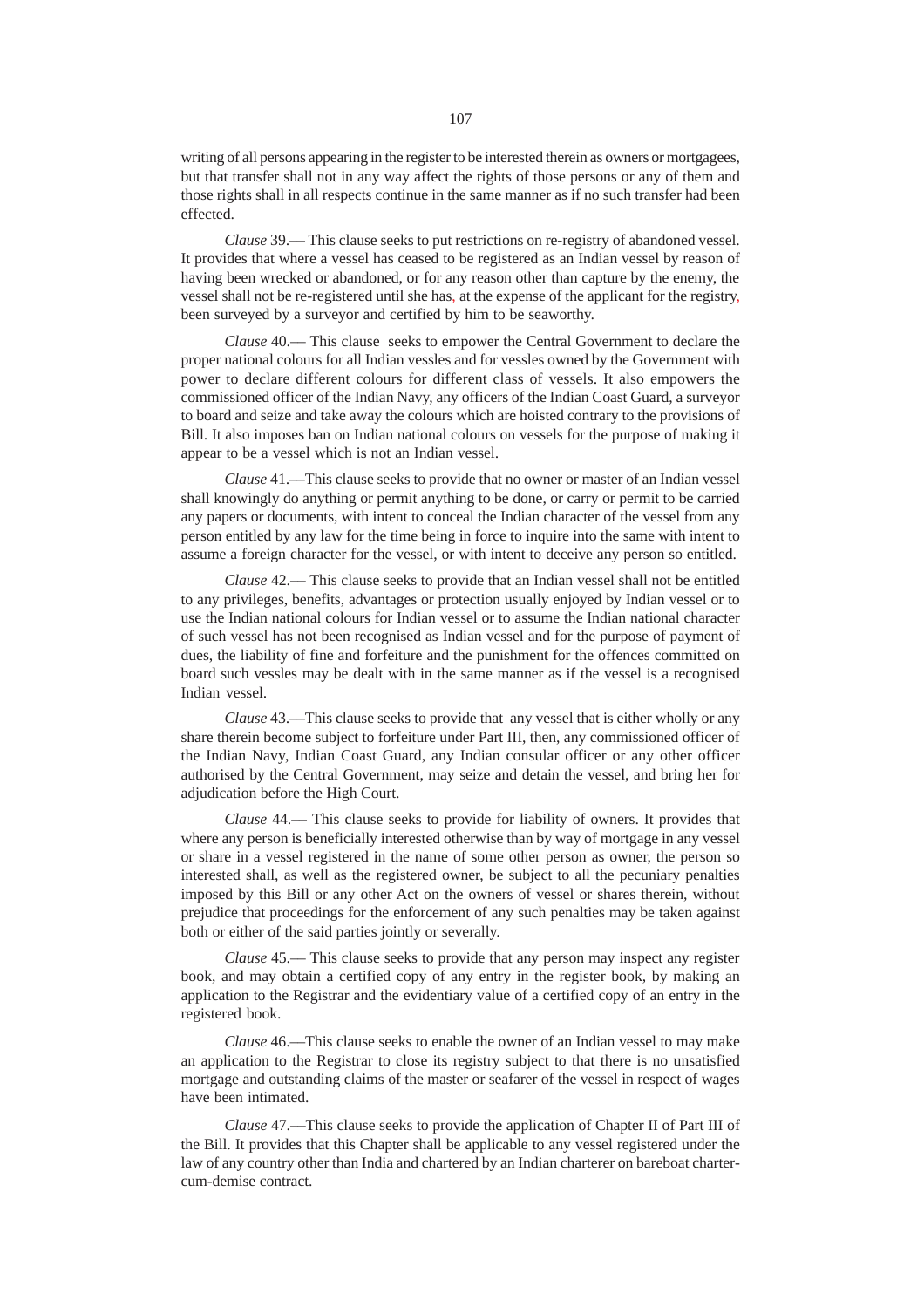writing of all persons appearing in the register to be interested therein as owners or mortgagees, but that transfer shall not in any way affect the rights of those persons or any of them and those rights shall in all respects continue in the same manner as if no such transfer had been effected.

*Clause* 39.— This clause seeks to put restrictions on re-registry of abandoned vessel. It provides that where a vessel has ceased to be registered as an Indian vessel by reason of having been wrecked or abandoned, or for any reason other than capture by the enemy, the vessel shall not be re-registered until she has, at the expense of the applicant for the registry, been surveyed by a surveyor and certified by him to be seaworthy.

*Clause* 40.— This clause seeks to empower the Central Government to declare the proper national colours for all Indian vessles and for vessles owned by the Government with power to declare different colours for different class of vessels. It also empowers the commissioned officer of the Indian Navy, any officers of the Indian Coast Guard, a surveyor to board and seize and take away the colours which are hoisted contrary to the provisions of Bill. It also imposes ban on Indian national colours on vessels for the purpose of making it appear to be a vessel which is not an Indian vessel.

*Clause* 41.—This clause seeks to provide that no owner or master of an Indian vessel shall knowingly do anything or permit anything to be done, or carry or permit to be carried any papers or documents, with intent to conceal the Indian character of the vessel from any person entitled by any law for the time being in force to inquire into the same with intent to assume a foreign character for the vessel, or with intent to deceive any person so entitled.

*Clause* 42.— This clause seeks to provide that an Indian vessel shall not be entitled to any privileges, benefits, advantages or protection usually enjoyed by Indian vessel or to use the Indian national colours for Indian vessel or to assume the Indian national character of such vessel has not been recognised as Indian vessel and for the purpose of payment of dues, the liability of fine and forfeiture and the punishment for the offences committed on board such vessles may be dealt with in the same manner as if the vessel is a recognised Indian vessel.

*Clause* 43.—This clause seeks to provide that any vessel that is either wholly or any share therein become subject to forfeiture under Part III, then, any commissioned officer of the Indian Navy, Indian Coast Guard, any Indian consular officer or any other officer authorised by the Central Government, may seize and detain the vessel, and bring her for adjudication before the High Court.

*Clause* 44.— This clause seeks to provide for liability of owners. It provides that where any person is beneficially interested otherwise than by way of mortgage in any vessel or share in a vessel registered in the name of some other person as owner, the person so interested shall, as well as the registered owner, be subject to all the pecuniary penalties imposed by this Bill or any other Act on the owners of vessel or shares therein, without prejudice that proceedings for the enforcement of any such penalties may be taken against both or either of the said parties jointly or severally.

*Clause* 45.— This clause seeks to provide that any person may inspect any register book, and may obtain a certified copy of any entry in the register book, by making an application to the Registrar and the evidentiary value of a certified copy of an entry in the registered book.

*Clause* 46.—This clause seeks to enable the owner of an Indian vessel to may make an application to the Registrar to close its registry subject to that there is no unsatisfied mortgage and outstanding claims of the master or seafarer of the vessel in respect of wages have been intimated.

*Clause* 47.—This clause seeks to provide the application of Chapter II of Part III of the Bill. It provides that this Chapter shall be applicable to any vessel registered under the law of any country other than India and chartered by an Indian charterer on bareboat charter-cum-demise contract.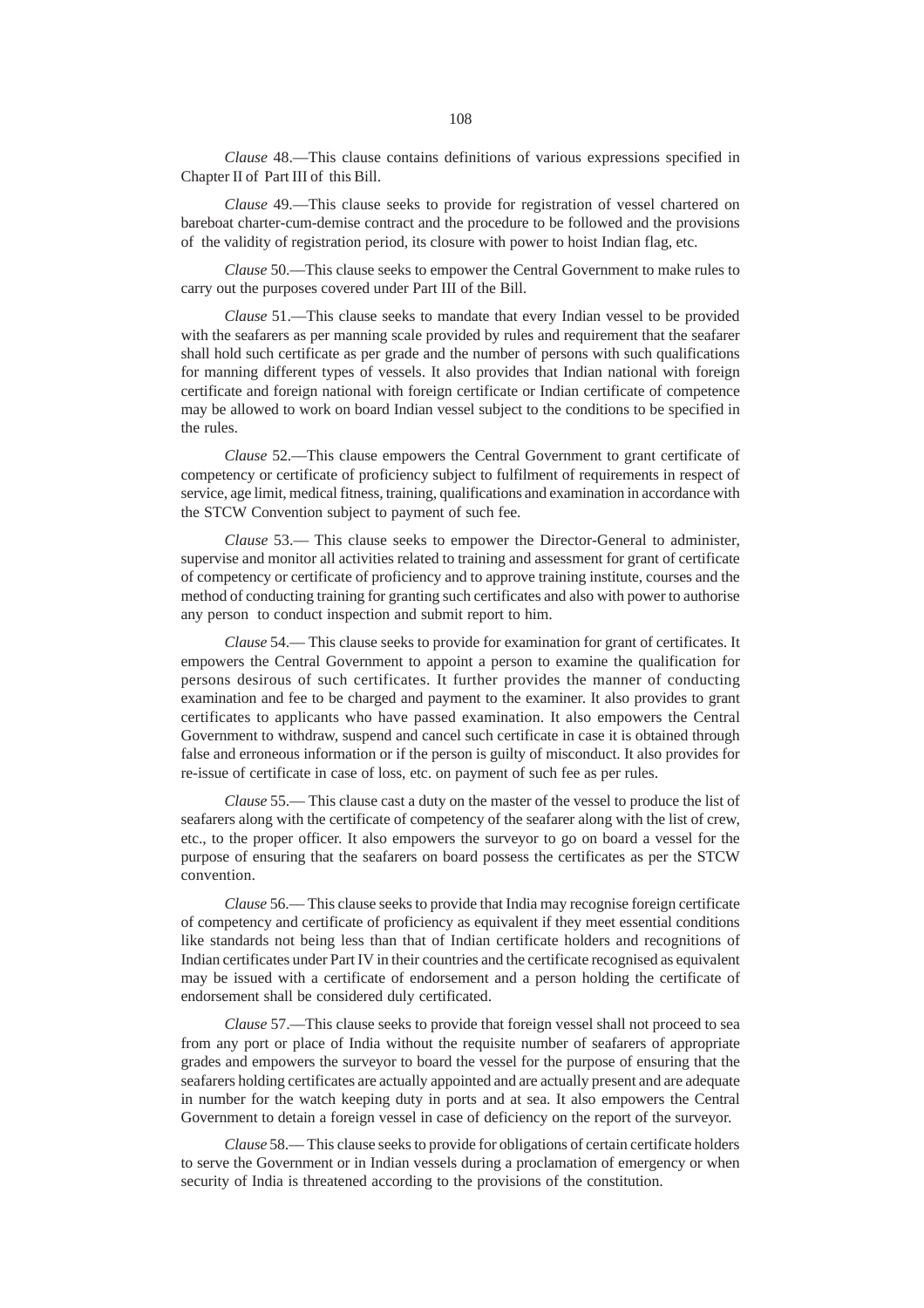*Clause* 48.—This clause contains definitions of various expressions specified in Chapter II of Part III of this Bill.

*Clause* 49.—This clause seeks to provide for registration of vessel chartered on bareboat charter-cum-demise contract and the procedure to be followed and the provisions of the validity of registration period, its closure with power to hoist Indian flag, etc.

*Clause* 50.—This clause seeks to empower the Central Government to make rules to carry out the purposes covered under Part III of the Bill.

*Clause* 51.—This clause seeks to mandate that every Indian vessel to be provided with the seafarers as per manning scale provided by rules and requirement that the seafarer shall hold such certificate as per grade and the number of persons with such qualifications for manning different types of vessels. It also provides that Indian national with foreign certificate and foreign national with foreign certificate or Indian certificate of competence may be allowed to work on board Indian vessel subject to the conditions to be specified in the rules.

*Clause* 52.—This clause empowers the Central Government to grant certificate of competency or certificate of proficiency subject to fulfilment of requirements in respect of service, age limit, medical fitness, training, qualifications and examination in accordance with the STCW Convention subject to payment of such fee.

*Clause* 53.— This clause seeks to empower the Director-General to administer, supervise and monitor all activities related to training and assessment for grant of certificate of competency or certificate of proficiency and to approve training institute, courses and the method of conducting training for granting such certificates and also with power to authorise any person to conduct inspection and submit report to him.

*Clause* 54.— This clause seeks to provide for examination for grant of certificates. It empowers the Central Government to appoint a person to examine the qualification for persons desirous of such certificates. It further provides the manner of conducting examination and fee to be charged and payment to the examiner. It also provides to grant certificates to applicants who have passed examination. It also empowers the Central Government to withdraw, suspend and cancel such certificate in case it is obtained through false and erroneous information or if the person is guilty of misconduct. It also provides for re-issue of certificate in case of loss, etc. on payment of such fee as per rules.

*Clause* 55.— This clause cast a duty on the master of the vessel to produce the list of seafarers along with the certificate of competency of the seafarer along with the list of crew, etc., to the proper officer. It also empowers the surveyor to go on board a vessel for the purpose of ensuring that the seafarers on board possess the certificates as per the STCW convention.

*Clause* 56.— This clause seeks to provide that India may recognise foreign certificate of competency and certificate of proficiency as equivalent if they meet essential conditions like standards not being less than that of Indian certificate holders and recognitions of Indian certificates under Part IV in their countries and the certificate recognised as equivalent may be issued with a certificate of endorsement and a person holding the certificate of endorsement shall be considered duly certificated.

*Clause* 57.—This clause seeks to provide that foreign vessel shall not proceed to sea from any port or place of India without the requisite number of seafarers of appropriate grades and empowers the surveyor to board the vessel for the purpose of ensuring that the seafarers holding certificates are actually appointed and are actually present and are adequate in number for the watch keeping duty in ports and at sea. It also empowers the Central Government to detain a foreign vessel in case of deficiency on the report of the surveyor.

*Clause* 58.— This clause seeks to provide for obligations of certain certificate holders to serve the Government or in Indian vessels during a proclamation of emergency or when security of India is threatened according to the provisions of the constitution.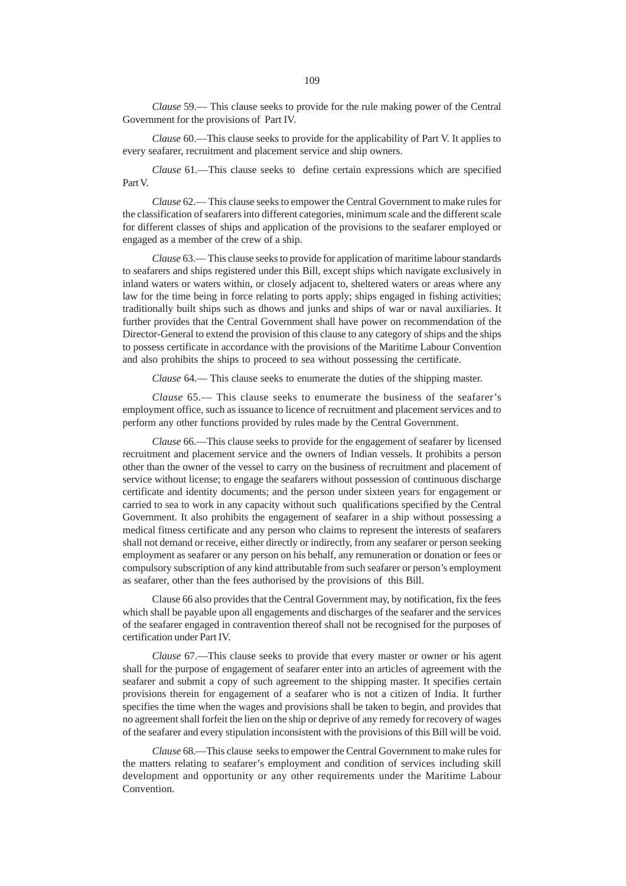*Clause* 59.— This clause seeks to provide for the rule making power of the Central Government for the provisions of Part IV.

*Clause* 60.—This clause seeks to provide for the applicability of Part V. It applies to every seafarer, recruitment and placement service and ship owners.

*Clause* 61.—This clause seeks to define certain expressions which are specified Part V.

*Clause* 62.— This clause seeks to empower the Central Government to make rules for the classification of seafarers into different categories, minimum scale and the different scale for different classes of ships and application of the provisions to the seafarer employed or engaged as a member of the crew of a ship.

*Clause* 63.— This clause seeks to provide for application of maritime labour standards to seafarers and ships registered under this Bill, except ships which navigate exclusively in inland waters or waters within, or closely adjacent to, sheltered waters or areas where any law for the time being in force relating to ports apply; ships engaged in fishing activities; traditionally built ships such as dhows and junks and ships of war or naval auxiliaries. It further provides that the Central Government shall have power on recommendation of the Director-General to extend the provision of this clause to any category of ships and the ships to possess certificate in accordance with the provisions of the Maritime Labour Convention and also prohibits the ships to proceed to sea without possessing the certificate.

*Clause* 64.— This clause seeks to enumerate the duties of the shipping master.

*Clause* 65.— This clause seeks to enumerate the business of the seafarer's employment office, such as issuance to licence of recruitment and placement services and to perform any other functions provided by rules made by the Central Government.

*Clause* 66.—This clause seeks to provide for the engagement of seafarer by licensed recruitment and placement service and the owners of Indian vessels. It prohibits a person other than the owner of the vessel to carry on the business of recruitment and placement of service without license; to engage the seafarers without possession of continuous discharge certificate and identity documents; and the person under sixteen years for engagement or carried to sea to work in any capacity without such qualifications specified by the Central Government. It also prohibits the engagement of seafarer in a ship without possessing a medical fitness certificate and any person who claims to represent the interests of seafarers shall not demand or receive, either directly or indirectly, from any seafarer or person seeking employment as seafarer or any person on his behalf, any remuneration or donation or fees or compulsory subscription of any kind attributable from such seafarer or person's employment as seafarer, other than the fees authorised by the provisions of this Bill.

Clause 66 also provides that the Central Government may, by notification, fix the fees which shall be payable upon all engagements and discharges of the seafarer and the services of the seafarer engaged in contravention thereof shall not be recognised for the purposes of certification under Part IV.

*Clause* 67.—This clause seeks to provide that every master or owner or his agent shall for the purpose of engagement of seafarer enter into an articles of agreement with the seafarer and submit a copy of such agreement to the shipping master. It specifies certain provisions therein for engagement of a seafarer who is not a citizen of India. It further specifies the time when the wages and provisions shall be taken to begin, and provides that no agreement shall forfeit the lien on the ship or deprive of any remedy for recovery of wages of the seafarer and every stipulation inconsistent with the provisions of this Bill will be void.

*Clause* 68.—This clause seeks to empower the Central Government to make rules for the matters relating to seafarer's employment and condition of services including skill development and opportunity or any other requirements under the Maritime Labour Convention.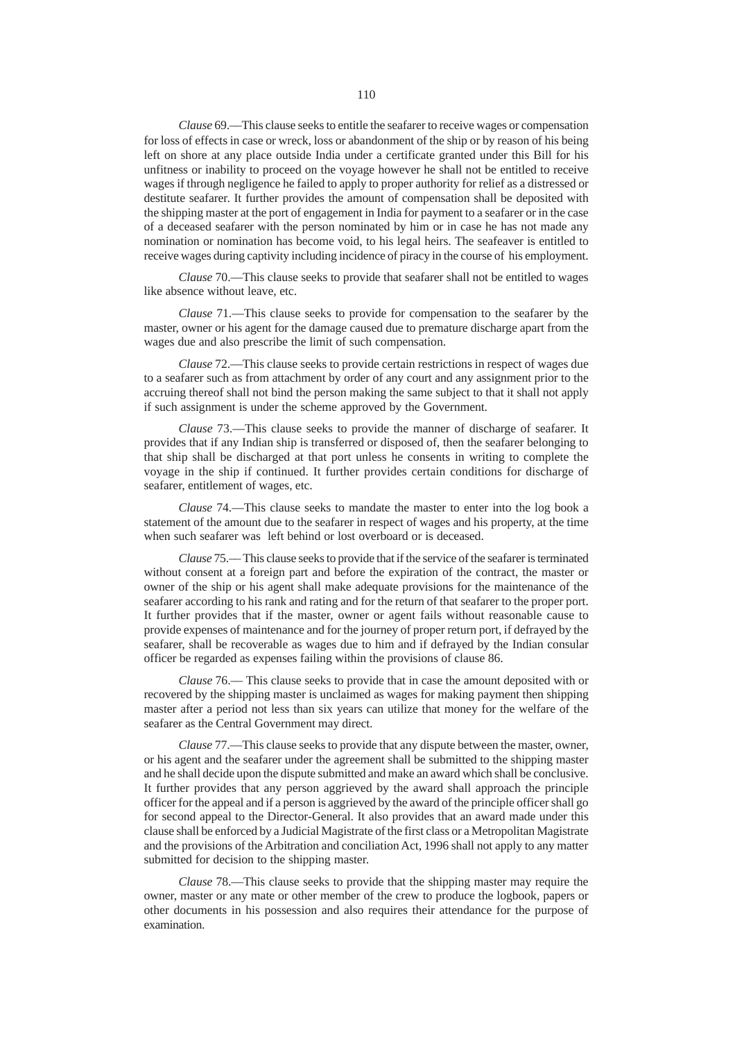*Clause* 69.—This clause seeks to entitle the seafarer to receive wages or compensation for loss of effects in case or wreck, loss or abandonment of the ship or by reason of his being left on shore at any place outside India under a certificate granted under this Bill for his unfitness or inability to proceed on the voyage however he shall not be entitled to receive wages if through negligence he failed to apply to proper authority for relief as a distressed or destitute seafarer. It further provides the amount of compensation shall be deposited with the shipping master at the port of engagement in India for payment to a seafarer or in the case of a deceased seafarer with the person nominated by him or in case he has not made any nomination or nomination has become void, to his legal heirs. The seafeaver is entitled to receive wages during captivity including incidence of piracy in the course of his employment.

*Clause* 70.—This clause seeks to provide that seafarer shall not be entitled to wages like absence without leave, etc.

*Clause* 71.—This clause seeks to provide for compensation to the seafarer by the master, owner or his agent for the damage caused due to premature discharge apart from the wages due and also prescribe the limit of such compensation.

*Clause* 72.—This clause seeks to provide certain restrictions in respect of wages due to a seafarer such as from attachment by order of any court and any assignment prior to the accruing thereof shall not bind the person making the same subject to that it shall not apply if such assignment is under the scheme approved by the Government.

*Clause* 73.—This clause seeks to provide the manner of discharge of seafarer. It provides that if any Indian ship is transferred or disposed of, then the seafarer belonging to that ship shall be discharged at that port unless he consents in writing to complete the voyage in the ship if continued. It further provides certain conditions for discharge of seafarer, entitlement of wages, etc.

*Clause* 74.—This clause seeks to mandate the master to enter into the log book a statement of the amount due to the seafarer in respect of wages and his property, at the time when such seafarer was left behind or lost overboard or is deceased.

*Clause* 75.— This clause seeks to provide that if the service of the seafarer is terminated without consent at a foreign part and before the expiration of the contract, the master or owner of the ship or his agent shall make adequate provisions for the maintenance of the seafarer according to his rank and rating and for the return of that seafarer to the proper port. It further provides that if the master, owner or agent fails without reasonable cause to provide expenses of maintenance and for the journey of proper return port, if defrayed by the seafarer, shall be recoverable as wages due to him and if defrayed by the Indian consular officer be regarded as expenses failing within the provisions of clause 86.

*Clause* 76.— This clause seeks to provide that in case the amount deposited with or recovered by the shipping master is unclaimed as wages for making payment then shipping master after a period not less than six years can utilize that money for the welfare of the seafarer as the Central Government may direct.

*Clause* 77.—This clause seeks to provide that any dispute between the master, owner, or his agent and the seafarer under the agreement shall be submitted to the shipping master and he shall decide upon the dispute submitted and make an award which shall be conclusive. It further provides that any person aggrieved by the award shall approach the principle officer for the appeal and if a person is aggrieved by the award of the principle officer shall go for second appeal to the Director-General. It also provides that an award made under this clause shall be enforced by a Judicial Magistrate of the first class or a Metropolitan Magistrate and the provisions of the Arbitration and conciliation Act, 1996 shall not apply to any matter submitted for decision to the shipping master.

*Clause* 78.—This clause seeks to provide that the shipping master may require the owner, master or any mate or other member of the crew to produce the logbook, papers or other documents in his possession and also requires their attendance for the purpose of examination.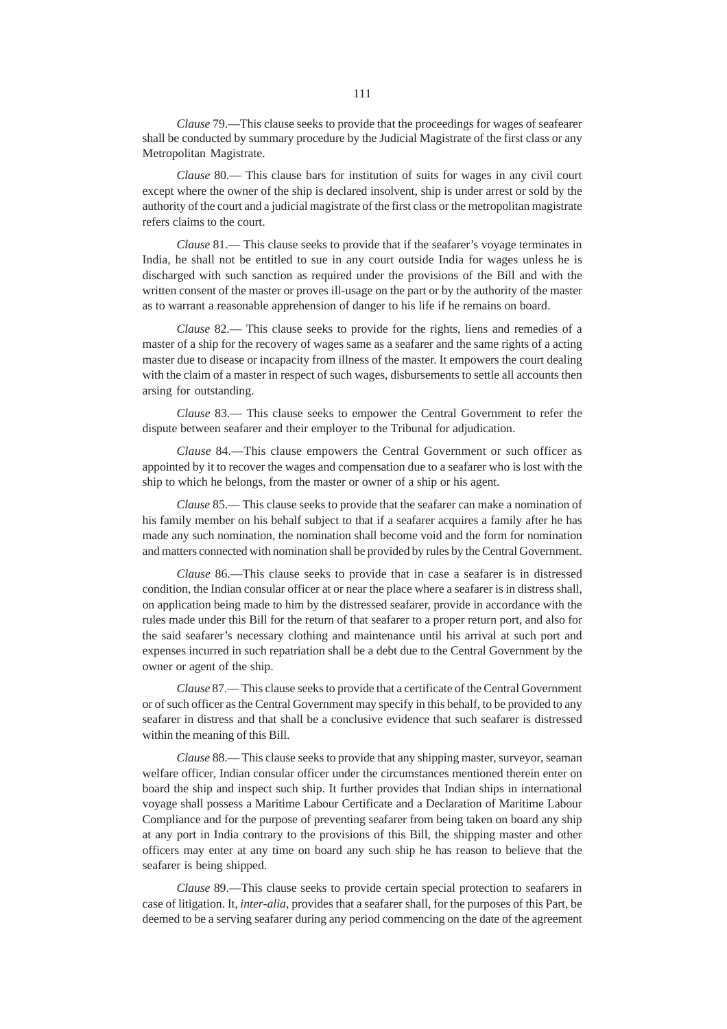*Clause* 79.—This clause seeks to provide that the proceedings for wages of seafearer shall be conducted by summary procedure by the Judicial Magistrate of the first class or any Metropolitan Magistrate.

*Clause* 80.— This clause bars for institution of suits for wages in any civil court except where the owner of the ship is declared insolvent, ship is under arrest or sold by the authority of the court and a judicial magistrate of the first class or the metropolitan magistrate refers claims to the court.

*Clause* 81.— This clause seeks to provide that if the seafarer's voyage terminates in India, he shall not be entitled to sue in any court outside India for wages unless he is discharged with such sanction as required under the provisions of the Bill and with the written consent of the master or proves ill-usage on the part or by the authority of the master as to warrant a reasonable apprehension of danger to his life if he remains on board.

*Clause* 82.— This clause seeks to provide for the rights, liens and remedies of a master of a ship for the recovery of wages same as a seafarer and the same rights of a acting master due to disease or incapacity from illness of the master. It empowers the court dealing with the claim of a master in respect of such wages, disbursements to settle all accounts then arsing for outstanding.

*Clause* 83.— This clause seeks to empower the Central Government to refer the dispute between seafarer and their employer to the Tribunal for adjudication.

*Clause* 84.—This clause empowers the Central Government or such officer as appointed by it to recover the wages and compensation due to a seafarer who is lost with the ship to which he belongs, from the master or owner of a ship or his agent.

*Clause* 85.— This clause seeks to provide that the seafarer can make a nomination of his family member on his behalf subject to that if a seafarer acquires a family after he has made any such nomination, the nomination shall become void and the form for nomination and matters connected with nomination shall be provided by rules by the Central Government.

*Clause* 86.—This clause seeks to provide that in case a seafarer is in distressed condition, the Indian consular officer at or near the place where a seafarer is in distress shall, on application being made to him by the distressed seafarer, provide in accordance with the rules made under this Bill for the return of that seafarer to a proper return port, and also for the said seafarer's necessary clothing and maintenance until his arrival at such port and expenses incurred in such repatriation shall be a debt due to the Central Government by the owner or agent of the ship.

*Clause* 87.— This clause seeks to provide that a certificate of the Central Government or of such officer as the Central Government may specify in this behalf, to be provided to any seafarer in distress and that shall be a conclusive evidence that such seafarer is distressed within the meaning of this Bill.

*Clause* 88.— This clause seeks to provide that any shipping master, surveyor, seaman welfare officer, Indian consular officer under the circumstances mentioned therein enter on board the ship and inspect such ship. It further provides that Indian ships in international voyage shall possess a Maritime Labour Certificate and a Declaration of Maritime Labour Compliance and for the purpose of preventing seafarer from being taken on board any ship at any port in India contrary to the provisions of this Bill, the shipping master and other officers may enter at any time on board any such ship he has reason to believe that the seafarer is being shipped.

*Clause* 89.—This clause seeks to provide certain special protection to seafarers in case of litigation. It, *inter-alia*, provides that a seafarer shall, for the purposes of this Part, be deemed to be a serving seafarer during any period commencing on the date of the agreement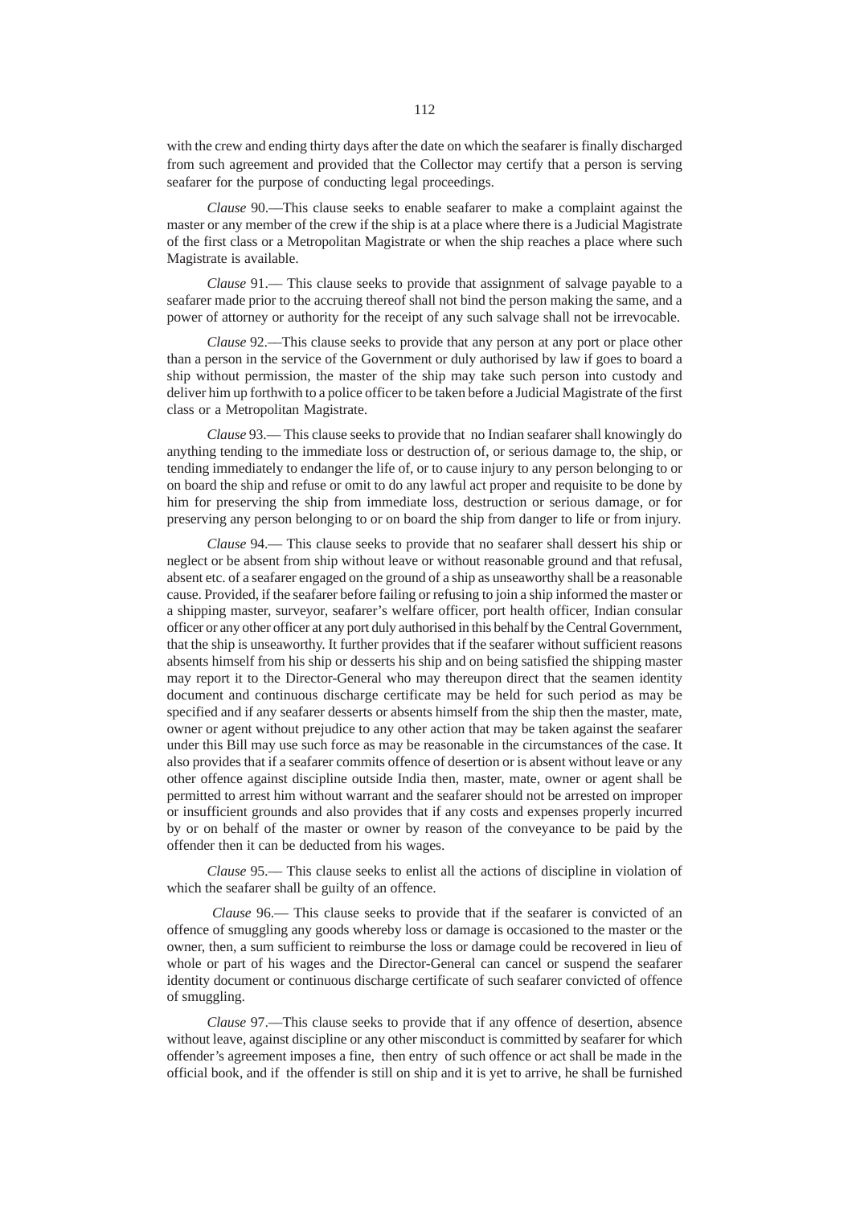with the crew and ending thirty days after the date on which the seafarer is finally discharged from such agreement and provided that the Collector may certify that a person is serving seafarer for the purpose of conducting legal proceedings.

*Clause* 90.—This clause seeks to enable seafarer to make a complaint against the master or any member of the crew if the ship is at a place where there is a Judicial Magistrate of the first class or a Metropolitan Magistrate or when the ship reaches a place where such Magistrate is available.

*Clause* 91.— This clause seeks to provide that assignment of salvage payable to a seafarer made prior to the accruing thereof shall not bind the person making the same, and a power of attorney or authority for the receipt of any such salvage shall not be irrevocable.

*Clause* 92.—This clause seeks to provide that any person at any port or place other than a person in the service of the Government or duly authorised by law if goes to board a ship without permission, the master of the ship may take such person into custody and deliver him up forthwith to a police officer to be taken before a Judicial Magistrate of the first class or a Metropolitan Magistrate.

*Clause* 93.— This clause seeks to provide that no Indian seafarer shall knowingly do anything tending to the immediate loss or destruction of, or serious damage to, the ship, or tending immediately to endanger the life of, or to cause injury to any person belonging to or on board the ship and refuse or omit to do any lawful act proper and requisite to be done by him for preserving the ship from immediate loss, destruction or serious damage, or for preserving any person belonging to or on board the ship from danger to life or from injury.

*Clause* 94.— This clause seeks to provide that no seafarer shall dessert his ship or neglect or be absent from ship without leave or without reasonable ground and that refusal, absent etc. of a seafarer engaged on the ground of a ship as unseaworthy shall be a reasonable cause. Provided, if the seafarer before failing or refusing to join a ship informed the master or a shipping master, surveyor, seafarer's welfare officer, port health officer, Indian consular officer or any other officer at any port duly authorised in this behalf by the Central Government, that the ship is unseaworthy. It further provides that if the seafarer without sufficient reasons absents himself from his ship or desserts his ship and on being satisfied the shipping master may report it to the Director-General who may thereupon direct that the seamen identity document and continuous discharge certificate may be held for such period as may be specified and if any seafarer desserts or absents himself from the ship then the master, mate, owner or agent without prejudice to any other action that may be taken against the seafarer under this Bill may use such force as may be reasonable in the circumstances of the case. It also provides that if a seafarer commits offence of desertion or is absent without leave or any other offence against discipline outside India then, master, mate, owner or agent shall be permitted to arrest him without warrant and the seafarer should not be arrested on improper or insufficient grounds and also provides that if any costs and expenses properly incurred by or on behalf of the master or owner by reason of the conveyance to be paid by the offender then it can be deducted from his wages.

*Clause* 95.— This clause seeks to enlist all the actions of discipline in violation of which the seafarer shall be guilty of an offence.

*Clause* 96.— This clause seeks to provide that if the seafarer is convicted of an offence of smuggling any goods whereby loss or damage is occasioned to the master or the owner, then, a sum sufficient to reimburse the loss or damage could be recovered in lieu of whole or part of his wages and the Director-General can cancel or suspend the seafarer identity document or continuous discharge certificate of such seafarer convicted of offence of smuggling.

*Clause* 97.—This clause seeks to provide that if any offence of desertion, absence without leave, against discipline or any other misconduct is committed by seafarer for which offender's agreement imposes a fine, then entry of such offence or act shall be made in the official book, and if the offender is still on ship and it is yet to arrive, he shall be furnished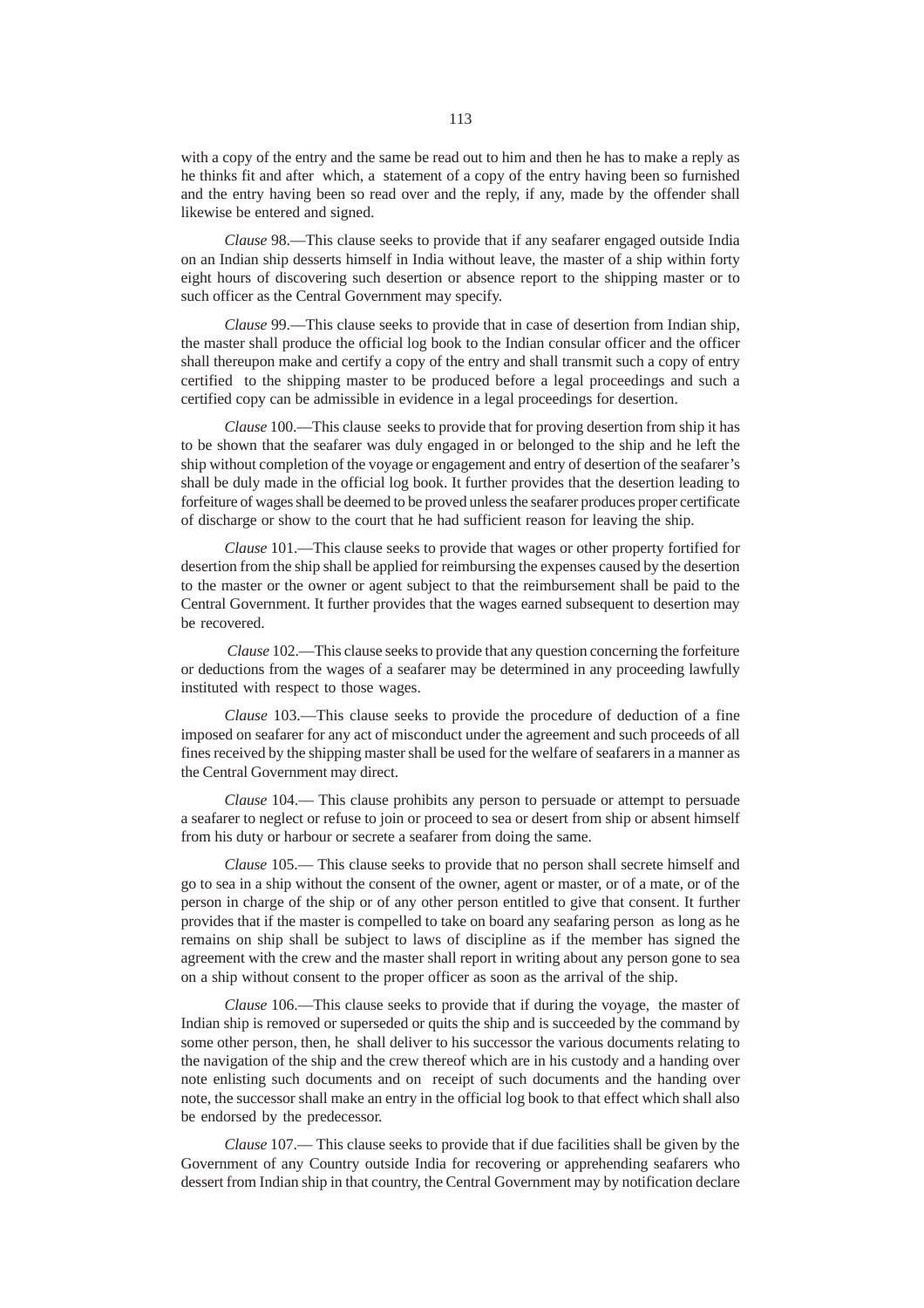with a copy of the entry and the same be read out to him and then he has to make a reply as he thinks fit and after which, a statement of a copy of the entry having been so furnished and the entry having been so read over and the reply, if any, made by the offender shall likewise be entered and signed.

*Clause* 98.—This clause seeks to provide that if any seafarer engaged outside India on an Indian ship desserts himself in India without leave, the master of a ship within forty eight hours of discovering such desertion or absence report to the shipping master or to such officer as the Central Government may specify.

*Clause* 99.—This clause seeks to provide that in case of desertion from Indian ship, the master shall produce the official log book to the Indian consular officer and the officer shall thereupon make and certify a copy of the entry and shall transmit such a copy of entry certified to the shipping master to be produced before a legal proceedings and such a certified copy can be admissible in evidence in a legal proceedings for desertion.

*Clause* 100.—This clause seeks to provide that for proving desertion from ship it has to be shown that the seafarer was duly engaged in or belonged to the ship and he left the ship without completion of the voyage or engagement and entry of desertion of the seafarer's shall be duly made in the official log book. It further provides that the desertion leading to forfeiture of wages shall be deemed to be proved unless the seafarer produces proper certificate of discharge or show to the court that he had sufficient reason for leaving the ship.

*Clause* 101.—This clause seeks to provide that wages or other property fortified for desertion from the ship shall be applied for reimbursing the expenses caused by the desertion to the master or the owner or agent subject to that the reimbursement shall be paid to the Central Government. It further provides that the wages earned subsequent to desertion may be recovered.

*Clause* 102.—This clause seeks to provide that any question concerning the forfeiture or deductions from the wages of a seafarer may be determined in any proceeding lawfully instituted with respect to those wages.

*Clause* 103.—This clause seeks to provide the procedure of deduction of a fine imposed on seafarer for any act of misconduct under the agreement and such proceeds of all fines received by the shipping master shall be used for the welfare of seafarers in a manner as the Central Government may direct.

*Clause* 104.— This clause prohibits any person to persuade or attempt to persuade a seafarer to neglect or refuse to join or proceed to sea or desert from ship or absent himself from his duty or harbour or secrete a seafarer from doing the same.

*Clause* 105.— This clause seeks to provide that no person shall secrete himself and go to sea in a ship without the consent of the owner, agent or master, or of a mate, or of the person in charge of the ship or of any other person entitled to give that consent. It further provides that if the master is compelled to take on board any seafaring person as long as he remains on ship shall be subject to laws of discipline as if the member has signed the agreement with the crew and the master shall report in writing about any person gone to sea on a ship without consent to the proper officer as soon as the arrival of the ship.

*Clause* 106.—This clause seeks to provide that if during the voyage, the master of Indian ship is removed or superseded or quits the ship and is succeeded by the command by some other person, then, he shall deliver to his successor the various documents relating to the navigation of the ship and the crew thereof which are in his custody and a handing over note enlisting such documents and on receipt of such documents and the handing over note, the successor shall make an entry in the official log book to that effect which shall also be endorsed by the predecessor.

*Clause* 107.— This clause seeks to provide that if due facilities shall be given by the Government of any Country outside India for recovering or apprehending seafarers who dessert from Indian ship in that country, the Central Government may by notification declare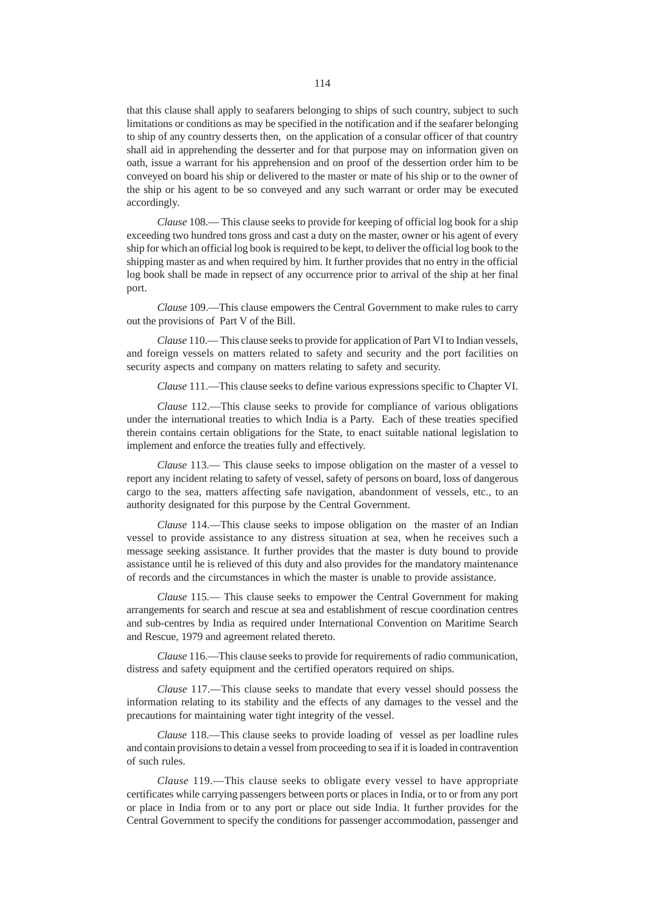that this clause shall apply to seafarers belonging to ships of such country, subject to such limitations or conditions as may be specified in the notification and if the seafarer belonging to ship of any country desserts then, on the application of a consular officer of that country shall aid in apprehending the desserter and for that purpose may on information given on oath, issue a warrant for his apprehension and on proof of the dessertion order him to be conveyed on board his ship or delivered to the master or mate of his ship or to the owner of the ship or his agent to be so conveyed and any such warrant or order may be executed accordingly.

*Clause* 108.— This clause seeks to provide for keeping of official log book for a ship exceeding two hundred tons gross and cast a duty on the master, owner or his agent of every ship for which an official log book is required to be kept, to deliver the official log book to the shipping master as and when required by him. It further provides that no entry in the official log book shall be made in repsect of any occurrence prior to arrival of the ship at her final port.

*Clause* 109.—This clause empowers the Central Government to make rules to carry out the provisions of Part V of the Bill.

*Clause* 110.— This clause seeks to provide for application of Part VI to Indian vessels, and foreign vessels on matters related to safety and security and the port facilities on security aspects and company on matters relating to safety and security.

*Clause* 111.—This clause seeks to define various expressions specific to Chapter VI.

*Clause* 112.—This clause seeks to provide for compliance of various obligations under the international treaties to which India is a Party. Each of these treaties specified therein contains certain obligations for the State, to enact suitable national legislation to implement and enforce the treaties fully and effectively.

*Clause* 113.— This clause seeks to impose obligation on the master of a vessel to report any incident relating to safety of vessel, safety of persons on board, loss of dangerous cargo to the sea, matters affecting safe navigation, abandonment of vessels, etc., to an authority designated for this purpose by the Central Government.

*Clause* 114.—This clause seeks to impose obligation on the master of an Indian vessel to provide assistance to any distress situation at sea, when he receives such a message seeking assistance. It further provides that the master is duty bound to provide assistance until he is relieved of this duty and also provides for the mandatory maintenance of records and the circumstances in which the master is unable to provide assistance.

*Clause* 115.— This clause seeks to empower the Central Government for making arrangements for search and rescue at sea and establishment of rescue coordination centres and sub-centres by India as required under International Convention on Maritime Search and Rescue, 1979 and agreement related thereto.

*Clause* 116.—This clause seeks to provide for requirements of radio communication, distress and safety equipment and the certified operators required on ships.

*Clause* 117.—This clause seeks to mandate that every vessel should possess the information relating to its stability and the effects of any damages to the vessel and the precautions for maintaining water tight integrity of the vessel.

*Clause* 118.—This clause seeks to provide loading of vessel as per loadline rules and contain provisions to detain a vessel from proceeding to sea if it is loaded in contravention of such rules.

*Clause* 119.—This clause seeks to obligate every vessel to have appropriate certificates while carrying passengers between ports or places in India, or to or from any port or place in India from or to any port or place out side India. It further provides for the Central Government to specify the conditions for passenger accommodation, passenger and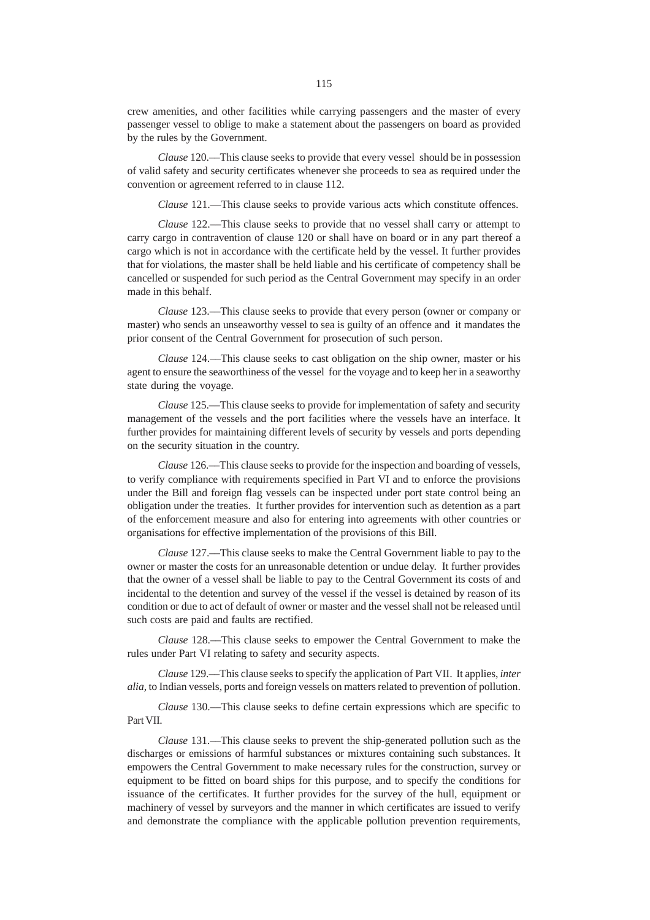crew amenities, and other facilities while carrying passengers and the master of every passenger vessel to oblige to make a statement about the passengers on board as provided by the rules by the Government.

*Clause* 120.—This clause seeks to provide that every vessel should be in possession of valid safety and security certificates whenever she proceeds to sea as required under the convention or agreement referred to in clause 112.

*Clause* 121.—This clause seeks to provide various acts which constitute offences.

*Clause* 122.—This clause seeks to provide that no vessel shall carry or attempt to carry cargo in contravention of clause 120 or shall have on board or in any part thereof a cargo which is not in accordance with the certificate held by the vessel. It further provides that for violations, the master shall be held liable and his certificate of competency shall be cancelled or suspended for such period as the Central Government may specify in an order made in this behalf.

*Clause* 123.—This clause seeks to provide that every person (owner or company or master) who sends an unseaworthy vessel to sea is guilty of an offence and it mandates the prior consent of the Central Government for prosecution of such person.

*Clause* 124.—This clause seeks to cast obligation on the ship owner, master or his agent to ensure the seaworthiness of the vessel for the voyage and to keep her in a seaworthy state during the voyage.

*Clause* 125.—This clause seeks to provide for implementation of safety and security management of the vessels and the port facilities where the vessels have an interface. It further provides for maintaining different levels of security by vessels and ports depending on the security situation in the country.

*Clause* 126.—This clause seeks to provide for the inspection and boarding of vessels, to verify compliance with requirements specified in Part VI and to enforce the provisions under the Bill and foreign flag vessels can be inspected under port state control being an obligation under the treaties. It further provides for intervention such as detention as a part of the enforcement measure and also for entering into agreements with other countries or organisations for effective implementation of the provisions of this Bill.

*Clause* 127.—This clause seeks to make the Central Government liable to pay to the owner or master the costs for an unreasonable detention or undue delay. It further provides that the owner of a vessel shall be liable to pay to the Central Government its costs of and incidental to the detention and survey of the vessel if the vessel is detained by reason of its condition or due to act of default of owner or master and the vessel shall not be released until such costs are paid and faults are rectified.

*Clause* 128.—This clause seeks to empower the Central Government to make the rules under Part VI relating to safety and security aspects.

*Clause* 129.—This clause seeks to specify the application of Part VII. It applies, *inter alia*, to Indian vessels, ports and foreign vessels on matters related to prevention of pollution.

*Clause* 130.—This clause seeks to define certain expressions which are specific to Part VII.

*Clause* 131.—This clause seeks to prevent the ship-generated pollution such as the discharges or emissions of harmful substances or mixtures containing such substances. It empowers the Central Government to make necessary rules for the construction, survey or equipment to be fitted on board ships for this purpose, and to specify the conditions for issuance of the certificates. It further provides for the survey of the hull, equipment or machinery of vessel by surveyors and the manner in which certificates are issued to verify and demonstrate the compliance with the applicable pollution prevention requirements,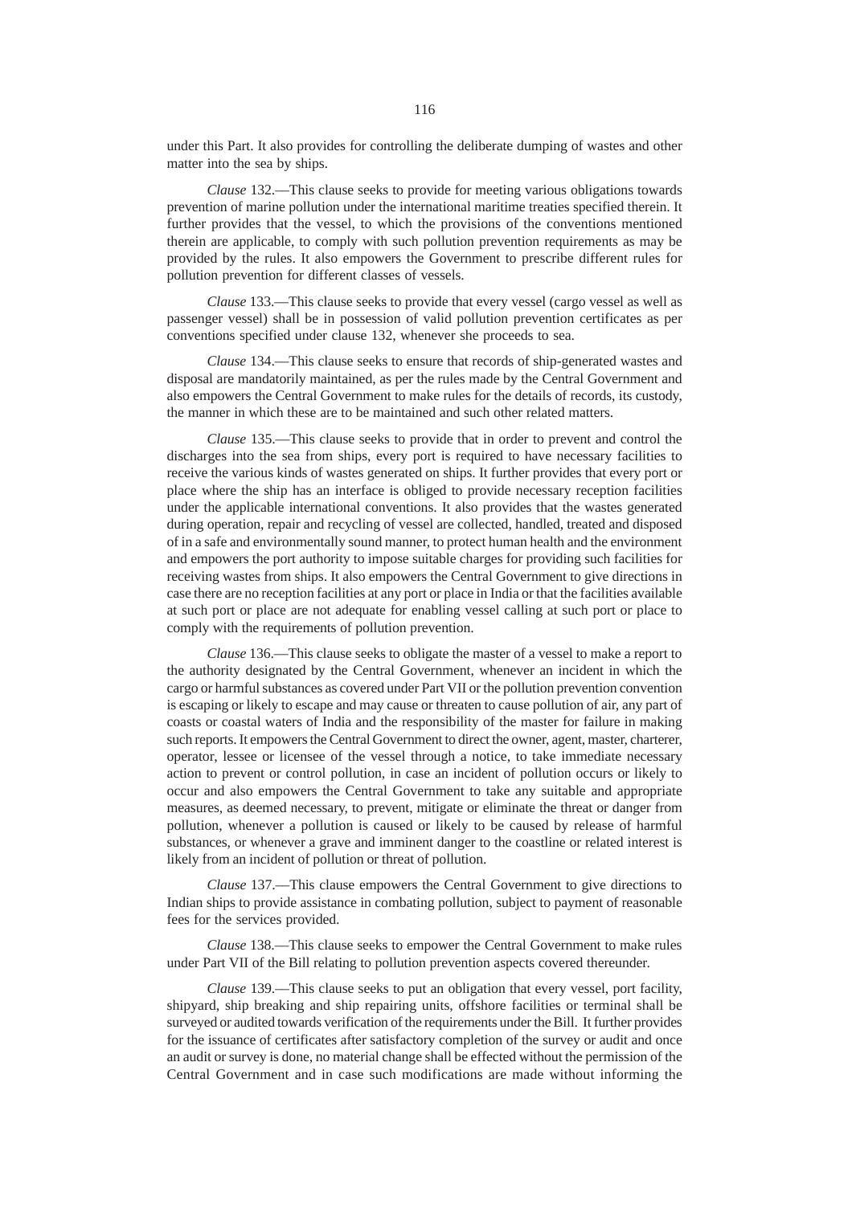under this Part. It also provides for controlling the deliberate dumping of wastes and other matter into the sea by ships.

*Clause* 132.—This clause seeks to provide for meeting various obligations towards prevention of marine pollution under the international maritime treaties specified therein. It further provides that the vessel, to which the provisions of the conventions mentioned therein are applicable, to comply with such pollution prevention requirements as may be provided by the rules. It also empowers the Government to prescribe different rules for pollution prevention for different classes of vessels.

*Clause* 133.—This clause seeks to provide that every vessel (cargo vessel as well as passenger vessel) shall be in possession of valid pollution prevention certificates as per conventions specified under clause 132, whenever she proceeds to sea.

*Clause* 134.—This clause seeks to ensure that records of ship-generated wastes and disposal are mandatorily maintained, as per the rules made by the Central Government and also empowers the Central Government to make rules for the details of records, its custody, the manner in which these are to be maintained and such other related matters.

*Clause* 135.—This clause seeks to provide that in order to prevent and control the discharges into the sea from ships, every port is required to have necessary facilities to receive the various kinds of wastes generated on ships. It further provides that every port or place where the ship has an interface is obliged to provide necessary reception facilities under the applicable international conventions. It also provides that the wastes generated during operation, repair and recycling of vessel are collected, handled, treated and disposed of in a safe and environmentally sound manner, to protect human health and the environment and empowers the port authority to impose suitable charges for providing such facilities for receiving wastes from ships. It also empowers the Central Government to give directions in case there are no reception facilities at any port or place in India or that the facilities available at such port or place are not adequate for enabling vessel calling at such port or place to comply with the requirements of pollution prevention.

*Clause* 136.—This clause seeks to obligate the master of a vessel to make a report to the authority designated by the Central Government, whenever an incident in which the cargo or harmful substances as covered under Part VII or the pollution prevention convention is escaping or likely to escape and may cause or threaten to cause pollution of air, any part of coasts or coastal waters of India and the responsibility of the master for failure in making such reports. It empowers the Central Government to direct the owner, agent, master, charterer, operator, lessee or licensee of the vessel through a notice, to take immediate necessary action to prevent or control pollution, in case an incident of pollution occurs or likely to occur and also empowers the Central Government to take any suitable and appropriate measures, as deemed necessary, to prevent, mitigate or eliminate the threat or danger from pollution, whenever a pollution is caused or likely to be caused by release of harmful substances, or whenever a grave and imminent danger to the coastline or related interest is likely from an incident of pollution or threat of pollution.

*Clause* 137.—This clause empowers the Central Government to give directions to Indian ships to provide assistance in combating pollution, subject to payment of reasonable fees for the services provided.

*Clause* 138.—This clause seeks to empower the Central Government to make rules under Part VII of the Bill relating to pollution prevention aspects covered thereunder.

*Clause* 139.—This clause seeks to put an obligation that every vessel, port facility, shipyard, ship breaking and ship repairing units, offshore facilities or terminal shall be surveyed or audited towards verification of the requirements under the Bill. It further provides for the issuance of certificates after satisfactory completion of the survey or audit and once an audit or survey is done, no material change shall be effected without the permission of the Central Government and in case such modifications are made without informing the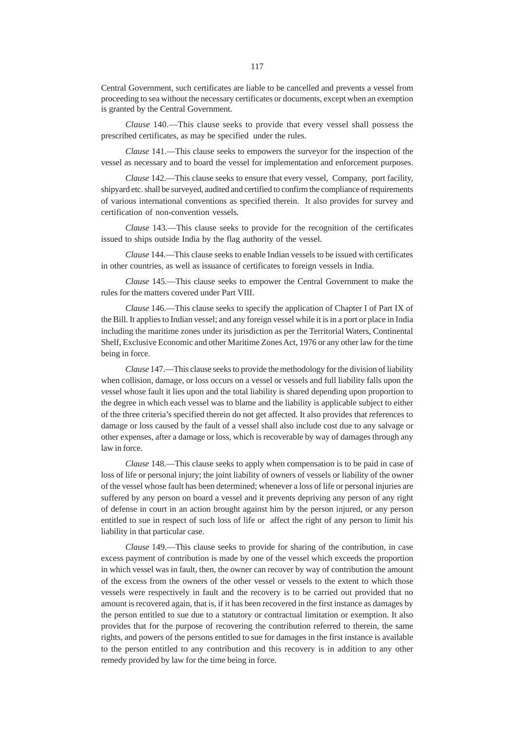Central Government, such certificates are liable to be cancelled and prevents a vessel from proceeding to sea without the necessary certificates or documents, except when an exemption is granted by the Central Government.

*Clause* 140.—This clause seeks to provide that every vessel shall possess the prescribed certificates, as may be specified under the rules.

*Clause* 141.—This clause seeks to empowers the surveyor for the inspection of the vessel as necessary and to board the vessel for implementation and enforcement purposes.

*Clause* 142.—This clause seeks to ensure that every vessel, Company, port facility, shipyard etc. shall be surveyed, audited and certified to confirm the compliance of requirements of various international conventions as specified therein. It also provides for survey and certification of non-convention vessels.

*Clause* 143.—This clause seeks to provide for the recognition of the certificates issued to ships outside India by the flag authority of the vessel.

*Clause* 144.—This clause seeks to enable Indian vessels to be issued with certificates in other countries, as well as issuance of certificates to foreign vessels in India.

*Clause* 145.—This clause seeks to empower the Central Government to make the rules for the matters covered under Part VIII.

*Clause* 146.—This clause seeks to specify the application of Chapter I of Part IX of the Bill. It applies to Indian vessel; and any foreign vessel while it is in a port or place in India including the maritime zones under its jurisdiction as per the Territorial Waters, Continental Shelf, Exclusive Economic and other Maritime Zones Act, 1976 or any other law for the time being in force.

*Clause* 147.—This clause seeks to provide the methodology for the division of liability when collision, damage, or loss occurs on a vessel or vessels and full liability falls upon the vessel whose fault it lies upon and the total liability is shared depending upon proportion to the degree in which each vessel was to blame and the liability is applicable subject to either of the three criteria's specified therein do not get affected. It also provides that references to damage or loss caused by the fault of a vessel shall also include cost due to any salvage or other expenses, after a damage or loss, which is recoverable by way of damages through any law in force.

*Clause* 148.—This clause seeks to apply when compensation is to be paid in case of loss of life or personal injury; the joint liability of owners of vessels or liability of the owner of the vessel whose fault has been determined; whenever a loss of life or personal injuries are suffered by any person on board a vessel and it prevents depriving any person of any right of defense in court in an action brought against him by the person injured, or any person entitled to sue in respect of such loss of life or affect the right of any person to limit his liability in that particular case.

*Clause* 149.—This clause seeks to provide for sharing of the contribution, in case excess payment of contribution is made by one of the vessel which exceeds the proportion in which vessel was in fault, then, the owner can recover by way of contribution the amount of the excess from the owners of the other vessel or vessels to the extent to which those vessels were respectively in fault and the recovery is to be carried out provided that no amount is recovered again, that is, if it has been recovered in the first instance as damages by the person entitled to sue due to a statutory or contractual limitation or exemption. It also provides that for the purpose of recovering the contribution referred to therein, the same rights, and powers of the persons entitled to sue for damages in the first instance is available to the person entitled to any contribution and this recovery is in addition to any other remedy provided by law for the time being in force.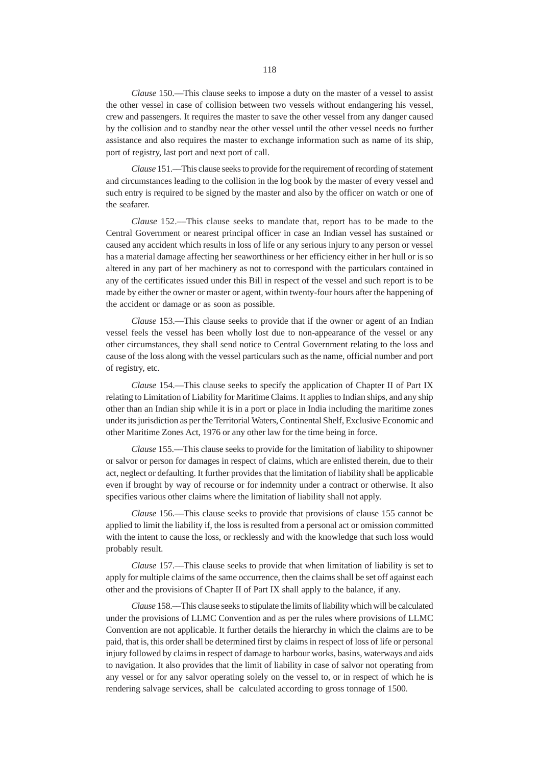*Clause* 150.—This clause seeks to impose a duty on the master of a vessel to assist the other vessel in case of collision between two vessels without endangering his vessel, crew and passengers. It requires the master to save the other vessel from any danger caused by the collision and to standby near the other vessel until the other vessel needs no further assistance and also requires the master to exchange information such as name of its ship, port of registry, last port and next port of call.

*Clause* 151.—This clause seeks to provide for the requirement of recording of statement and circumstances leading to the collision in the log book by the master of every vessel and such entry is required to be signed by the master and also by the officer on watch or one of the seafarer.

*Clause* 152.—This clause seeks to mandate that, report has to be made to the Central Government or nearest principal officer in case an Indian vessel has sustained or caused any accident which results in loss of life or any serious injury to any person or vessel has a material damage affecting her seaworthiness or her efficiency either in her hull or is so altered in any part of her machinery as not to correspond with the particulars contained in any of the certificates issued under this Bill in respect of the vessel and such report is to be made by either the owner or master or agent, within twenty-four hours after the happening of the accident or damage or as soon as possible.

*Clause* 153.—This clause seeks to provide that if the owner or agent of an Indian vessel feels the vessel has been wholly lost due to non-appearance of the vessel or any other circumstances, they shall send notice to Central Government relating to the loss and cause of the loss along with the vessel particulars such as the name, official number and port of registry, etc.

*Clause* 154.—This clause seeks to specify the application of Chapter II of Part IX relating to Limitation of Liability for Maritime Claims. It applies to Indian ships, and any ship other than an Indian ship while it is in a port or place in India including the maritime zones under its jurisdiction as per the Territorial Waters, Continental Shelf, Exclusive Economic and other Maritime Zones Act, 1976 or any other law for the time being in force.

*Clause* 155.—This clause seeks to provide for the limitation of liability to shipowner or salvor or person for damages in respect of claims, which are enlisted therein, due to their act, neglect or defaulting. It further provides that the limitation of liability shall be applicable even if brought by way of recourse or for indemnity under a contract or otherwise. It also specifies various other claims where the limitation of liability shall not apply.

*Clause* 156.—This clause seeks to provide that provisions of clause 155 cannot be applied to limit the liability if, the loss is resulted from a personal act or omission committed with the intent to cause the loss, or recklessly and with the knowledge that such loss would probably result.

*Clause* 157.—This clause seeks to provide that when limitation of liability is set to apply for multiple claims of the same occurrence, then the claims shall be set off against each other and the provisions of Chapter II of Part IX shall apply to the balance, if any.

*Clause* 158.—This clause seeks to stipulate the limits of liability which will be calculated under the provisions of LLMC Convention and as per the rules where provisions of LLMC Convention are not applicable. It further details the hierarchy in which the claims are to be paid, that is, this order shall be determined first by claims in respect of loss of life or personal injury followed by claims in respect of damage to harbour works, basins, waterways and aids to navigation. It also provides that the limit of liability in case of salvor not operating from any vessel or for any salvor operating solely on the vessel to, or in respect of which he is rendering salvage services, shall be calculated according to gross tonnage of 1500.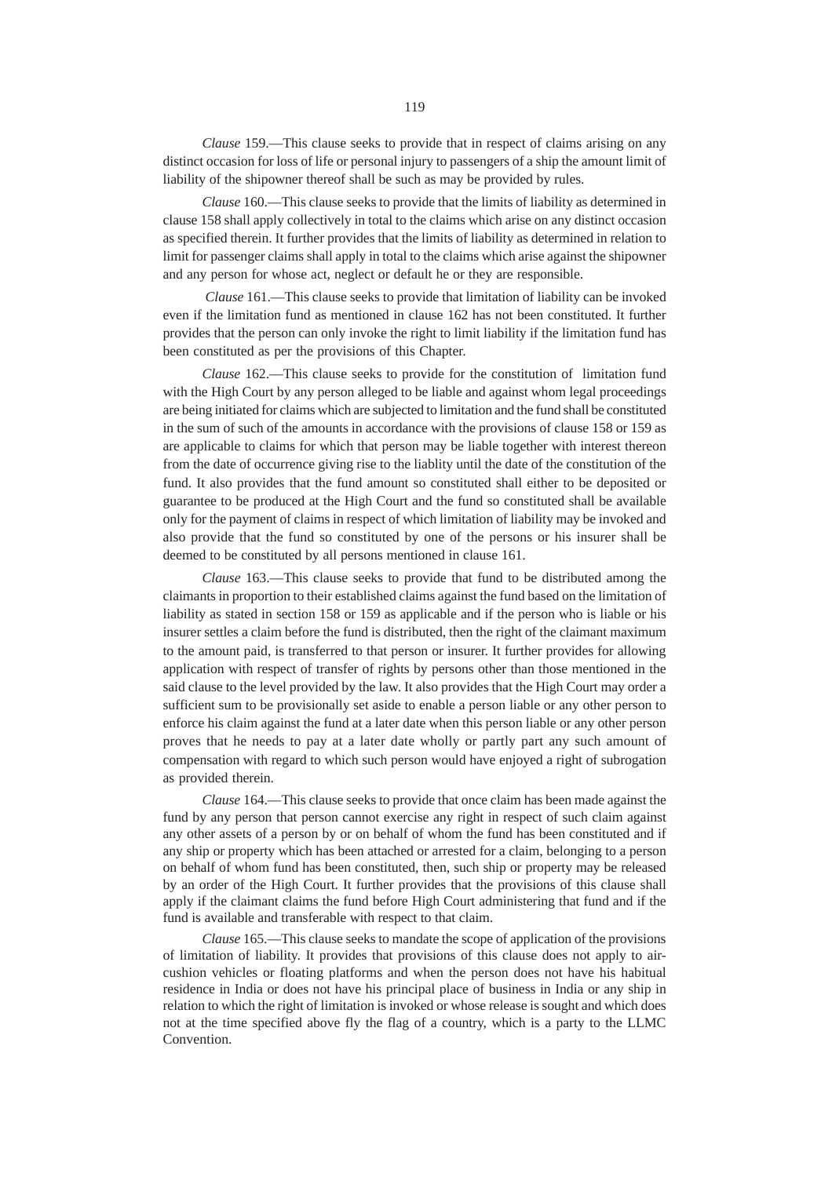*Clause* 159.—This clause seeks to provide that in respect of claims arising on any distinct occasion for loss of life or personal injury to passengers of a ship the amount limit of liability of the shipowner thereof shall be such as may be provided by rules.

*Clause* 160.—This clause seeks to provide that the limits of liability as determined in clause 158 shall apply collectively in total to the claims which arise on any distinct occasion as specified therein. It further provides that the limits of liability as determined in relation to limit for passenger claims shall apply in total to the claims which arise against the shipowner and any person for whose act, neglect or default he or they are responsible.

*Clause* 161.—This clause seeks to provide that limitation of liability can be invoked even if the limitation fund as mentioned in clause 162 has not been constituted. It further provides that the person can only invoke the right to limit liability if the limitation fund has been constituted as per the provisions of this Chapter.

*Clause* 162.—This clause seeks to provide for the constitution of limitation fund with the High Court by any person alleged to be liable and against whom legal proceedings are being initiated for claims which are subjected to limitation and the fund shall be constituted in the sum of such of the amounts in accordance with the provisions of clause 158 or 159 as are applicable to claims for which that person may be liable together with interest thereon from the date of occurrence giving rise to the liablity until the date of the constitution of the fund. It also provides that the fund amount so constituted shall either to be deposited or guarantee to be produced at the High Court and the fund so constituted shall be available only for the payment of claims in respect of which limitation of liability may be invoked and also provide that the fund so constituted by one of the persons or his insurer shall be deemed to be constituted by all persons mentioned in clause 161.

*Clause* 163.—This clause seeks to provide that fund to be distributed among the claimants in proportion to their established claims against the fund based on the limitation of liability as stated in section 158 or 159 as applicable and if the person who is liable or his insurer settles a claim before the fund is distributed, then the right of the claimant maximum to the amount paid, is transferred to that person or insurer. It further provides for allowing application with respect of transfer of rights by persons other than those mentioned in the said clause to the level provided by the law. It also provides that the High Court may order a sufficient sum to be provisionally set aside to enable a person liable or any other person to enforce his claim against the fund at a later date when this person liable or any other person proves that he needs to pay at a later date wholly or partly part any such amount of compensation with regard to which such person would have enjoyed a right of subrogation as provided therein.

*Clause* 164.—This clause seeks to provide that once claim has been made against the fund by any person that person cannot exercise any right in respect of such claim against any other assets of a person by or on behalf of whom the fund has been constituted and if any ship or property which has been attached or arrested for a claim, belonging to a person on behalf of whom fund has been constituted, then, such ship or property may be released by an order of the High Court. It further provides that the provisions of this clause shall apply if the claimant claims the fund before High Court administering that fund and if the fund is available and transferable with respect to that claim.

*Clause* 165.—This clause seeks to mandate the scope of application of the provisions of limitation of liability. It provides that provisions of this clause does not apply to air-cushion vehicles or floating platforms and when the person does not have his habitual residence in India or does not have his principal place of business in India or any ship in relation to which the right of limitation is invoked or whose release is sought and which does not at the time specified above fly the flag of a country, which is a party to the LLMC Convention.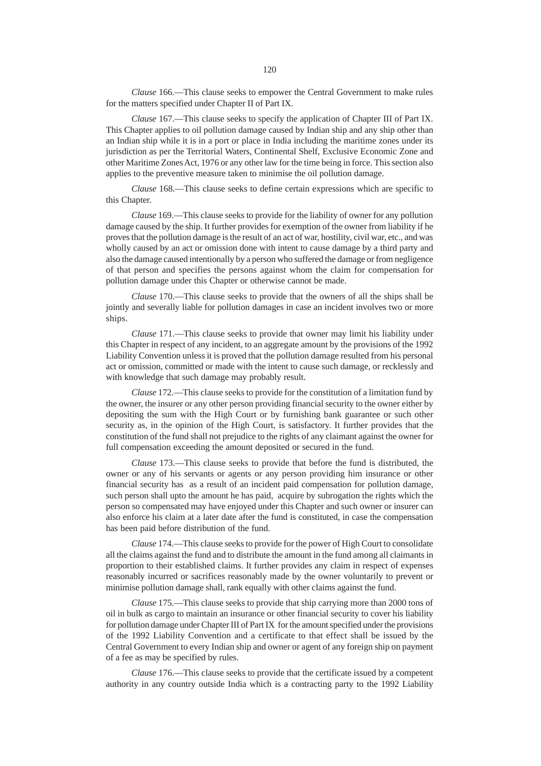*Clause* 166.—This clause seeks to empower the Central Government to make rules for the matters specified under Chapter II of Part IX.

*Clause* 167.—This clause seeks to specify the application of Chapter III of Part IX. This Chapter applies to oil pollution damage caused by Indian ship and any ship other than an Indian ship while it is in a port or place in India including the maritime zones under its jurisdiction as per the Territorial Waters, Continental Shelf, Exclusive Economic Zone and other Maritime Zones Act, 1976 or any other law for the time being in force. This section also applies to the preventive measure taken to minimise the oil pollution damage.

*Clause* 168.—This clause seeks to define certain expressions which are specific to this Chapter.

*Clause* 169.—This clause seeks to provide for the liability of owner for any pollution damage caused by the ship. It further provides for exemption of the owner from liability if he proves that the pollution damage is the result of an act of war, hostility, civil war, etc., and was wholly caused by an act or omission done with intent to cause damage by a third party and also the damage caused intentionally by a person who suffered the damage or from negligence of that person and specifies the persons against whom the claim for compensation for pollution damage under this Chapter or otherwise cannot be made.

*Clause* 170.—This clause seeks to provide that the owners of all the ships shall be jointly and severally liable for pollution damages in case an incident involves two or more ships.

*Clause* 171.—This clause seeks to provide that owner may limit his liability under this Chapter in respect of any incident, to an aggregate amount by the provisions of the 1992 Liability Convention unless it is proved that the pollution damage resulted from his personal act or omission, committed or made with the intent to cause such damage, or recklessly and with knowledge that such damage may probably result.

*Clause* 172.—This clause seeks to provide for the constitution of a limitation fund by the owner, the insurer or any other person providing financial security to the owner either by depositing the sum with the High Court or by furnishing bank guarantee or such other security as, in the opinion of the High Court, is satisfactory. It further provides that the constitution of the fund shall not prejudice to the rights of any claimant against the owner for full compensation exceeding the amount deposited or secured in the fund.

*Clause* 173.—This clause seeks to provide that before the fund is distributed, the owner or any of his servants or agents or any person providing him insurance or other financial security has as a result of an incident paid compensation for pollution damage, such person shall upto the amount he has paid, acquire by subrogation the rights which the person so compensated may have enjoyed under this Chapter and such owner or insurer can also enforce his claim at a later date after the fund is constituted, in case the compensation has been paid before distribution of the fund.

*Clause* 174.—This clause seeks to provide for the power of High Court to consolidate all the claims against the fund and to distribute the amount in the fund among all claimants in proportion to their established claims. It further provides any claim in respect of expenses reasonably incurred or sacrifices reasonably made by the owner voluntarily to prevent or minimise pollution damage shall, rank equally with other claims against the fund.

*Clause* 175.—This clause seeks to provide that ship carrying more than 2000 tons of oil in bulk as cargo to maintain an insurance or other financial security to cover his liability for pollution damage under Chapter III of Part IX for the amount specified under the provisions of the 1992 Liability Convention and a certificate to that effect shall be issued by the Central Government to every Indian ship and owner or agent of any foreign ship on payment of a fee as may be specified by rules.

*Clause* 176.—This clause seeks to provide that the certificate issued by a competent authority in any country outside India which is a contracting party to the 1992 Liability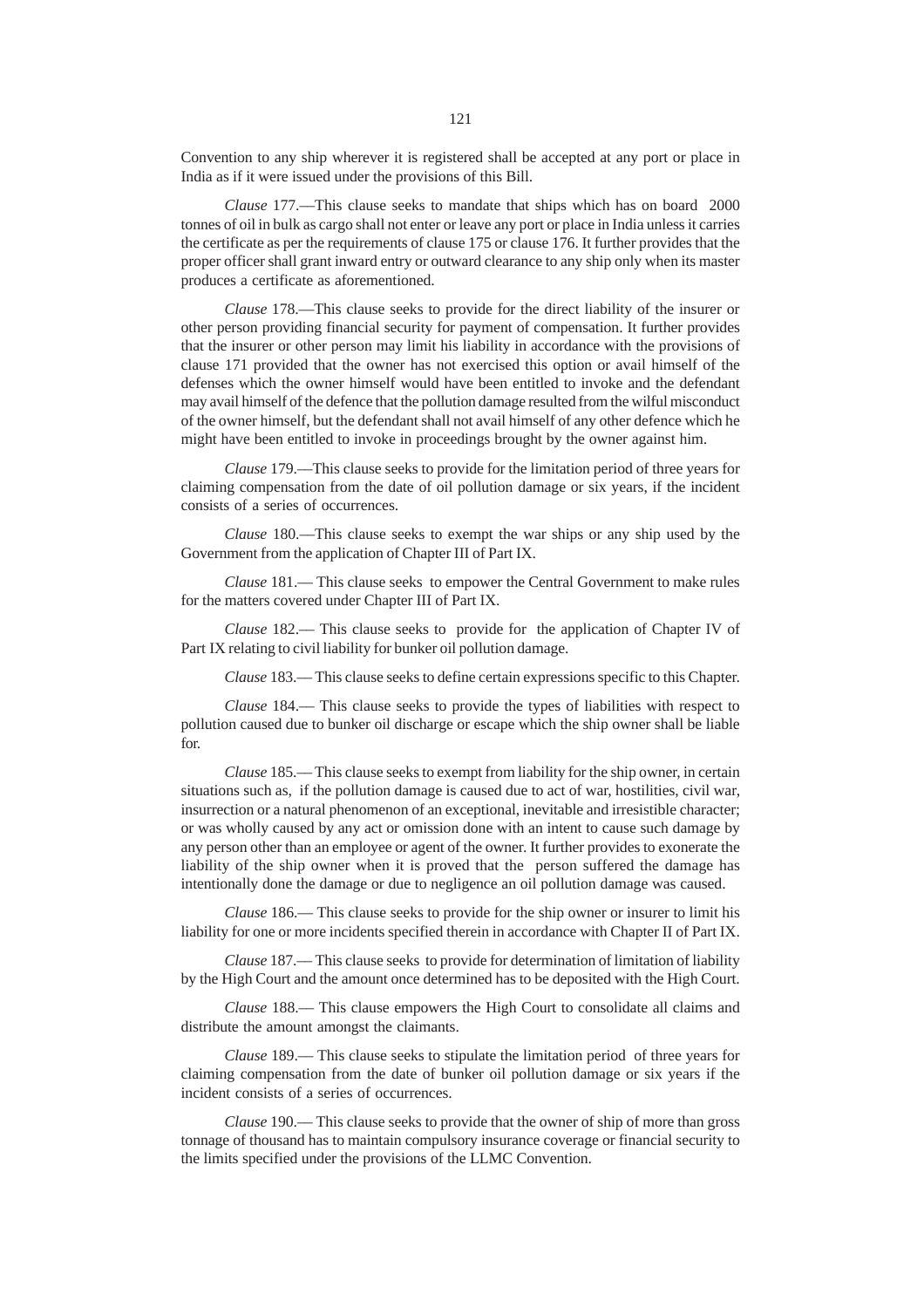Convention to any ship wherever it is registered shall be accepted at any port or place in India as if it were issued under the provisions of this Bill.

*Clause* 177.—This clause seeks to mandate that ships which has on board 2000 tonnes of oil in bulk as cargo shall not enter or leave any port or place in India unless it carries the certificate as per the requirements of clause 175 or clause 176. It further provides that the proper officer shall grant inward entry or outward clearance to any ship only when its master produces a certificate as aforementioned.

*Clause* 178.—This clause seeks to provide for the direct liability of the insurer or other person providing financial security for payment of compensation. It further provides that the insurer or other person may limit his liability in accordance with the provisions of clause 171 provided that the owner has not exercised this option or avail himself of the defenses which the owner himself would have been entitled to invoke and the defendant may avail himself of the defence that the pollution damage resulted from the wilful misconduct of the owner himself, but the defendant shall not avail himself of any other defence which he might have been entitled to invoke in proceedings brought by the owner against him.

*Clause* 179.—This clause seeks to provide for the limitation period of three years for claiming compensation from the date of oil pollution damage or six years, if the incident consists of a series of occurrences.

*Clause* 180.—This clause seeks to exempt the war ships or any ship used by the Government from the application of Chapter III of Part IX.

*Clause* 181.— This clause seeks to empower the Central Government to make rules for the matters covered under Chapter III of Part IX.

*Clause* 182.— This clause seeks to provide for the application of Chapter IV of Part IX relating to civil liability for bunker oil pollution damage.

*Clause* 183.— This clause seeks to define certain expressions specific to this Chapter.

*Clause* 184.— This clause seeks to provide the types of liabilities with respect to pollution caused due to bunker oil discharge or escape which the ship owner shall be liable for.

*Clause* 185.— This clause seeks to exempt from liability for the ship owner, in certain situations such as, if the pollution damage is caused due to act of war, hostilities, civil war, insurrection or a natural phenomenon of an exceptional, inevitable and irresistible character; or was wholly caused by any act or omission done with an intent to cause such damage by any person other than an employee or agent of the owner. It further provides to exonerate the liability of the ship owner when it is proved that the person suffered the damage has intentionally done the damage or due to negligence an oil pollution damage was caused.

*Clause* 186.— This clause seeks to provide for the ship owner or insurer to limit his liability for one or more incidents specified therein in accordance with Chapter II of Part IX.

*Clause* 187.— This clause seeks to provide for determination of limitation of liability by the High Court and the amount once determined has to be deposited with the High Court.

*Clause* 188.— This clause empowers the High Court to consolidate all claims and distribute the amount amongst the claimants.

*Clause* 189.— This clause seeks to stipulate the limitation period of three years for claiming compensation from the date of bunker oil pollution damage or six years if the incident consists of a series of occurrences.

*Clause* 190.— This clause seeks to provide that the owner of ship of more than gross tonnage of thousand has to maintain compulsory insurance coverage or financial security to the limits specified under the provisions of the LLMC Convention.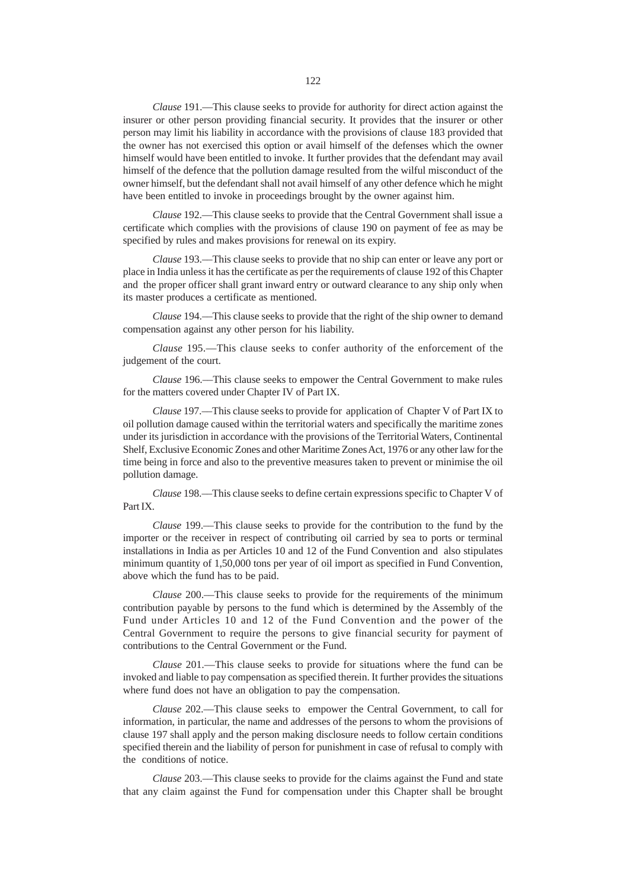*Clause* 191.—This clause seeks to provide for authority for direct action against the insurer or other person providing financial security. It provides that the insurer or other person may limit his liability in accordance with the provisions of clause 183 provided that the owner has not exercised this option or avail himself of the defenses which the owner himself would have been entitled to invoke. It further provides that the defendant may avail himself of the defence that the pollution damage resulted from the wilful misconduct of the owner himself, but the defendant shall not avail himself of any other defence which he might have been entitled to invoke in proceedings brought by the owner against him.

*Clause* 192.—This clause seeks to provide that the Central Government shall issue a certificate which complies with the provisions of clause 190 on payment of fee as may be specified by rules and makes provisions for renewal on its expiry.

*Clause* 193.—This clause seeks to provide that no ship can enter or leave any port or place in India unless it has the certificate as per the requirements of clause 192 of this Chapter and the proper officer shall grant inward entry or outward clearance to any ship only when its master produces a certificate as mentioned.

*Clause* 194.—This clause seeks to provide that the right of the ship owner to demand compensation against any other person for his liability.

*Clause* 195.—This clause seeks to confer authority of the enforcement of the judgement of the court.

*Clause* 196.—This clause seeks to empower the Central Government to make rules for the matters covered under Chapter IV of Part IX.

*Clause* 197.—This clause seeks to provide for application of Chapter V of Part IX to oil pollution damage caused within the territorial waters and specifically the maritime zones under its jurisdiction in accordance with the provisions of the Territorial Waters, Continental Shelf, Exclusive Economic Zones and other Maritime Zones Act, 1976 or any other law for the time being in force and also to the preventive measures taken to prevent or minimise the oil pollution damage.

*Clause* 198.—This clause seeks to define certain expressions specific to Chapter V of Part IX.

*Clause* 199.—This clause seeks to provide for the contribution to the fund by the importer or the receiver in respect of contributing oil carried by sea to ports or terminal installations in India as per Articles 10 and 12 of the Fund Convention and also stipulates minimum quantity of 1,50,000 tons per year of oil import as specified in Fund Convention, above which the fund has to be paid.

*Clause* 200.—This clause seeks to provide for the requirements of the minimum contribution payable by persons to the fund which is determined by the Assembly of the Fund under Articles 10 and 12 of the Fund Convention and the power of the Central Government to require the persons to give financial security for payment of contributions to the Central Government or the Fund.

*Clause* 201.—This clause seeks to provide for situations where the fund can be invoked and liable to pay compensation as specified therein. It further provides the situations where fund does not have an obligation to pay the compensation.

*Clause* 202.—This clause seeks to empower the Central Government, to call for information, in particular, the name and addresses of the persons to whom the provisions of clause 197 shall apply and the person making disclosure needs to follow certain conditions specified therein and the liability of person for punishment in case of refusal to comply with the conditions of notice.

*Clause* 203.—This clause seeks to provide for the claims against the Fund and state that any claim against the Fund for compensation under this Chapter shall be brought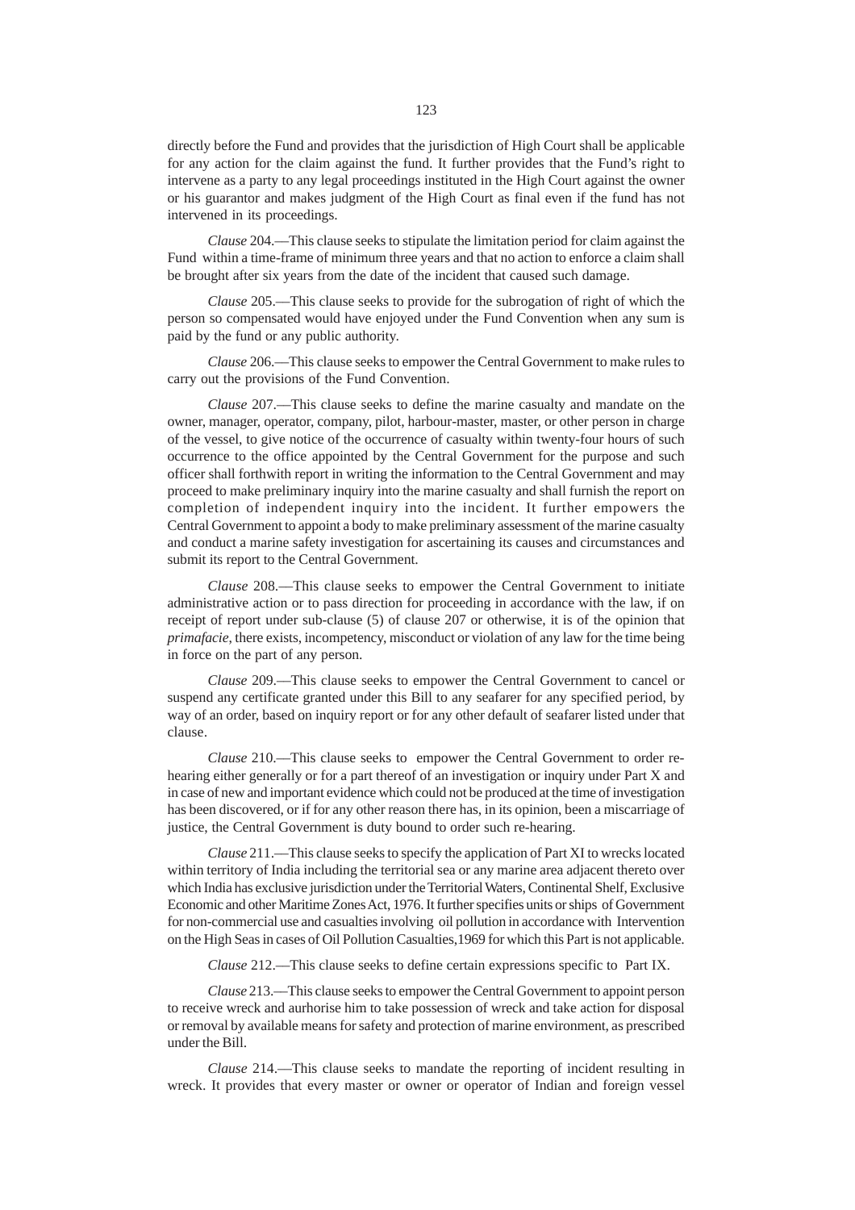directly before the Fund and provides that the jurisdiction of High Court shall be applicable for any action for the claim against the fund. It further provides that the Fund's right to intervene as a party to any legal proceedings instituted in the High Court against the owner or his guarantor and makes judgment of the High Court as final even if the fund has not intervened in its proceedings.

*Clause* 204.—This clause seeks to stipulate the limitation period for claim against the Fund within a time-frame of minimum three years and that no action to enforce a claim shall be brought after six years from the date of the incident that caused such damage.

*Clause* 205.—This clause seeks to provide for the subrogation of right of which the person so compensated would have enjoyed under the Fund Convention when any sum is paid by the fund or any public authority.

*Clause* 206.—This clause seeks to empower the Central Government to make rules to carry out the provisions of the Fund Convention.

*Clause* 207.—This clause seeks to define the marine casualty and mandate on the owner, manager, operator, company, pilot, harbour-master, master, or other person in charge of the vessel, to give notice of the occurrence of casualty within twenty-four hours of such occurrence to the office appointed by the Central Government for the purpose and such officer shall forthwith report in writing the information to the Central Government and may proceed to make preliminary inquiry into the marine casualty and shall furnish the report on completion of independent inquiry into the incident. It further empowers the Central Government to appoint a body to make preliminary assessment of the marine casualty and conduct a marine safety investigation for ascertaining its causes and circumstances and submit its report to the Central Government.

*Clause* 208.—This clause seeks to empower the Central Government to initiate administrative action or to pass direction for proceeding in accordance with the law, if on receipt of report under sub-clause (5) of clause 207 or otherwise, it is of the opinion that *primafacie*, there exists, incompetency, misconduct or violation of any law for the time being in force on the part of any person.

*Clause* 209.—This clause seeks to empower the Central Government to cancel or suspend any certificate granted under this Bill to any seafarer for any specified period, by way of an order, based on inquiry report or for any other default of seafarer listed under that clause.

*Clause* 210.—This clause seeks to empower the Central Government to order re-hearing either generally or for a part thereof of an investigation or inquiry under Part X and in case of new and important evidence which could not be produced at the time of investigation has been discovered, or if for any other reason there has, in its opinion, been a miscarriage of justice, the Central Government is duty bound to order such re-hearing.

*Clause* 211.—This clause seeks to specify the application of Part XI to wrecks located within territory of India including the territorial sea or any marine area adjacent thereto over which India has exclusive jurisdiction under the Territorial Waters, Continental Shelf, Exclusive Economic and other Maritime Zones Act, 1976. It further specifies units or ships of Government for non-commercial use and casualties involving oil pollution in accordance with Intervention on the High Seas in cases of Oil Pollution Casualties,1969 for which this Part is not applicable.

*Clause* 212.—This clause seeks to define certain expressions specific to Part IX.

*Clause* 213.—This clause seeks to empower the Central Government to appoint person to receive wreck and aurhorise him to take possession of wreck and take action for disposal or removal by available means for safety and protection of marine environment, as prescribed under the Bill.

*Clause* 214.—This clause seeks to mandate the reporting of incident resulting in wreck. It provides that every master or owner or operator of Indian and foreign vessel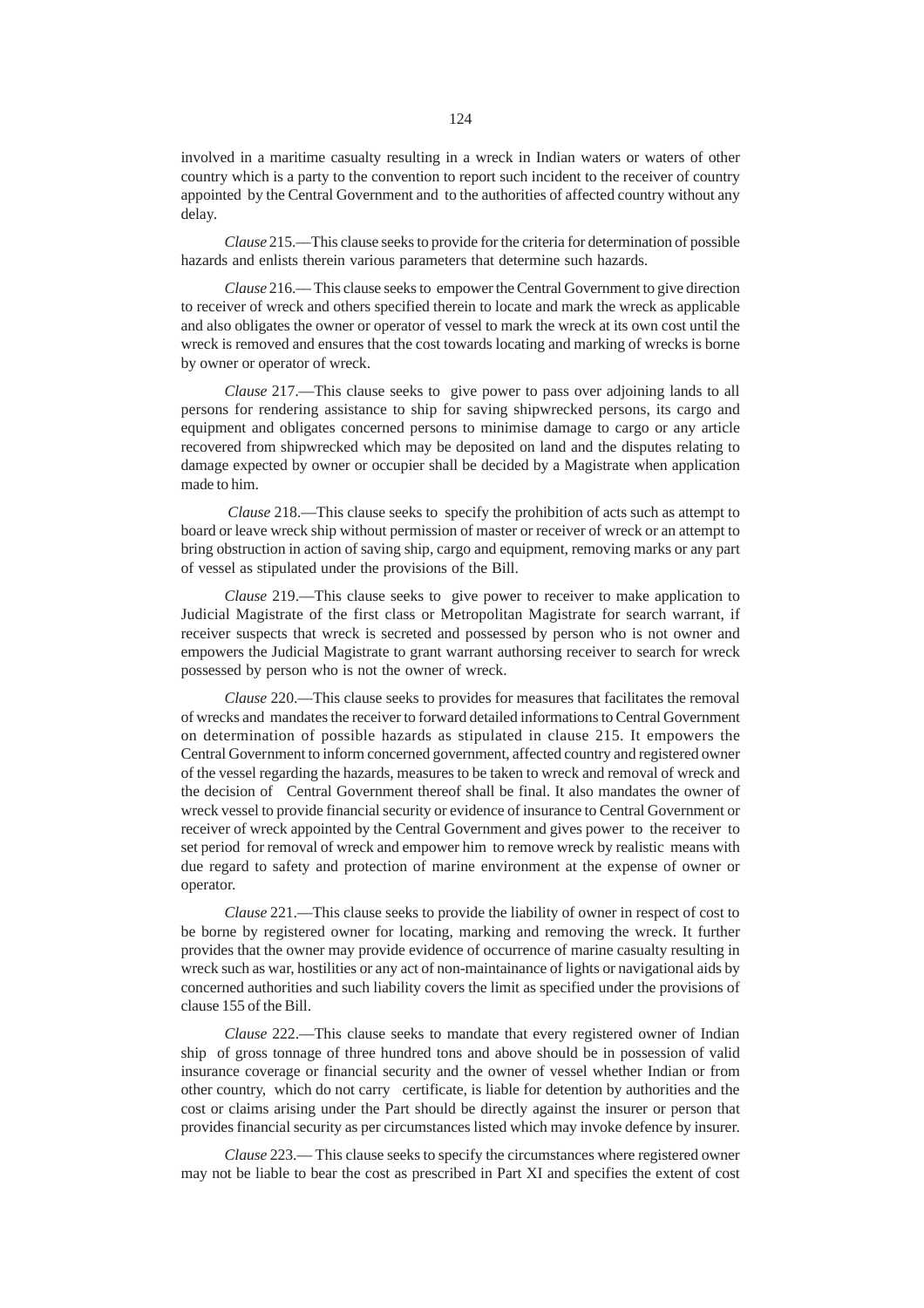involved in a maritime casualty resulting in a wreck in Indian waters or waters of other country which is a party to the convention to report such incident to the receiver of country appointed by the Central Government and to the authorities of affected country without any delay.

*Clause* 215.—This clause seeks to provide for the criteria for determination of possible hazards and enlists therein various parameters that determine such hazards.

*Clause* 216.— This clause seeks to empower the Central Government to give direction to receiver of wreck and others specified therein to locate and mark the wreck as applicable and also obligates the owner or operator of vessel to mark the wreck at its own cost until the wreck is removed and ensures that the cost towards locating and marking of wrecks is borne by owner or operator of wreck.

*Clause* 217.—This clause seeks to give power to pass over adjoining lands to all persons for rendering assistance to ship for saving shipwrecked persons, its cargo and equipment and obligates concerned persons to minimise damage to cargo or any article recovered from shipwrecked which may be deposited on land and the disputes relating to damage expected by owner or occupier shall be decided by a Magistrate when application made to him.

*Clause* 218.—This clause seeks to specify the prohibition of acts such as attempt to board or leave wreck ship without permission of master or receiver of wreck or an attempt to bring obstruction in action of saving ship, cargo and equipment, removing marks or any part of vessel as stipulated under the provisions of the Bill.

*Clause* 219.—This clause seeks to give power to receiver to make application to Judicial Magistrate of the first class or Metropolitan Magistrate for search warrant, if receiver suspects that wreck is secreted and possessed by person who is not owner and empowers the Judicial Magistrate to grant warrant authorsing receiver to search for wreck possessed by person who is not the owner of wreck.

*Clause* 220.—This clause seeks to provides for measures that facilitates the removal of wrecks and mandates the receiver to forward detailed informations to Central Government on determination of possible hazards as stipulated in clause 215. It empowers the Central Government to inform concerned government, affected country and registered owner of the vessel regarding the hazards, measures to be taken to wreck and removal of wreck and the decision of Central Government thereof shall be final. It also mandates the owner of wreck vessel to provide financial security or evidence of insurance to Central Government or receiver of wreck appointed by the Central Government and gives power to the receiver to set period for removal of wreck and empower him to remove wreck by realistic means with due regard to safety and protection of marine environment at the expense of owner or operator.

*Clause* 221.—This clause seeks to provide the liability of owner in respect of cost to be borne by registered owner for locating, marking and removing the wreck. It further provides that the owner may provide evidence of occurrence of marine casualty resulting in wreck such as war, hostilities or any act of non-maintainance of lights or navigational aids by concerned authorities and such liability covers the limit as specified under the provisions of clause 155 of the Bill.

*Clause* 222.—This clause seeks to mandate that every registered owner of Indian ship of gross tonnage of three hundred tons and above should be in possession of valid insurance coverage or financial security and the owner of vessel whether Indian or from other country, which do not carry certificate, is liable for detention by authorities and the cost or claims arising under the Part should be directly against the insurer or person that provides financial security as per circumstances listed which may invoke defence by insurer.

*Clause* 223.— This clause seeks to specify the circumstances where registered owner may not be liable to bear the cost as prescribed in Part XI and specifies the extent of cost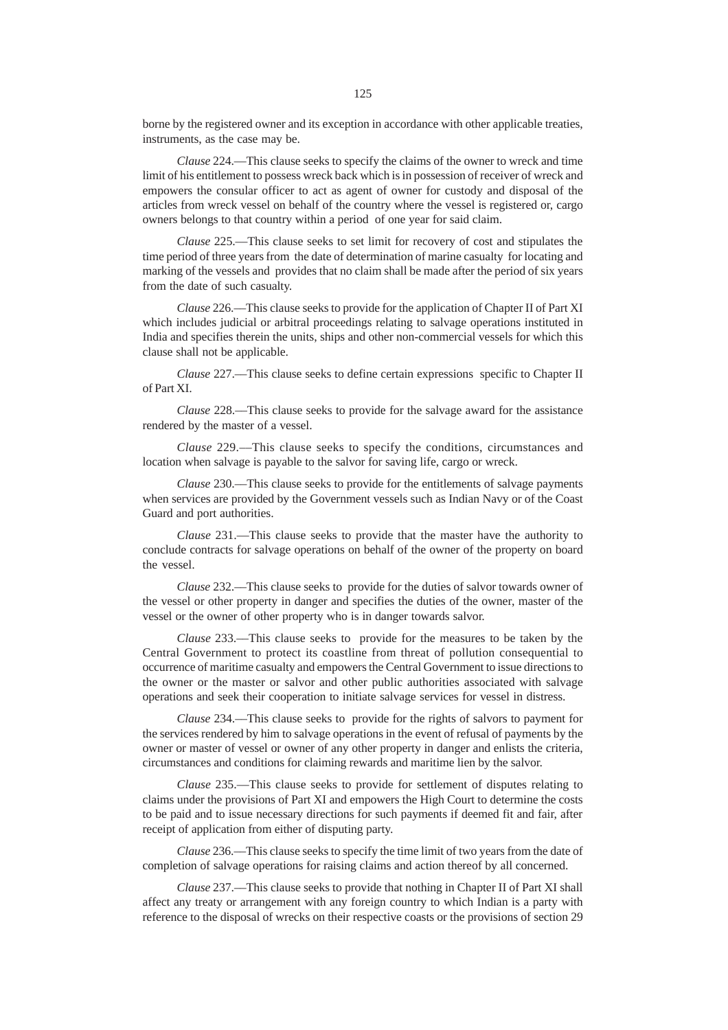borne by the registered owner and its exception in accordance with other applicable treaties, instruments, as the case may be.

*Clause* 224.—This clause seeks to specify the claims of the owner to wreck and time limit of his entitlement to possess wreck back which is in possession of receiver of wreck and empowers the consular officer to act as agent of owner for custody and disposal of the articles from wreck vessel on behalf of the country where the vessel is registered or, cargo owners belongs to that country within a period of one year for said claim.

*Clause* 225.—This clause seeks to set limit for recovery of cost and stipulates the time period of three years from the date of determination of marine casualty for locating and marking of the vessels and provides that no claim shall be made after the period of six years from the date of such casualty.

*Clause* 226.—This clause seeks to provide for the application of Chapter II of Part XI which includes judicial or arbitral proceedings relating to salvage operations instituted in India and specifies therein the units, ships and other non-commercial vessels for which this clause shall not be applicable.

*Clause* 227.—This clause seeks to define certain expressions specific to Chapter II of Part XI.

*Clause* 228.—This clause seeks to provide for the salvage award for the assistance rendered by the master of a vessel.

*Clause* 229.—This clause seeks to specify the conditions, circumstances and location when salvage is payable to the salvor for saving life, cargo or wreck.

*Clause* 230.—This clause seeks to provide for the entitlements of salvage payments when services are provided by the Government vessels such as Indian Navy or of the Coast Guard and port authorities.

*Clause* 231.—This clause seeks to provide that the master have the authority to conclude contracts for salvage operations on behalf of the owner of the property on board the vessel.

*Clause* 232.—This clause seeks to provide for the duties of salvor towards owner of the vessel or other property in danger and specifies the duties of the owner, master of the vessel or the owner of other property who is in danger towards salvor.

*Clause* 233.—This clause seeks to provide for the measures to be taken by the Central Government to protect its coastline from threat of pollution consequential to occurrence of maritime casualty and empowers the Central Government to issue directions to the owner or the master or salvor and other public authorities associated with salvage operations and seek their cooperation to initiate salvage services for vessel in distress.

*Clause* 234.—This clause seeks to provide for the rights of salvors to payment for the services rendered by him to salvage operations in the event of refusal of payments by the owner or master of vessel or owner of any other property in danger and enlists the criteria, circumstances and conditions for claiming rewards and maritime lien by the salvor.

*Clause* 235.—This clause seeks to provide for settlement of disputes relating to claims under the provisions of Part XI and empowers the High Court to determine the costs to be paid and to issue necessary directions for such payments if deemed fit and fair, after receipt of application from either of disputing party.

*Clause* 236.—This clause seeks to specify the time limit of two years from the date of completion of salvage operations for raising claims and action thereof by all concerned.

*Clause* 237.—This clause seeks to provide that nothing in Chapter II of Part XI shall affect any treaty or arrangement with any foreign country to which Indian is a party with reference to the disposal of wrecks on their respective coasts or the provisions of section 29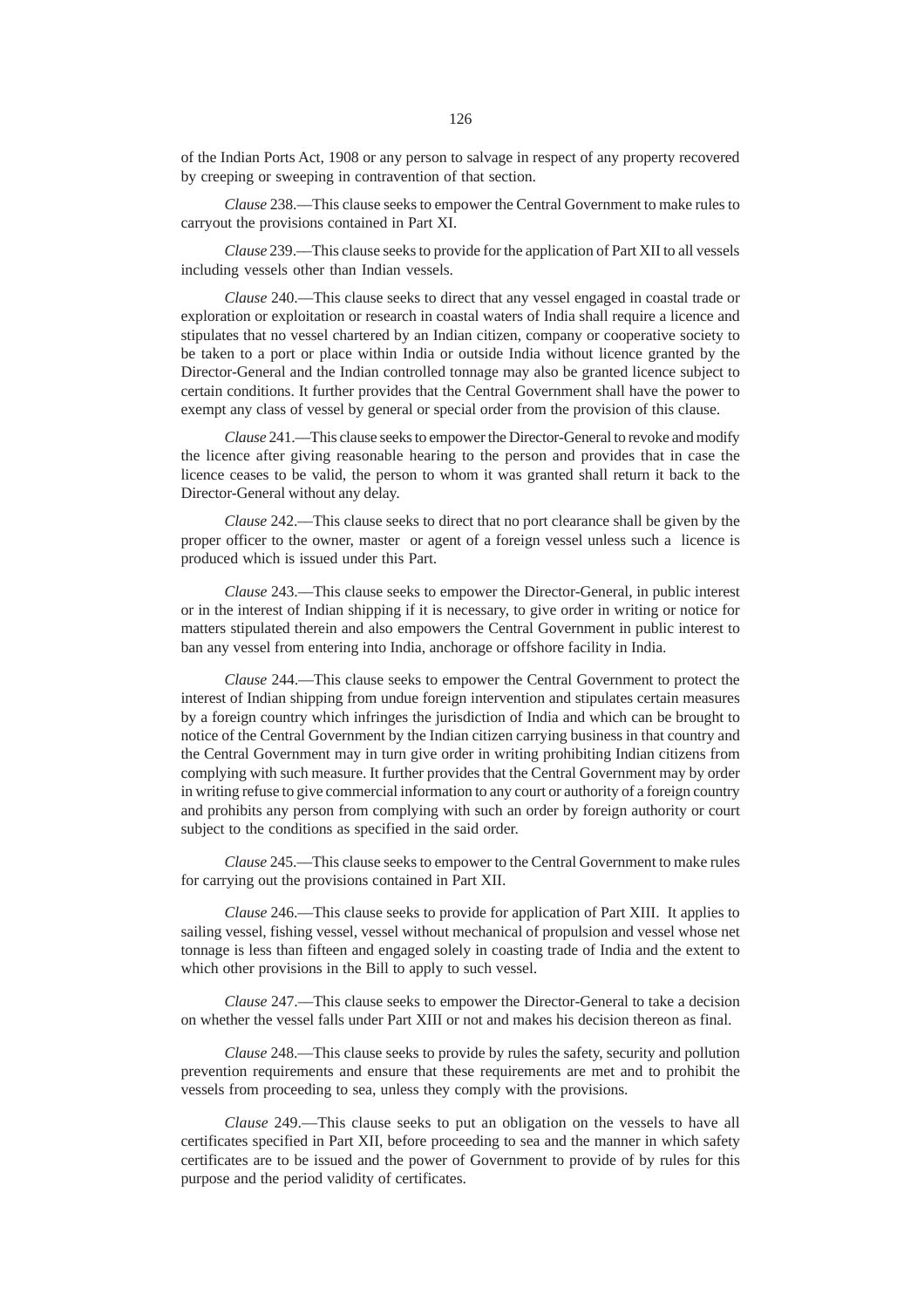of the Indian Ports Act, 1908 or any person to salvage in respect of any property recovered by creeping or sweeping in contravention of that section.

*Clause* 238.—This clause seeks to empower the Central Government to make rules to carryout the provisions contained in Part XI.

*Clause* 239.—This clause seeks to provide for the application of Part XII to all vessels including vessels other than Indian vessels.

*Clause* 240.—This clause seeks to direct that any vessel engaged in coastal trade or exploration or exploitation or research in coastal waters of India shall require a licence and stipulates that no vessel chartered by an Indian citizen, company or cooperative society to be taken to a port or place within India or outside India without licence granted by the Director-General and the Indian controlled tonnage may also be granted licence subject to certain conditions. It further provides that the Central Government shall have the power to exempt any class of vessel by general or special order from the provision of this clause.

*Clause* 241.—This clause seeks to empower the Director-General to revoke and modify the licence after giving reasonable hearing to the person and provides that in case the licence ceases to be valid, the person to whom it was granted shall return it back to the Director-General without any delay.

*Clause* 242.—This clause seeks to direct that no port clearance shall be given by the proper officer to the owner, master or agent of a foreign vessel unless such a licence is produced which is issued under this Part.

*Clause* 243.—This clause seeks to empower the Director-General, in public interest or in the interest of Indian shipping if it is necessary, to give order in writing or notice for matters stipulated therein and also empowers the Central Government in public interest to ban any vessel from entering into India, anchorage or offshore facility in India.

*Clause* 244.—This clause seeks to empower the Central Government to protect the interest of Indian shipping from undue foreign intervention and stipulates certain measures by a foreign country which infringes the jurisdiction of India and which can be brought to notice of the Central Government by the Indian citizen carrying business in that country and the Central Government may in turn give order in writing prohibiting Indian citizens from complying with such measure. It further provides that the Central Government may by order in writing refuse to give commercial information to any court or authority of a foreign country and prohibits any person from complying with such an order by foreign authority or court subject to the conditions as specified in the said order.

*Clause* 245.—This clause seeks to empower to the Central Government to make rules for carrying out the provisions contained in Part XII.

*Clause* 246.—This clause seeks to provide for application of Part XIII. It applies to sailing vessel, fishing vessel, vessel without mechanical of propulsion and vessel whose net tonnage is less than fifteen and engaged solely in coasting trade of India and the extent to which other provisions in the Bill to apply to such vessel.

*Clause* 247.—This clause seeks to empower the Director-General to take a decision on whether the vessel falls under Part XIII or not and makes his decision thereon as final.

*Clause* 248.—This clause seeks to provide by rules the safety, security and pollution prevention requirements and ensure that these requirements are met and to prohibit the vessels from proceeding to sea, unless they comply with the provisions.

*Clause* 249.—This clause seeks to put an obligation on the vessels to have all certificates specified in Part XII, before proceeding to sea and the manner in which safety certificates are to be issued and the power of Government to provide of by rules for this purpose and the period validity of certificates.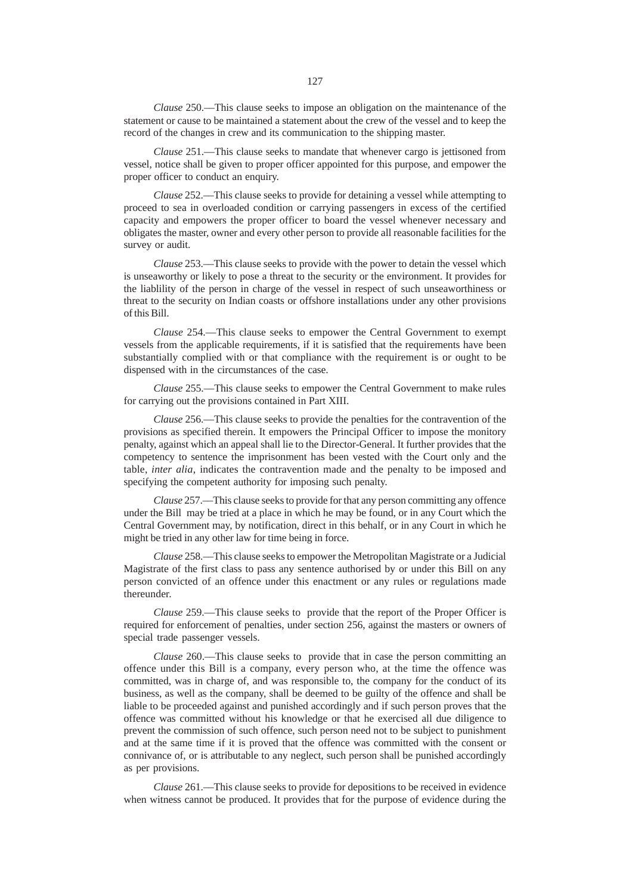*Clause* 250.—This clause seeks to impose an obligation on the maintenance of the statement or cause to be maintained a statement about the crew of the vessel and to keep the record of the changes in crew and its communication to the shipping master.

*Clause* 251.—This clause seeks to mandate that whenever cargo is jettisoned from vessel, notice shall be given to proper officer appointed for this purpose, and empower the proper officer to conduct an enquiry.

*Clause* 252.—This clause seeks to provide for detaining a vessel while attempting to proceed to sea in overloaded condition or carrying passengers in excess of the certified capacity and empowers the proper officer to board the vessel whenever necessary and obligates the master, owner and every other person to provide all reasonable facilities for the survey or audit.

*Clause* 253.—This clause seeks to provide with the power to detain the vessel which is unseaworthy or likely to pose a threat to the security or the environment. It provides for the liablility of the person in charge of the vessel in respect of such unseaworthiness or threat to the security on Indian coasts or offshore installations under any other provisions of this Bill.

*Clause* 254.—This clause seeks to empower the Central Government to exempt vessels from the applicable requirements, if it is satisfied that the requirements have been substantially complied with or that compliance with the requirement is or ought to be dispensed with in the circumstances of the case.

*Clause* 255.—This clause seeks to empower the Central Government to make rules for carrying out the provisions contained in Part XIII.

*Clause* 256.—This clause seeks to provide the penalties for the contravention of the provisions as specified therein. It empowers the Principal Officer to impose the monitory penalty, against which an appeal shall lie to the Director-General. It further provides that the competency to sentence the imprisonment has been vested with the Court only and the table, *inter alia*, indicates the contravention made and the penalty to be imposed and specifying the competent authority for imposing such penalty.

*Clause* 257.—This clause seeks to provide for that any person committing any offence under the Bill may be tried at a place in which he may be found, or in any Court which the Central Government may, by notification, direct in this behalf, or in any Court in which he might be tried in any other law for time being in force.

*Clause* 258.—This clause seeks to empower the Metropolitan Magistrate or a Judicial Magistrate of the first class to pass any sentence authorised by or under this Bill on any person convicted of an offence under this enactment or any rules or regulations made thereunder.

*Clause* 259.—This clause seeks to provide that the report of the Proper Officer is required for enforcement of penalties, under section 256, against the masters or owners of special trade passenger vessels.

*Clause* 260.—This clause seeks to provide that in case the person committing an offence under this Bill is a company, every person who, at the time the offence was committed, was in charge of, and was responsible to, the company for the conduct of its business, as well as the company, shall be deemed to be guilty of the offence and shall be liable to be proceeded against and punished accordingly and if such person proves that the offence was committed without his knowledge or that he exercised all due diligence to prevent the commission of such offence, such person need not to be subject to punishment and at the same time if it is proved that the offence was committed with the consent or connivance of, or is attributable to any neglect, such person shall be punished accordingly as per provisions.

*Clause* 261.—This clause seeks to provide for depositions to be received in evidence when witness cannot be produced. It provides that for the purpose of evidence during the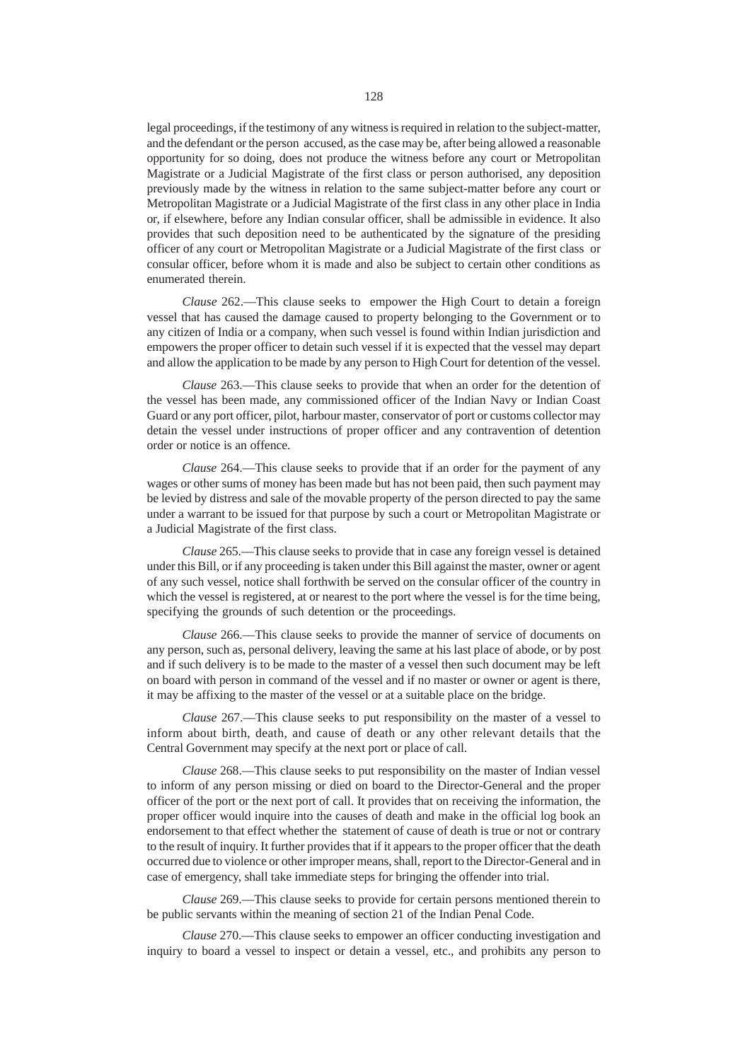legal proceedings, if the testimony of any witness is required in relation to the subject-matter, and the defendant or the person accused, as the case may be, after being allowed a reasonable opportunity for so doing, does not produce the witness before any court or Metropolitan Magistrate or a Judicial Magistrate of the first class or person authorised, any deposition previously made by the witness in relation to the same subject-matter before any court or Metropolitan Magistrate or a Judicial Magistrate of the first class in any other place in India or, if elsewhere, before any Indian consular officer, shall be admissible in evidence. It also provides that such deposition need to be authenticated by the signature of the presiding officer of any court or Metropolitan Magistrate or a Judicial Magistrate of the first class or consular officer, before whom it is made and also be subject to certain other conditions as enumerated therein.

*Clause* 262.—This clause seeks to empower the High Court to detain a foreign vessel that has caused the damage caused to property belonging to the Government or to any citizen of India or a company, when such vessel is found within Indian jurisdiction and empowers the proper officer to detain such vessel if it is expected that the vessel may depart and allow the application to be made by any person to High Court for detention of the vessel.

*Clause* 263.—This clause seeks to provide that when an order for the detention of the vessel has been made, any commissioned officer of the Indian Navy or Indian Coast Guard or any port officer, pilot, harbour master, conservator of port or customs collector may detain the vessel under instructions of proper officer and any contravention of detention order or notice is an offence.

*Clause* 264.—This clause seeks to provide that if an order for the payment of any wages or other sums of money has been made but has not been paid, then such payment may be levied by distress and sale of the movable property of the person directed to pay the same under a warrant to be issued for that purpose by such a court or Metropolitan Magistrate or a Judicial Magistrate of the first class.

*Clause* 265.—This clause seeks to provide that in case any foreign vessel is detained under this Bill, or if any proceeding is taken under this Bill against the master, owner or agent of any such vessel, notice shall forthwith be served on the consular officer of the country in which the vessel is registered, at or nearest to the port where the vessel is for the time being, specifying the grounds of such detention or the proceedings.

*Clause* 266.—This clause seeks to provide the manner of service of documents on any person, such as, personal delivery, leaving the same at his last place of abode, or by post and if such delivery is to be made to the master of a vessel then such document may be left on board with person in command of the vessel and if no master or owner or agent is there, it may be affixing to the master of the vessel or at a suitable place on the bridge.

*Clause* 267.—This clause seeks to put responsibility on the master of a vessel to inform about birth, death, and cause of death or any other relevant details that the Central Government may specify at the next port or place of call.

*Clause* 268.—This clause seeks to put responsibility on the master of Indian vessel to inform of any person missing or died on board to the Director-General and the proper officer of the port or the next port of call. It provides that on receiving the information, the proper officer would inquire into the causes of death and make in the official log book an endorsement to that effect whether the statement of cause of death is true or not or contrary to the result of inquiry. It further provides that if it appears to the proper officer that the death occurred due to violence or other improper means, shall, report to the Director-General and in case of emergency, shall take immediate steps for bringing the offender into trial.

*Clause* 269.—This clause seeks to provide for certain persons mentioned therein to be public servants within the meaning of section 21 of the Indian Penal Code.

*Clause* 270.—This clause seeks to empower an officer conducting investigation and inquiry to board a vessel to inspect or detain a vessel, etc., and prohibits any person to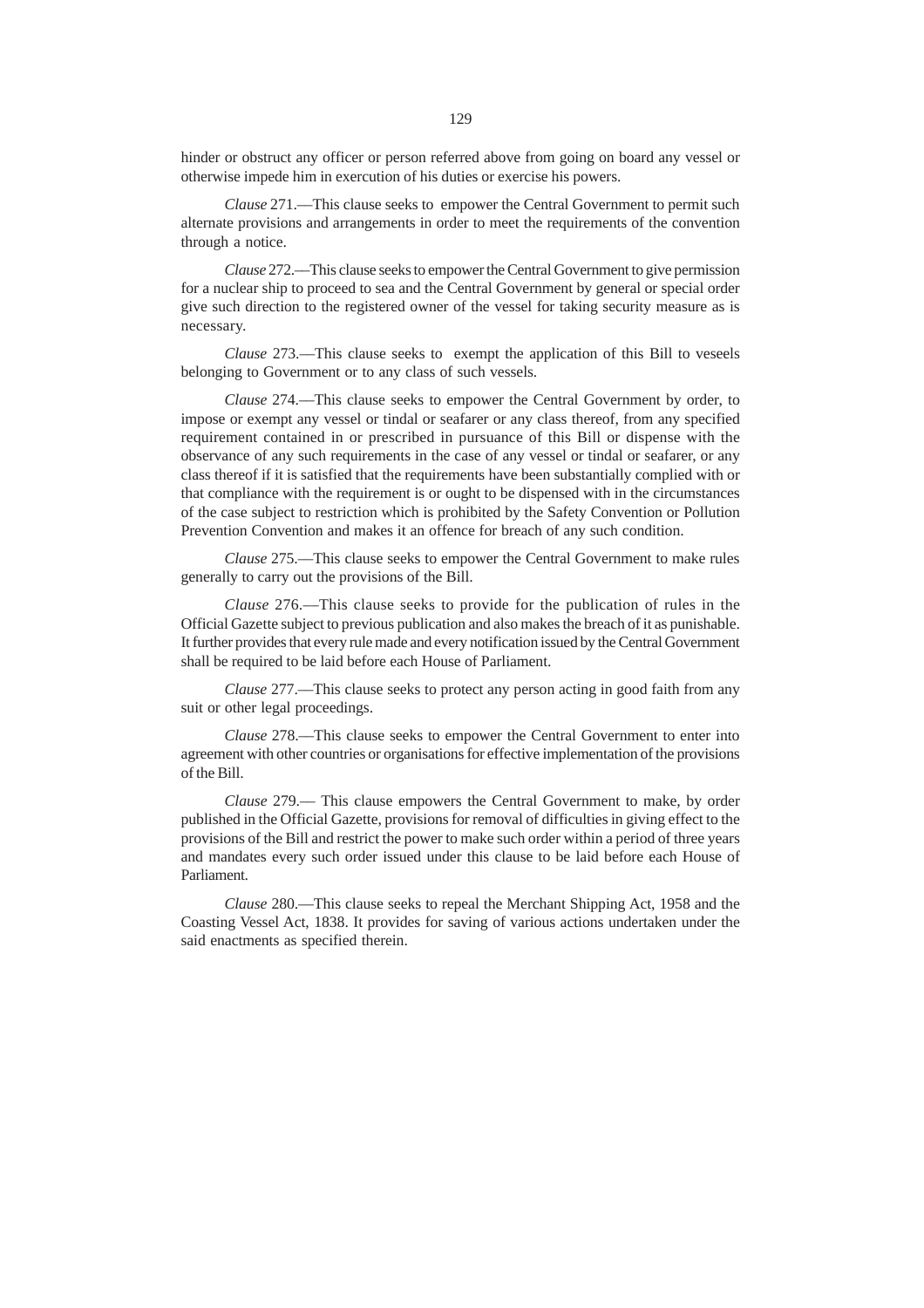hinder or obstruct any officer or person referred above from going on board any vessel or otherwise impede him in exercution of his duties or exercise his powers.

*Clause* 271.—This clause seeks to empower the Central Government to permit such alternate provisions and arrangements in order to meet the requirements of the convention through a notice.

*Clause* 272.—This clause seeks to empower the Central Government to give permission for a nuclear ship to proceed to sea and the Central Government by general or special order give such direction to the registered owner of the vessel for taking security measure as is necessary.

*Clause* 273.—This clause seeks to exempt the application of this Bill to veseels belonging to Government or to any class of such vessels.

*Clause* 274.—This clause seeks to empower the Central Government by order, to impose or exempt any vessel or tindal or seafarer or any class thereof, from any specified requirement contained in or prescribed in pursuance of this Bill or dispense with the observance of any such requirements in the case of any vessel or tindal or seafarer, or any class thereof if it is satisfied that the requirements have been substantially complied with or that compliance with the requirement is or ought to be dispensed with in the circumstances of the case subject to restriction which is prohibited by the Safety Convention or Pollution Prevention Convention and makes it an offence for breach of any such condition.

*Clause* 275.—This clause seeks to empower the Central Government to make rules generally to carry out the provisions of the Bill.

*Clause* 276.—This clause seeks to provide for the publication of rules in the Official Gazette subject to previous publication and also makes the breach of it as punishable. It further provides that every rule made and every notification issued by the Central Government shall be required to be laid before each House of Parliament.

*Clause* 277.—This clause seeks to protect any person acting in good faith from any suit or other legal proceedings.

*Clause* 278.—This clause seeks to empower the Central Government to enter into agreement with other countries or organisations for effective implementation of the provisions of the Bill.

*Clause* 279.— This clause empowers the Central Government to make, by order published in the Official Gazette, provisions for removal of difficulties in giving effect to the provisions of the Bill and restrict the power to make such order within a period of three years and mandates every such order issued under this clause to be laid before each House of Parliament.

*Clause* 280.—This clause seeks to repeal the Merchant Shipping Act, 1958 and the Coasting Vessel Act, 1838. It provides for saving of various actions undertaken under the said enactments as specified therein.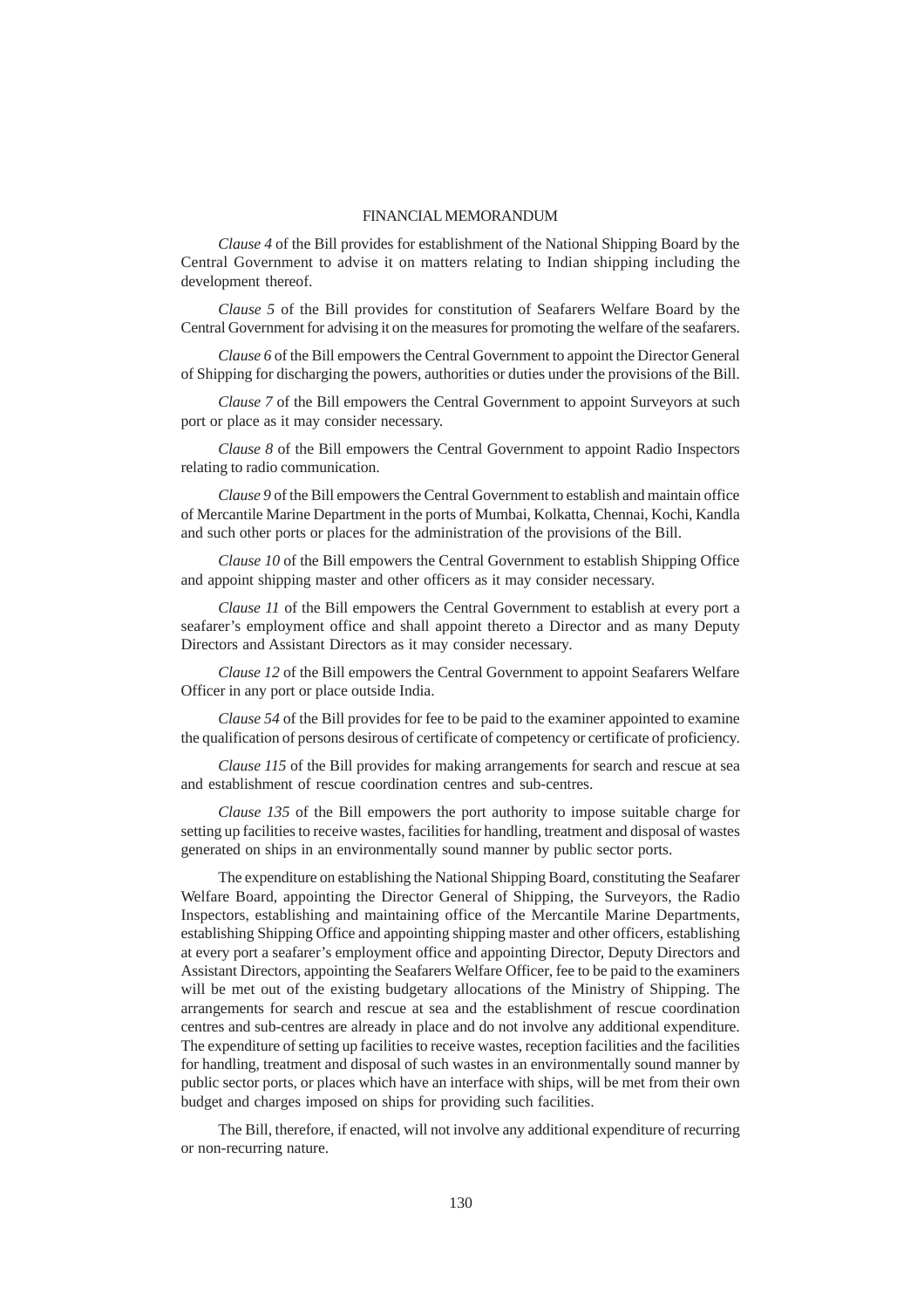## FINANCIAL MEMORANDUM

*Clause 4* of the Bill provides for establishment of the National Shipping Board by the Central Government to advise it on matters relating to Indian shipping including the development thereof.

*Clause 5* of the Bill provides for constitution of Seafarers Welfare Board by the Central Government for advising it on the measures for promoting the welfare of the seafarers.

*Clause 6* of the Bill empowers the Central Government to appoint the Director General of Shipping for discharging the powers, authorities or duties under the provisions of the Bill.

*Clause 7* of the Bill empowers the Central Government to appoint Surveyors at such port or place as it may consider necessary.

*Clause 8* of the Bill empowers the Central Government to appoint Radio Inspectors relating to radio communication.

*Clause 9* of the Bill empowers the Central Government to establish and maintain office of Mercantile Marine Department in the ports of Mumbai, Kolkatta, Chennai, Kochi, Kandla and such other ports or places for the administration of the provisions of the Bill.

*Clause 10* of the Bill empowers the Central Government to establish Shipping Office and appoint shipping master and other officers as it may consider necessary.

*Clause 11* of the Bill empowers the Central Government to establish at every port a seafarer's employment office and shall appoint thereto a Director and as many Deputy Directors and Assistant Directors as it may consider necessary.

*Clause 12* of the Bill empowers the Central Government to appoint Seafarers Welfare Officer in any port or place outside India.

*Clause 54* of the Bill provides for fee to be paid to the examiner appointed to examine the qualification of persons desirous of certificate of competency or certificate of proficiency.

*Clause 115* of the Bill provides for making arrangements for search and rescue at sea and establishment of rescue coordination centres and sub-centres.

*Clause 135* of the Bill empowers the port authority to impose suitable charge for setting up facilities to receive wastes, facilities for handling, treatment and disposal of wastes generated on ships in an environmentally sound manner by public sector ports.

The expenditure on establishing the National Shipping Board, constituting the Seafarer Welfare Board, appointing the Director General of Shipping, the Surveyors, the Radio Inspectors, establishing and maintaining office of the Mercantile Marine Departments, establishing Shipping Office and appointing shipping master and other officers, establishing at every port a seafarer's employment office and appointing Director, Deputy Directors and Assistant Directors, appointing the Seafarers Welfare Officer, fee to be paid to the examiners will be met out of the existing budgetary allocations of the Ministry of Shipping. The arrangements for search and rescue at sea and the establishment of rescue coordination centres and sub-centres are already in place and do not involve any additional expenditure. The expenditure of setting up facilities to receive wastes, reception facilities and the facilities for handling, treatment and disposal of such wastes in an environmentally sound manner by public sector ports, or places which have an interface with ships, will be met from their own budget and charges imposed on ships for providing such facilities.

The Bill, therefore, if enacted, will not involve any additional expenditure of recurring or non-recurring nature.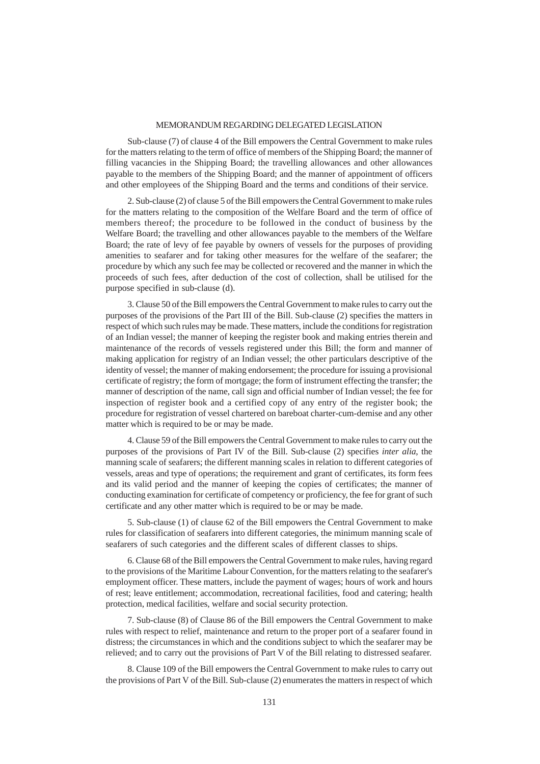## MEMORANDUM REGARDING DELEGATED LEGISLATION

Sub-clause (7) of clause 4 of the Bill empowers the Central Government to make rules for the matters relating to the term of office of members of the Shipping Board; the manner of filling vacancies in the Shipping Board; the travelling allowances and other allowances payable to the members of the Shipping Board; and the manner of appointment of officers and other employees of the Shipping Board and the terms and conditions of their service.

2. Sub-clause (2) of clause 5 of the Bill empowers the Central Government to make rules for the matters relating to the composition of the Welfare Board and the term of office of members thereof; the procedure to be followed in the conduct of business by the Welfare Board; the travelling and other allowances payable to the members of the Welfare Board; the rate of levy of fee payable by owners of vessels for the purposes of providing amenities to seafarer and for taking other measures for the welfare of the seafarer; the procedure by which any such fee may be collected or recovered and the manner in which the proceeds of such fees, after deduction of the cost of collection, shall be utilised for the purpose specified in sub-clause (d).

3. Clause 50 of the Bill empowers the Central Government to make rules to carry out the purposes of the provisions of the Part III of the Bill. Sub-clause (2) specifies the matters in respect of which such rules may be made. These matters, include the conditions for registration of an Indian vessel; the manner of keeping the register book and making entries therein and maintenance of the records of vessels registered under this Bill; the form and manner of making application for registry of an Indian vessel; the other particulars descriptive of the identity of vessel; the manner of making endorsement; the procedure for issuing a provisional certificate of registry; the form of mortgage; the form of instrument effecting the transfer; the manner of description of the name, call sign and official number of Indian vessel; the fee for inspection of register book and a certified copy of any entry of the register book; the procedure for registration of vessel chartered on bareboat charter-cum-demise and any other matter which is required to be or may be made.

4. Clause 59 of the Bill empowers the Central Government to make rules to carry out the purposes of the provisions of Part IV of the Bill. Sub-clause (2) specifies *inter alia*, the manning scale of seafarers; the different manning scales in relation to different categories of vessels, areas and type of operations; the requirement and grant of certificates, its form fees and its valid period and the manner of keeping the copies of certificates; the manner of conducting examination for certificate of competency or proficiency, the fee for grant of such certificate and any other matter which is required to be or may be made.

5. Sub-clause (1) of clause 62 of the Bill empowers the Central Government to make rules for classification of seafarers into different categories, the minimum manning scale of seafarers of such categories and the different scales of different classes to ships.

6. Clause 68 of the Bill empowers the Central Government to make rules, having regard to the provisions of the Maritime Labour Convention, for the matters relating to the seafarer's employment officer. These matters, include the payment of wages; hours of work and hours of rest; leave entitlement; accommodation, recreational facilities, food and catering; health protection, medical facilities, welfare and social security protection.

7. Sub-clause (8) of Clause 86 of the Bill empowers the Central Government to make rules with respect to relief, maintenance and return to the proper port of a seafarer found in distress; the circumstances in which and the conditions subject to which the seafarer may be relieved; and to carry out the provisions of Part V of the Bill relating to distressed seafarer.

8. Clause 109 of the Bill empowers the Central Government to make rules to carry out the provisions of Part V of the Bill. Sub-clause (2) enumerates the matters in respect of which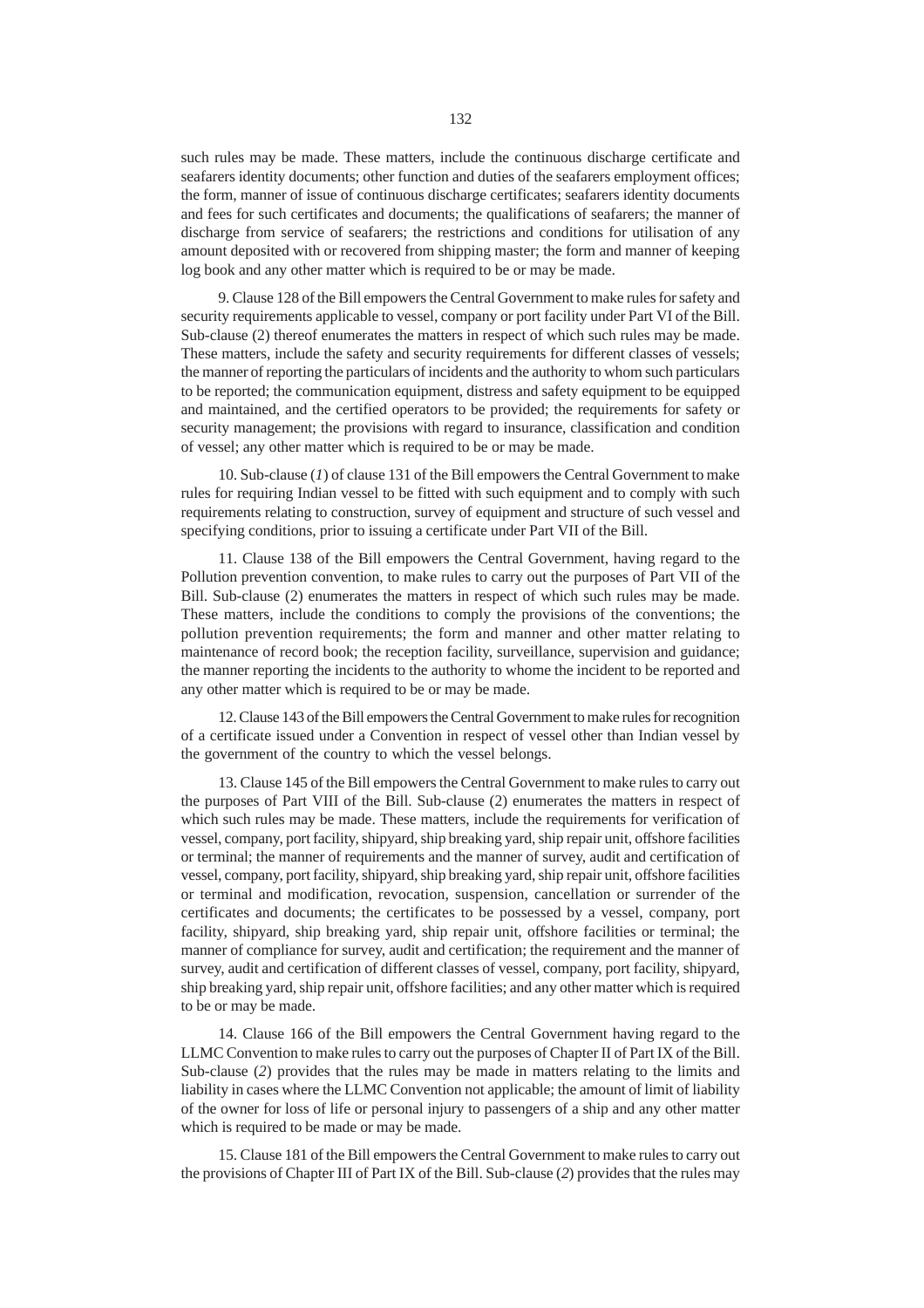such rules may be made. These matters, include the continuous discharge certificate and seafarers identity documents; other function and duties of the seafarers employment offices; the form, manner of issue of continuous discharge certificates; seafarers identity documents and fees for such certificates and documents; the qualifications of seafarers; the manner of discharge from service of seafarers; the restrictions and conditions for utilisation of any amount deposited with or recovered from shipping master; the form and manner of keeping log book and any other matter which is required to be or may be made.

9. Clause 128 of the Bill empowers the Central Government to make rules for safety and security requirements applicable to vessel, company or port facility under Part VI of the Bill. Sub-clause (2) thereof enumerates the matters in respect of which such rules may be made. These matters, include the safety and security requirements for different classes of vessels; the manner of reporting the particulars of incidents and the authority to whom such particulars to be reported; the communication equipment, distress and safety equipment to be equipped and maintained, and the certified operators to be provided; the requirements for safety or security management; the provisions with regard to insurance, classification and condition of vessel; any other matter which is required to be or may be made.

10. Sub-clause (*1*) of clause 131 of the Bill empowers the Central Government to make rules for requiring Indian vessel to be fitted with such equipment and to comply with such requirements relating to construction, survey of equipment and structure of such vessel and specifying conditions, prior to issuing a certificate under Part VII of the Bill.

11. Clause 138 of the Bill empowers the Central Government, having regard to the Pollution prevention convention, to make rules to carry out the purposes of Part VII of the Bill. Sub-clause (2) enumerates the matters in respect of which such rules may be made. These matters, include the conditions to comply the provisions of the conventions; the pollution prevention requirements; the form and manner and other matter relating to maintenance of record book; the reception facility, surveillance, supervision and guidance; the manner reporting the incidents to the authority to whome the incident to be reported and any other matter which is required to be or may be made.

12. Clause 143 of the Bill empowers the Central Government to make rules for recognition of a certificate issued under a Convention in respect of vessel other than Indian vessel by the government of the country to which the vessel belongs.

13. Clause 145 of the Bill empowers the Central Government to make rules to carry out the purposes of Part VIII of the Bill. Sub-clause (2) enumerates the matters in respect of which such rules may be made. These matters, include the requirements for verification of vessel, company, port facility, shipyard, ship breaking yard, ship repair unit, offshore facilities or terminal; the manner of requirements and the manner of survey, audit and certification of vessel, company, port facility, shipyard, ship breaking yard, ship repair unit, offshore facilities or terminal and modification, revocation, suspension, cancellation or surrender of the certificates and documents; the certificates to be possessed by a vessel, company, port facility, shipyard, ship breaking yard, ship repair unit, offshore facilities or terminal; the manner of compliance for survey, audit and certification; the requirement and the manner of survey, audit and certification of different classes of vessel, company, port facility, shipyard, ship breaking yard, ship repair unit, offshore facilities; and any other matter which is required to be or may be made.

14. Clause 166 of the Bill empowers the Central Government having regard to the LLMC Convention to make rules to carry out the purposes of Chapter II of Part IX of the Bill. Sub-clause (*2*) provides that the rules may be made in matters relating to the limits and liability in cases where the LLMC Convention not applicable; the amount of limit of liability of the owner for loss of life or personal injury to passengers of a ship and any other matter which is required to be made or may be made.

15. Clause 181 of the Bill empowers the Central Government to make rules to carry out the provisions of Chapter III of Part IX of the Bill. Sub-clause (*2*) provides that the rules may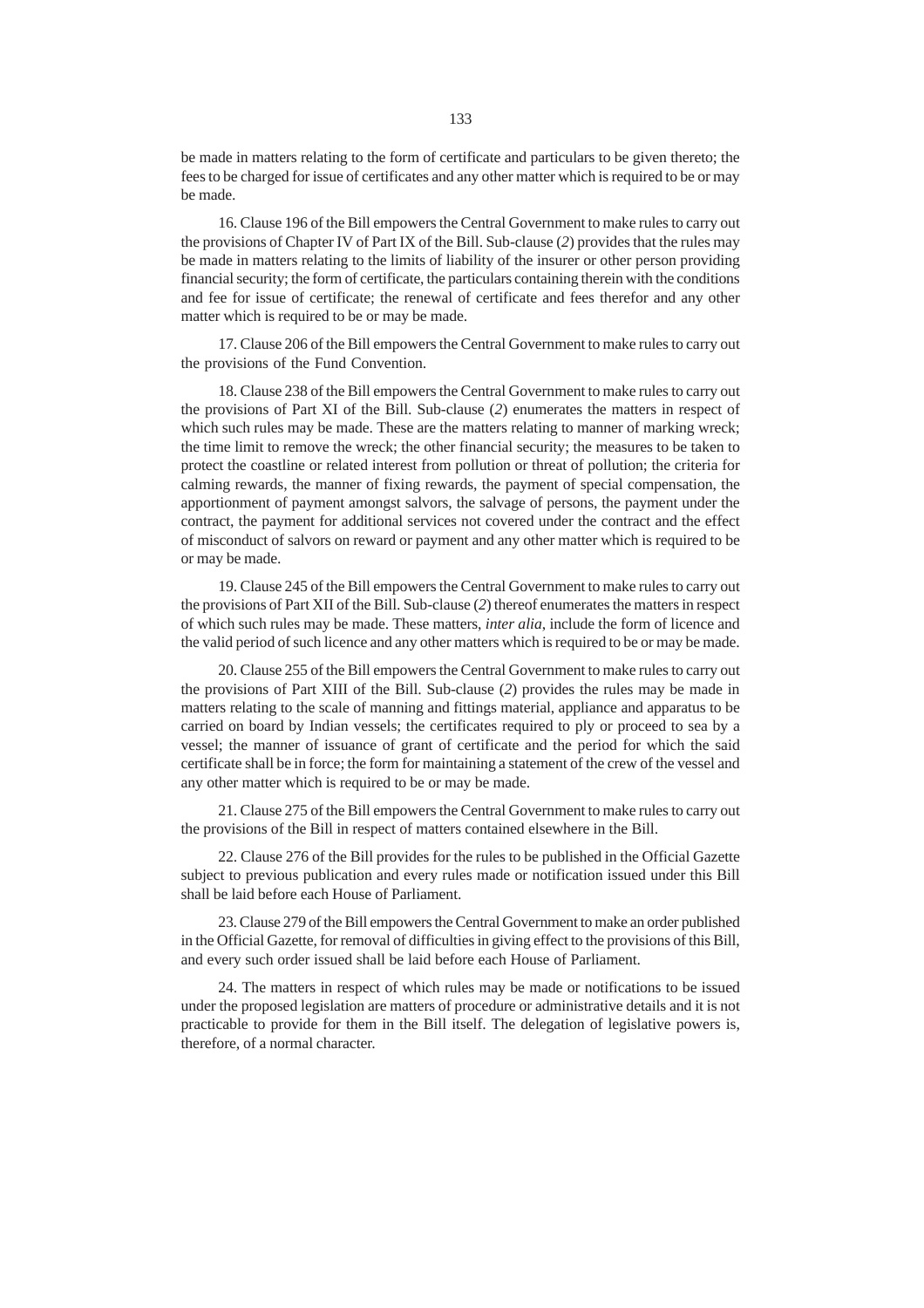be made in matters relating to the form of certificate and particulars to be given thereto; the fees to be charged for issue of certificates and any other matter which is required to be or may be made.

16. Clause 196 of the Bill empowers the Central Government to make rules to carry out the provisions of Chapter IV of Part IX of the Bill. Sub-clause (*2*) provides that the rules may be made in matters relating to the limits of liability of the insurer or other person providing financial security; the form of certificate, the particulars containing therein with the conditions and fee for issue of certificate; the renewal of certificate and fees therefor and any other matter which is required to be or may be made.

17. Clause 206 of the Bill empowers the Central Government to make rules to carry out the provisions of the Fund Convention.

18. Clause 238 of the Bill empowers the Central Government to make rules to carry out the provisions of Part XI of the Bill. Sub-clause (*2*) enumerates the matters in respect of which such rules may be made. These are the matters relating to manner of marking wreck; the time limit to remove the wreck; the other financial security; the measures to be taken to protect the coastline or related interest from pollution or threat of pollution; the criteria for calming rewards, the manner of fixing rewards, the payment of special compensation, the apportionment of payment amongst salvors, the salvage of persons, the payment under the contract, the payment for additional services not covered under the contract and the effect of misconduct of salvors on reward or payment and any other matter which is required to be or may be made.

19. Clause 245 of the Bill empowers the Central Government to make rules to carry out the provisions of Part XII of the Bill. Sub-clause (*2*) thereof enumerates the matters in respect of which such rules may be made. These matters, *inter alia*, include the form of licence and the valid period of such licence and any other matters which is required to be or may be made.

20. Clause 255 of the Bill empowers the Central Government to make rules to carry out the provisions of Part XIII of the Bill. Sub-clause (*2*) provides the rules may be made in matters relating to the scale of manning and fittings material, appliance and apparatus to be carried on board by Indian vessels; the certificates required to ply or proceed to sea by a vessel; the manner of issuance of grant of certificate and the period for which the said certificate shall be in force; the form for maintaining a statement of the crew of the vessel and any other matter which is required to be or may be made.

21. Clause 275 of the Bill empowers the Central Government to make rules to carry out the provisions of the Bill in respect of matters contained elsewhere in the Bill.

22. Clause 276 of the Bill provides for the rules to be published in the Official Gazette subject to previous publication and every rules made or notification issued under this Bill shall be laid before each House of Parliament.

23. Clause 279 of the Bill empowers the Central Government to make an order published in the Official Gazette, for removal of difficulties in giving effect to the provisions of this Bill, and every such order issued shall be laid before each House of Parliament.

24. The matters in respect of which rules may be made or notifications to be issued under the proposed legislation are matters of procedure or administrative details and it is not practicable to provide for them in the Bill itself. The delegation of legislative powers is, therefore, of a normal character.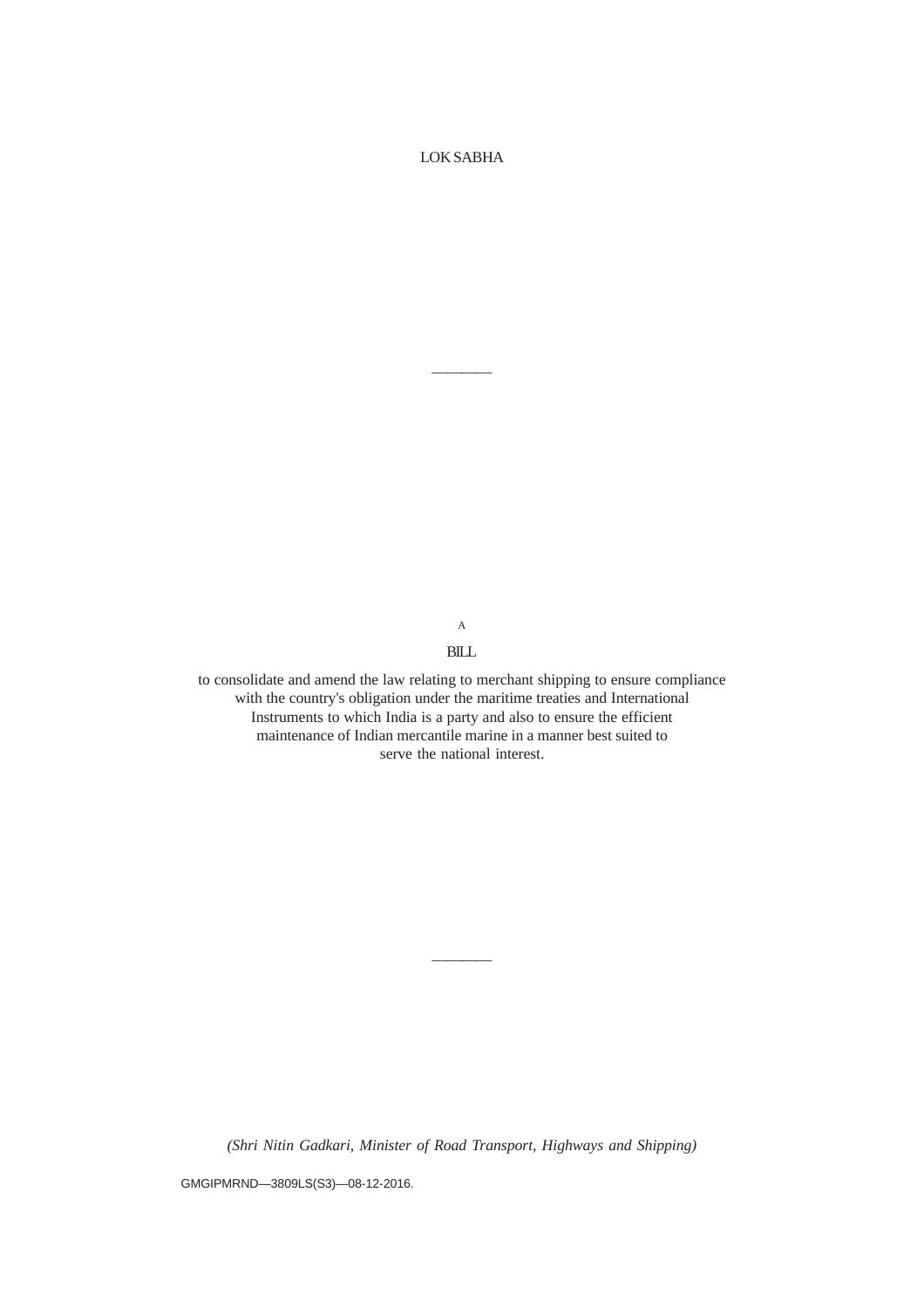LOK SABHA

————

A

BILL

to consolidate and amend the law relating to merchant shipping to ensure compliance with the country's obligation under the maritime treaties and International Instruments to which India is a party and also to ensure the efficient maintenance of Indian mercantile marine in a manner best suited to serve the national interest.

————

*(Shri Nitin Gadkari, Minister of Road Transport, Highways and Shipping)*

GMGIPMRND—3809LS(S3)—08-12-2016.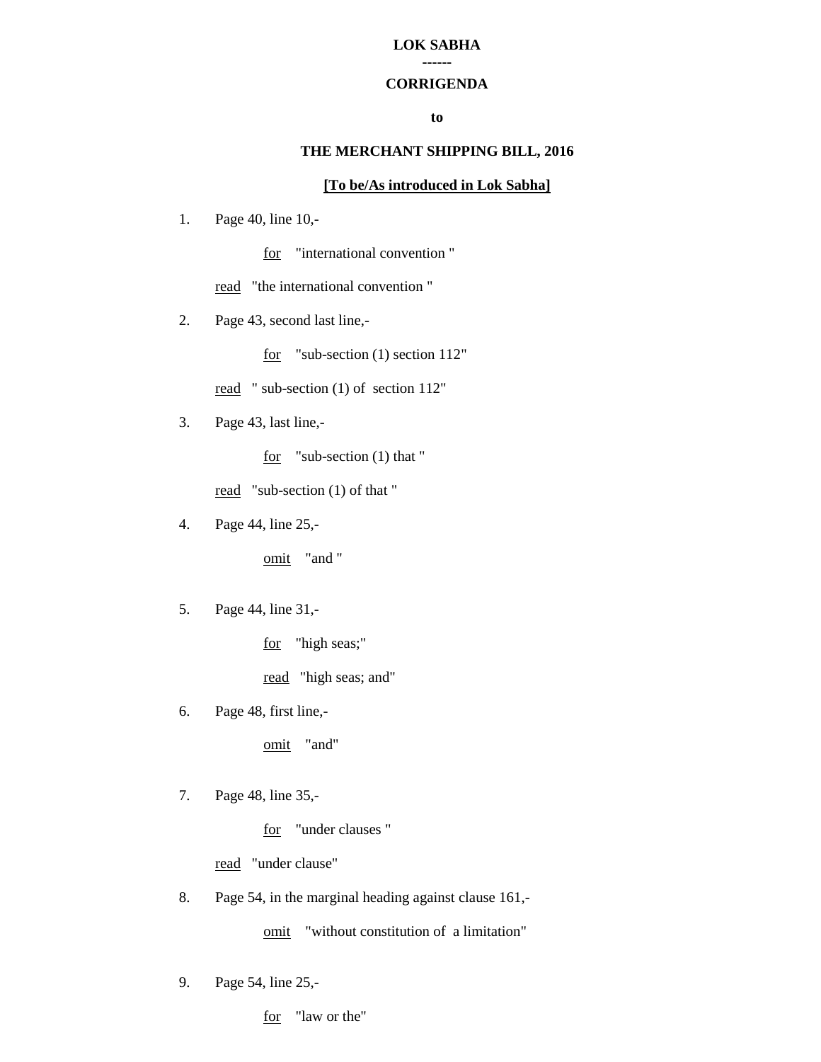**LOK SABHA**

**------**

**CORRIGENDA**

**to**

**THE MERCHANT SHIPPING BILL, 2016**

**[To be/As introduced in Lok Sabha]**

1. Page 40, line 10,-

   for "international convention "

   read "the international convention "

2. Page 43, second last line,-

   for "sub-section (1) section 112"

   read " sub-section (1) of section 112"

3. Page 43, last line,-

   for "sub-section (1) that "

   read "sub-section (1) of that "

4. Page 44, line 25,-

   omit "and "

5. Page 44, line 31,-

   for "high seas;"

   read "high seas; and"

6. Page 48, first line,-

   omit "and"

7. Page 48, line 35,-

   for "under clauses "

   read "under clause"

8. Page 54, in the marginal heading against clause 161,-

   omit "without constitution of a limitation"

9. Page 54, line 25,-

   for "law or the"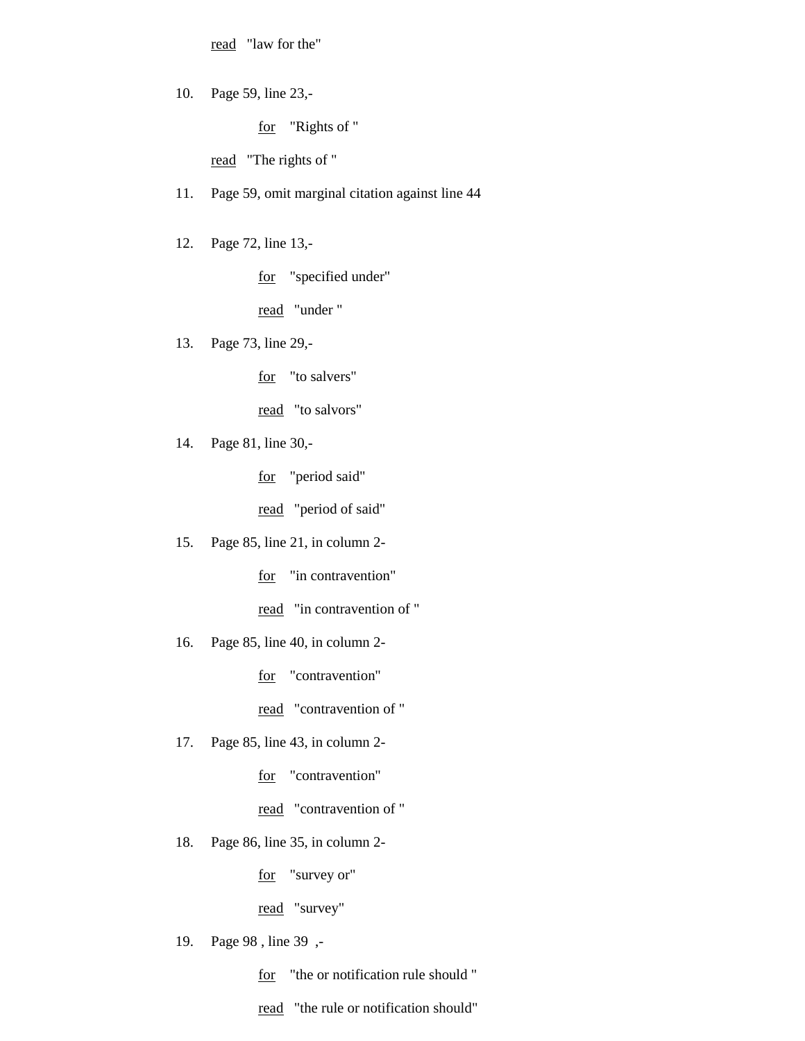read "law for the"

10. Page 59, line 23,-

    for "Rights of "

    read "The rights of "

11. Page 59, omit marginal citation against line 44

12. Page 72, line 13,-

    for "specified under"

    read "under "

13. Page 73, line 29,-

    for "to salvers"

    read "to salvors"

14. Page 81, line 30,-

    for "period said"

    read "period of said"

15. Page 85, line 21, in column 2-

    for "in contravention"

    read "in contravention of "

16. Page 85, line 40, in column 2-

    for "contravention"

    read "contravention of "

17. Page 85, line 43, in column 2-

    for "contravention"

    read "contravention of "

18. Page 86, line 35, in column 2-

    for "survey or"

    read "survey"

19. Page 98 , line 39 ,-

    for "the or notification rule should "

    read "the rule or notification should"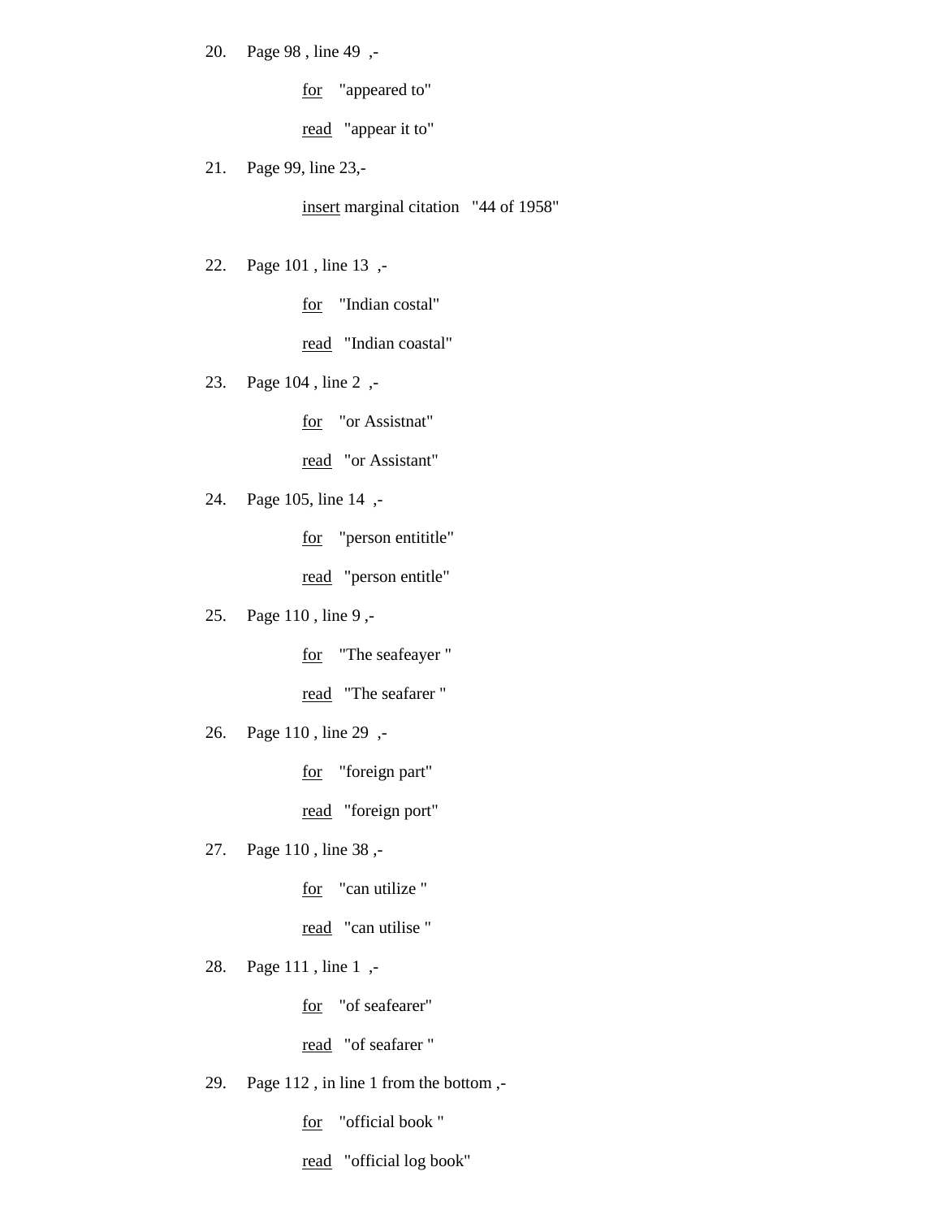20. Page 98 , line 49 ,-

    for "appeared to"

    read "appear it to"

21. Page 99, line 23,-

    insert marginal citation "44 of 1958"

22. Page 101 , line 13 ,-

    for "Indian costal"

    read "Indian coastal"

23. Page 104 , line 2 ,-

    for "or Assistnat"

    read "or Assistant"

24. Page 105, line 14 ,-

    for "person entititle"

    read "person entitle"

25. Page 110 , line 9 ,-

    for "The seafeayer "

    read "The seafarer "

26. Page 110 , line 29 ,-

    for "foreign part"

    read "foreign port"

27. Page 110 , line 38 ,-

    for "can utilize "

    read "can utilise "

28. Page 111 , line 1 ,-

    for "of seafearer"

    read "of seafarer "

29. Page 112 , in line 1 from the bottom ,-

    for "official book "

    read "official log book"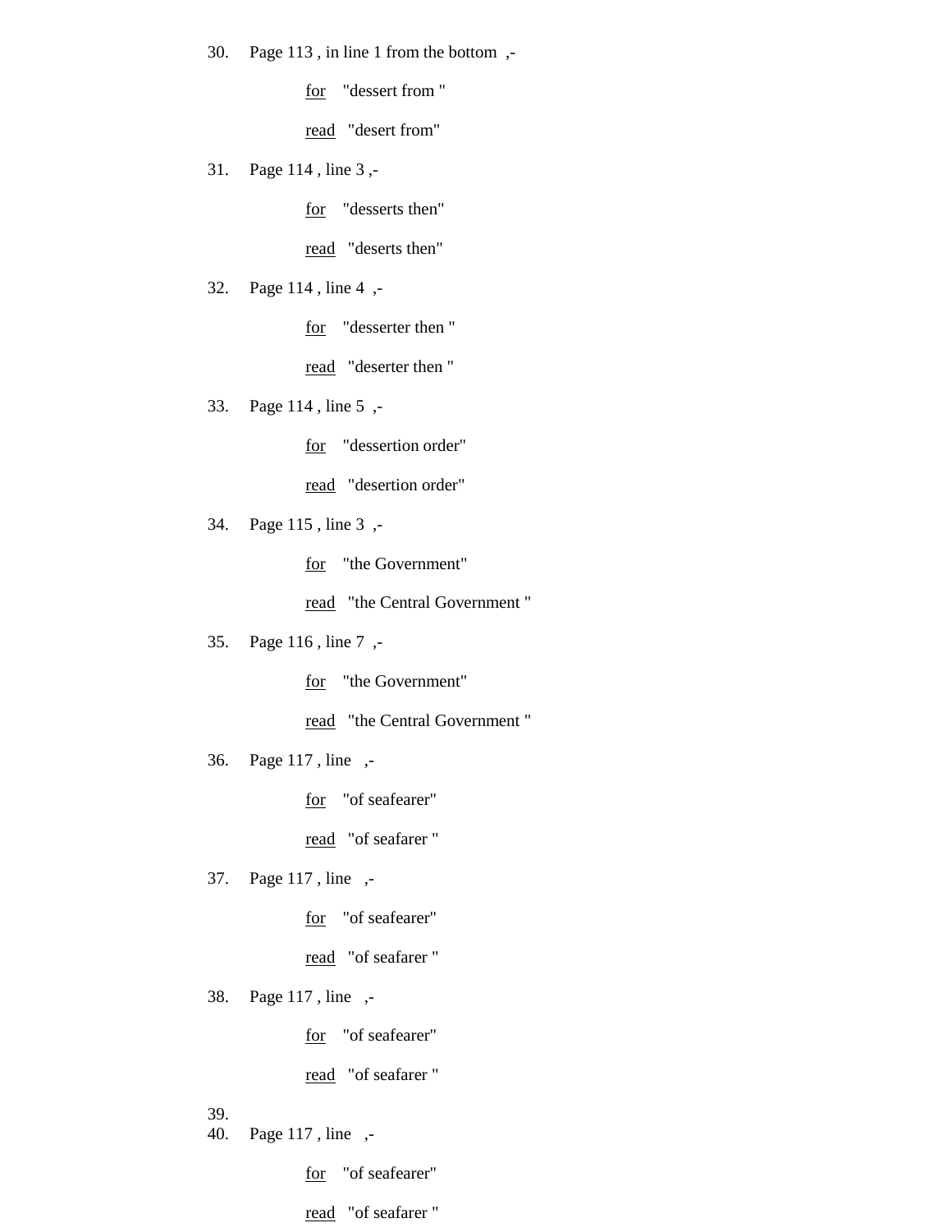30. Page 113 , in line 1 from the bottom ,-

    for "dessert from "

    read "desert from"

31. Page 114 , line 3 ,-

    for "desserts then"

    read "deserts then"

32. Page 114 , line 4 ,-

    for "desserter then "

    read "deserter then "

33. Page 114 , line 5 ,-

    for "dessertion order"

    read "desertion order"

34. Page 115 , line 3 ,-

    for "the Government"

    read "the Central Government "

35. Page 116 , line 7 ,-

    for "the Government"

    read "the Central Government "

36. Page 117 , line ,-

    for "of seafearer"

    read "of seafarer "

37. Page 117 , line ,-

    for "of seafearer"

    read "of seafarer "

38. Page 117 , line ,-

    for "of seafearer"

    read "of seafarer "

39.

40. Page 117 , line ,-

    for "of seafearer"

    read "of seafarer "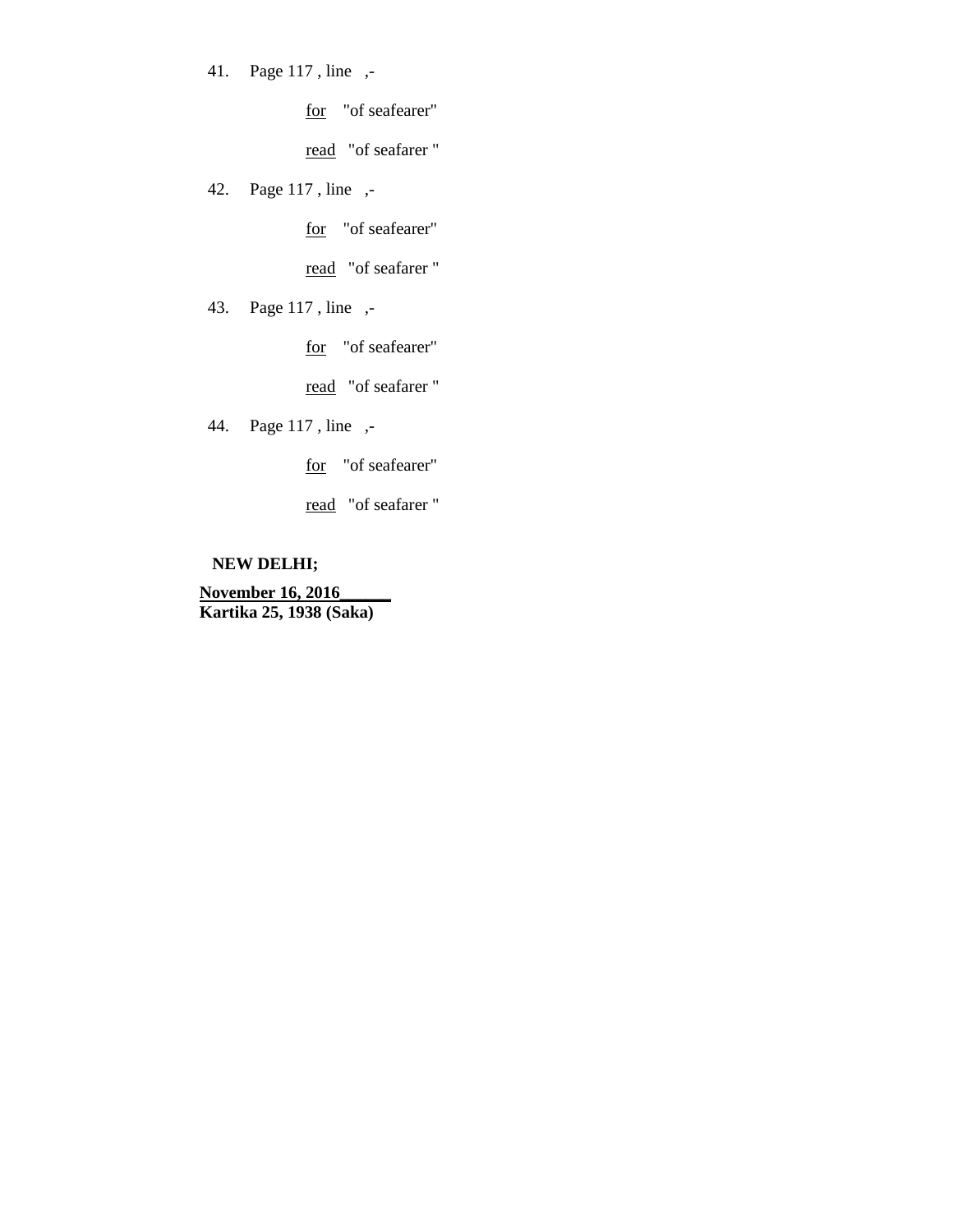41. Page 117 , line ,-

for "of seafearer"

read "of seafarer "

42. Page 117 , line ,-

for "of seafearer"

read "of seafarer "

43. Page 117 , line ,-

for "of seafearer"

read "of seafarer "

44. Page 117 , line ,-

for "of seafearer"

read "of seafarer "

**NEW DELHI;**

**November 16, 2016**

**Kartika 25, 1938 (Saka)**